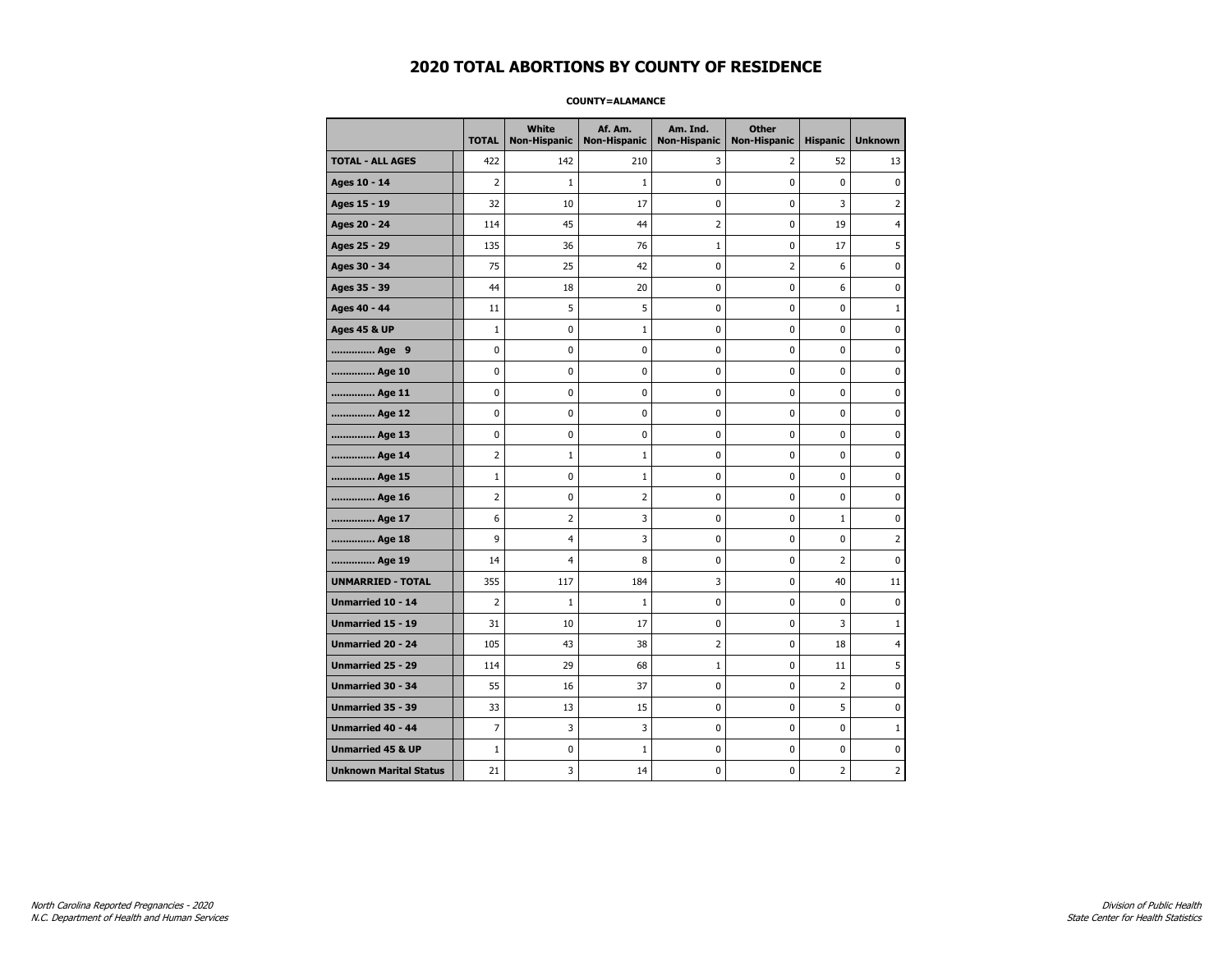# 2020 TOTAL ABORTIONS BY COUNTY OF RESIDENCE

**COUNTY=ALAMANCE**

| | TOTAL | White Non-Hispanic | Af. Am. Non-Hispanic | Am. Ind. Non-Hispanic | Other Non-Hispanic | Hispanic | Unknown |
|---|---|---|---|---|---|---|---|
| **TOTAL - ALL AGES** | 422 | 142 | 210 | 3 | 2 | 52 | 13 |
| **Ages 10 - 14** | 2 | 1 | 1 | 0 | 0 | 0 | 0 |
| **Ages 15 - 19** | 32 | 10 | 17 | 0 | 0 | 3 | 2 |
| **Ages 20 - 24** | 114 | 45 | 44 | 2 | 0 | 19 | 4 |
| **Ages 25 - 29** | 135 | 36 | 76 | 1 | 0 | 17 | 5 |
| **Ages 30 - 34** | 75 | 25 | 42 | 0 | 2 | 6 | 0 |
| **Ages 35 - 39** | 44 | 18 | 20 | 0 | 0 | 6 | 0 |
| **Ages 40 - 44** | 11 | 5 | 5 | 0 | 0 | 0 | 1 |
| **Ages 45 & UP** | 1 | 0 | 1 | 0 | 0 | 0 | 0 |
| **.............. Age 9** | 0 | 0 | 0 | 0 | 0 | 0 | 0 |
| **.............. Age 10** | 0 | 0 | 0 | 0 | 0 | 0 | 0 |
| **.............. Age 11** | 0 | 0 | 0 | 0 | 0 | 0 | 0 |
| **.............. Age 12** | 0 | 0 | 0 | 0 | 0 | 0 | 0 |
| **.............. Age 13** | 0 | 0 | 0 | 0 | 0 | 0 | 0 |
| **.............. Age 14** | 2 | 1 | 1 | 0 | 0 | 0 | 0 |
| **.............. Age 15** | 1 | 0 | 1 | 0 | 0 | 0 | 0 |
| **.............. Age 16** | 2 | 0 | 2 | 0 | 0 | 0 | 0 |
| **.............. Age 17** | 6 | 2 | 3 | 0 | 0 | 1 | 0 |
| **.............. Age 18** | 9 | 4 | 3 | 0 | 0 | 0 | 2 |
| **.............. Age 19** | 14 | 4 | 8 | 0 | 0 | 2 | 0 |
| **UNMARRIED - TOTAL** | 355 | 117 | 184 | 3 | 0 | 40 | 11 |
| **Unmarried 10 - 14** | 2 | 1 | 1 | 0 | 0 | 0 | 0 |
| **Unmarried 15 - 19** | 31 | 10 | 17 | 0 | 0 | 3 | 1 |
| **Unmarried 20 - 24** | 105 | 43 | 38 | 2 | 0 | 18 | 4 |
| **Unmarried 25 - 29** | 114 | 29 | 68 | 1 | 0 | 11 | 5 |
| **Unmarried 30 - 34** | 55 | 16 | 37 | 0 | 0 | 2 | 0 |
| **Unmarried 35 - 39** | 33 | 13 | 15 | 0 | 0 | 5 | 0 |
| **Unmarried 40 - 44** | 7 | 3 | 3 | 0 | 0 | 0 | 1 |
| **Unmarried 45 & UP** | 1 | 0 | 1 | 0 | 0 | 0 | 0 |
| **Unknown Marital Status** | 21 | 3 | 14 | 0 | 0 | 2 | 2 |

*North Carolina Reported Pregnancies - 2020*
*N.C. Department of Health and Human Services*

*Division of Public Health*
*State Center for Health Statistics*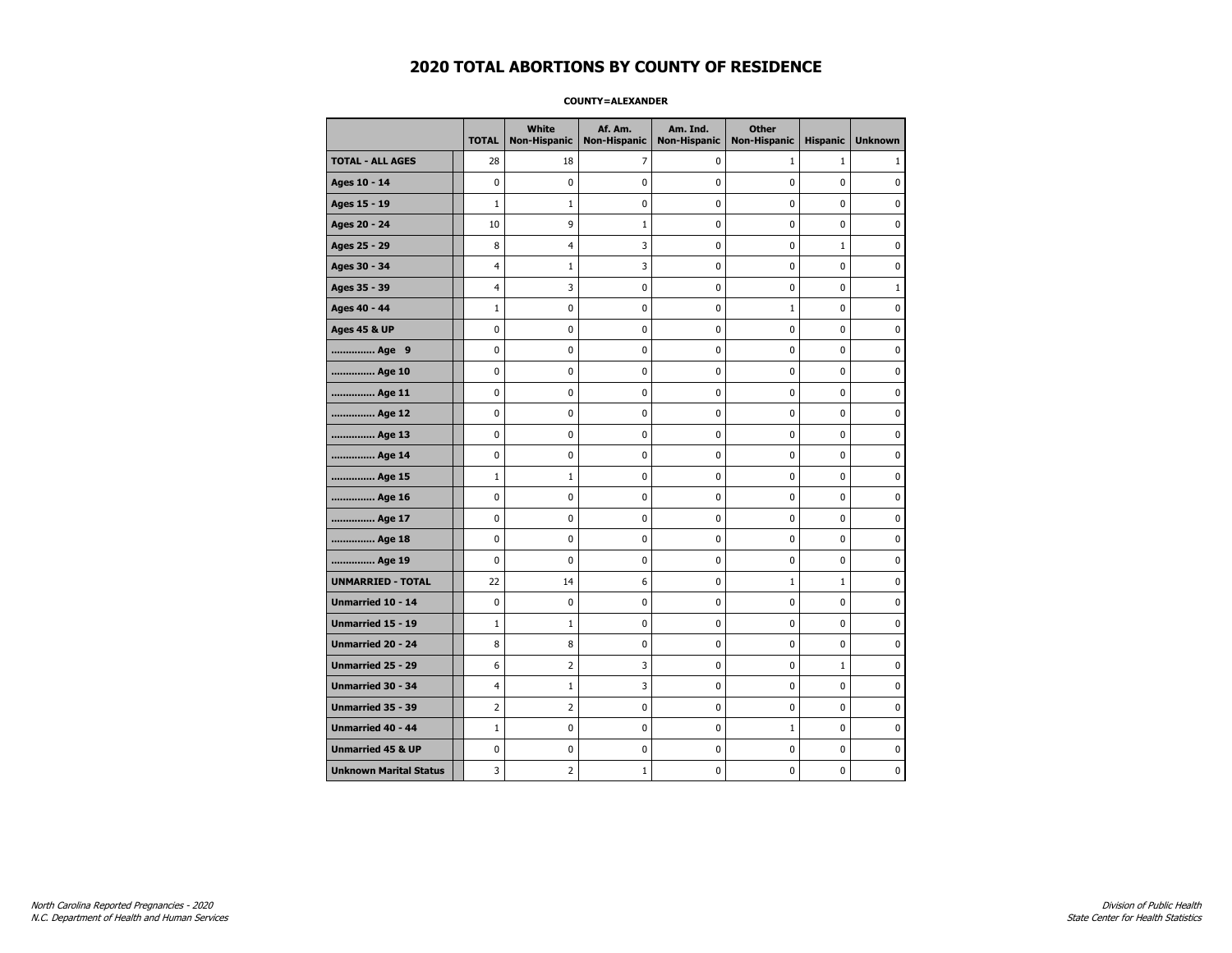# 2020 TOTAL ABORTIONS BY COUNTY OF RESIDENCE

**COUNTY=ALEXANDER**

| | TOTAL | White Non-Hispanic | Af. Am. Non-Hispanic | Am. Ind. Non-Hispanic | Other Non-Hispanic | Hispanic | Unknown |
|---|---|---|---|---|---|---|---|
| **TOTAL - ALL AGES** | 28 | 18 | 7 | 0 | 1 | 1 | 1 |
| **Ages 10 - 14** | 0 | 0 | 0 | 0 | 0 | 0 | 0 |
| **Ages 15 - 19** | 1 | 1 | 0 | 0 | 0 | 0 | 0 |
| **Ages 20 - 24** | 10 | 9 | 1 | 0 | 0 | 0 | 0 |
| **Ages 25 - 29** | 8 | 4 | 3 | 0 | 0 | 1 | 0 |
| **Ages 30 - 34** | 4 | 1 | 3 | 0 | 0 | 0 | 0 |
| **Ages 35 - 39** | 4 | 3 | 0 | 0 | 0 | 0 | 1 |
| **Ages 40 - 44** | 1 | 0 | 0 | 0 | 1 | 0 | 0 |
| **Ages 45 & UP** | 0 | 0 | 0 | 0 | 0 | 0 | 0 |
| **.............. Age 9** | 0 | 0 | 0 | 0 | 0 | 0 | 0 |
| **.............. Age 10** | 0 | 0 | 0 | 0 | 0 | 0 | 0 |
| **.............. Age 11** | 0 | 0 | 0 | 0 | 0 | 0 | 0 |
| **.............. Age 12** | 0 | 0 | 0 | 0 | 0 | 0 | 0 |
| **.............. Age 13** | 0 | 0 | 0 | 0 | 0 | 0 | 0 |
| **.............. Age 14** | 0 | 0 | 0 | 0 | 0 | 0 | 0 |
| **.............. Age 15** | 1 | 1 | 0 | 0 | 0 | 0 | 0 |
| **.............. Age 16** | 0 | 0 | 0 | 0 | 0 | 0 | 0 |
| **.............. Age 17** | 0 | 0 | 0 | 0 | 0 | 0 | 0 |
| **.............. Age 18** | 0 | 0 | 0 | 0 | 0 | 0 | 0 |
| **.............. Age 19** | 0 | 0 | 0 | 0 | 0 | 0 | 0 |
| **UNMARRIED - TOTAL** | 22 | 14 | 6 | 0 | 1 | 1 | 0 |
| **Unmarried 10 - 14** | 0 | 0 | 0 | 0 | 0 | 0 | 0 |
| **Unmarried 15 - 19** | 1 | 1 | 0 | 0 | 0 | 0 | 0 |
| **Unmarried 20 - 24** | 8 | 8 | 0 | 0 | 0 | 0 | 0 |
| **Unmarried 25 - 29** | 6 | 2 | 3 | 0 | 0 | 1 | 0 |
| **Unmarried 30 - 34** | 4 | 1 | 3 | 0 | 0 | 0 | 0 |
| **Unmarried 35 - 39** | 2 | 2 | 0 | 0 | 0 | 0 | 0 |
| **Unmarried 40 - 44** | 1 | 0 | 0 | 0 | 1 | 0 | 0 |
| **Unmarried 45 & UP** | 0 | 0 | 0 | 0 | 0 | 0 | 0 |
| **Unknown Marital Status** | 3 | 2 | 1 | 0 | 0 | 0 | 0 |

*North Carolina Reported Pregnancies - 2020*
*N.C. Department of Health and Human Services*

*Division of Public Health*
*State Center for Health Statistics*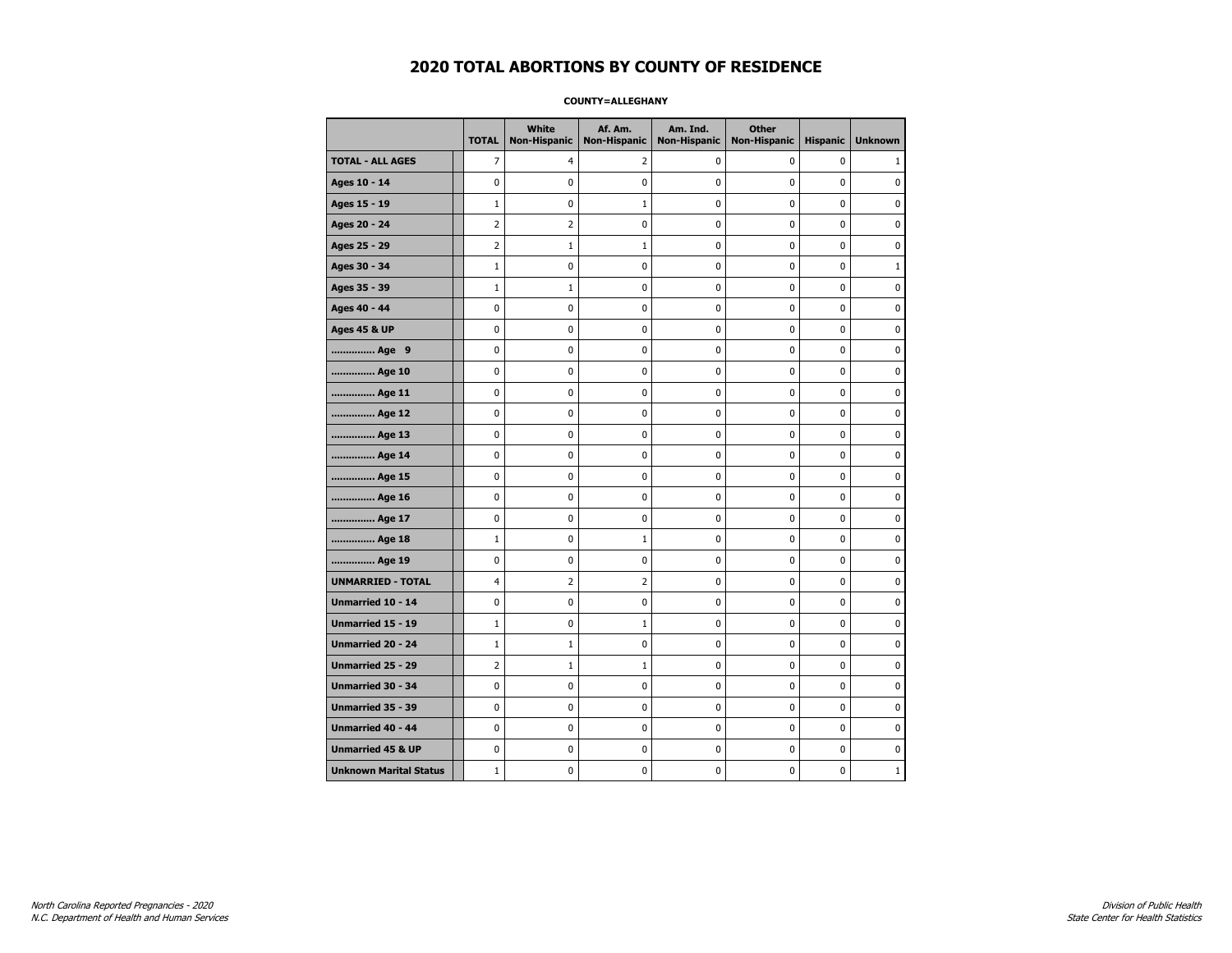# 2020 TOTAL ABORTIONS BY COUNTY OF RESIDENCE

**COUNTY=ALLEGHANY**

| | TOTAL | White Non-Hispanic | Af. Am. Non-Hispanic | Am. Ind. Non-Hispanic | Other Non-Hispanic | Hispanic | Unknown |
|---|---|---|---|---|---|---|---|
| **TOTAL - ALL AGES** | 7 | 4 | 2 | 0 | 0 | 0 | 1 |
| **Ages 10 - 14** | 0 | 0 | 0 | 0 | 0 | 0 | 0 |
| **Ages 15 - 19** | 1 | 0 | 1 | 0 | 0 | 0 | 0 |
| **Ages 20 - 24** | 2 | 2 | 0 | 0 | 0 | 0 | 0 |
| **Ages 25 - 29** | 2 | 1 | 1 | 0 | 0 | 0 | 0 |
| **Ages 30 - 34** | 1 | 0 | 0 | 0 | 0 | 0 | 1 |
| **Ages 35 - 39** | 1 | 1 | 0 | 0 | 0 | 0 | 0 |
| **Ages 40 - 44** | 0 | 0 | 0 | 0 | 0 | 0 | 0 |
| **Ages 45 & UP** | 0 | 0 | 0 | 0 | 0 | 0 | 0 |
| **.............. Age 9** | 0 | 0 | 0 | 0 | 0 | 0 | 0 |
| **.............. Age 10** | 0 | 0 | 0 | 0 | 0 | 0 | 0 |
| **.............. Age 11** | 0 | 0 | 0 | 0 | 0 | 0 | 0 |
| **.............. Age 12** | 0 | 0 | 0 | 0 | 0 | 0 | 0 |
| **.............. Age 13** | 0 | 0 | 0 | 0 | 0 | 0 | 0 |
| **.............. Age 14** | 0 | 0 | 0 | 0 | 0 | 0 | 0 |
| **.............. Age 15** | 0 | 0 | 0 | 0 | 0 | 0 | 0 |
| **.............. Age 16** | 0 | 0 | 0 | 0 | 0 | 0 | 0 |
| **.............. Age 17** | 0 | 0 | 0 | 0 | 0 | 0 | 0 |
| **.............. Age 18** | 1 | 0 | 1 | 0 | 0 | 0 | 0 |
| **.............. Age 19** | 0 | 0 | 0 | 0 | 0 | 0 | 0 |
| **UNMARRIED - TOTAL** | 4 | 2 | 2 | 0 | 0 | 0 | 0 |
| **Unmarried 10 - 14** | 0 | 0 | 0 | 0 | 0 | 0 | 0 |
| **Unmarried 15 - 19** | 1 | 0 | 1 | 0 | 0 | 0 | 0 |
| **Unmarried 20 - 24** | 1 | 1 | 0 | 0 | 0 | 0 | 0 |
| **Unmarried 25 - 29** | 2 | 1 | 1 | 0 | 0 | 0 | 0 |
| **Unmarried 30 - 34** | 0 | 0 | 0 | 0 | 0 | 0 | 0 |
| **Unmarried 35 - 39** | 0 | 0 | 0 | 0 | 0 | 0 | 0 |
| **Unmarried 40 - 44** | 0 | 0 | 0 | 0 | 0 | 0 | 0 |
| **Unmarried 45 & UP** | 0 | 0 | 0 | 0 | 0 | 0 | 0 |
| **Unknown Marital Status** | 1 | 0 | 0 | 0 | 0 | 0 | 1 |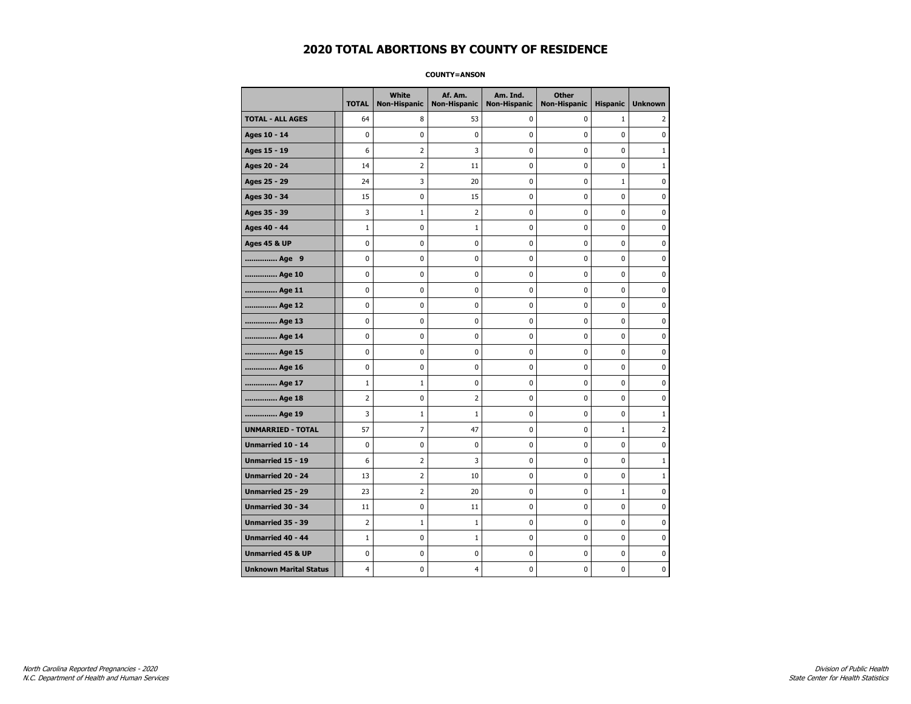# 2020 TOTAL ABORTIONS BY COUNTY OF RESIDENCE

**COUNTY=ANSON**

| | TOTAL | White Non-Hispanic | Af. Am. Non-Hispanic | Am. Ind. Non-Hispanic | Other Non-Hispanic | Hispanic | Unknown |
|---|---|---|---|---|---|---|---|
| **TOTAL - ALL AGES** | 64 | 8 | 53 | 0 | 0 | 1 | 2 |
| **Ages 10 - 14** | 0 | 0 | 0 | 0 | 0 | 0 | 0 |
| **Ages 15 - 19** | 6 | 2 | 3 | 0 | 0 | 0 | 1 |
| **Ages 20 - 24** | 14 | 2 | 11 | 0 | 0 | 0 | 1 |
| **Ages 25 - 29** | 24 | 3 | 20 | 0 | 0 | 1 | 0 |
| **Ages 30 - 34** | 15 | 0 | 15 | 0 | 0 | 0 | 0 |
| **Ages 35 - 39** | 3 | 1 | 2 | 0 | 0 | 0 | 0 |
| **Ages 40 - 44** | 1 | 0 | 1 | 0 | 0 | 0 | 0 |
| **Ages 45 & UP** | 0 | 0 | 0 | 0 | 0 | 0 | 0 |
| **.............. Age 9** | 0 | 0 | 0 | 0 | 0 | 0 | 0 |
| **.............. Age 10** | 0 | 0 | 0 | 0 | 0 | 0 | 0 |
| **.............. Age 11** | 0 | 0 | 0 | 0 | 0 | 0 | 0 |
| **.............. Age 12** | 0 | 0 | 0 | 0 | 0 | 0 | 0 |
| **.............. Age 13** | 0 | 0 | 0 | 0 | 0 | 0 | 0 |
| **.............. Age 14** | 0 | 0 | 0 | 0 | 0 | 0 | 0 |
| **.............. Age 15** | 0 | 0 | 0 | 0 | 0 | 0 | 0 |
| **.............. Age 16** | 0 | 0 | 0 | 0 | 0 | 0 | 0 |
| **.............. Age 17** | 1 | 1 | 0 | 0 | 0 | 0 | 0 |
| **.............. Age 18** | 2 | 0 | 2 | 0 | 0 | 0 | 0 |
| **.............. Age 19** | 3 | 1 | 1 | 0 | 0 | 0 | 1 |
| **UNMARRIED - TOTAL** | 57 | 7 | 47 | 0 | 0 | 1 | 2 |
| **Unmarried 10 - 14** | 0 | 0 | 0 | 0 | 0 | 0 | 0 |
| **Unmarried 15 - 19** | 6 | 2 | 3 | 0 | 0 | 0 | 1 |
| **Unmarried 20 - 24** | 13 | 2 | 10 | 0 | 0 | 0 | 1 |
| **Unmarried 25 - 29** | 23 | 2 | 20 | 0 | 0 | 1 | 0 |
| **Unmarried 30 - 34** | 11 | 0 | 11 | 0 | 0 | 0 | 0 |
| **Unmarried 35 - 39** | 2 | 1 | 1 | 0 | 0 | 0 | 0 |
| **Unmarried 40 - 44** | 1 | 0 | 1 | 0 | 0 | 0 | 0 |
| **Unmarried 45 & UP** | 0 | 0 | 0 | 0 | 0 | 0 | 0 |
| **Unknown Marital Status** | 4 | 0 | 4 | 0 | 0 | 0 | 0 |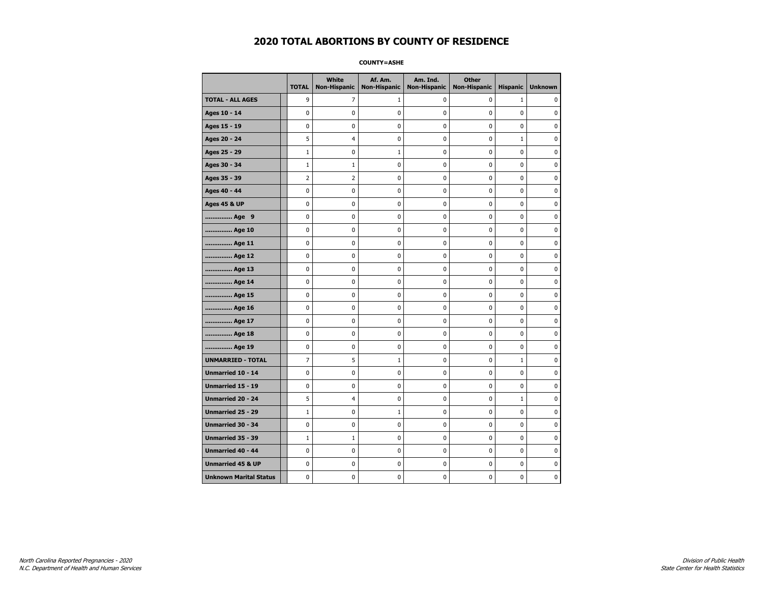# 2020 TOTAL ABORTIONS BY COUNTY OF RESIDENCE

**COUNTY=ASHE**

| | TOTAL | White Non-Hispanic | Af. Am. Non-Hispanic | Am. Ind. Non-Hispanic | Other Non-Hispanic | Hispanic | Unknown |
|---|---|---|---|---|---|---|---|
| **TOTAL - ALL AGES** | 9 | 7 | 1 | 0 | 0 | 1 | 0 |
| **Ages 10 - 14** | 0 | 0 | 0 | 0 | 0 | 0 | 0 |
| **Ages 15 - 19** | 0 | 0 | 0 | 0 | 0 | 0 | 0 |
| **Ages 20 - 24** | 5 | 4 | 0 | 0 | 0 | 1 | 0 |
| **Ages 25 - 29** | 1 | 0 | 1 | 0 | 0 | 0 | 0 |
| **Ages 30 - 34** | 1 | 1 | 0 | 0 | 0 | 0 | 0 |
| **Ages 35 - 39** | 2 | 2 | 0 | 0 | 0 | 0 | 0 |
| **Ages 40 - 44** | 0 | 0 | 0 | 0 | 0 | 0 | 0 |
| **Ages 45 & UP** | 0 | 0 | 0 | 0 | 0 | 0 | 0 |
| **.............. Age 9** | 0 | 0 | 0 | 0 | 0 | 0 | 0 |
| **.............. Age 10** | 0 | 0 | 0 | 0 | 0 | 0 | 0 |
| **.............. Age 11** | 0 | 0 | 0 | 0 | 0 | 0 | 0 |
| **.............. Age 12** | 0 | 0 | 0 | 0 | 0 | 0 | 0 |
| **.............. Age 13** | 0 | 0 | 0 | 0 | 0 | 0 | 0 |
| **.............. Age 14** | 0 | 0 | 0 | 0 | 0 | 0 | 0 |
| **.............. Age 15** | 0 | 0 | 0 | 0 | 0 | 0 | 0 |
| **.............. Age 16** | 0 | 0 | 0 | 0 | 0 | 0 | 0 |
| **.............. Age 17** | 0 | 0 | 0 | 0 | 0 | 0 | 0 |
| **.............. Age 18** | 0 | 0 | 0 | 0 | 0 | 0 | 0 |
| **.............. Age 19** | 0 | 0 | 0 | 0 | 0 | 0 | 0 |
| **UNMARRIED - TOTAL** | 7 | 5 | 1 | 0 | 0 | 1 | 0 |
| **Unmarried 10 - 14** | 0 | 0 | 0 | 0 | 0 | 0 | 0 |
| **Unmarried 15 - 19** | 0 | 0 | 0 | 0 | 0 | 0 | 0 |
| **Unmarried 20 - 24** | 5 | 4 | 0 | 0 | 0 | 1 | 0 |
| **Unmarried 25 - 29** | 1 | 0 | 1 | 0 | 0 | 0 | 0 |
| **Unmarried 30 - 34** | 0 | 0 | 0 | 0 | 0 | 0 | 0 |
| **Unmarried 35 - 39** | 1 | 1 | 0 | 0 | 0 | 0 | 0 |
| **Unmarried 40 - 44** | 0 | 0 | 0 | 0 | 0 | 0 | 0 |
| **Unmarried 45 & UP** | 0 | 0 | 0 | 0 | 0 | 0 | 0 |
| **Unknown Marital Status** | 0 | 0 | 0 | 0 | 0 | 0 | 0 |

*North Carolina Reported Pregnancies - 2020*
*N.C. Department of Health and Human Services*

*Division of Public Health*
*State Center for Health Statistics*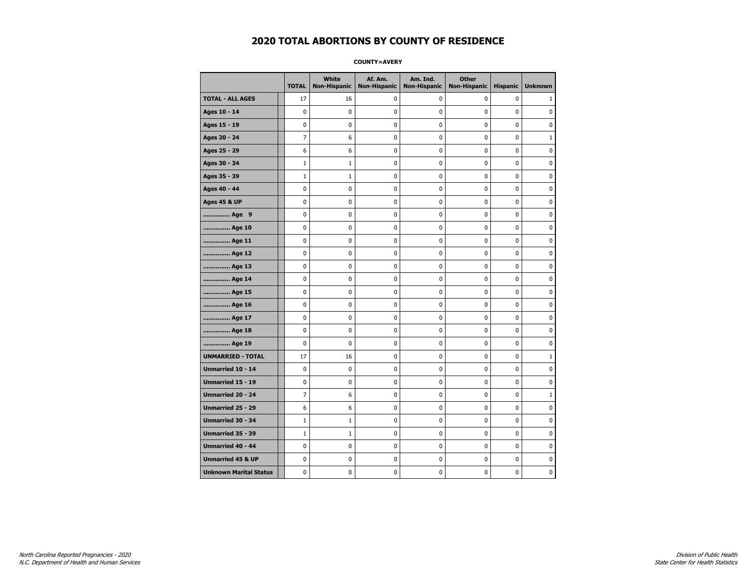# 2020 TOTAL ABORTIONS BY COUNTY OF RESIDENCE

**COUNTY=AVERY**

| | TOTAL | White Non-Hispanic | Af. Am. Non-Hispanic | Am. Ind. Non-Hispanic | Other Non-Hispanic | Hispanic | Unknown |
|---|---|---|---|---|---|---|---|
| **TOTAL - ALL AGES** | 17 | 16 | 0 | 0 | 0 | 0 | 1 |
| **Ages 10 - 14** | 0 | 0 | 0 | 0 | 0 | 0 | 0 |
| **Ages 15 - 19** | 0 | 0 | 0 | 0 | 0 | 0 | 0 |
| **Ages 20 - 24** | 7 | 6 | 0 | 0 | 0 | 0 | 1 |
| **Ages 25 - 29** | 6 | 6 | 0 | 0 | 0 | 0 | 0 |
| **Ages 30 - 34** | 1 | 1 | 0 | 0 | 0 | 0 | 0 |
| **Ages 35 - 39** | 1 | 1 | 0 | 0 | 0 | 0 | 0 |
| **Ages 40 - 44** | 0 | 0 | 0 | 0 | 0 | 0 | 0 |
| **Ages 45 & UP** | 0 | 0 | 0 | 0 | 0 | 0 | 0 |
| **.............. Age 9** | 0 | 0 | 0 | 0 | 0 | 0 | 0 |
| **.............. Age 10** | 0 | 0 | 0 | 0 | 0 | 0 | 0 |
| **.............. Age 11** | 0 | 0 | 0 | 0 | 0 | 0 | 0 |
| **.............. Age 12** | 0 | 0 | 0 | 0 | 0 | 0 | 0 |
| **.............. Age 13** | 0 | 0 | 0 | 0 | 0 | 0 | 0 |
| **.............. Age 14** | 0 | 0 | 0 | 0 | 0 | 0 | 0 |
| **.............. Age 15** | 0 | 0 | 0 | 0 | 0 | 0 | 0 |
| **.............. Age 16** | 0 | 0 | 0 | 0 | 0 | 0 | 0 |
| **.............. Age 17** | 0 | 0 | 0 | 0 | 0 | 0 | 0 |
| **.............. Age 18** | 0 | 0 | 0 | 0 | 0 | 0 | 0 |
| **.............. Age 19** | 0 | 0 | 0 | 0 | 0 | 0 | 0 |
| **UNMARRIED - TOTAL** | 17 | 16 | 0 | 0 | 0 | 0 | 1 |
| **Unmarried 10 - 14** | 0 | 0 | 0 | 0 | 0 | 0 | 0 |
| **Unmarried 15 - 19** | 0 | 0 | 0 | 0 | 0 | 0 | 0 |
| **Unmarried 20 - 24** | 7 | 6 | 0 | 0 | 0 | 0 | 1 |
| **Unmarried 25 - 29** | 6 | 6 | 0 | 0 | 0 | 0 | 0 |
| **Unmarried 30 - 34** | 1 | 1 | 0 | 0 | 0 | 0 | 0 |
| **Unmarried 35 - 39** | 1 | 1 | 0 | 0 | 0 | 0 | 0 |
| **Unmarried 40 - 44** | 0 | 0 | 0 | 0 | 0 | 0 | 0 |
| **Unmarried 45 & UP** | 0 | 0 | 0 | 0 | 0 | 0 | 0 |
| **Unknown Marital Status** | 0 | 0 | 0 | 0 | 0 | 0 | 0 |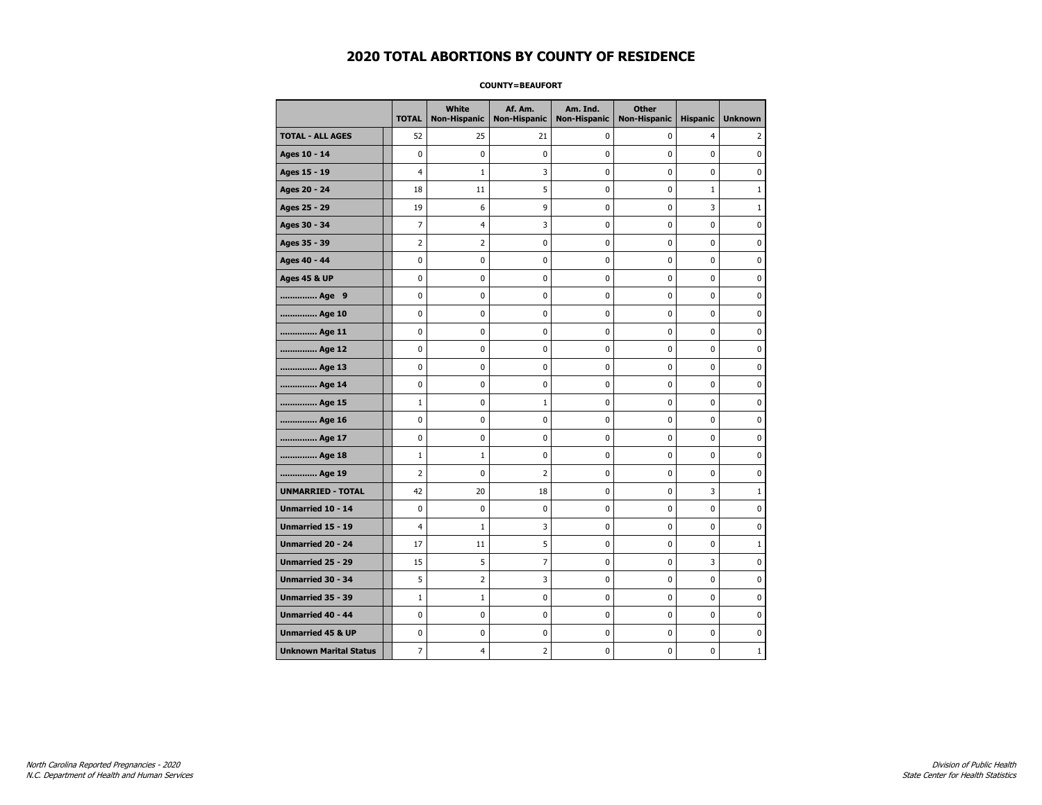# 2020 TOTAL ABORTIONS BY COUNTY OF RESIDENCE

**COUNTY=BEAUFORT**

| | TOTAL | White Non-Hispanic | Af. Am. Non-Hispanic | Am. Ind. Non-Hispanic | Other Non-Hispanic | Hispanic | Unknown |
|---|---|---|---|---|---|---|---|
| **TOTAL - ALL AGES** | 52 | 25 | 21 | 0 | 0 | 4 | 2 |
| **Ages 10 - 14** | 0 | 0 | 0 | 0 | 0 | 0 | 0 |
| **Ages 15 - 19** | 4 | 1 | 3 | 0 | 0 | 0 | 0 |
| **Ages 20 - 24** | 18 | 11 | 5 | 0 | 0 | 1 | 1 |
| **Ages 25 - 29** | 19 | 6 | 9 | 0 | 0 | 3 | 1 |
| **Ages 30 - 34** | 7 | 4 | 3 | 0 | 0 | 0 | 0 |
| **Ages 35 - 39** | 2 | 2 | 0 | 0 | 0 | 0 | 0 |
| **Ages 40 - 44** | 0 | 0 | 0 | 0 | 0 | 0 | 0 |
| **Ages 45 & UP** | 0 | 0 | 0 | 0 | 0 | 0 | 0 |
| **.............. Age 9** | 0 | 0 | 0 | 0 | 0 | 0 | 0 |
| **.............. Age 10** | 0 | 0 | 0 | 0 | 0 | 0 | 0 |
| **.............. Age 11** | 0 | 0 | 0 | 0 | 0 | 0 | 0 |
| **.............. Age 12** | 0 | 0 | 0 | 0 | 0 | 0 | 0 |
| **.............. Age 13** | 0 | 0 | 0 | 0 | 0 | 0 | 0 |
| **.............. Age 14** | 0 | 0 | 0 | 0 | 0 | 0 | 0 |
| **.............. Age 15** | 1 | 0 | 1 | 0 | 0 | 0 | 0 |
| **.............. Age 16** | 0 | 0 | 0 | 0 | 0 | 0 | 0 |
| **.............. Age 17** | 0 | 0 | 0 | 0 | 0 | 0 | 0 |
| **.............. Age 18** | 1 | 1 | 0 | 0 | 0 | 0 | 0 |
| **.............. Age 19** | 2 | 0 | 2 | 0 | 0 | 0 | 0 |
| **UNMARRIED - TOTAL** | 42 | 20 | 18 | 0 | 0 | 3 | 1 |
| **Unmarried 10 - 14** | 0 | 0 | 0 | 0 | 0 | 0 | 0 |
| **Unmarried 15 - 19** | 4 | 1 | 3 | 0 | 0 | 0 | 0 |
| **Unmarried 20 - 24** | 17 | 11 | 5 | 0 | 0 | 0 | 1 |
| **Unmarried 25 - 29** | 15 | 5 | 7 | 0 | 0 | 3 | 0 |
| **Unmarried 30 - 34** | 5 | 2 | 3 | 0 | 0 | 0 | 0 |
| **Unmarried 35 - 39** | 1 | 1 | 0 | 0 | 0 | 0 | 0 |
| **Unmarried 40 - 44** | 0 | 0 | 0 | 0 | 0 | 0 | 0 |
| **Unmarried 45 & UP** | 0 | 0 | 0 | 0 | 0 | 0 | 0 |
| **Unknown Marital Status** | 7 | 4 | 2 | 0 | 0 | 0 | 1 |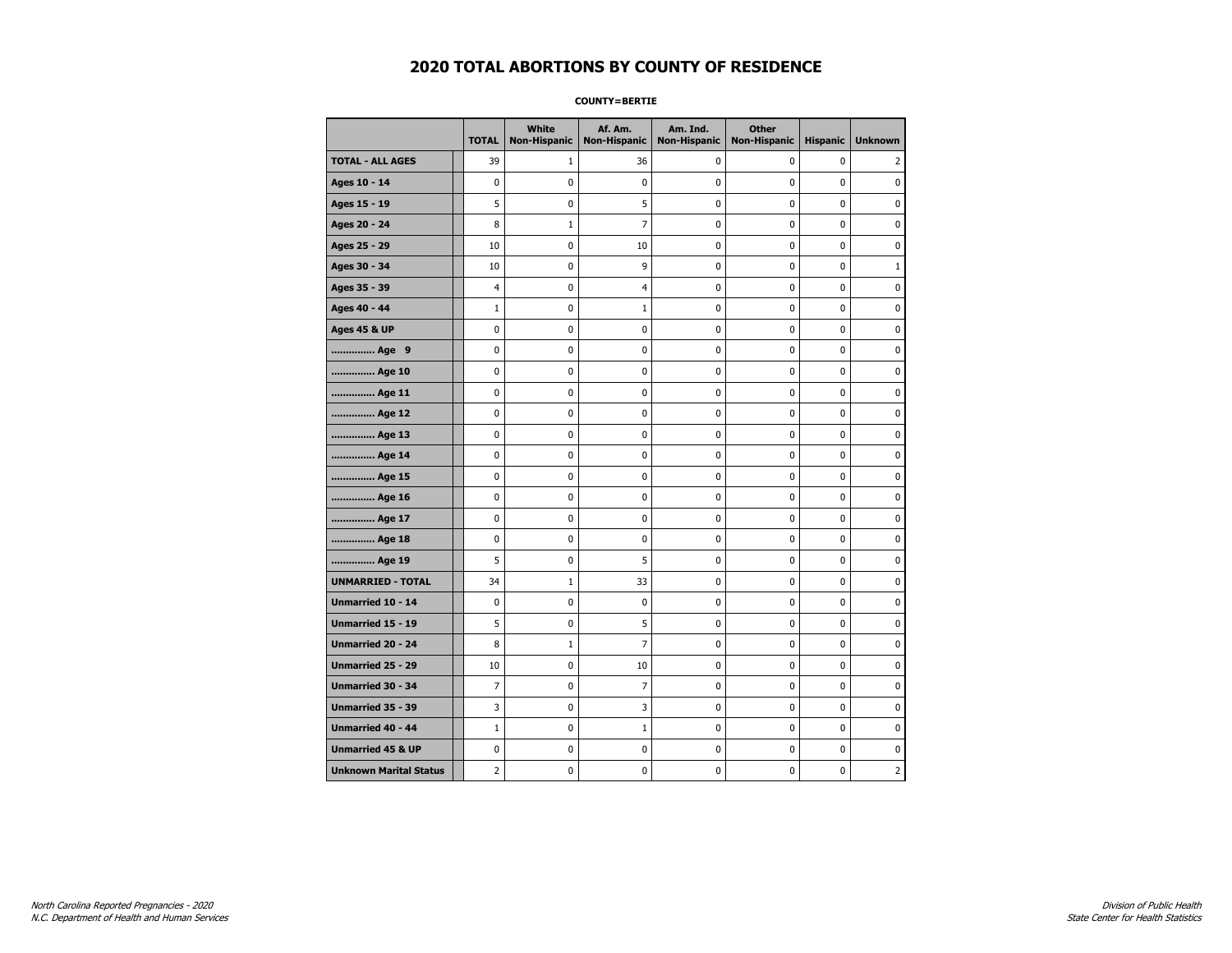# 2020 TOTAL ABORTIONS BY COUNTY OF RESIDENCE

**COUNTY=BERTIE**

| | TOTAL | White Non-Hispanic | Af. Am. Non-Hispanic | Am. Ind. Non-Hispanic | Other Non-Hispanic | Hispanic | Unknown |
|---|---|---|---|---|---|---|---|
| **TOTAL - ALL AGES** | 39 | 1 | 36 | 0 | 0 | 0 | 2 |
| **Ages 10 - 14** | 0 | 0 | 0 | 0 | 0 | 0 | 0 |
| **Ages 15 - 19** | 5 | 0 | 5 | 0 | 0 | 0 | 0 |
| **Ages 20 - 24** | 8 | 1 | 7 | 0 | 0 | 0 | 0 |
| **Ages 25 - 29** | 10 | 0 | 10 | 0 | 0 | 0 | 0 |
| **Ages 30 - 34** | 10 | 0 | 9 | 0 | 0 | 0 | 1 |
| **Ages 35 - 39** | 4 | 0 | 4 | 0 | 0 | 0 | 0 |
| **Ages 40 - 44** | 1 | 0 | 1 | 0 | 0 | 0 | 0 |
| **Ages 45 & UP** | 0 | 0 | 0 | 0 | 0 | 0 | 0 |
| **.............. Age 9** | 0 | 0 | 0 | 0 | 0 | 0 | 0 |
| **.............. Age 10** | 0 | 0 | 0 | 0 | 0 | 0 | 0 |
| **.............. Age 11** | 0 | 0 | 0 | 0 | 0 | 0 | 0 |
| **.............. Age 12** | 0 | 0 | 0 | 0 | 0 | 0 | 0 |
| **.............. Age 13** | 0 | 0 | 0 | 0 | 0 | 0 | 0 |
| **.............. Age 14** | 0 | 0 | 0 | 0 | 0 | 0 | 0 |
| **.............. Age 15** | 0 | 0 | 0 | 0 | 0 | 0 | 0 |
| **.............. Age 16** | 0 | 0 | 0 | 0 | 0 | 0 | 0 |
| **.............. Age 17** | 0 | 0 | 0 | 0 | 0 | 0 | 0 |
| **.............. Age 18** | 0 | 0 | 0 | 0 | 0 | 0 | 0 |
| **.............. Age 19** | 5 | 0 | 5 | 0 | 0 | 0 | 0 |
| **UNMARRIED - TOTAL** | 34 | 1 | 33 | 0 | 0 | 0 | 0 |
| **Unmarried 10 - 14** | 0 | 0 | 0 | 0 | 0 | 0 | 0 |
| **Unmarried 15 - 19** | 5 | 0 | 5 | 0 | 0 | 0 | 0 |
| **Unmarried 20 - 24** | 8 | 1 | 7 | 0 | 0 | 0 | 0 |
| **Unmarried 25 - 29** | 10 | 0 | 10 | 0 | 0 | 0 | 0 |
| **Unmarried 30 - 34** | 7 | 0 | 7 | 0 | 0 | 0 | 0 |
| **Unmarried 35 - 39** | 3 | 0 | 3 | 0 | 0 | 0 | 0 |
| **Unmarried 40 - 44** | 1 | 0 | 1 | 0 | 0 | 0 | 0 |
| **Unmarried 45 & UP** | 0 | 0 | 0 | 0 | 0 | 0 | 0 |
| **Unknown Marital Status** | 2 | 0 | 0 | 0 | 0 | 0 | 2 |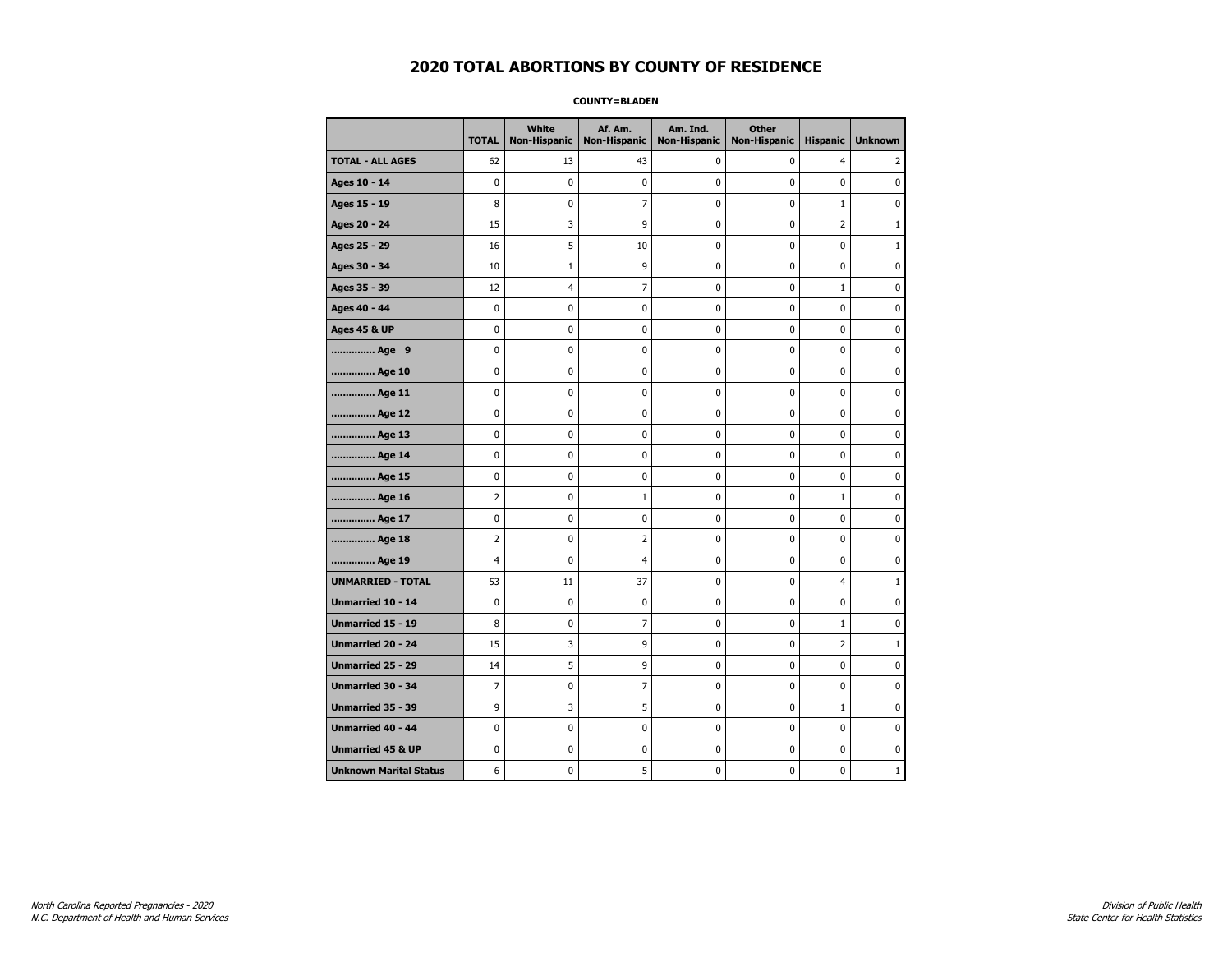# 2020 TOTAL ABORTIONS BY COUNTY OF RESIDENCE

**COUNTY=BLADEN**

| | TOTAL | White Non-Hispanic | Af. Am. Non-Hispanic | Am. Ind. Non-Hispanic | Other Non-Hispanic | Hispanic | Unknown |
|---|---|---|---|---|---|---|---|
| **TOTAL - ALL AGES** | 62 | 13 | 43 | 0 | 0 | 4 | 2 |
| **Ages 10 - 14** | 0 | 0 | 0 | 0 | 0 | 0 | 0 |
| **Ages 15 - 19** | 8 | 0 | 7 | 0 | 0 | 1 | 0 |
| **Ages 20 - 24** | 15 | 3 | 9 | 0 | 0 | 2 | 1 |
| **Ages 25 - 29** | 16 | 5 | 10 | 0 | 0 | 0 | 1 |
| **Ages 30 - 34** | 10 | 1 | 9 | 0 | 0 | 0 | 0 |
| **Ages 35 - 39** | 12 | 4 | 7 | 0 | 0 | 1 | 0 |
| **Ages 40 - 44** | 0 | 0 | 0 | 0 | 0 | 0 | 0 |
| **Ages 45 & UP** | 0 | 0 | 0 | 0 | 0 | 0 | 0 |
| **.............. Age 9** | 0 | 0 | 0 | 0 | 0 | 0 | 0 |
| **.............. Age 10** | 0 | 0 | 0 | 0 | 0 | 0 | 0 |
| **.............. Age 11** | 0 | 0 | 0 | 0 | 0 | 0 | 0 |
| **.............. Age 12** | 0 | 0 | 0 | 0 | 0 | 0 | 0 |
| **.............. Age 13** | 0 | 0 | 0 | 0 | 0 | 0 | 0 |
| **.............. Age 14** | 0 | 0 | 0 | 0 | 0 | 0 | 0 |
| **.............. Age 15** | 0 | 0 | 0 | 0 | 0 | 0 | 0 |
| **.............. Age 16** | 2 | 0 | 1 | 0 | 0 | 1 | 0 |
| **.............. Age 17** | 0 | 0 | 0 | 0 | 0 | 0 | 0 |
| **.............. Age 18** | 2 | 0 | 2 | 0 | 0 | 0 | 0 |
| **.............. Age 19** | 4 | 0 | 4 | 0 | 0 | 0 | 0 |
| **UNMARRIED - TOTAL** | 53 | 11 | 37 | 0 | 0 | 4 | 1 |
| **Unmarried 10 - 14** | 0 | 0 | 0 | 0 | 0 | 0 | 0 |
| **Unmarried 15 - 19** | 8 | 0 | 7 | 0 | 0 | 1 | 0 |
| **Unmarried 20 - 24** | 15 | 3 | 9 | 0 | 0 | 2 | 1 |
| **Unmarried 25 - 29** | 14 | 5 | 9 | 0 | 0 | 0 | 0 |
| **Unmarried 30 - 34** | 7 | 0 | 7 | 0 | 0 | 0 | 0 |
| **Unmarried 35 - 39** | 9 | 3 | 5 | 0 | 0 | 1 | 0 |
| **Unmarried 40 - 44** | 0 | 0 | 0 | 0 | 0 | 0 | 0 |
| **Unmarried 45 & UP** | 0 | 0 | 0 | 0 | 0 | 0 | 0 |
| **Unknown Marital Status** | 6 | 0 | 5 | 0 | 0 | 0 | 1 |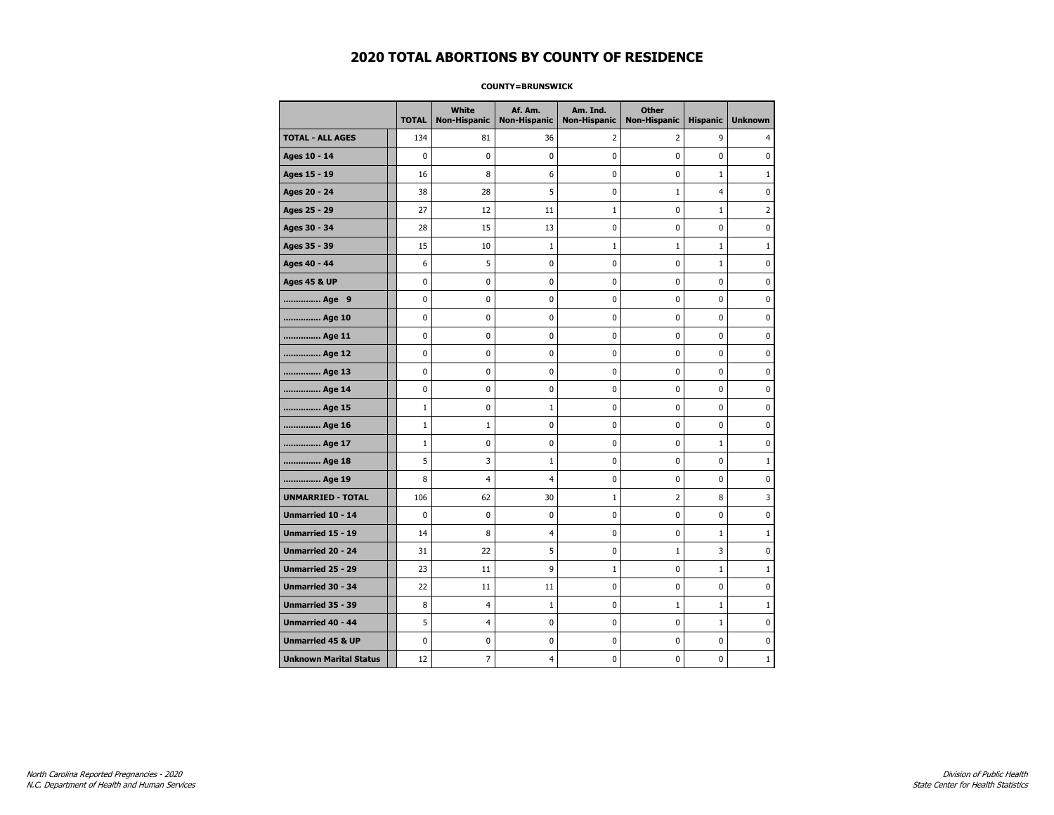# 2020 TOTAL ABORTIONS BY COUNTY OF RESIDENCE

**COUNTY=BRUNSWICK**

| | TOTAL | White Non-Hispanic | Af. Am. Non-Hispanic | Am. Ind. Non-Hispanic | Other Non-Hispanic | Hispanic | Unknown |
|---|---|---|---|---|---|---|---|
| **TOTAL - ALL AGES** | 134 | 81 | 36 | 2 | 2 | 9 | 4 |
| **Ages 10 - 14** | 0 | 0 | 0 | 0 | 0 | 0 | 0 |
| **Ages 15 - 19** | 16 | 8 | 6 | 0 | 0 | 1 | 1 |
| **Ages 20 - 24** | 38 | 28 | 5 | 0 | 1 | 4 | 0 |
| **Ages 25 - 29** | 27 | 12 | 11 | 1 | 0 | 1 | 2 |
| **Ages 30 - 34** | 28 | 15 | 13 | 0 | 0 | 0 | 0 |
| **Ages 35 - 39** | 15 | 10 | 1 | 1 | 1 | 1 | 1 |
| **Ages 40 - 44** | 6 | 5 | 0 | 0 | 0 | 1 | 0 |
| **Ages 45 & UP** | 0 | 0 | 0 | 0 | 0 | 0 | 0 |
| **.............. Age 9** | 0 | 0 | 0 | 0 | 0 | 0 | 0 |
| **.............. Age 10** | 0 | 0 | 0 | 0 | 0 | 0 | 0 |
| **.............. Age 11** | 0 | 0 | 0 | 0 | 0 | 0 | 0 |
| **.............. Age 12** | 0 | 0 | 0 | 0 | 0 | 0 | 0 |
| **.............. Age 13** | 0 | 0 | 0 | 0 | 0 | 0 | 0 |
| **.............. Age 14** | 0 | 0 | 0 | 0 | 0 | 0 | 0 |
| **.............. Age 15** | 1 | 0 | 1 | 0 | 0 | 0 | 0 |
| **.............. Age 16** | 1 | 1 | 0 | 0 | 0 | 0 | 0 |
| **.............. Age 17** | 1 | 0 | 0 | 0 | 0 | 1 | 0 |
| **.............. Age 18** | 5 | 3 | 1 | 0 | 0 | 0 | 1 |
| **.............. Age 19** | 8 | 4 | 4 | 0 | 0 | 0 | 0 |
| **UNMARRIED - TOTAL** | 106 | 62 | 30 | 1 | 2 | 8 | 3 |
| **Unmarried 10 - 14** | 0 | 0 | 0 | 0 | 0 | 0 | 0 |
| **Unmarried 15 - 19** | 14 | 8 | 4 | 0 | 0 | 1 | 1 |
| **Unmarried 20 - 24** | 31 | 22 | 5 | 0 | 1 | 3 | 0 |
| **Unmarried 25 - 29** | 23 | 11 | 9 | 1 | 0 | 1 | 1 |
| **Unmarried 30 - 34** | 22 | 11 | 11 | 0 | 0 | 0 | 0 |
| **Unmarried 35 - 39** | 8 | 4 | 1 | 0 | 1 | 1 | 1 |
| **Unmarried 40 - 44** | 5 | 4 | 0 | 0 | 0 | 1 | 0 |
| **Unmarried 45 & UP** | 0 | 0 | 0 | 0 | 0 | 0 | 0 |
| **Unknown Marital Status** | 12 | 7 | 4 | 0 | 0 | 0 | 1 |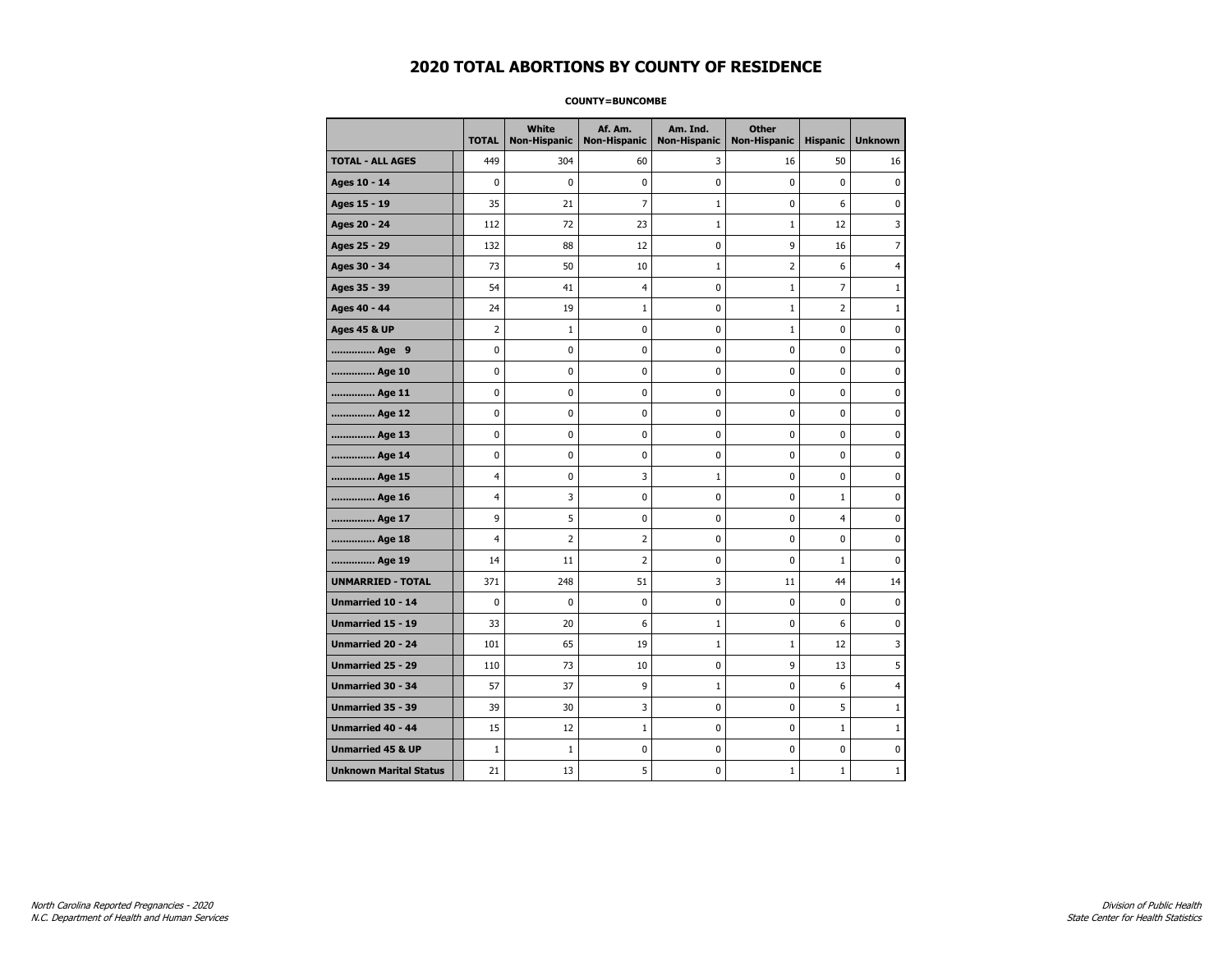# 2020 TOTAL ABORTIONS BY COUNTY OF RESIDENCE

**COUNTY=BUNCOMBE**

| | TOTAL | White Non-Hispanic | Af. Am. Non-Hispanic | Am. Ind. Non-Hispanic | Other Non-Hispanic | Hispanic | Unknown |
|---|---|---|---|---|---|---|---|
| **TOTAL - ALL AGES** | 449 | 304 | 60 | 3 | 16 | 50 | 16 |
| **Ages 10 - 14** | 0 | 0 | 0 | 0 | 0 | 0 | 0 |
| **Ages 15 - 19** | 35 | 21 | 7 | 1 | 0 | 6 | 0 |
| **Ages 20 - 24** | 112 | 72 | 23 | 1 | 1 | 12 | 3 |
| **Ages 25 - 29** | 132 | 88 | 12 | 0 | 9 | 16 | 7 |
| **Ages 30 - 34** | 73 | 50 | 10 | 1 | 2 | 6 | 4 |
| **Ages 35 - 39** | 54 | 41 | 4 | 0 | 1 | 7 | 1 |
| **Ages 40 - 44** | 24 | 19 | 1 | 0 | 1 | 2 | 1 |
| **Ages 45 & UP** | 2 | 1 | 0 | 0 | 1 | 0 | 0 |
| **.............. Age 9** | 0 | 0 | 0 | 0 | 0 | 0 | 0 |
| **.............. Age 10** | 0 | 0 | 0 | 0 | 0 | 0 | 0 |
| **.............. Age 11** | 0 | 0 | 0 | 0 | 0 | 0 | 0 |
| **.............. Age 12** | 0 | 0 | 0 | 0 | 0 | 0 | 0 |
| **.............. Age 13** | 0 | 0 | 0 | 0 | 0 | 0 | 0 |
| **.............. Age 14** | 0 | 0 | 0 | 0 | 0 | 0 | 0 |
| **.............. Age 15** | 4 | 0 | 3 | 1 | 0 | 0 | 0 |
| **.............. Age 16** | 4 | 3 | 0 | 0 | 0 | 1 | 0 |
| **.............. Age 17** | 9 | 5 | 0 | 0 | 0 | 4 | 0 |
| **.............. Age 18** | 4 | 2 | 2 | 0 | 0 | 0 | 0 |
| **.............. Age 19** | 14 | 11 | 2 | 0 | 0 | 1 | 0 |
| **UNMARRIED - TOTAL** | 371 | 248 | 51 | 3 | 11 | 44 | 14 |
| **Unmarried 10 - 14** | 0 | 0 | 0 | 0 | 0 | 0 | 0 |
| **Unmarried 15 - 19** | 33 | 20 | 6 | 1 | 0 | 6 | 0 |
| **Unmarried 20 - 24** | 101 | 65 | 19 | 1 | 1 | 12 | 3 |
| **Unmarried 25 - 29** | 110 | 73 | 10 | 0 | 9 | 13 | 5 |
| **Unmarried 30 - 34** | 57 | 37 | 9 | 1 | 0 | 6 | 4 |
| **Unmarried 35 - 39** | 39 | 30 | 3 | 0 | 0 | 5 | 1 |
| **Unmarried 40 - 44** | 15 | 12 | 1 | 0 | 0 | 1 | 1 |
| **Unmarried 45 & UP** | 1 | 1 | 0 | 0 | 0 | 0 | 0 |
| **Unknown Marital Status** | 21 | 13 | 5 | 0 | 1 | 1 | 1 |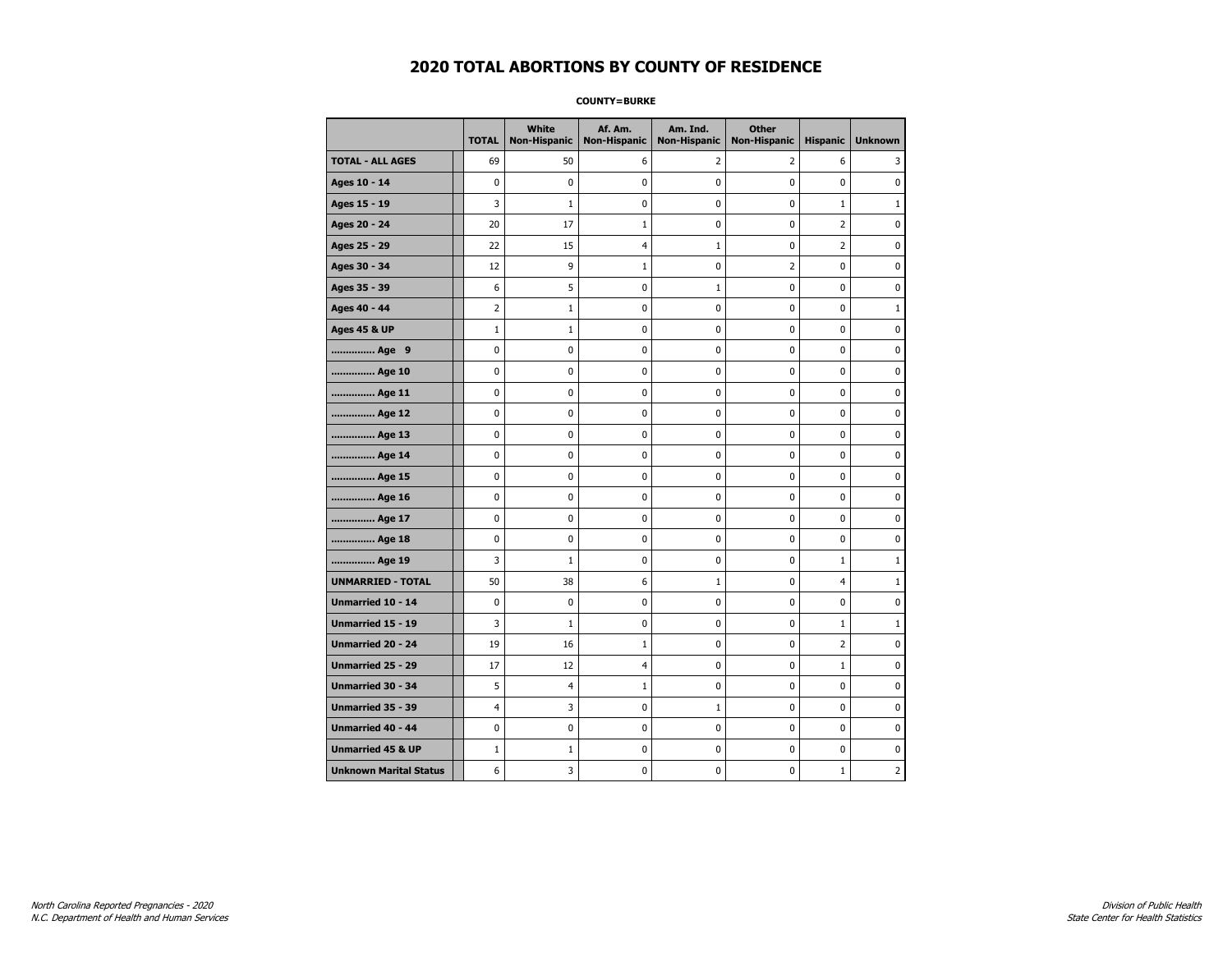# 2020 TOTAL ABORTIONS BY COUNTY OF RESIDENCE

**COUNTY=BURKE**

| | TOTAL | White Non-Hispanic | Af. Am. Non-Hispanic | Am. Ind. Non-Hispanic | Other Non-Hispanic | Hispanic | Unknown |
|---|---|---|---|---|---|---|---|
| **TOTAL - ALL AGES** | 69 | 50 | 6 | 2 | 2 | 6 | 3 |
| **Ages 10 - 14** | 0 | 0 | 0 | 0 | 0 | 0 | 0 |
| **Ages 15 - 19** | 3 | 1 | 0 | 0 | 0 | 1 | 1 |
| **Ages 20 - 24** | 20 | 17 | 1 | 0 | 0 | 2 | 0 |
| **Ages 25 - 29** | 22 | 15 | 4 | 1 | 0 | 2 | 0 |
| **Ages 30 - 34** | 12 | 9 | 1 | 0 | 2 | 0 | 0 |
| **Ages 35 - 39** | 6 | 5 | 0 | 1 | 0 | 0 | 0 |
| **Ages 40 - 44** | 2 | 1 | 0 | 0 | 0 | 0 | 1 |
| **Ages 45 & UP** | 1 | 1 | 0 | 0 | 0 | 0 | 0 |
| **.............. Age 9** | 0 | 0 | 0 | 0 | 0 | 0 | 0 |
| **.............. Age 10** | 0 | 0 | 0 | 0 | 0 | 0 | 0 |
| **.............. Age 11** | 0 | 0 | 0 | 0 | 0 | 0 | 0 |
| **.............. Age 12** | 0 | 0 | 0 | 0 | 0 | 0 | 0 |
| **.............. Age 13** | 0 | 0 | 0 | 0 | 0 | 0 | 0 |
| **.............. Age 14** | 0 | 0 | 0 | 0 | 0 | 0 | 0 |
| **.............. Age 15** | 0 | 0 | 0 | 0 | 0 | 0 | 0 |
| **.............. Age 16** | 0 | 0 | 0 | 0 | 0 | 0 | 0 |
| **.............. Age 17** | 0 | 0 | 0 | 0 | 0 | 0 | 0 |
| **.............. Age 18** | 0 | 0 | 0 | 0 | 0 | 0 | 0 |
| **.............. Age 19** | 3 | 1 | 0 | 0 | 0 | 1 | 1 |
| **UNMARRIED - TOTAL** | 50 | 38 | 6 | 1 | 0 | 4 | 1 |
| **Unmarried 10 - 14** | 0 | 0 | 0 | 0 | 0 | 0 | 0 |
| **Unmarried 15 - 19** | 3 | 1 | 0 | 0 | 0 | 1 | 1 |
| **Unmarried 20 - 24** | 19 | 16 | 1 | 0 | 0 | 2 | 0 |
| **Unmarried 25 - 29** | 17 | 12 | 4 | 0 | 0 | 1 | 0 |
| **Unmarried 30 - 34** | 5 | 4 | 1 | 0 | 0 | 0 | 0 |
| **Unmarried 35 - 39** | 4 | 3 | 0 | 1 | 0 | 0 | 0 |
| **Unmarried 40 - 44** | 0 | 0 | 0 | 0 | 0 | 0 | 0 |
| **Unmarried 45 & UP** | 1 | 1 | 0 | 0 | 0 | 0 | 0 |
| **Unknown Marital Status** | 6 | 3 | 0 | 0 | 0 | 1 | 2 |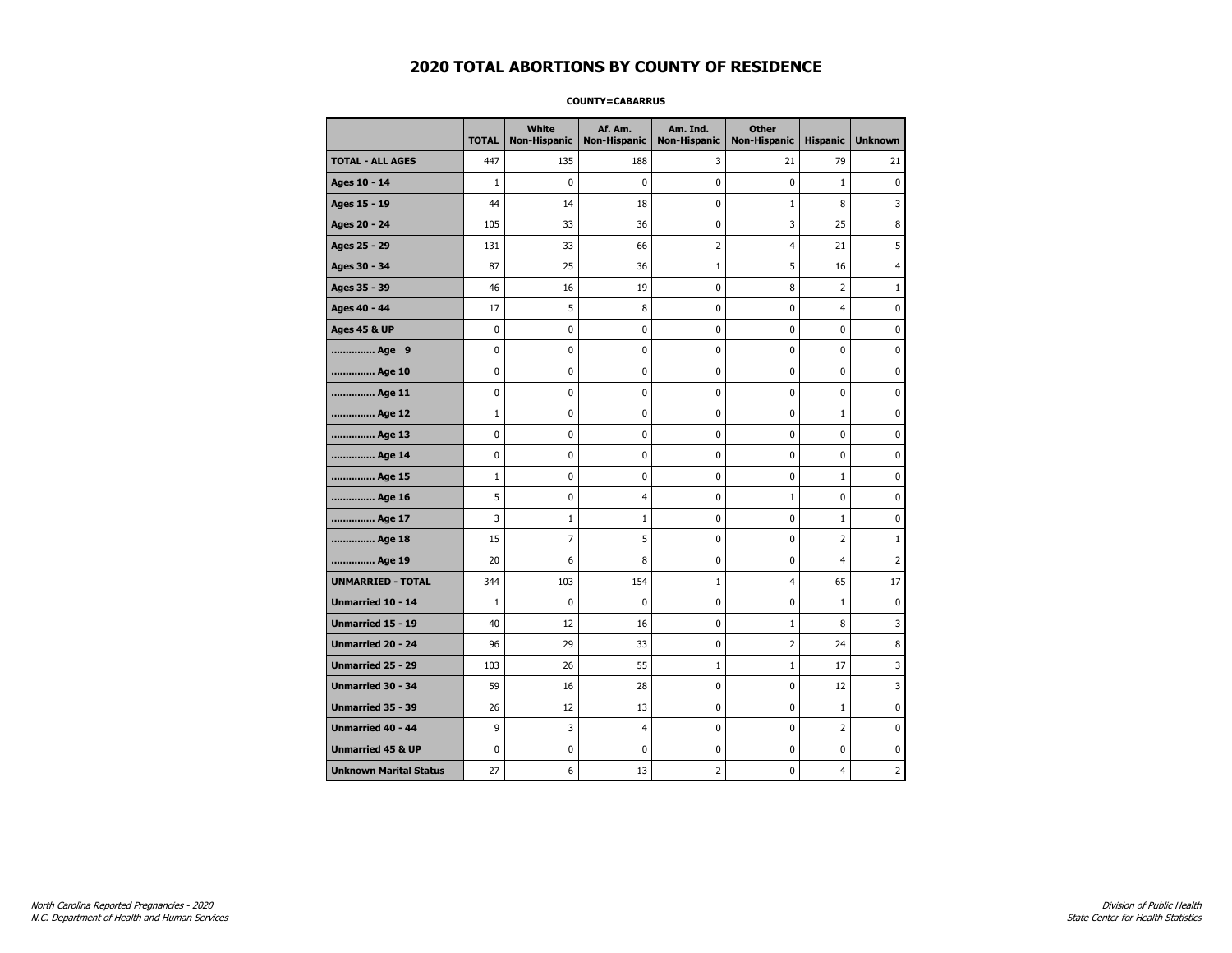# 2020 TOTAL ABORTIONS BY COUNTY OF RESIDENCE

**COUNTY=CABARRUS**

| | TOTAL | White Non-Hispanic | Af. Am. Non-Hispanic | Am. Ind. Non-Hispanic | Other Non-Hispanic | Hispanic | Unknown |
|---|---|---|---|---|---|---|---|
| **TOTAL - ALL AGES** | 447 | 135 | 188 | 3 | 21 | 79 | 21 |
| **Ages 10 - 14** | 1 | 0 | 0 | 0 | 0 | 1 | 0 |
| **Ages 15 - 19** | 44 | 14 | 18 | 0 | 1 | 8 | 3 |
| **Ages 20 - 24** | 105 | 33 | 36 | 0 | 3 | 25 | 8 |
| **Ages 25 - 29** | 131 | 33 | 66 | 2 | 4 | 21 | 5 |
| **Ages 30 - 34** | 87 | 25 | 36 | 1 | 5 | 16 | 4 |
| **Ages 35 - 39** | 46 | 16 | 19 | 0 | 8 | 2 | 1 |
| **Ages 40 - 44** | 17 | 5 | 8 | 0 | 0 | 4 | 0 |
| **Ages 45 & UP** | 0 | 0 | 0 | 0 | 0 | 0 | 0 |
| **.............. Age 9** | 0 | 0 | 0 | 0 | 0 | 0 | 0 |
| **.............. Age 10** | 0 | 0 | 0 | 0 | 0 | 0 | 0 |
| **.............. Age 11** | 0 | 0 | 0 | 0 | 0 | 0 | 0 |
| **.............. Age 12** | 1 | 0 | 0 | 0 | 0 | 1 | 0 |
| **.............. Age 13** | 0 | 0 | 0 | 0 | 0 | 0 | 0 |
| **.............. Age 14** | 0 | 0 | 0 | 0 | 0 | 0 | 0 |
| **.............. Age 15** | 1 | 0 | 0 | 0 | 0 | 1 | 0 |
| **.............. Age 16** | 5 | 0 | 4 | 0 | 1 | 0 | 0 |
| **.............. Age 17** | 3 | 1 | 1 | 0 | 0 | 1 | 0 |
| **.............. Age 18** | 15 | 7 | 5 | 0 | 0 | 2 | 1 |
| **.............. Age 19** | 20 | 6 | 8 | 0 | 0 | 4 | 2 |
| **UNMARRIED - TOTAL** | 344 | 103 | 154 | 1 | 4 | 65 | 17 |
| **Unmarried 10 - 14** | 1 | 0 | 0 | 0 | 0 | 1 | 0 |
| **Unmarried 15 - 19** | 40 | 12 | 16 | 0 | 1 | 8 | 3 |
| **Unmarried 20 - 24** | 96 | 29 | 33 | 0 | 2 | 24 | 8 |
| **Unmarried 25 - 29** | 103 | 26 | 55 | 1 | 1 | 17 | 3 |
| **Unmarried 30 - 34** | 59 | 16 | 28 | 0 | 0 | 12 | 3 |
| **Unmarried 35 - 39** | 26 | 12 | 13 | 0 | 0 | 1 | 0 |
| **Unmarried 40 - 44** | 9 | 3 | 4 | 0 | 0 | 2 | 0 |
| **Unmarried 45 & UP** | 0 | 0 | 0 | 0 | 0 | 0 | 0 |
| **Unknown Marital Status** | 27 | 6 | 13 | 2 | 0 | 4 | 2 |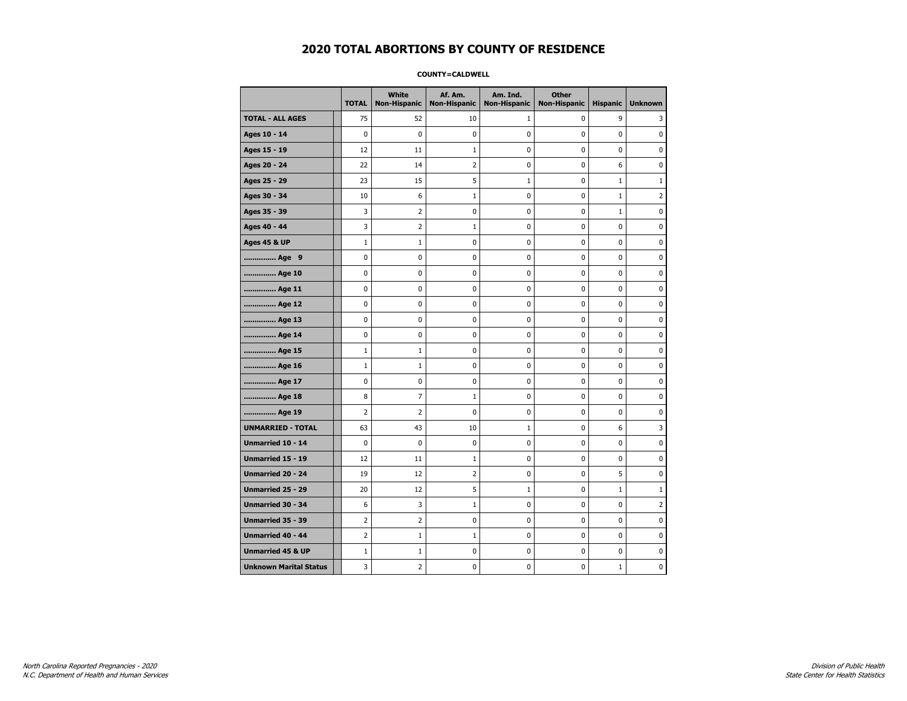# 2020 TOTAL ABORTIONS BY COUNTY OF RESIDENCE

**COUNTY=CALDWELL**

| | TOTAL | White Non-Hispanic | Af. Am. Non-Hispanic | Am. Ind. Non-Hispanic | Other Non-Hispanic | Hispanic | Unknown |
|---|---|---|---|---|---|---|---|
| **TOTAL - ALL AGES** | 75 | 52 | 10 | 1 | 0 | 9 | 3 |
| **Ages 10 - 14** | 0 | 0 | 0 | 0 | 0 | 0 | 0 |
| **Ages 15 - 19** | 12 | 11 | 1 | 0 | 0 | 0 | 0 |
| **Ages 20 - 24** | 22 | 14 | 2 | 0 | 0 | 6 | 0 |
| **Ages 25 - 29** | 23 | 15 | 5 | 1 | 0 | 1 | 1 |
| **Ages 30 - 34** | 10 | 6 | 1 | 0 | 0 | 1 | 2 |
| **Ages 35 - 39** | 3 | 2 | 0 | 0 | 0 | 1 | 0 |
| **Ages 40 - 44** | 3 | 2 | 1 | 0 | 0 | 0 | 0 |
| **Ages 45 & UP** | 1 | 1 | 0 | 0 | 0 | 0 | 0 |
| **.............. Age 9** | 0 | 0 | 0 | 0 | 0 | 0 | 0 |
| **.............. Age 10** | 0 | 0 | 0 | 0 | 0 | 0 | 0 |
| **.............. Age 11** | 0 | 0 | 0 | 0 | 0 | 0 | 0 |
| **.............. Age 12** | 0 | 0 | 0 | 0 | 0 | 0 | 0 |
| **.............. Age 13** | 0 | 0 | 0 | 0 | 0 | 0 | 0 |
| **.............. Age 14** | 0 | 0 | 0 | 0 | 0 | 0 | 0 |
| **.............. Age 15** | 1 | 1 | 0 | 0 | 0 | 0 | 0 |
| **.............. Age 16** | 1 | 1 | 0 | 0 | 0 | 0 | 0 |
| **.............. Age 17** | 0 | 0 | 0 | 0 | 0 | 0 | 0 |
| **.............. Age 18** | 8 | 7 | 1 | 0 | 0 | 0 | 0 |
| **.............. Age 19** | 2 | 2 | 0 | 0 | 0 | 0 | 0 |
| **UNMARRIED - TOTAL** | 63 | 43 | 10 | 1 | 0 | 6 | 3 |
| **Unmarried 10 - 14** | 0 | 0 | 0 | 0 | 0 | 0 | 0 |
| **Unmarried 15 - 19** | 12 | 11 | 1 | 0 | 0 | 0 | 0 |
| **Unmarried 20 - 24** | 19 | 12 | 2 | 0 | 0 | 5 | 0 |
| **Unmarried 25 - 29** | 20 | 12 | 5 | 1 | 0 | 1 | 1 |
| **Unmarried 30 - 34** | 6 | 3 | 1 | 0 | 0 | 0 | 2 |
| **Unmarried 35 - 39** | 2 | 2 | 0 | 0 | 0 | 0 | 0 |
| **Unmarried 40 - 44** | 2 | 1 | 1 | 0 | 0 | 0 | 0 |
| **Unmarried 45 & UP** | 1 | 1 | 0 | 0 | 0 | 0 | 0 |
| **Unknown Marital Status** | 3 | 2 | 0 | 0 | 0 | 1 | 0 |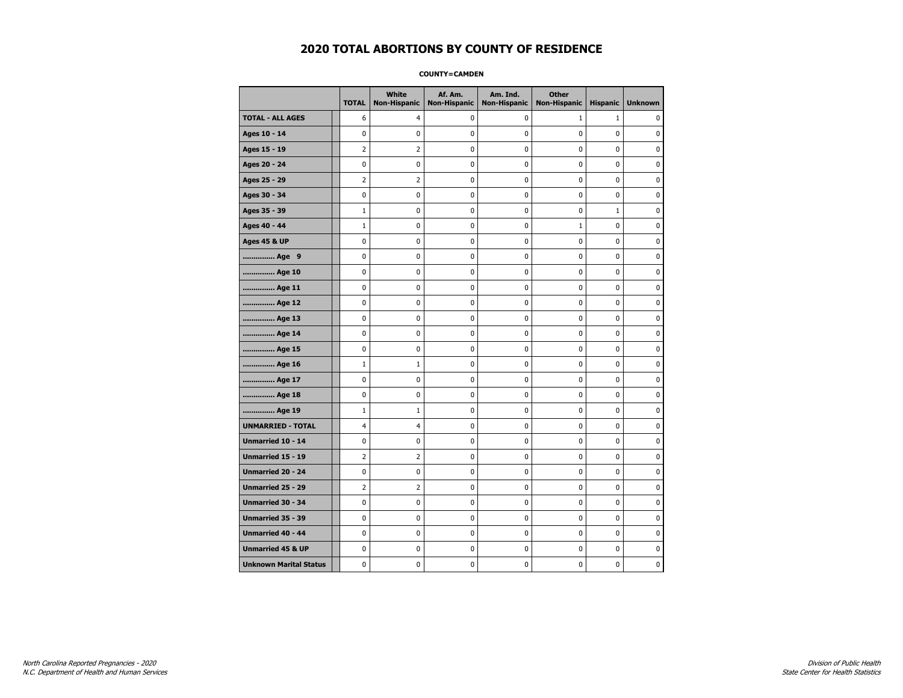# 2020 TOTAL ABORTIONS BY COUNTY OF RESIDENCE

**COUNTY=CAMDEN**

| | TOTAL | White Non-Hispanic | Af. Am. Non-Hispanic | Am. Ind. Non-Hispanic | Other Non-Hispanic | Hispanic | Unknown |
|---|---|---|---|---|---|---|---|
| **TOTAL - ALL AGES** | 6 | 4 | 0 | 0 | 1 | 1 | 0 |
| **Ages 10 - 14** | 0 | 0 | 0 | 0 | 0 | 0 | 0 |
| **Ages 15 - 19** | 2 | 2 | 0 | 0 | 0 | 0 | 0 |
| **Ages 20 - 24** | 0 | 0 | 0 | 0 | 0 | 0 | 0 |
| **Ages 25 - 29** | 2 | 2 | 0 | 0 | 0 | 0 | 0 |
| **Ages 30 - 34** | 0 | 0 | 0 | 0 | 0 | 0 | 0 |
| **Ages 35 - 39** | 1 | 0 | 0 | 0 | 0 | 1 | 0 |
| **Ages 40 - 44** | 1 | 0 | 0 | 0 | 1 | 0 | 0 |
| **Ages 45 & UP** | 0 | 0 | 0 | 0 | 0 | 0 | 0 |
| **.............. Age 9** | 0 | 0 | 0 | 0 | 0 | 0 | 0 |
| **.............. Age 10** | 0 | 0 | 0 | 0 | 0 | 0 | 0 |
| **.............. Age 11** | 0 | 0 | 0 | 0 | 0 | 0 | 0 |
| **.............. Age 12** | 0 | 0 | 0 | 0 | 0 | 0 | 0 |
| **.............. Age 13** | 0 | 0 | 0 | 0 | 0 | 0 | 0 |
| **.............. Age 14** | 0 | 0 | 0 | 0 | 0 | 0 | 0 |
| **.............. Age 15** | 0 | 0 | 0 | 0 | 0 | 0 | 0 |
| **.............. Age 16** | 1 | 1 | 0 | 0 | 0 | 0 | 0 |
| **.............. Age 17** | 0 | 0 | 0 | 0 | 0 | 0 | 0 |
| **.............. Age 18** | 0 | 0 | 0 | 0 | 0 | 0 | 0 |
| **.............. Age 19** | 1 | 1 | 0 | 0 | 0 | 0 | 0 |
| **UNMARRIED - TOTAL** | 4 | 4 | 0 | 0 | 0 | 0 | 0 |
| **Unmarried 10 - 14** | 0 | 0 | 0 | 0 | 0 | 0 | 0 |
| **Unmarried 15 - 19** | 2 | 2 | 0 | 0 | 0 | 0 | 0 |
| **Unmarried 20 - 24** | 0 | 0 | 0 | 0 | 0 | 0 | 0 |
| **Unmarried 25 - 29** | 2 | 2 | 0 | 0 | 0 | 0 | 0 |
| **Unmarried 30 - 34** | 0 | 0 | 0 | 0 | 0 | 0 | 0 |
| **Unmarried 35 - 39** | 0 | 0 | 0 | 0 | 0 | 0 | 0 |
| **Unmarried 40 - 44** | 0 | 0 | 0 | 0 | 0 | 0 | 0 |
| **Unmarried 45 & UP** | 0 | 0 | 0 | 0 | 0 | 0 | 0 |
| **Unknown Marital Status** | 0 | 0 | 0 | 0 | 0 | 0 | 0 |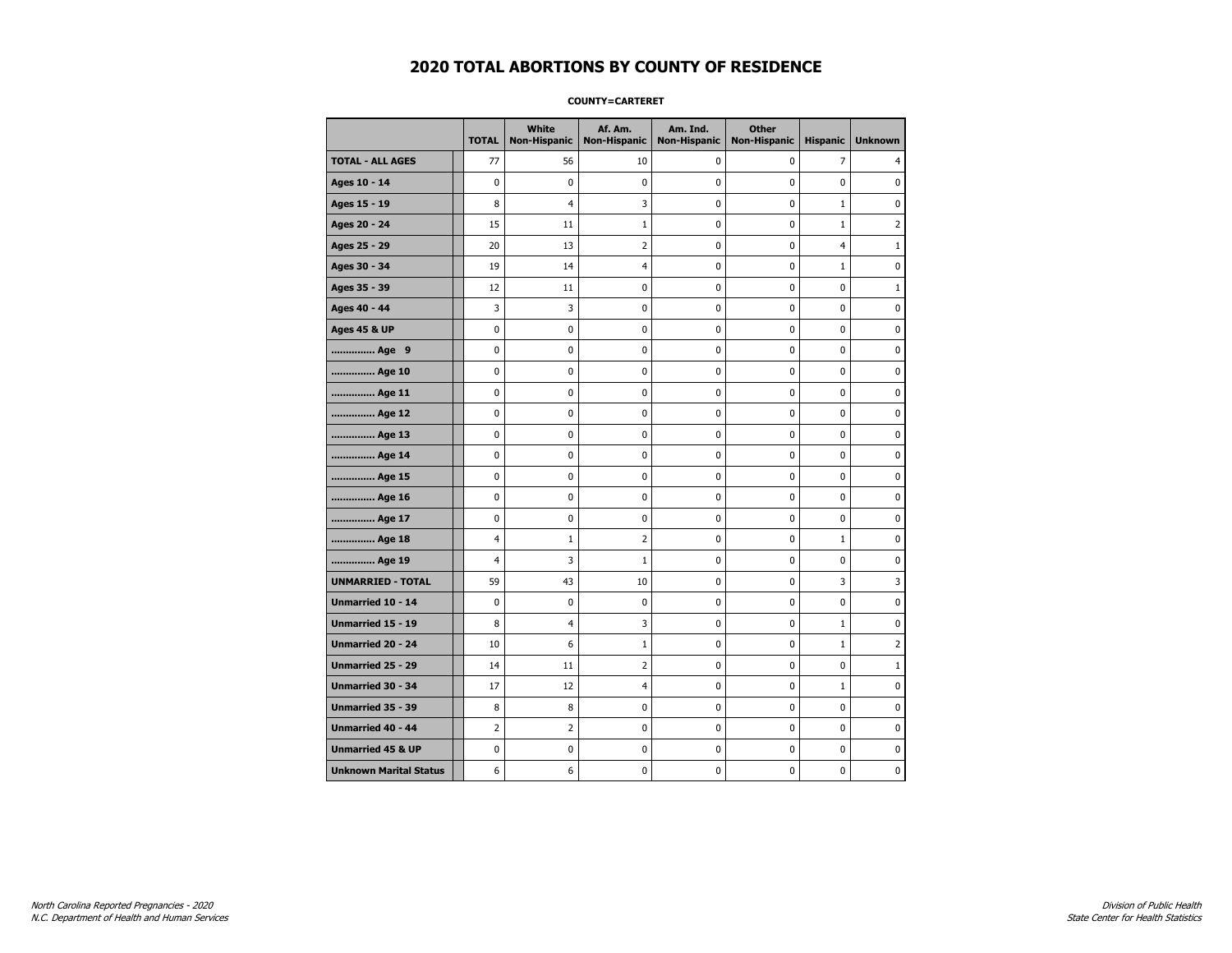# 2020 TOTAL ABORTIONS BY COUNTY OF RESIDENCE

**COUNTY=CARTERET**

| | TOTAL | White Non-Hispanic | Af. Am. Non-Hispanic | Am. Ind. Non-Hispanic | Other Non-Hispanic | Hispanic | Unknown |
|---|---|---|---|---|---|---|---|
| **TOTAL - ALL AGES** | 77 | 56 | 10 | 0 | 0 | 7 | 4 |
| **Ages 10 - 14** | 0 | 0 | 0 | 0 | 0 | 0 | 0 |
| **Ages 15 - 19** | 8 | 4 | 3 | 0 | 0 | 1 | 0 |
| **Ages 20 - 24** | 15 | 11 | 1 | 0 | 0 | 1 | 2 |
| **Ages 25 - 29** | 20 | 13 | 2 | 0 | 0 | 4 | 1 |
| **Ages 30 - 34** | 19 | 14 | 4 | 0 | 0 | 1 | 0 |
| **Ages 35 - 39** | 12 | 11 | 0 | 0 | 0 | 0 | 1 |
| **Ages 40 - 44** | 3 | 3 | 0 | 0 | 0 | 0 | 0 |
| **Ages 45 & UP** | 0 | 0 | 0 | 0 | 0 | 0 | 0 |
| **.............. Age 9** | 0 | 0 | 0 | 0 | 0 | 0 | 0 |
| **.............. Age 10** | 0 | 0 | 0 | 0 | 0 | 0 | 0 |
| **.............. Age 11** | 0 | 0 | 0 | 0 | 0 | 0 | 0 |
| **.............. Age 12** | 0 | 0 | 0 | 0 | 0 | 0 | 0 |
| **.............. Age 13** | 0 | 0 | 0 | 0 | 0 | 0 | 0 |
| **.............. Age 14** | 0 | 0 | 0 | 0 | 0 | 0 | 0 |
| **.............. Age 15** | 0 | 0 | 0 | 0 | 0 | 0 | 0 |
| **.............. Age 16** | 0 | 0 | 0 | 0 | 0 | 0 | 0 |
| **.............. Age 17** | 0 | 0 | 0 | 0 | 0 | 0 | 0 |
| **.............. Age 18** | 4 | 1 | 2 | 0 | 0 | 1 | 0 |
| **.............. Age 19** | 4 | 3 | 1 | 0 | 0 | 0 | 0 |
| **UNMARRIED - TOTAL** | 59 | 43 | 10 | 0 | 0 | 3 | 3 |
| **Unmarried 10 - 14** | 0 | 0 | 0 | 0 | 0 | 0 | 0 |
| **Unmarried 15 - 19** | 8 | 4 | 3 | 0 | 0 | 1 | 0 |
| **Unmarried 20 - 24** | 10 | 6 | 1 | 0 | 0 | 1 | 2 |
| **Unmarried 25 - 29** | 14 | 11 | 2 | 0 | 0 | 0 | 1 |
| **Unmarried 30 - 34** | 17 | 12 | 4 | 0 | 0 | 1 | 0 |
| **Unmarried 35 - 39** | 8 | 8 | 0 | 0 | 0 | 0 | 0 |
| **Unmarried 40 - 44** | 2 | 2 | 0 | 0 | 0 | 0 | 0 |
| **Unmarried 45 & UP** | 0 | 0 | 0 | 0 | 0 | 0 | 0 |
| **Unknown Marital Status** | 6 | 6 | 0 | 0 | 0 | 0 | 0 |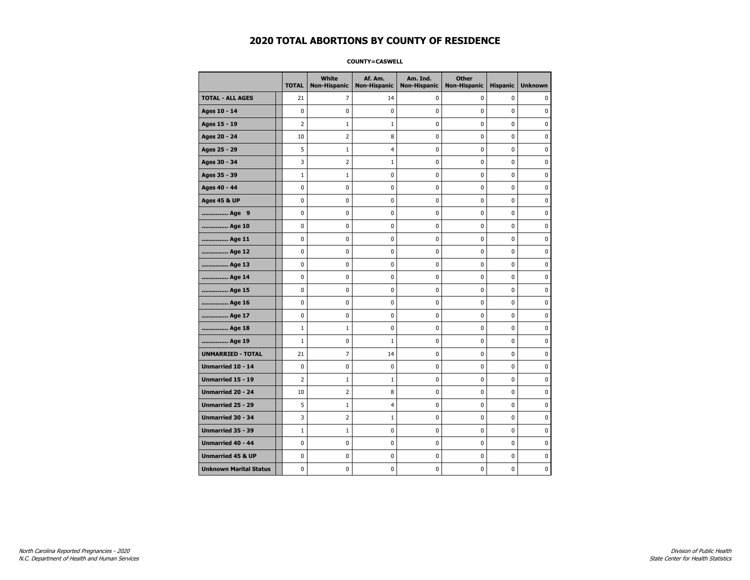# 2020 TOTAL ABORTIONS BY COUNTY OF RESIDENCE

**COUNTY=CASWELL**

| | TOTAL | White Non-Hispanic | Af. Am. Non-Hispanic | Am. Ind. Non-Hispanic | Other Non-Hispanic | Hispanic | Unknown |
|---|---|---|---|---|---|---|---|
| **TOTAL - ALL AGES** | 21 | 7 | 14 | 0 | 0 | 0 | 0 |
| **Ages 10 - 14** | 0 | 0 | 0 | 0 | 0 | 0 | 0 |
| **Ages 15 - 19** | 2 | 1 | 1 | 0 | 0 | 0 | 0 |
| **Ages 20 - 24** | 10 | 2 | 8 | 0 | 0 | 0 | 0 |
| **Ages 25 - 29** | 5 | 1 | 4 | 0 | 0 | 0 | 0 |
| **Ages 30 - 34** | 3 | 2 | 1 | 0 | 0 | 0 | 0 |
| **Ages 35 - 39** | 1 | 1 | 0 | 0 | 0 | 0 | 0 |
| **Ages 40 - 44** | 0 | 0 | 0 | 0 | 0 | 0 | 0 |
| **Ages 45 & UP** | 0 | 0 | 0 | 0 | 0 | 0 | 0 |
| **.............. Age 9** | 0 | 0 | 0 | 0 | 0 | 0 | 0 |
| **.............. Age 10** | 0 | 0 | 0 | 0 | 0 | 0 | 0 |
| **.............. Age 11** | 0 | 0 | 0 | 0 | 0 | 0 | 0 |
| **.............. Age 12** | 0 | 0 | 0 | 0 | 0 | 0 | 0 |
| **.............. Age 13** | 0 | 0 | 0 | 0 | 0 | 0 | 0 |
| **.............. Age 14** | 0 | 0 | 0 | 0 | 0 | 0 | 0 |
| **.............. Age 15** | 0 | 0 | 0 | 0 | 0 | 0 | 0 |
| **.............. Age 16** | 0 | 0 | 0 | 0 | 0 | 0 | 0 |
| **.............. Age 17** | 0 | 0 | 0 | 0 | 0 | 0 | 0 |
| **.............. Age 18** | 1 | 1 | 0 | 0 | 0 | 0 | 0 |
| **.............. Age 19** | 1 | 0 | 1 | 0 | 0 | 0 | 0 |
| **UNMARRIED - TOTAL** | 21 | 7 | 14 | 0 | 0 | 0 | 0 |
| **Unmarried 10 - 14** | 0 | 0 | 0 | 0 | 0 | 0 | 0 |
| **Unmarried 15 - 19** | 2 | 1 | 1 | 0 | 0 | 0 | 0 |
| **Unmarried 20 - 24** | 10 | 2 | 8 | 0 | 0 | 0 | 0 |
| **Unmarried 25 - 29** | 5 | 1 | 4 | 0 | 0 | 0 | 0 |
| **Unmarried 30 - 34** | 3 | 2 | 1 | 0 | 0 | 0 | 0 |
| **Unmarried 35 - 39** | 1 | 1 | 0 | 0 | 0 | 0 | 0 |
| **Unmarried 40 - 44** | 0 | 0 | 0 | 0 | 0 | 0 | 0 |
| **Unmarried 45 & UP** | 0 | 0 | 0 | 0 | 0 | 0 | 0 |
| **Unknown Marital Status** | 0 | 0 | 0 | 0 | 0 | 0 | 0 |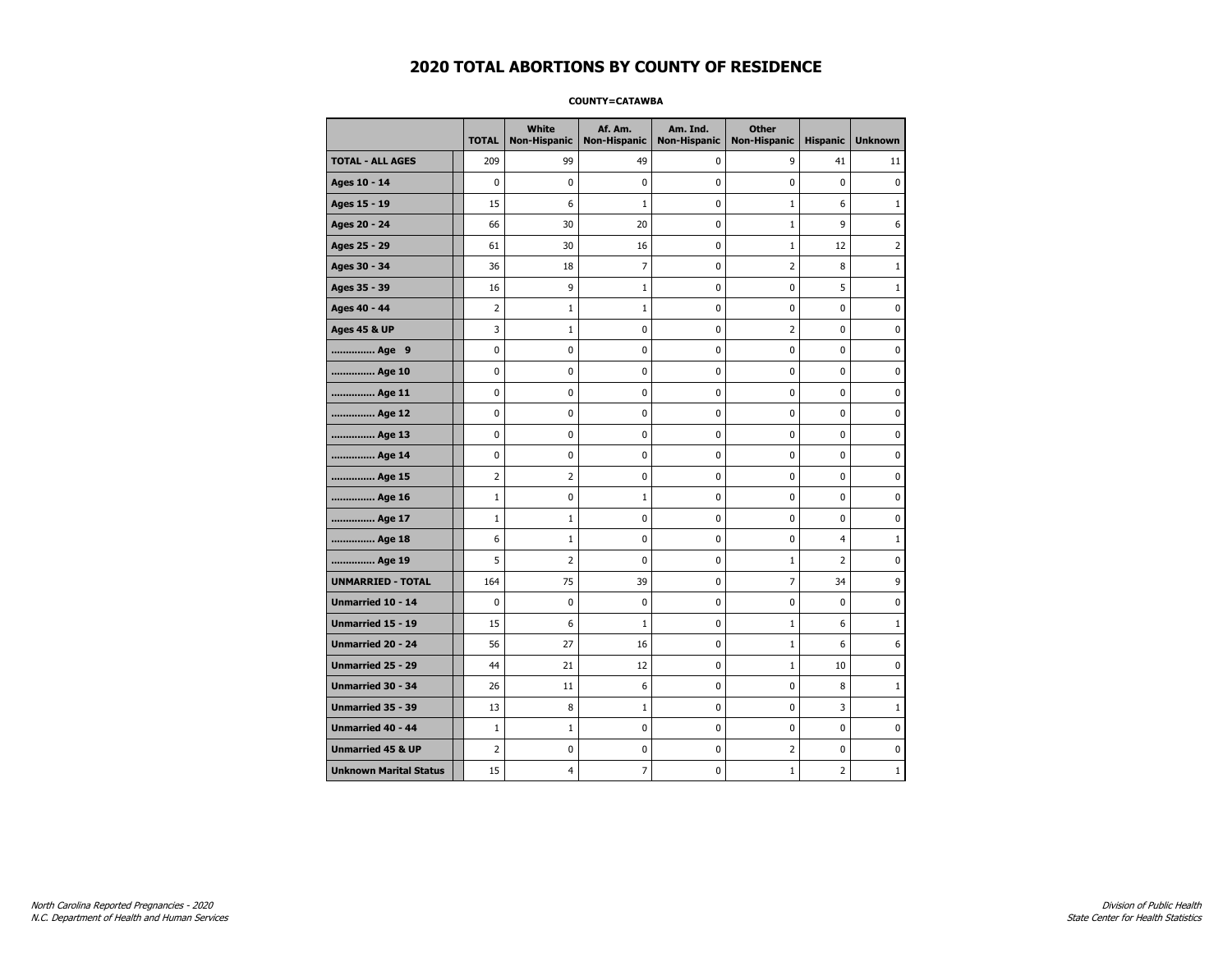# 2020 TOTAL ABORTIONS BY COUNTY OF RESIDENCE

**COUNTY=CATAWBA**

| | TOTAL | White Non-Hispanic | Af. Am. Non-Hispanic | Am. Ind. Non-Hispanic | Other Non-Hispanic | Hispanic | Unknown |
|---|---|---|---|---|---|---|---|
| **TOTAL - ALL AGES** | 209 | 99 | 49 | 0 | 9 | 41 | 11 |
| **Ages 10 - 14** | 0 | 0 | 0 | 0 | 0 | 0 | 0 |
| **Ages 15 - 19** | 15 | 6 | 1 | 0 | 1 | 6 | 1 |
| **Ages 20 - 24** | 66 | 30 | 20 | 0 | 1 | 9 | 6 |
| **Ages 25 - 29** | 61 | 30 | 16 | 0 | 1 | 12 | 2 |
| **Ages 30 - 34** | 36 | 18 | 7 | 0 | 2 | 8 | 1 |
| **Ages 35 - 39** | 16 | 9 | 1 | 0 | 0 | 5 | 1 |
| **Ages 40 - 44** | 2 | 1 | 1 | 0 | 0 | 0 | 0 |
| **Ages 45 & UP** | 3 | 1 | 0 | 0 | 2 | 0 | 0 |
| **.............. Age 9** | 0 | 0 | 0 | 0 | 0 | 0 | 0 |
| **.............. Age 10** | 0 | 0 | 0 | 0 | 0 | 0 | 0 |
| **.............. Age 11** | 0 | 0 | 0 | 0 | 0 | 0 | 0 |
| **.............. Age 12** | 0 | 0 | 0 | 0 | 0 | 0 | 0 |
| **.............. Age 13** | 0 | 0 | 0 | 0 | 0 | 0 | 0 |
| **.............. Age 14** | 0 | 0 | 0 | 0 | 0 | 0 | 0 |
| **.............. Age 15** | 2 | 2 | 0 | 0 | 0 | 0 | 0 |
| **.............. Age 16** | 1 | 0 | 1 | 0 | 0 | 0 | 0 |
| **.............. Age 17** | 1 | 1 | 0 | 0 | 0 | 0 | 0 |
| **.............. Age 18** | 6 | 1 | 0 | 0 | 0 | 4 | 1 |
| **.............. Age 19** | 5 | 2 | 0 | 0 | 1 | 2 | 0 |
| **UNMARRIED - TOTAL** | 164 | 75 | 39 | 0 | 7 | 34 | 9 |
| **Unmarried 10 - 14** | 0 | 0 | 0 | 0 | 0 | 0 | 0 |
| **Unmarried 15 - 19** | 15 | 6 | 1 | 0 | 1 | 6 | 1 |
| **Unmarried 20 - 24** | 56 | 27 | 16 | 0 | 1 | 6 | 6 |
| **Unmarried 25 - 29** | 44 | 21 | 12 | 0 | 1 | 10 | 0 |
| **Unmarried 30 - 34** | 26 | 11 | 6 | 0 | 0 | 8 | 1 |
| **Unmarried 35 - 39** | 13 | 8 | 1 | 0 | 0 | 3 | 1 |
| **Unmarried 40 - 44** | 1 | 1 | 0 | 0 | 0 | 0 | 0 |
| **Unmarried 45 & UP** | 2 | 0 | 0 | 0 | 2 | 0 | 0 |
| **Unknown Marital Status** | 15 | 4 | 7 | 0 | 1 | 2 | 1 |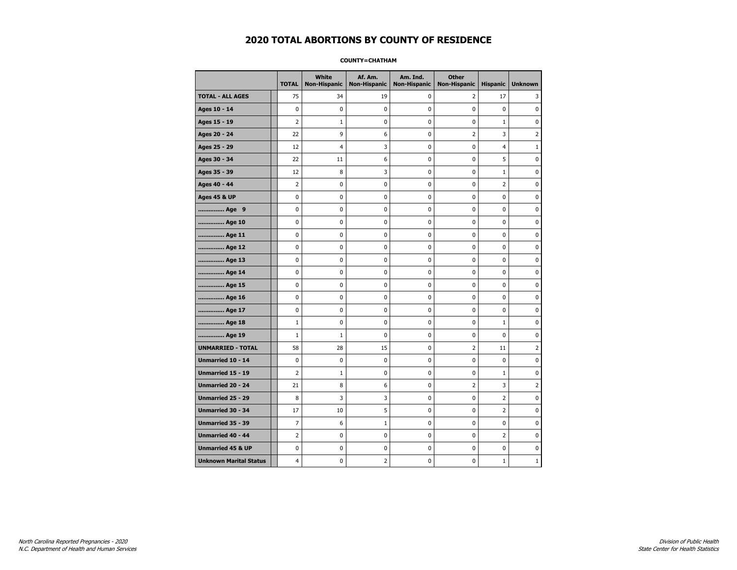# 2020 TOTAL ABORTIONS BY COUNTY OF RESIDENCE

**COUNTY=CHATHAM**

| | TOTAL | White Non-Hispanic | Af. Am. Non-Hispanic | Am. Ind. Non-Hispanic | Other Non-Hispanic | Hispanic | Unknown |
|---|---|---|---|---|---|---|---|
| **TOTAL - ALL AGES** | 75 | 34 | 19 | 0 | 2 | 17 | 3 |
| **Ages 10 - 14** | 0 | 0 | 0 | 0 | 0 | 0 | 0 |
| **Ages 15 - 19** | 2 | 1 | 0 | 0 | 0 | 1 | 0 |
| **Ages 20 - 24** | 22 | 9 | 6 | 0 | 2 | 3 | 2 |
| **Ages 25 - 29** | 12 | 4 | 3 | 0 | 0 | 4 | 1 |
| **Ages 30 - 34** | 22 | 11 | 6 | 0 | 0 | 5 | 0 |
| **Ages 35 - 39** | 12 | 8 | 3 | 0 | 0 | 1 | 0 |
| **Ages 40 - 44** | 2 | 0 | 0 | 0 | 0 | 2 | 0 |
| **Ages 45 & UP** | 0 | 0 | 0 | 0 | 0 | 0 | 0 |
| **.............. Age 9** | 0 | 0 | 0 | 0 | 0 | 0 | 0 |
| **.............. Age 10** | 0 | 0 | 0 | 0 | 0 | 0 | 0 |
| **.............. Age 11** | 0 | 0 | 0 | 0 | 0 | 0 | 0 |
| **.............. Age 12** | 0 | 0 | 0 | 0 | 0 | 0 | 0 |
| **.............. Age 13** | 0 | 0 | 0 | 0 | 0 | 0 | 0 |
| **.............. Age 14** | 0 | 0 | 0 | 0 | 0 | 0 | 0 |
| **.............. Age 15** | 0 | 0 | 0 | 0 | 0 | 0 | 0 |
| **.............. Age 16** | 0 | 0 | 0 | 0 | 0 | 0 | 0 |
| **.............. Age 17** | 0 | 0 | 0 | 0 | 0 | 0 | 0 |
| **.............. Age 18** | 1 | 0 | 0 | 0 | 0 | 1 | 0 |
| **.............. Age 19** | 1 | 1 | 0 | 0 | 0 | 0 | 0 |
| **UNMARRIED - TOTAL** | 58 | 28 | 15 | 0 | 2 | 11 | 2 |
| **Unmarried 10 - 14** | 0 | 0 | 0 | 0 | 0 | 0 | 0 |
| **Unmarried 15 - 19** | 2 | 1 | 0 | 0 | 0 | 1 | 0 |
| **Unmarried 20 - 24** | 21 | 8 | 6 | 0 | 2 | 3 | 2 |
| **Unmarried 25 - 29** | 8 | 3 | 3 | 0 | 0 | 2 | 0 |
| **Unmarried 30 - 34** | 17 | 10 | 5 | 0 | 0 | 2 | 0 |
| **Unmarried 35 - 39** | 7 | 6 | 1 | 0 | 0 | 0 | 0 |
| **Unmarried 40 - 44** | 2 | 0 | 0 | 0 | 0 | 2 | 0 |
| **Unmarried 45 & UP** | 0 | 0 | 0 | 0 | 0 | 0 | 0 |
| **Unknown Marital Status** | 4 | 0 | 2 | 0 | 0 | 1 | 1 |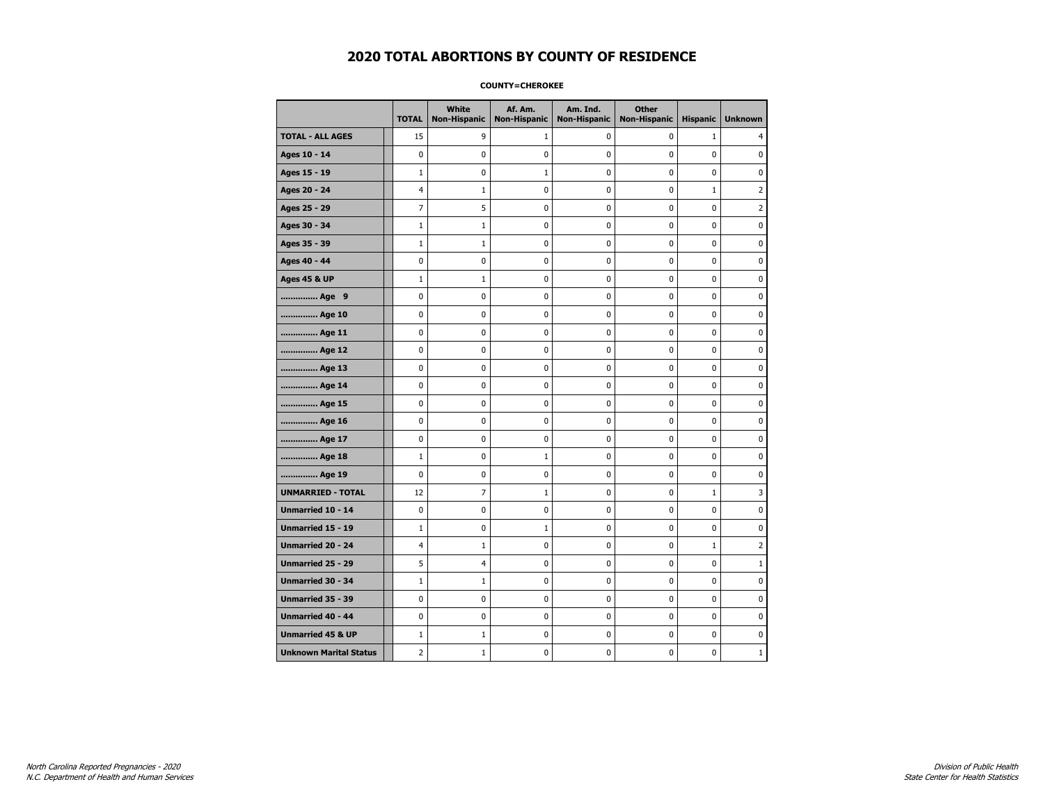# 2020 TOTAL ABORTIONS BY COUNTY OF RESIDENCE

**COUNTY=CHEROKEE**

| | TOTAL | White Non-Hispanic | Af. Am. Non-Hispanic | Am. Ind. Non-Hispanic | Other Non-Hispanic | Hispanic | Unknown |
|---|---|---|---|---|---|---|---|
| **TOTAL - ALL AGES** | 15 | 9 | 1 | 0 | 0 | 1 | 4 |
| **Ages 10 - 14** | 0 | 0 | 0 | 0 | 0 | 0 | 0 |
| **Ages 15 - 19** | 1 | 0 | 1 | 0 | 0 | 0 | 0 |
| **Ages 20 - 24** | 4 | 1 | 0 | 0 | 0 | 1 | 2 |
| **Ages 25 - 29** | 7 | 5 | 0 | 0 | 0 | 0 | 2 |
| **Ages 30 - 34** | 1 | 1 | 0 | 0 | 0 | 0 | 0 |
| **Ages 35 - 39** | 1 | 1 | 0 | 0 | 0 | 0 | 0 |
| **Ages 40 - 44** | 0 | 0 | 0 | 0 | 0 | 0 | 0 |
| **Ages 45 & UP** | 1 | 1 | 0 | 0 | 0 | 0 | 0 |
| **.............. Age 9** | 0 | 0 | 0 | 0 | 0 | 0 | 0 |
| **.............. Age 10** | 0 | 0 | 0 | 0 | 0 | 0 | 0 |
| **.............. Age 11** | 0 | 0 | 0 | 0 | 0 | 0 | 0 |
| **.............. Age 12** | 0 | 0 | 0 | 0 | 0 | 0 | 0 |
| **.............. Age 13** | 0 | 0 | 0 | 0 | 0 | 0 | 0 |
| **.............. Age 14** | 0 | 0 | 0 | 0 | 0 | 0 | 0 |
| **.............. Age 15** | 0 | 0 | 0 | 0 | 0 | 0 | 0 |
| **.............. Age 16** | 0 | 0 | 0 | 0 | 0 | 0 | 0 |
| **.............. Age 17** | 0 | 0 | 0 | 0 | 0 | 0 | 0 |
| **.............. Age 18** | 1 | 0 | 1 | 0 | 0 | 0 | 0 |
| **.............. Age 19** | 0 | 0 | 0 | 0 | 0 | 0 | 0 |
| **UNMARRIED - TOTAL** | 12 | 7 | 1 | 0 | 0 | 1 | 3 |
| **Unmarried 10 - 14** | 0 | 0 | 0 | 0 | 0 | 0 | 0 |
| **Unmarried 15 - 19** | 1 | 0 | 1 | 0 | 0 | 0 | 0 |
| **Unmarried 20 - 24** | 4 | 1 | 0 | 0 | 0 | 1 | 2 |
| **Unmarried 25 - 29** | 5 | 4 | 0 | 0 | 0 | 0 | 1 |
| **Unmarried 30 - 34** | 1 | 1 | 0 | 0 | 0 | 0 | 0 |
| **Unmarried 35 - 39** | 0 | 0 | 0 | 0 | 0 | 0 | 0 |
| **Unmarried 40 - 44** | 0 | 0 | 0 | 0 | 0 | 0 | 0 |
| **Unmarried 45 & UP** | 1 | 1 | 0 | 0 | 0 | 0 | 0 |
| **Unknown Marital Status** | 2 | 1 | 0 | 0 | 0 | 0 | 1 |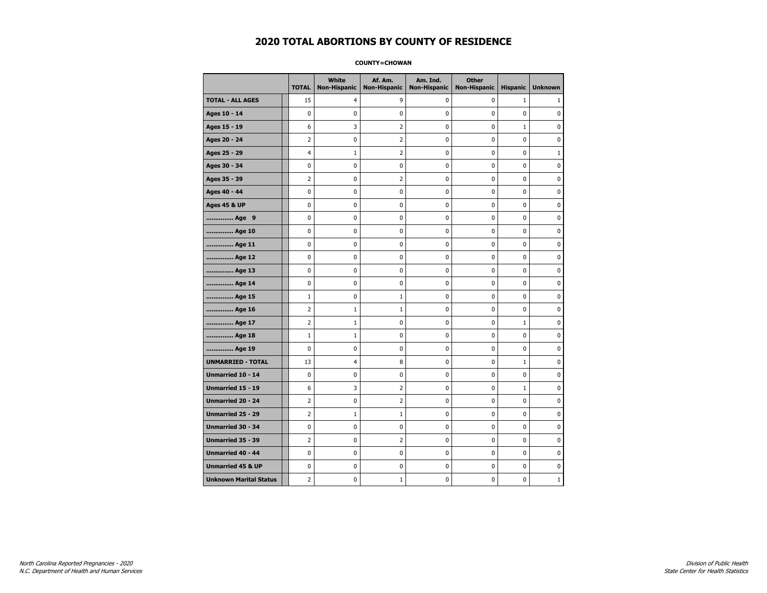# 2020 TOTAL ABORTIONS BY COUNTY OF RESIDENCE

**COUNTY=CHOWAN**

| | TOTAL | White Non-Hispanic | Af. Am. Non-Hispanic | Am. Ind. Non-Hispanic | Other Non-Hispanic | Hispanic | Unknown |
|---|---|---|---|---|---|---|---|
| **TOTAL - ALL AGES** | 15 | 4 | 9 | 0 | 0 | 1 | 1 |
| **Ages 10 - 14** | 0 | 0 | 0 | 0 | 0 | 0 | 0 |
| **Ages 15 - 19** | 6 | 3 | 2 | 0 | 0 | 1 | 0 |
| **Ages 20 - 24** | 2 | 0 | 2 | 0 | 0 | 0 | 0 |
| **Ages 25 - 29** | 4 | 1 | 2 | 0 | 0 | 0 | 1 |
| **Ages 30 - 34** | 0 | 0 | 0 | 0 | 0 | 0 | 0 |
| **Ages 35 - 39** | 2 | 0 | 2 | 0 | 0 | 0 | 0 |
| **Ages 40 - 44** | 0 | 0 | 0 | 0 | 0 | 0 | 0 |
| **Ages 45 & UP** | 0 | 0 | 0 | 0 | 0 | 0 | 0 |
| **.............. Age 9** | 0 | 0 | 0 | 0 | 0 | 0 | 0 |
| **.............. Age 10** | 0 | 0 | 0 | 0 | 0 | 0 | 0 |
| **.............. Age 11** | 0 | 0 | 0 | 0 | 0 | 0 | 0 |
| **.............. Age 12** | 0 | 0 | 0 | 0 | 0 | 0 | 0 |
| **.............. Age 13** | 0 | 0 | 0 | 0 | 0 | 0 | 0 |
| **.............. Age 14** | 0 | 0 | 0 | 0 | 0 | 0 | 0 |
| **.............. Age 15** | 1 | 0 | 1 | 0 | 0 | 0 | 0 |
| **.............. Age 16** | 2 | 1 | 1 | 0 | 0 | 0 | 0 |
| **.............. Age 17** | 2 | 1 | 0 | 0 | 0 | 1 | 0 |
| **.............. Age 18** | 1 | 1 | 0 | 0 | 0 | 0 | 0 |
| **.............. Age 19** | 0 | 0 | 0 | 0 | 0 | 0 | 0 |
| **UNMARRIED - TOTAL** | 13 | 4 | 8 | 0 | 0 | 1 | 0 |
| **Unmarried 10 - 14** | 0 | 0 | 0 | 0 | 0 | 0 | 0 |
| **Unmarried 15 - 19** | 6 | 3 | 2 | 0 | 0 | 1 | 0 |
| **Unmarried 20 - 24** | 2 | 0 | 2 | 0 | 0 | 0 | 0 |
| **Unmarried 25 - 29** | 2 | 1 | 1 | 0 | 0 | 0 | 0 |
| **Unmarried 30 - 34** | 0 | 0 | 0 | 0 | 0 | 0 | 0 |
| **Unmarried 35 - 39** | 2 | 0 | 2 | 0 | 0 | 0 | 0 |
| **Unmarried 40 - 44** | 0 | 0 | 0 | 0 | 0 | 0 | 0 |
| **Unmarried 45 & UP** | 0 | 0 | 0 | 0 | 0 | 0 | 0 |
| **Unknown Marital Status** | 2 | 0 | 1 | 0 | 0 | 0 | 1 |

*North Carolina Reported Pregnancies - 2020*
*N.C. Department of Health and Human Services*

*Division of Public Health*
*State Center for Health Statistics*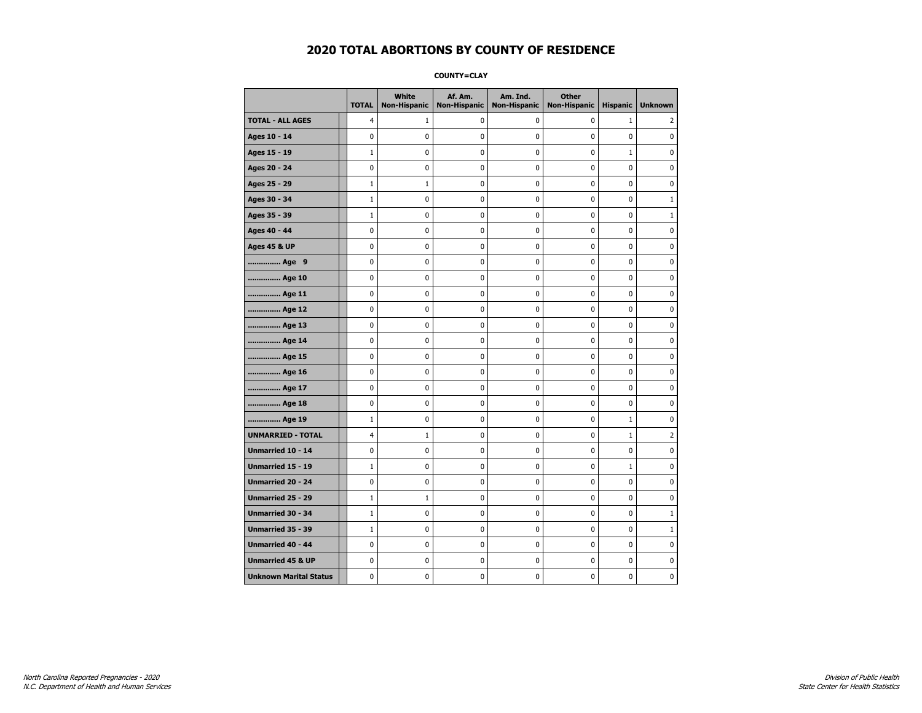# 2020 TOTAL ABORTIONS BY COUNTY OF RESIDENCE

**COUNTY=CLAY**

| | TOTAL | White Non-Hispanic | Af. Am. Non-Hispanic | Am. Ind. Non-Hispanic | Other Non-Hispanic | Hispanic | Unknown |
|---|---|---|---|---|---|---|---|
| **TOTAL - ALL AGES** | 4 | 1 | 0 | 0 | 0 | 1 | 2 |
| **Ages 10 - 14** | 0 | 0 | 0 | 0 | 0 | 0 | 0 |
| **Ages 15 - 19** | 1 | 0 | 0 | 0 | 0 | 1 | 0 |
| **Ages 20 - 24** | 0 | 0 | 0 | 0 | 0 | 0 | 0 |
| **Ages 25 - 29** | 1 | 1 | 0 | 0 | 0 | 0 | 0 |
| **Ages 30 - 34** | 1 | 0 | 0 | 0 | 0 | 0 | 1 |
| **Ages 35 - 39** | 1 | 0 | 0 | 0 | 0 | 0 | 1 |
| **Ages 40 - 44** | 0 | 0 | 0 | 0 | 0 | 0 | 0 |
| **Ages 45 & UP** | 0 | 0 | 0 | 0 | 0 | 0 | 0 |
| **.............. Age 9** | 0 | 0 | 0 | 0 | 0 | 0 | 0 |
| **.............. Age 10** | 0 | 0 | 0 | 0 | 0 | 0 | 0 |
| **.............. Age 11** | 0 | 0 | 0 | 0 | 0 | 0 | 0 |
| **.............. Age 12** | 0 | 0 | 0 | 0 | 0 | 0 | 0 |
| **.............. Age 13** | 0 | 0 | 0 | 0 | 0 | 0 | 0 |
| **.............. Age 14** | 0 | 0 | 0 | 0 | 0 | 0 | 0 |
| **.............. Age 15** | 0 | 0 | 0 | 0 | 0 | 0 | 0 |
| **.............. Age 16** | 0 | 0 | 0 | 0 | 0 | 0 | 0 |
| **.............. Age 17** | 0 | 0 | 0 | 0 | 0 | 0 | 0 |
| **.............. Age 18** | 0 | 0 | 0 | 0 | 0 | 0 | 0 |
| **.............. Age 19** | 1 | 0 | 0 | 0 | 0 | 1 | 0 |
| **UNMARRIED - TOTAL** | 4 | 1 | 0 | 0 | 0 | 1 | 2 |
| **Unmarried 10 - 14** | 0 | 0 | 0 | 0 | 0 | 0 | 0 |
| **Unmarried 15 - 19** | 1 | 0 | 0 | 0 | 0 | 1 | 0 |
| **Unmarried 20 - 24** | 0 | 0 | 0 | 0 | 0 | 0 | 0 |
| **Unmarried 25 - 29** | 1 | 1 | 0 | 0 | 0 | 0 | 0 |
| **Unmarried 30 - 34** | 1 | 0 | 0 | 0 | 0 | 0 | 1 |
| **Unmarried 35 - 39** | 1 | 0 | 0 | 0 | 0 | 0 | 1 |
| **Unmarried 40 - 44** | 0 | 0 | 0 | 0 | 0 | 0 | 0 |
| **Unmarried 45 & UP** | 0 | 0 | 0 | 0 | 0 | 0 | 0 |
| **Unknown Marital Status** | 0 | 0 | 0 | 0 | 0 | 0 | 0 |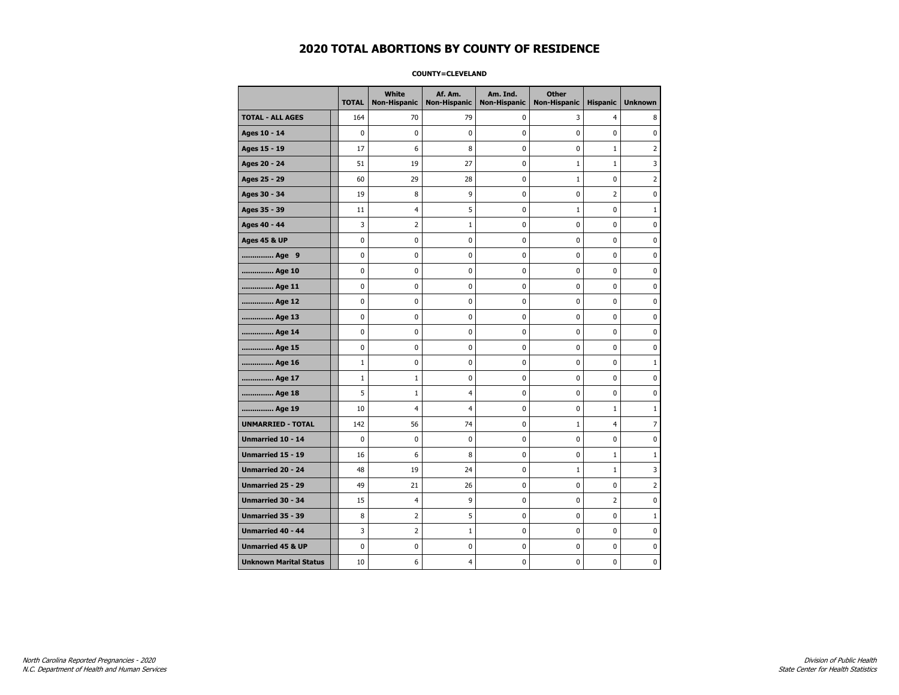# 2020 TOTAL ABORTIONS BY COUNTY OF RESIDENCE

**COUNTY=CLEVELAND**

| | TOTAL | White Non-Hispanic | Af. Am. Non-Hispanic | Am. Ind. Non-Hispanic | Other Non-Hispanic | Hispanic | Unknown |
|---|---|---|---|---|---|---|---|
| **TOTAL - ALL AGES** | 164 | 70 | 79 | 0 | 3 | 4 | 8 |
| **Ages 10 - 14** | 0 | 0 | 0 | 0 | 0 | 0 | 0 |
| **Ages 15 - 19** | 17 | 6 | 8 | 0 | 0 | 1 | 2 |
| **Ages 20 - 24** | 51 | 19 | 27 | 0 | 1 | 1 | 3 |
| **Ages 25 - 29** | 60 | 29 | 28 | 0 | 1 | 0 | 2 |
| **Ages 30 - 34** | 19 | 8 | 9 | 0 | 0 | 2 | 0 |
| **Ages 35 - 39** | 11 | 4 | 5 | 0 | 1 | 0 | 1 |
| **Ages 40 - 44** | 3 | 2 | 1 | 0 | 0 | 0 | 0 |
| **Ages 45 & UP** | 0 | 0 | 0 | 0 | 0 | 0 | 0 |
| **.............. Age 9** | 0 | 0 | 0 | 0 | 0 | 0 | 0 |
| **.............. Age 10** | 0 | 0 | 0 | 0 | 0 | 0 | 0 |
| **.............. Age 11** | 0 | 0 | 0 | 0 | 0 | 0 | 0 |
| **.............. Age 12** | 0 | 0 | 0 | 0 | 0 | 0 | 0 |
| **.............. Age 13** | 0 | 0 | 0 | 0 | 0 | 0 | 0 |
| **.............. Age 14** | 0 | 0 | 0 | 0 | 0 | 0 | 0 |
| **.............. Age 15** | 0 | 0 | 0 | 0 | 0 | 0 | 0 |
| **.............. Age 16** | 1 | 0 | 0 | 0 | 0 | 0 | 1 |
| **.............. Age 17** | 1 | 1 | 0 | 0 | 0 | 0 | 0 |
| **.............. Age 18** | 5 | 1 | 4 | 0 | 0 | 0 | 0 |
| **.............. Age 19** | 10 | 4 | 4 | 0 | 0 | 1 | 1 |
| **UNMARRIED - TOTAL** | 142 | 56 | 74 | 0 | 1 | 4 | 7 |
| **Unmarried 10 - 14** | 0 | 0 | 0 | 0 | 0 | 0 | 0 |
| **Unmarried 15 - 19** | 16 | 6 | 8 | 0 | 0 | 1 | 1 |
| **Unmarried 20 - 24** | 48 | 19 | 24 | 0 | 1 | 1 | 3 |
| **Unmarried 25 - 29** | 49 | 21 | 26 | 0 | 0 | 0 | 2 |
| **Unmarried 30 - 34** | 15 | 4 | 9 | 0 | 0 | 2 | 0 |
| **Unmarried 35 - 39** | 8 | 2 | 5 | 0 | 0 | 0 | 1 |
| **Unmarried 40 - 44** | 3 | 2 | 1 | 0 | 0 | 0 | 0 |
| **Unmarried 45 & UP** | 0 | 0 | 0 | 0 | 0 | 0 | 0 |
| **Unknown Marital Status** | 10 | 6 | 4 | 0 | 0 | 0 | 0 |

*North Carolina Reported Pregnancies - 2020*
*N.C. Department of Health and Human Services*

*Division of Public Health*
*State Center for Health Statistics*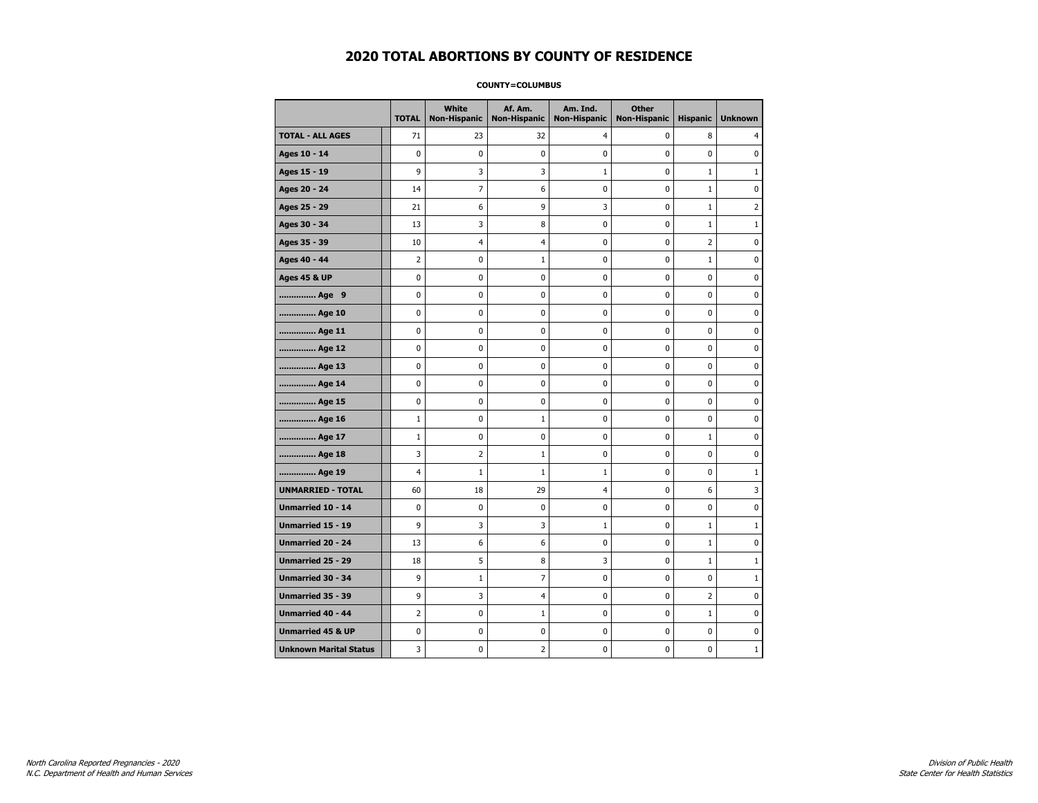# 2020 TOTAL ABORTIONS BY COUNTY OF RESIDENCE

**COUNTY=COLUMBUS**

| | TOTAL | White Non-Hispanic | Af. Am. Non-Hispanic | Am. Ind. Non-Hispanic | Other Non-Hispanic | Hispanic | Unknown |
|---|---|---|---|---|---|---|---|
| **TOTAL - ALL AGES** | 71 | 23 | 32 | 4 | 0 | 8 | 4 |
| **Ages 10 - 14** | 0 | 0 | 0 | 0 | 0 | 0 | 0 |
| **Ages 15 - 19** | 9 | 3 | 3 | 1 | 0 | 1 | 1 |
| **Ages 20 - 24** | 14 | 7 | 6 | 0 | 0 | 1 | 0 |
| **Ages 25 - 29** | 21 | 6 | 9 | 3 | 0 | 1 | 2 |
| **Ages 30 - 34** | 13 | 3 | 8 | 0 | 0 | 1 | 1 |
| **Ages 35 - 39** | 10 | 4 | 4 | 0 | 0 | 2 | 0 |
| **Ages 40 - 44** | 2 | 0 | 1 | 0 | 0 | 1 | 0 |
| **Ages 45 & UP** | 0 | 0 | 0 | 0 | 0 | 0 | 0 |
| **.............. Age 9** | 0 | 0 | 0 | 0 | 0 | 0 | 0 |
| **.............. Age 10** | 0 | 0 | 0 | 0 | 0 | 0 | 0 |
| **.............. Age 11** | 0 | 0 | 0 | 0 | 0 | 0 | 0 |
| **.............. Age 12** | 0 | 0 | 0 | 0 | 0 | 0 | 0 |
| **.............. Age 13** | 0 | 0 | 0 | 0 | 0 | 0 | 0 |
| **.............. Age 14** | 0 | 0 | 0 | 0 | 0 | 0 | 0 |
| **.............. Age 15** | 0 | 0 | 0 | 0 | 0 | 0 | 0 |
| **.............. Age 16** | 1 | 0 | 1 | 0 | 0 | 0 | 0 |
| **.............. Age 17** | 1 | 0 | 0 | 0 | 0 | 1 | 0 |
| **.............. Age 18** | 3 | 2 | 1 | 0 | 0 | 0 | 0 |
| **.............. Age 19** | 4 | 1 | 1 | 1 | 0 | 0 | 1 |
| **UNMARRIED - TOTAL** | 60 | 18 | 29 | 4 | 0 | 6 | 3 |
| **Unmarried 10 - 14** | 0 | 0 | 0 | 0 | 0 | 0 | 0 |
| **Unmarried 15 - 19** | 9 | 3 | 3 | 1 | 0 | 1 | 1 |
| **Unmarried 20 - 24** | 13 | 6 | 6 | 0 | 0 | 1 | 0 |
| **Unmarried 25 - 29** | 18 | 5 | 8 | 3 | 0 | 1 | 1 |
| **Unmarried 30 - 34** | 9 | 1 | 7 | 0 | 0 | 0 | 1 |
| **Unmarried 35 - 39** | 9 | 3 | 4 | 0 | 0 | 2 | 0 |
| **Unmarried 40 - 44** | 2 | 0 | 1 | 0 | 0 | 1 | 0 |
| **Unmarried 45 & UP** | 0 | 0 | 0 | 0 | 0 | 0 | 0 |
| **Unknown Marital Status** | 3 | 0 | 2 | 0 | 0 | 0 | 1 |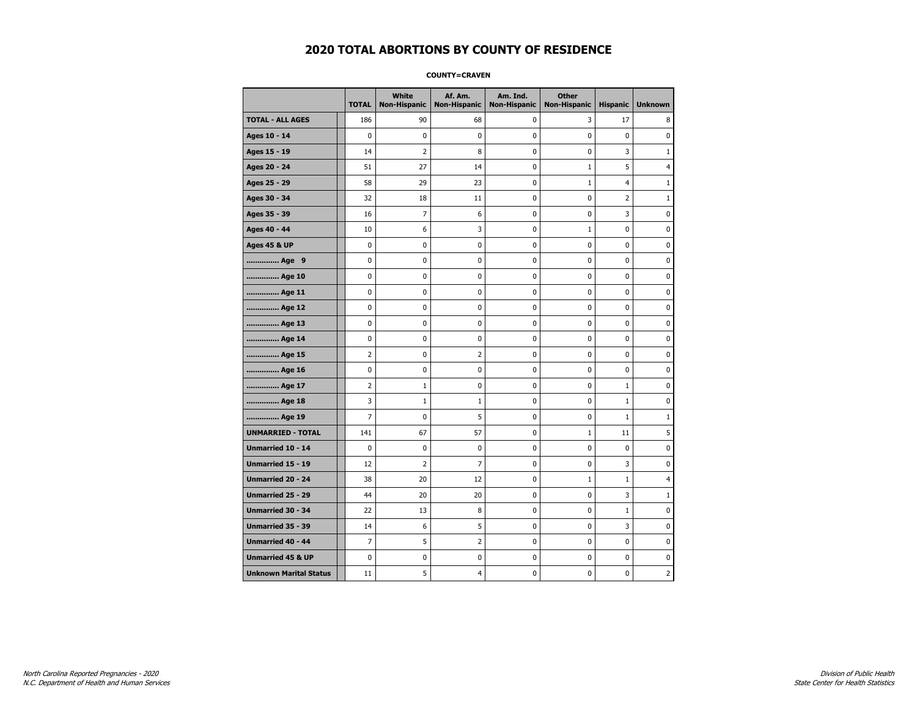# 2020 TOTAL ABORTIONS BY COUNTY OF RESIDENCE

**COUNTY=CRAVEN**

| | TOTAL | White Non-Hispanic | Af. Am. Non-Hispanic | Am. Ind. Non-Hispanic | Other Non-Hispanic | Hispanic | Unknown |
|---|---|---|---|---|---|---|---|
| **TOTAL - ALL AGES** | 186 | 90 | 68 | 0 | 3 | 17 | 8 |
| **Ages 10 - 14** | 0 | 0 | 0 | 0 | 0 | 0 | 0 |
| **Ages 15 - 19** | 14 | 2 | 8 | 0 | 0 | 3 | 1 |
| **Ages 20 - 24** | 51 | 27 | 14 | 0 | 1 | 5 | 4 |
| **Ages 25 - 29** | 58 | 29 | 23 | 0 | 1 | 4 | 1 |
| **Ages 30 - 34** | 32 | 18 | 11 | 0 | 0 | 2 | 1 |
| **Ages 35 - 39** | 16 | 7 | 6 | 0 | 0 | 3 | 0 |
| **Ages 40 - 44** | 10 | 6 | 3 | 0 | 1 | 0 | 0 |
| **Ages 45 & UP** | 0 | 0 | 0 | 0 | 0 | 0 | 0 |
| **.............. Age 9** | 0 | 0 | 0 | 0 | 0 | 0 | 0 |
| **.............. Age 10** | 0 | 0 | 0 | 0 | 0 | 0 | 0 |
| **.............. Age 11** | 0 | 0 | 0 | 0 | 0 | 0 | 0 |
| **.............. Age 12** | 0 | 0 | 0 | 0 | 0 | 0 | 0 |
| **.............. Age 13** | 0 | 0 | 0 | 0 | 0 | 0 | 0 |
| **.............. Age 14** | 0 | 0 | 0 | 0 | 0 | 0 | 0 |
| **.............. Age 15** | 2 | 0 | 2 | 0 | 0 | 0 | 0 |
| **.............. Age 16** | 0 | 0 | 0 | 0 | 0 | 0 | 0 |
| **.............. Age 17** | 2 | 1 | 0 | 0 | 0 | 1 | 0 |
| **.............. Age 18** | 3 | 1 | 1 | 0 | 0 | 1 | 0 |
| **.............. Age 19** | 7 | 0 | 5 | 0 | 0 | 1 | 1 |
| **UNMARRIED - TOTAL** | 141 | 67 | 57 | 0 | 1 | 11 | 5 |
| **Unmarried 10 - 14** | 0 | 0 | 0 | 0 | 0 | 0 | 0 |
| **Unmarried 15 - 19** | 12 | 2 | 7 | 0 | 0 | 3 | 0 |
| **Unmarried 20 - 24** | 38 | 20 | 12 | 0 | 1 | 1 | 4 |
| **Unmarried 25 - 29** | 44 | 20 | 20 | 0 | 0 | 3 | 1 |
| **Unmarried 30 - 34** | 22 | 13 | 8 | 0 | 0 | 1 | 0 |
| **Unmarried 35 - 39** | 14 | 6 | 5 | 0 | 0 | 3 | 0 |
| **Unmarried 40 - 44** | 7 | 5 | 2 | 0 | 0 | 0 | 0 |
| **Unmarried 45 & UP** | 0 | 0 | 0 | 0 | 0 | 0 | 0 |
| **Unknown Marital Status** | 11 | 5 | 4 | 0 | 0 | 0 | 2 |

*North Carolina Reported Pregnancies - 2020*
*N.C. Department of Health and Human Services*

*Division of Public Health*
*State Center for Health Statistics*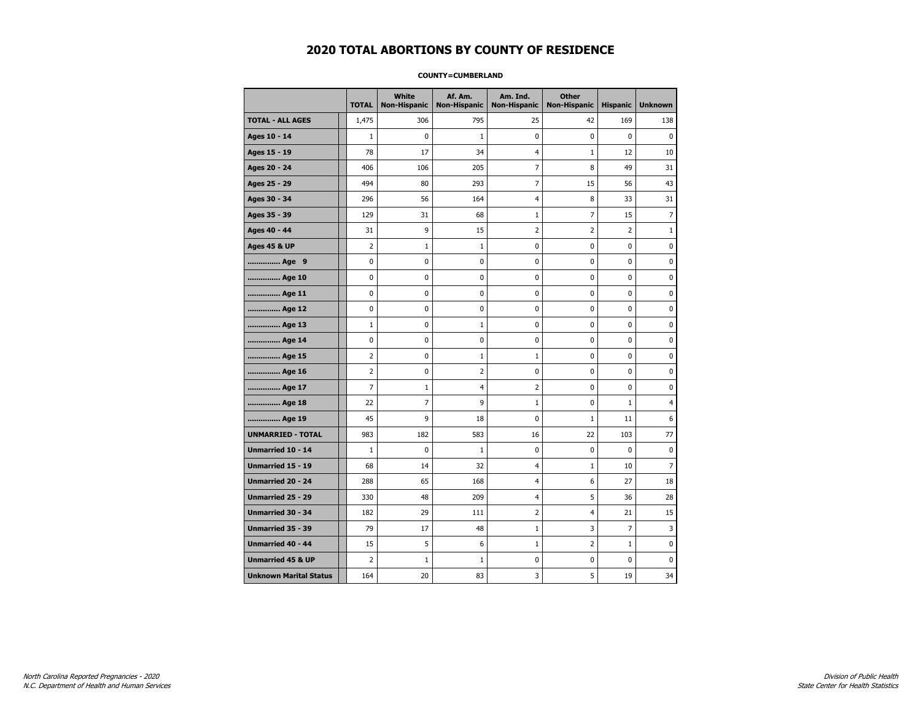# 2020 TOTAL ABORTIONS BY COUNTY OF RESIDENCE

**COUNTY=CUMBERLAND**

| | TOTAL | White Non-Hispanic | Af. Am. Non-Hispanic | Am. Ind. Non-Hispanic | Other Non-Hispanic | Hispanic | Unknown |
|---|---|---|---|---|---|---|---|
| **TOTAL - ALL AGES** | 1,475 | 306 | 795 | 25 | 42 | 169 | 138 |
| **Ages 10 - 14** | 1 | 0 | 1 | 0 | 0 | 0 | 0 |
| **Ages 15 - 19** | 78 | 17 | 34 | 4 | 1 | 12 | 10 |
| **Ages 20 - 24** | 406 | 106 | 205 | 7 | 8 | 49 | 31 |
| **Ages 25 - 29** | 494 | 80 | 293 | 7 | 15 | 56 | 43 |
| **Ages 30 - 34** | 296 | 56 | 164 | 4 | 8 | 33 | 31 |
| **Ages 35 - 39** | 129 | 31 | 68 | 1 | 7 | 15 | 7 |
| **Ages 40 - 44** | 31 | 9 | 15 | 2 | 2 | 2 | 1 |
| **Ages 45 & UP** | 2 | 1 | 1 | 0 | 0 | 0 | 0 |
| **.............. Age 9** | 0 | 0 | 0 | 0 | 0 | 0 | 0 |
| **.............. Age 10** | 0 | 0 | 0 | 0 | 0 | 0 | 0 |
| **.............. Age 11** | 0 | 0 | 0 | 0 | 0 | 0 | 0 |
| **.............. Age 12** | 0 | 0 | 0 | 0 | 0 | 0 | 0 |
| **.............. Age 13** | 1 | 0 | 1 | 0 | 0 | 0 | 0 |
| **.............. Age 14** | 0 | 0 | 0 | 0 | 0 | 0 | 0 |
| **.............. Age 15** | 2 | 0 | 1 | 1 | 0 | 0 | 0 |
| **.............. Age 16** | 2 | 0 | 2 | 0 | 0 | 0 | 0 |
| **.............. Age 17** | 7 | 1 | 4 | 2 | 0 | 0 | 0 |
| **.............. Age 18** | 22 | 7 | 9 | 1 | 0 | 1 | 4 |
| **.............. Age 19** | 45 | 9 | 18 | 0 | 1 | 11 | 6 |
| **UNMARRIED - TOTAL** | 983 | 182 | 583 | 16 | 22 | 103 | 77 |
| **Unmarried 10 - 14** | 1 | 0 | 1 | 0 | 0 | 0 | 0 |
| **Unmarried 15 - 19** | 68 | 14 | 32 | 4 | 1 | 10 | 7 |
| **Unmarried 20 - 24** | 288 | 65 | 168 | 4 | 6 | 27 | 18 |
| **Unmarried 25 - 29** | 330 | 48 | 209 | 4 | 5 | 36 | 28 |
| **Unmarried 30 - 34** | 182 | 29 | 111 | 2 | 4 | 21 | 15 |
| **Unmarried 35 - 39** | 79 | 17 | 48 | 1 | 3 | 7 | 3 |
| **Unmarried 40 - 44** | 15 | 5 | 6 | 1 | 2 | 1 | 0 |
| **Unmarried 45 & UP** | 2 | 1 | 1 | 0 | 0 | 0 | 0 |
| **Unknown Marital Status** | 164 | 20 | 83 | 3 | 5 | 19 | 34 |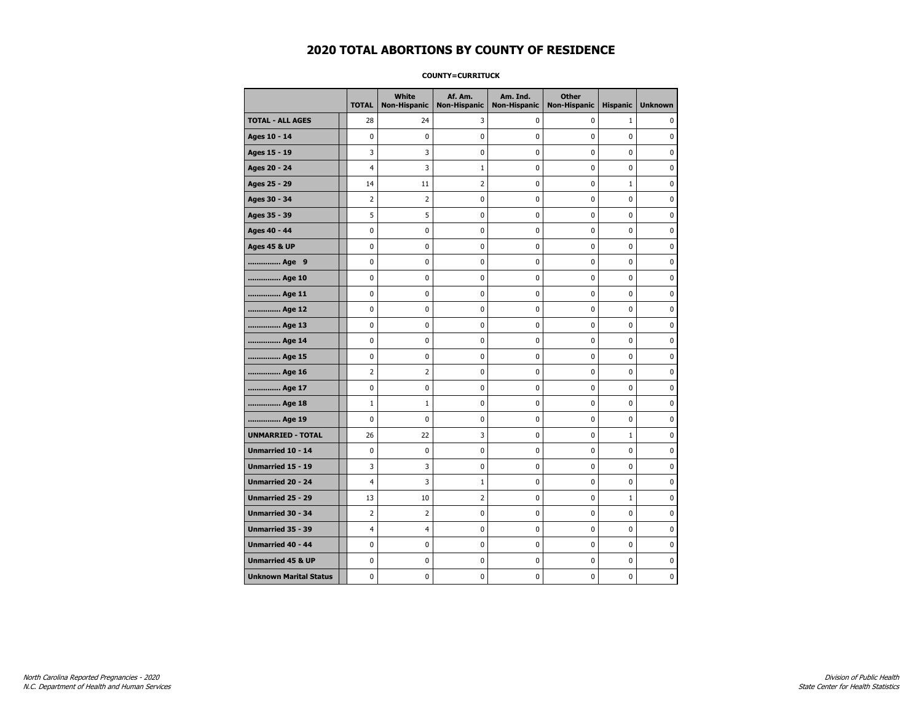# 2020 TOTAL ABORTIONS BY COUNTY OF RESIDENCE

**COUNTY=CURRITUCK**

| | TOTAL | White Non-Hispanic | Af. Am. Non-Hispanic | Am. Ind. Non-Hispanic | Other Non-Hispanic | Hispanic | Unknown |
|---|---|---|---|---|---|---|---|
| **TOTAL - ALL AGES** | 28 | 24 | 3 | 0 | 0 | 1 | 0 |
| **Ages 10 - 14** | 0 | 0 | 0 | 0 | 0 | 0 | 0 |
| **Ages 15 - 19** | 3 | 3 | 0 | 0 | 0 | 0 | 0 |
| **Ages 20 - 24** | 4 | 3 | 1 | 0 | 0 | 0 | 0 |
| **Ages 25 - 29** | 14 | 11 | 2 | 0 | 0 | 1 | 0 |
| **Ages 30 - 34** | 2 | 2 | 0 | 0 | 0 | 0 | 0 |
| **Ages 35 - 39** | 5 | 5 | 0 | 0 | 0 | 0 | 0 |
| **Ages 40 - 44** | 0 | 0 | 0 | 0 | 0 | 0 | 0 |
| **Ages 45 & UP** | 0 | 0 | 0 | 0 | 0 | 0 | 0 |
| **.............. Age 9** | 0 | 0 | 0 | 0 | 0 | 0 | 0 |
| **.............. Age 10** | 0 | 0 | 0 | 0 | 0 | 0 | 0 |
| **.............. Age 11** | 0 | 0 | 0 | 0 | 0 | 0 | 0 |
| **.............. Age 12** | 0 | 0 | 0 | 0 | 0 | 0 | 0 |
| **.............. Age 13** | 0 | 0 | 0 | 0 | 0 | 0 | 0 |
| **.............. Age 14** | 0 | 0 | 0 | 0 | 0 | 0 | 0 |
| **.............. Age 15** | 0 | 0 | 0 | 0 | 0 | 0 | 0 |
| **.............. Age 16** | 2 | 2 | 0 | 0 | 0 | 0 | 0 |
| **.............. Age 17** | 0 | 0 | 0 | 0 | 0 | 0 | 0 |
| **.............. Age 18** | 1 | 1 | 0 | 0 | 0 | 0 | 0 |
| **.............. Age 19** | 0 | 0 | 0 | 0 | 0 | 0 | 0 |
| **UNMARRIED - TOTAL** | 26 | 22 | 3 | 0 | 0 | 1 | 0 |
| **Unmarried 10 - 14** | 0 | 0 | 0 | 0 | 0 | 0 | 0 |
| **Unmarried 15 - 19** | 3 | 3 | 0 | 0 | 0 | 0 | 0 |
| **Unmarried 20 - 24** | 4 | 3 | 1 | 0 | 0 | 0 | 0 |
| **Unmarried 25 - 29** | 13 | 10 | 2 | 0 | 0 | 1 | 0 |
| **Unmarried 30 - 34** | 2 | 2 | 0 | 0 | 0 | 0 | 0 |
| **Unmarried 35 - 39** | 4 | 4 | 0 | 0 | 0 | 0 | 0 |
| **Unmarried 40 - 44** | 0 | 0 | 0 | 0 | 0 | 0 | 0 |
| **Unmarried 45 & UP** | 0 | 0 | 0 | 0 | 0 | 0 | 0 |
| **Unknown Marital Status** | 0 | 0 | 0 | 0 | 0 | 0 | 0 |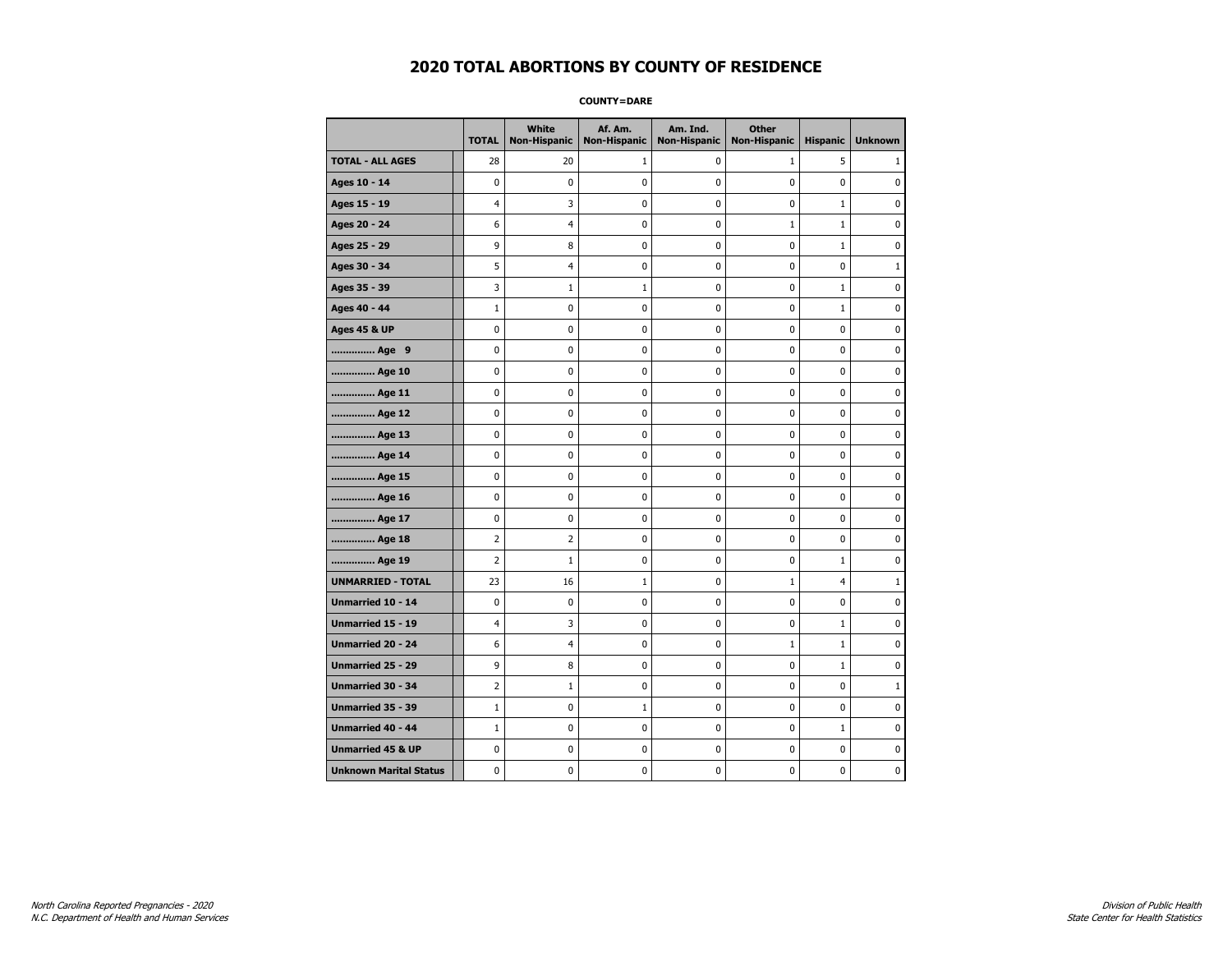# 2020 TOTAL ABORTIONS BY COUNTY OF RESIDENCE

**COUNTY=DARE**

| | TOTAL | White Non-Hispanic | Af. Am. Non-Hispanic | Am. Ind. Non-Hispanic | Other Non-Hispanic | Hispanic | Unknown |
|---|---|---|---|---|---|---|---|
| **TOTAL - ALL AGES** | 28 | 20 | 1 | 0 | 1 | 5 | 1 |
| **Ages 10 - 14** | 0 | 0 | 0 | 0 | 0 | 0 | 0 |
| **Ages 15 - 19** | 4 | 3 | 0 | 0 | 0 | 1 | 0 |
| **Ages 20 - 24** | 6 | 4 | 0 | 0 | 1 | 1 | 0 |
| **Ages 25 - 29** | 9 | 8 | 0 | 0 | 0 | 1 | 0 |
| **Ages 30 - 34** | 5 | 4 | 0 | 0 | 0 | 0 | 1 |
| **Ages 35 - 39** | 3 | 1 | 1 | 0 | 0 | 1 | 0 |
| **Ages 40 - 44** | 1 | 0 | 0 | 0 | 0 | 1 | 0 |
| **Ages 45 & UP** | 0 | 0 | 0 | 0 | 0 | 0 | 0 |
| **.............. Age 9** | 0 | 0 | 0 | 0 | 0 | 0 | 0 |
| **.............. Age 10** | 0 | 0 | 0 | 0 | 0 | 0 | 0 |
| **.............. Age 11** | 0 | 0 | 0 | 0 | 0 | 0 | 0 |
| **.............. Age 12** | 0 | 0 | 0 | 0 | 0 | 0 | 0 |
| **.............. Age 13** | 0 | 0 | 0 | 0 | 0 | 0 | 0 |
| **.............. Age 14** | 0 | 0 | 0 | 0 | 0 | 0 | 0 |
| **.............. Age 15** | 0 | 0 | 0 | 0 | 0 | 0 | 0 |
| **.............. Age 16** | 0 | 0 | 0 | 0 | 0 | 0 | 0 |
| **.............. Age 17** | 0 | 0 | 0 | 0 | 0 | 0 | 0 |
| **.............. Age 18** | 2 | 2 | 0 | 0 | 0 | 0 | 0 |
| **.............. Age 19** | 2 | 1 | 0 | 0 | 0 | 1 | 0 |
| **UNMARRIED - TOTAL** | 23 | 16 | 1 | 0 | 1 | 4 | 1 |
| **Unmarried 10 - 14** | 0 | 0 | 0 | 0 | 0 | 0 | 0 |
| **Unmarried 15 - 19** | 4 | 3 | 0 | 0 | 0 | 1 | 0 |
| **Unmarried 20 - 24** | 6 | 4 | 0 | 0 | 1 | 1 | 0 |
| **Unmarried 25 - 29** | 9 | 8 | 0 | 0 | 0 | 1 | 0 |
| **Unmarried 30 - 34** | 2 | 1 | 0 | 0 | 0 | 0 | 1 |
| **Unmarried 35 - 39** | 1 | 0 | 1 | 0 | 0 | 0 | 0 |
| **Unmarried 40 - 44** | 1 | 0 | 0 | 0 | 0 | 1 | 0 |
| **Unmarried 45 & UP** | 0 | 0 | 0 | 0 | 0 | 0 | 0 |
| **Unknown Marital Status** | 0 | 0 | 0 | 0 | 0 | 0 | 0 |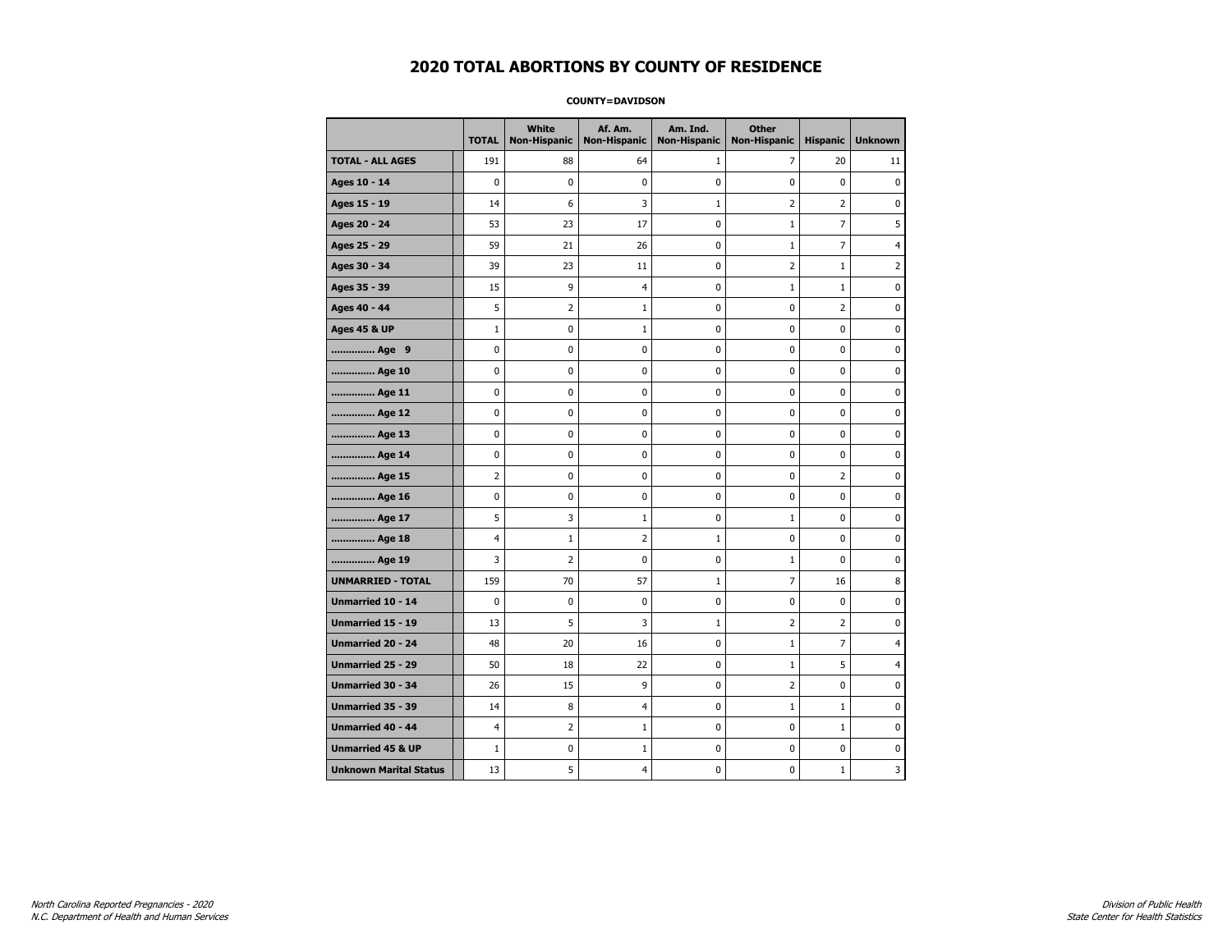# 2020 TOTAL ABORTIONS BY COUNTY OF RESIDENCE

**COUNTY=DAVIDSON**

| | TOTAL | White Non-Hispanic | Af. Am. Non-Hispanic | Am. Ind. Non-Hispanic | Other Non-Hispanic | Hispanic | Unknown |
|---|---|---|---|---|---|---|---|
| **TOTAL - ALL AGES** | 191 | 88 | 64 | 1 | 7 | 20 | 11 |
| **Ages 10 - 14** | 0 | 0 | 0 | 0 | 0 | 0 | 0 |
| **Ages 15 - 19** | 14 | 6 | 3 | 1 | 2 | 2 | 0 |
| **Ages 20 - 24** | 53 | 23 | 17 | 0 | 1 | 7 | 5 |
| **Ages 25 - 29** | 59 | 21 | 26 | 0 | 1 | 7 | 4 |
| **Ages 30 - 34** | 39 | 23 | 11 | 0 | 2 | 1 | 2 |
| **Ages 35 - 39** | 15 | 9 | 4 | 0 | 1 | 1 | 0 |
| **Ages 40 - 44** | 5 | 2 | 1 | 0 | 0 | 2 | 0 |
| **Ages 45 & UP** | 1 | 0 | 1 | 0 | 0 | 0 | 0 |
| **.............. Age 9** | 0 | 0 | 0 | 0 | 0 | 0 | 0 |
| **.............. Age 10** | 0 | 0 | 0 | 0 | 0 | 0 | 0 |
| **.............. Age 11** | 0 | 0 | 0 | 0 | 0 | 0 | 0 |
| **.............. Age 12** | 0 | 0 | 0 | 0 | 0 | 0 | 0 |
| **.............. Age 13** | 0 | 0 | 0 | 0 | 0 | 0 | 0 |
| **.............. Age 14** | 0 | 0 | 0 | 0 | 0 | 0 | 0 |
| **.............. Age 15** | 2 | 0 | 0 | 0 | 0 | 2 | 0 |
| **.............. Age 16** | 0 | 0 | 0 | 0 | 0 | 0 | 0 |
| **.............. Age 17** | 5 | 3 | 1 | 0 | 1 | 0 | 0 |
| **.............. Age 18** | 4 | 1 | 2 | 1 | 0 | 0 | 0 |
| **.............. Age 19** | 3 | 2 | 0 | 0 | 1 | 0 | 0 |
| **UNMARRIED - TOTAL** | 159 | 70 | 57 | 1 | 7 | 16 | 8 |
| **Unmarried 10 - 14** | 0 | 0 | 0 | 0 | 0 | 0 | 0 |
| **Unmarried 15 - 19** | 13 | 5 | 3 | 1 | 2 | 2 | 0 |
| **Unmarried 20 - 24** | 48 | 20 | 16 | 0 | 1 | 7 | 4 |
| **Unmarried 25 - 29** | 50 | 18 | 22 | 0 | 1 | 5 | 4 |
| **Unmarried 30 - 34** | 26 | 15 | 9 | 0 | 2 | 0 | 0 |
| **Unmarried 35 - 39** | 14 | 8 | 4 | 0 | 1 | 1 | 0 |
| **Unmarried 40 - 44** | 4 | 2 | 1 | 0 | 0 | 1 | 0 |
| **Unmarried 45 & UP** | 1 | 0 | 1 | 0 | 0 | 0 | 0 |
| **Unknown Marital Status** | 13 | 5 | 4 | 0 | 0 | 1 | 3 |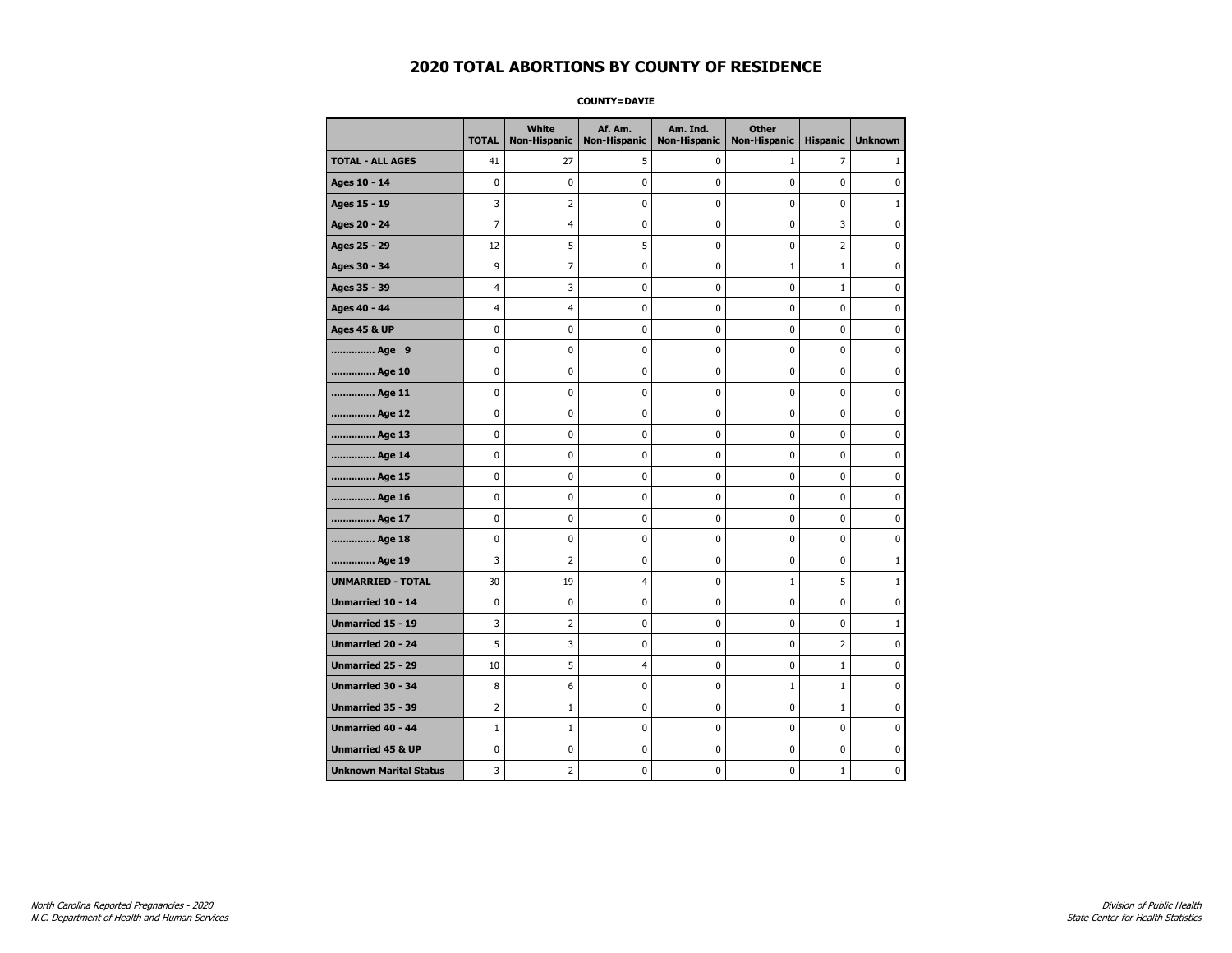# 2020 TOTAL ABORTIONS BY COUNTY OF RESIDENCE

**COUNTY=DAVIE**

| | TOTAL | White Non-Hispanic | Af. Am. Non-Hispanic | Am. Ind. Non-Hispanic | Other Non-Hispanic | Hispanic | Unknown |
|---|---|---|---|---|---|---|---|
| **TOTAL - ALL AGES** | 41 | 27 | 5 | 0 | 1 | 7 | 1 |
| **Ages 10 - 14** | 0 | 0 | 0 | 0 | 0 | 0 | 0 |
| **Ages 15 - 19** | 3 | 2 | 0 | 0 | 0 | 0 | 1 |
| **Ages 20 - 24** | 7 | 4 | 0 | 0 | 0 | 3 | 0 |
| **Ages 25 - 29** | 12 | 5 | 5 | 0 | 0 | 2 | 0 |
| **Ages 30 - 34** | 9 | 7 | 0 | 0 | 1 | 1 | 0 |
| **Ages 35 - 39** | 4 | 3 | 0 | 0 | 0 | 1 | 0 |
| **Ages 40 - 44** | 4 | 4 | 0 | 0 | 0 | 0 | 0 |
| **Ages 45 & UP** | 0 | 0 | 0 | 0 | 0 | 0 | 0 |
| **.............. Age 9** | 0 | 0 | 0 | 0 | 0 | 0 | 0 |
| **.............. Age 10** | 0 | 0 | 0 | 0 | 0 | 0 | 0 |
| **.............. Age 11** | 0 | 0 | 0 | 0 | 0 | 0 | 0 |
| **.............. Age 12** | 0 | 0 | 0 | 0 | 0 | 0 | 0 |
| **.............. Age 13** | 0 | 0 | 0 | 0 | 0 | 0 | 0 |
| **.............. Age 14** | 0 | 0 | 0 | 0 | 0 | 0 | 0 |
| **.............. Age 15** | 0 | 0 | 0 | 0 | 0 | 0 | 0 |
| **.............. Age 16** | 0 | 0 | 0 | 0 | 0 | 0 | 0 |
| **.............. Age 17** | 0 | 0 | 0 | 0 | 0 | 0 | 0 |
| **.............. Age 18** | 0 | 0 | 0 | 0 | 0 | 0 | 0 |
| **.............. Age 19** | 3 | 2 | 0 | 0 | 0 | 0 | 1 |
| **UNMARRIED - TOTAL** | 30 | 19 | 4 | 0 | 1 | 5 | 1 |
| **Unmarried 10 - 14** | 0 | 0 | 0 | 0 | 0 | 0 | 0 |
| **Unmarried 15 - 19** | 3 | 2 | 0 | 0 | 0 | 0 | 1 |
| **Unmarried 20 - 24** | 5 | 3 | 0 | 0 | 0 | 2 | 0 |
| **Unmarried 25 - 29** | 10 | 5 | 4 | 0 | 0 | 1 | 0 |
| **Unmarried 30 - 34** | 8 | 6 | 0 | 0 | 1 | 1 | 0 |
| **Unmarried 35 - 39** | 2 | 1 | 0 | 0 | 0 | 1 | 0 |
| **Unmarried 40 - 44** | 1 | 1 | 0 | 0 | 0 | 0 | 0 |
| **Unmarried 45 & UP** | 0 | 0 | 0 | 0 | 0 | 0 | 0 |
| **Unknown Marital Status** | 3 | 2 | 0 | 0 | 0 | 1 | 0 |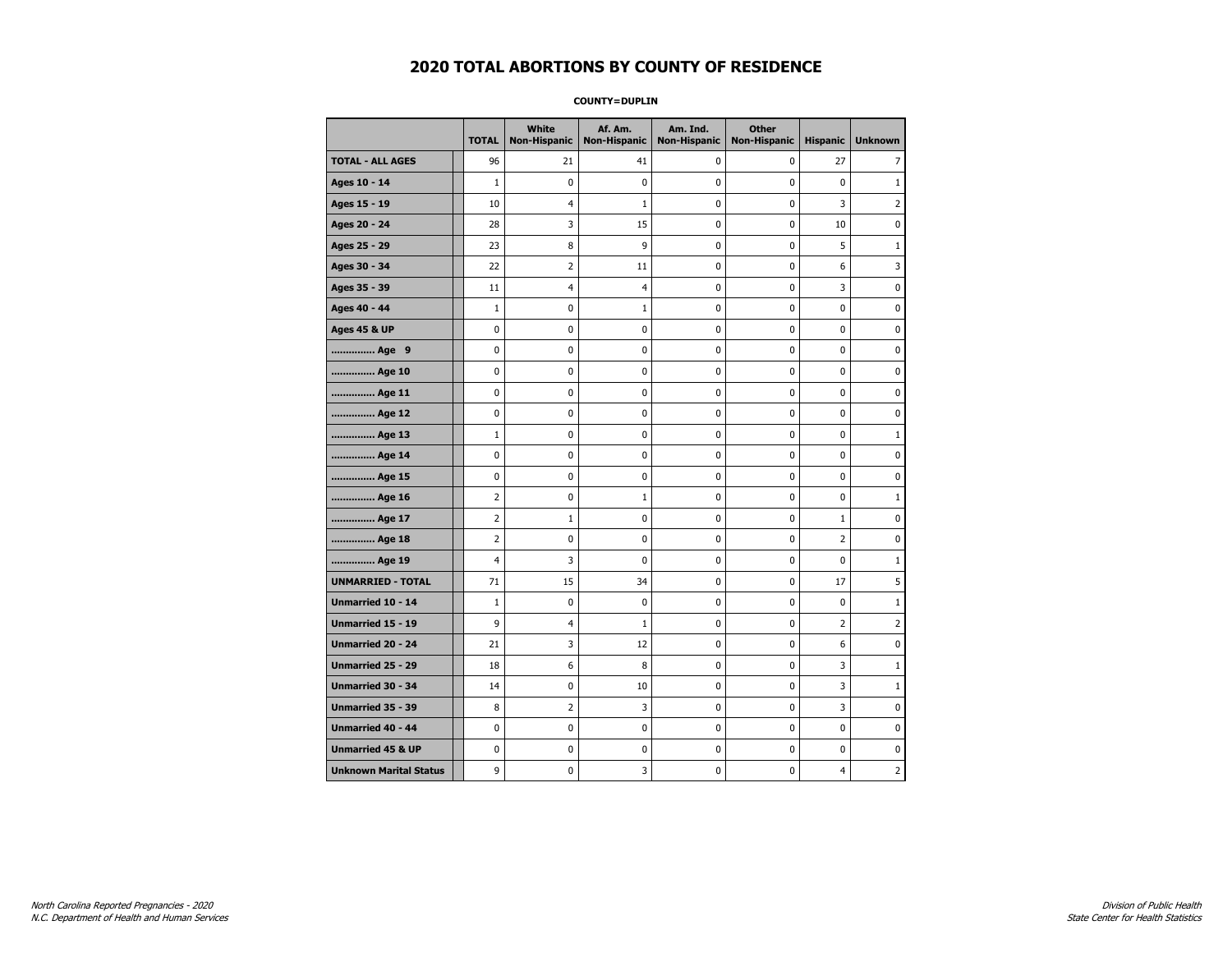# 2020 TOTAL ABORTIONS BY COUNTY OF RESIDENCE

**COUNTY=DUPLIN**

| | TOTAL | White Non-Hispanic | Af. Am. Non-Hispanic | Am. Ind. Non-Hispanic | Other Non-Hispanic | Hispanic | Unknown |
|---|---|---|---|---|---|---|---|
| **TOTAL - ALL AGES** | 96 | 21 | 41 | 0 | 0 | 27 | 7 |
| **Ages 10 - 14** | 1 | 0 | 0 | 0 | 0 | 0 | 1 |
| **Ages 15 - 19** | 10 | 4 | 1 | 0 | 0 | 3 | 2 |
| **Ages 20 - 24** | 28 | 3 | 15 | 0 | 0 | 10 | 0 |
| **Ages 25 - 29** | 23 | 8 | 9 | 0 | 0 | 5 | 1 |
| **Ages 30 - 34** | 22 | 2 | 11 | 0 | 0 | 6 | 3 |
| **Ages 35 - 39** | 11 | 4 | 4 | 0 | 0 | 3 | 0 |
| **Ages 40 - 44** | 1 | 0 | 1 | 0 | 0 | 0 | 0 |
| **Ages 45 & UP** | 0 | 0 | 0 | 0 | 0 | 0 | 0 |
| **.............. Age 9** | 0 | 0 | 0 | 0 | 0 | 0 | 0 |
| **.............. Age 10** | 0 | 0 | 0 | 0 | 0 | 0 | 0 |
| **.............. Age 11** | 0 | 0 | 0 | 0 | 0 | 0 | 0 |
| **.............. Age 12** | 0 | 0 | 0 | 0 | 0 | 0 | 0 |
| **.............. Age 13** | 1 | 0 | 0 | 0 | 0 | 0 | 1 |
| **.............. Age 14** | 0 | 0 | 0 | 0 | 0 | 0 | 0 |
| **.............. Age 15** | 0 | 0 | 0 | 0 | 0 | 0 | 0 |
| **.............. Age 16** | 2 | 0 | 1 | 0 | 0 | 0 | 1 |
| **.............. Age 17** | 2 | 1 | 0 | 0 | 0 | 1 | 0 |
| **.............. Age 18** | 2 | 0 | 0 | 0 | 0 | 2 | 0 |
| **.............. Age 19** | 4 | 3 | 0 | 0 | 0 | 0 | 1 |
| **UNMARRIED - TOTAL** | 71 | 15 | 34 | 0 | 0 | 17 | 5 |
| **Unmarried 10 - 14** | 1 | 0 | 0 | 0 | 0 | 0 | 1 |
| **Unmarried 15 - 19** | 9 | 4 | 1 | 0 | 0 | 2 | 2 |
| **Unmarried 20 - 24** | 21 | 3 | 12 | 0 | 0 | 6 | 0 |
| **Unmarried 25 - 29** | 18 | 6 | 8 | 0 | 0 | 3 | 1 |
| **Unmarried 30 - 34** | 14 | 0 | 10 | 0 | 0 | 3 | 1 |
| **Unmarried 35 - 39** | 8 | 2 | 3 | 0 | 0 | 3 | 0 |
| **Unmarried 40 - 44** | 0 | 0 | 0 | 0 | 0 | 0 | 0 |
| **Unmarried 45 & UP** | 0 | 0 | 0 | 0 | 0 | 0 | 0 |
| **Unknown Marital Status** | 9 | 0 | 3 | 0 | 0 | 4 | 2 |

*North Carolina Reported Pregnancies - 2020*
*N.C. Department of Health and Human Services*

*Division of Public Health*
*State Center for Health Statistics*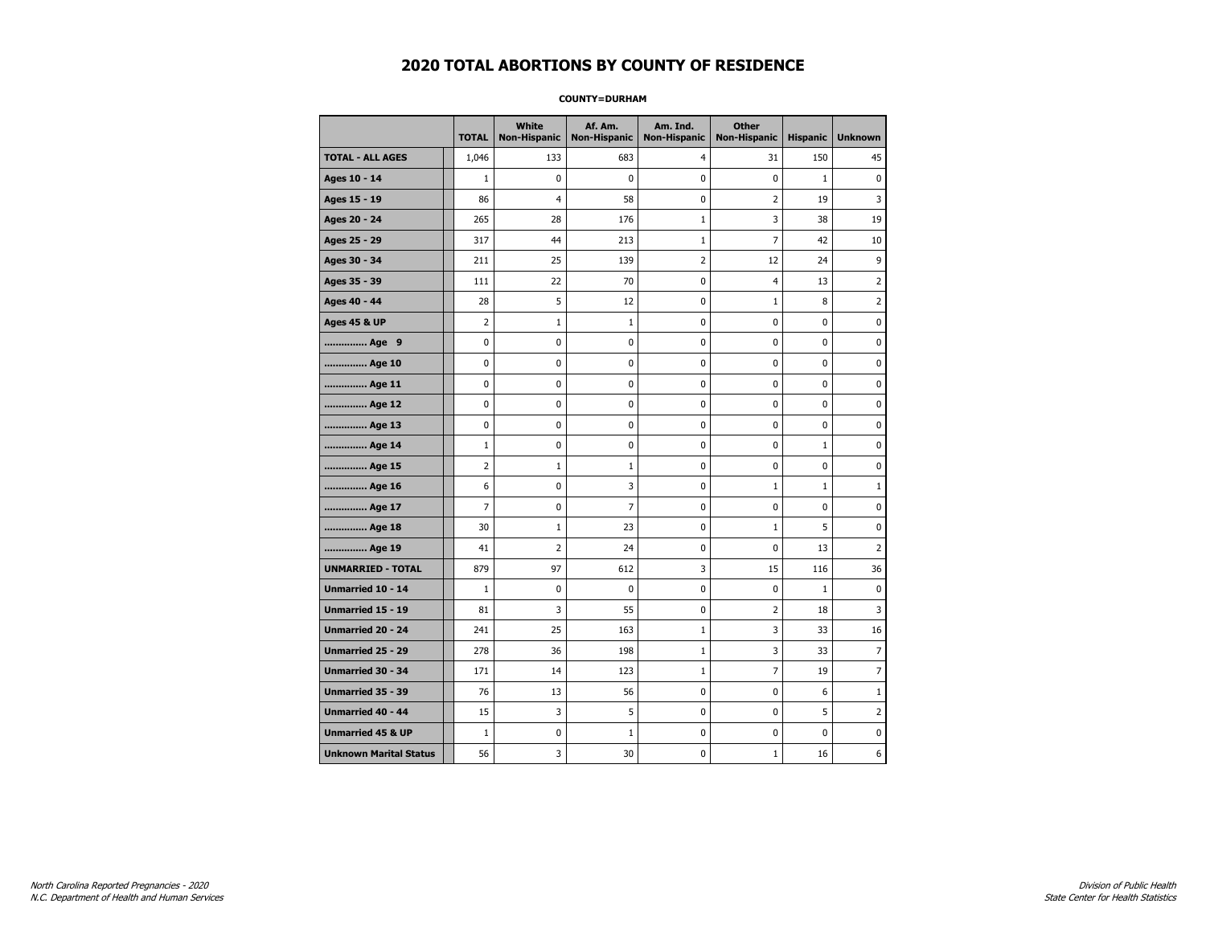# 2020 TOTAL ABORTIONS BY COUNTY OF RESIDENCE

**COUNTY=DURHAM**

| | TOTAL | White Non-Hispanic | Af. Am. Non-Hispanic | Am. Ind. Non-Hispanic | Other Non-Hispanic | Hispanic | Unknown |
|---|---|---|---|---|---|---|---|
| **TOTAL - ALL AGES** | 1,046 | 133 | 683 | 4 | 31 | 150 | 45 |
| **Ages 10 - 14** | 1 | 0 | 0 | 0 | 0 | 1 | 0 |
| **Ages 15 - 19** | 86 | 4 | 58 | 0 | 2 | 19 | 3 |
| **Ages 20 - 24** | 265 | 28 | 176 | 1 | 3 | 38 | 19 |
| **Ages 25 - 29** | 317 | 44 | 213 | 1 | 7 | 42 | 10 |
| **Ages 30 - 34** | 211 | 25 | 139 | 2 | 12 | 24 | 9 |
| **Ages 35 - 39** | 111 | 22 | 70 | 0 | 4 | 13 | 2 |
| **Ages 40 - 44** | 28 | 5 | 12 | 0 | 1 | 8 | 2 |
| **Ages 45 & UP** | 2 | 1 | 1 | 0 | 0 | 0 | 0 |
| **.............. Age 9** | 0 | 0 | 0 | 0 | 0 | 0 | 0 |
| **.............. Age 10** | 0 | 0 | 0 | 0 | 0 | 0 | 0 |
| **.............. Age 11** | 0 | 0 | 0 | 0 | 0 | 0 | 0 |
| **.............. Age 12** | 0 | 0 | 0 | 0 | 0 | 0 | 0 |
| **.............. Age 13** | 0 | 0 | 0 | 0 | 0 | 0 | 0 |
| **.............. Age 14** | 1 | 0 | 0 | 0 | 0 | 1 | 0 |
| **.............. Age 15** | 2 | 1 | 1 | 0 | 0 | 0 | 0 |
| **.............. Age 16** | 6 | 0 | 3 | 0 | 1 | 1 | 1 |
| **.............. Age 17** | 7 | 0 | 7 | 0 | 0 | 0 | 0 |
| **.............. Age 18** | 30 | 1 | 23 | 0 | 1 | 5 | 0 |
| **.............. Age 19** | 41 | 2 | 24 | 0 | 0 | 13 | 2 |
| **UNMARRIED - TOTAL** | 879 | 97 | 612 | 3 | 15 | 116 | 36 |
| **Unmarried 10 - 14** | 1 | 0 | 0 | 0 | 0 | 1 | 0 |
| **Unmarried 15 - 19** | 81 | 3 | 55 | 0 | 2 | 18 | 3 |
| **Unmarried 20 - 24** | 241 | 25 | 163 | 1 | 3 | 33 | 16 |
| **Unmarried 25 - 29** | 278 | 36 | 198 | 1 | 3 | 33 | 7 |
| **Unmarried 30 - 34** | 171 | 14 | 123 | 1 | 7 | 19 | 7 |
| **Unmarried 35 - 39** | 76 | 13 | 56 | 0 | 0 | 6 | 1 |
| **Unmarried 40 - 44** | 15 | 3 | 5 | 0 | 0 | 5 | 2 |
| **Unmarried 45 & UP** | 1 | 0 | 1 | 0 | 0 | 0 | 0 |
| **Unknown Marital Status** | 56 | 3 | 30 | 0 | 1 | 16 | 6 |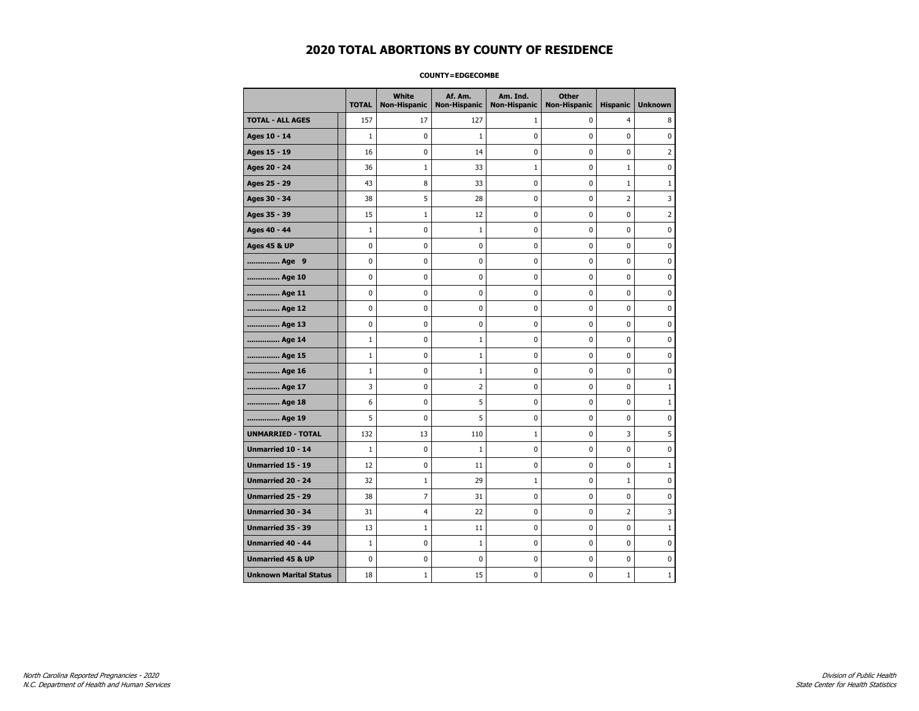# 2020 TOTAL ABORTIONS BY COUNTY OF RESIDENCE

**COUNTY=EDGECOMBE**

| | TOTAL | White Non-Hispanic | Af. Am. Non-Hispanic | Am. Ind. Non-Hispanic | Other Non-Hispanic | Hispanic | Unknown |
|---|---|---|---|---|---|---|---|
| **TOTAL - ALL AGES** | 157 | 17 | 127 | 1 | 0 | 4 | 8 |
| **Ages 10 - 14** | 1 | 0 | 1 | 0 | 0 | 0 | 0 |
| **Ages 15 - 19** | 16 | 0 | 14 | 0 | 0 | 0 | 2 |
| **Ages 20 - 24** | 36 | 1 | 33 | 1 | 0 | 1 | 0 |
| **Ages 25 - 29** | 43 | 8 | 33 | 0 | 0 | 1 | 1 |
| **Ages 30 - 34** | 38 | 5 | 28 | 0 | 0 | 2 | 3 |
| **Ages 35 - 39** | 15 | 1 | 12 | 0 | 0 | 0 | 2 |
| **Ages 40 - 44** | 1 | 0 | 1 | 0 | 0 | 0 | 0 |
| **Ages 45 & UP** | 0 | 0 | 0 | 0 | 0 | 0 | 0 |
| **.............. Age 9** | 0 | 0 | 0 | 0 | 0 | 0 | 0 |
| **.............. Age 10** | 0 | 0 | 0 | 0 | 0 | 0 | 0 |
| **.............. Age 11** | 0 | 0 | 0 | 0 | 0 | 0 | 0 |
| **.............. Age 12** | 0 | 0 | 0 | 0 | 0 | 0 | 0 |
| **.............. Age 13** | 0 | 0 | 0 | 0 | 0 | 0 | 0 |
| **.............. Age 14** | 1 | 0 | 1 | 0 | 0 | 0 | 0 |
| **.............. Age 15** | 1 | 0 | 1 | 0 | 0 | 0 | 0 |
| **.............. Age 16** | 1 | 0 | 1 | 0 | 0 | 0 | 0 |
| **.............. Age 17** | 3 | 0 | 2 | 0 | 0 | 0 | 1 |
| **.............. Age 18** | 6 | 0 | 5 | 0 | 0 | 0 | 1 |
| **.............. Age 19** | 5 | 0 | 5 | 0 | 0 | 0 | 0 |
| **UNMARRIED - TOTAL** | 132 | 13 | 110 | 1 | 0 | 3 | 5 |
| **Unmarried 10 - 14** | 1 | 0 | 1 | 0 | 0 | 0 | 0 |
| **Unmarried 15 - 19** | 12 | 0 | 11 | 0 | 0 | 0 | 1 |
| **Unmarried 20 - 24** | 32 | 1 | 29 | 1 | 0 | 1 | 0 |
| **Unmarried 25 - 29** | 38 | 7 | 31 | 0 | 0 | 0 | 0 |
| **Unmarried 30 - 34** | 31 | 4 | 22 | 0 | 0 | 2 | 3 |
| **Unmarried 35 - 39** | 13 | 1 | 11 | 0 | 0 | 0 | 1 |
| **Unmarried 40 - 44** | 1 | 0 | 1 | 0 | 0 | 0 | 0 |
| **Unmarried 45 & UP** | 0 | 0 | 0 | 0 | 0 | 0 | 0 |
| **Unknown Marital Status** | 18 | 1 | 15 | 0 | 0 | 1 | 1 |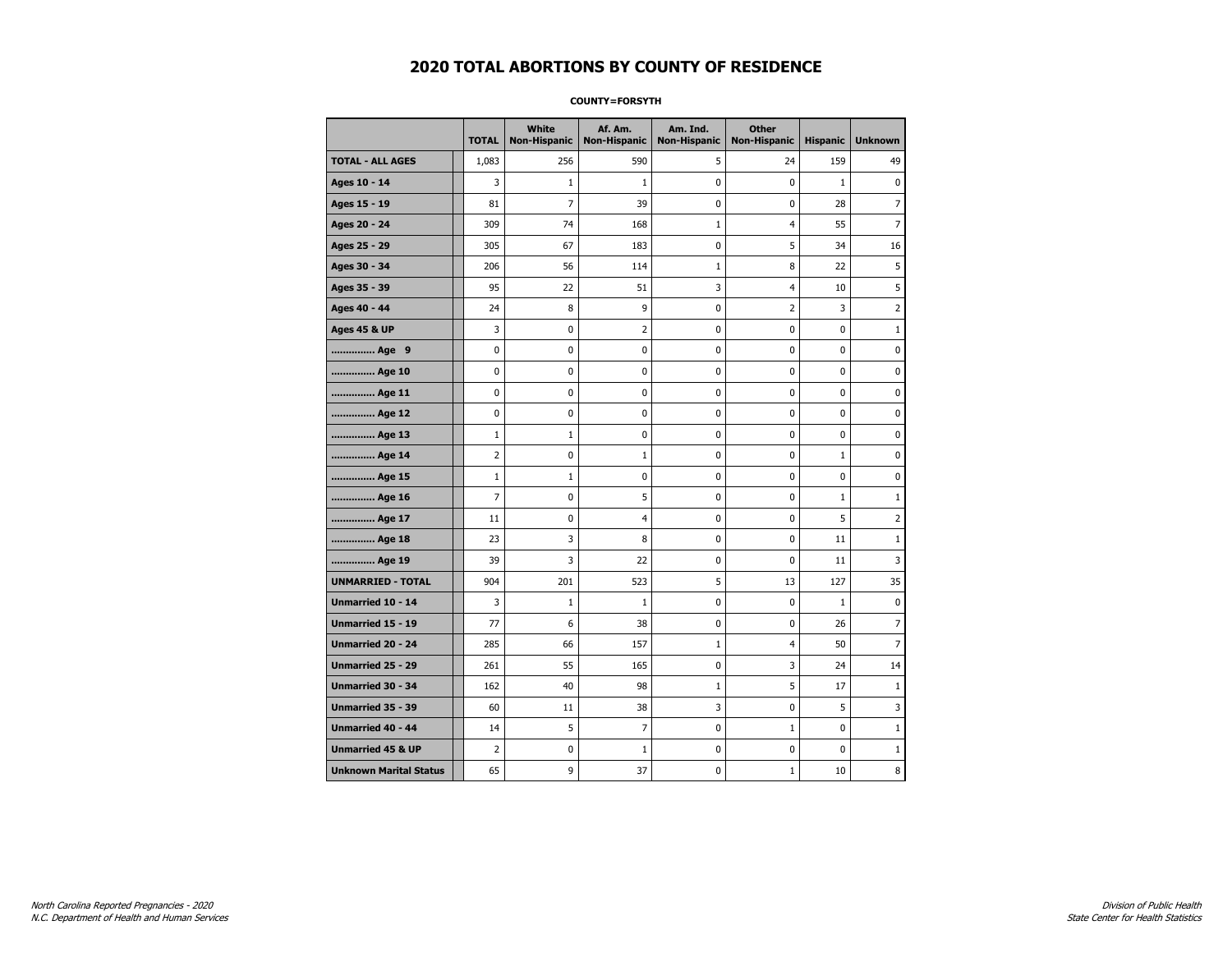# 2020 TOTAL ABORTIONS BY COUNTY OF RESIDENCE

**COUNTY=FORSYTH**

| | TOTAL | White Non-Hispanic | Af. Am. Non-Hispanic | Am. Ind. Non-Hispanic | Other Non-Hispanic | Hispanic | Unknown |
|---|---|---|---|---|---|---|---|
| **TOTAL - ALL AGES** | 1,083 | 256 | 590 | 5 | 24 | 159 | 49 |
| **Ages 10 - 14** | 3 | 1 | 1 | 0 | 0 | 1 | 0 |
| **Ages 15 - 19** | 81 | 7 | 39 | 0 | 0 | 28 | 7 |
| **Ages 20 - 24** | 309 | 74 | 168 | 1 | 4 | 55 | 7 |
| **Ages 25 - 29** | 305 | 67 | 183 | 0 | 5 | 34 | 16 |
| **Ages 30 - 34** | 206 | 56 | 114 | 1 | 8 | 22 | 5 |
| **Ages 35 - 39** | 95 | 22 | 51 | 3 | 4 | 10 | 5 |
| **Ages 40 - 44** | 24 | 8 | 9 | 0 | 2 | 3 | 2 |
| **Ages 45 & UP** | 3 | 0 | 2 | 0 | 0 | 0 | 1 |
| **.............. Age 9** | 0 | 0 | 0 | 0 | 0 | 0 | 0 |
| **.............. Age 10** | 0 | 0 | 0 | 0 | 0 | 0 | 0 |
| **.............. Age 11** | 0 | 0 | 0 | 0 | 0 | 0 | 0 |
| **.............. Age 12** | 0 | 0 | 0 | 0 | 0 | 0 | 0 |
| **.............. Age 13** | 1 | 1 | 0 | 0 | 0 | 0 | 0 |
| **.............. Age 14** | 2 | 0 | 1 | 0 | 0 | 1 | 0 |
| **.............. Age 15** | 1 | 1 | 0 | 0 | 0 | 0 | 0 |
| **.............. Age 16** | 7 | 0 | 5 | 0 | 0 | 1 | 1 |
| **.............. Age 17** | 11 | 0 | 4 | 0 | 0 | 5 | 2 |
| **.............. Age 18** | 23 | 3 | 8 | 0 | 0 | 11 | 1 |
| **.............. Age 19** | 39 | 3 | 22 | 0 | 0 | 11 | 3 |
| **UNMARRIED - TOTAL** | 904 | 201 | 523 | 5 | 13 | 127 | 35 |
| **Unmarried 10 - 14** | 3 | 1 | 1 | 0 | 0 | 1 | 0 |
| **Unmarried 15 - 19** | 77 | 6 | 38 | 0 | 0 | 26 | 7 |
| **Unmarried 20 - 24** | 285 | 66 | 157 | 1 | 4 | 50 | 7 |
| **Unmarried 25 - 29** | 261 | 55 | 165 | 0 | 3 | 24 | 14 |
| **Unmarried 30 - 34** | 162 | 40 | 98 | 1 | 5 | 17 | 1 |
| **Unmarried 35 - 39** | 60 | 11 | 38 | 3 | 0 | 5 | 3 |
| **Unmarried 40 - 44** | 14 | 5 | 7 | 0 | 1 | 0 | 1 |
| **Unmarried 45 & UP** | 2 | 0 | 1 | 0 | 0 | 0 | 1 |
| **Unknown Marital Status** | 65 | 9 | 37 | 0 | 1 | 10 | 8 |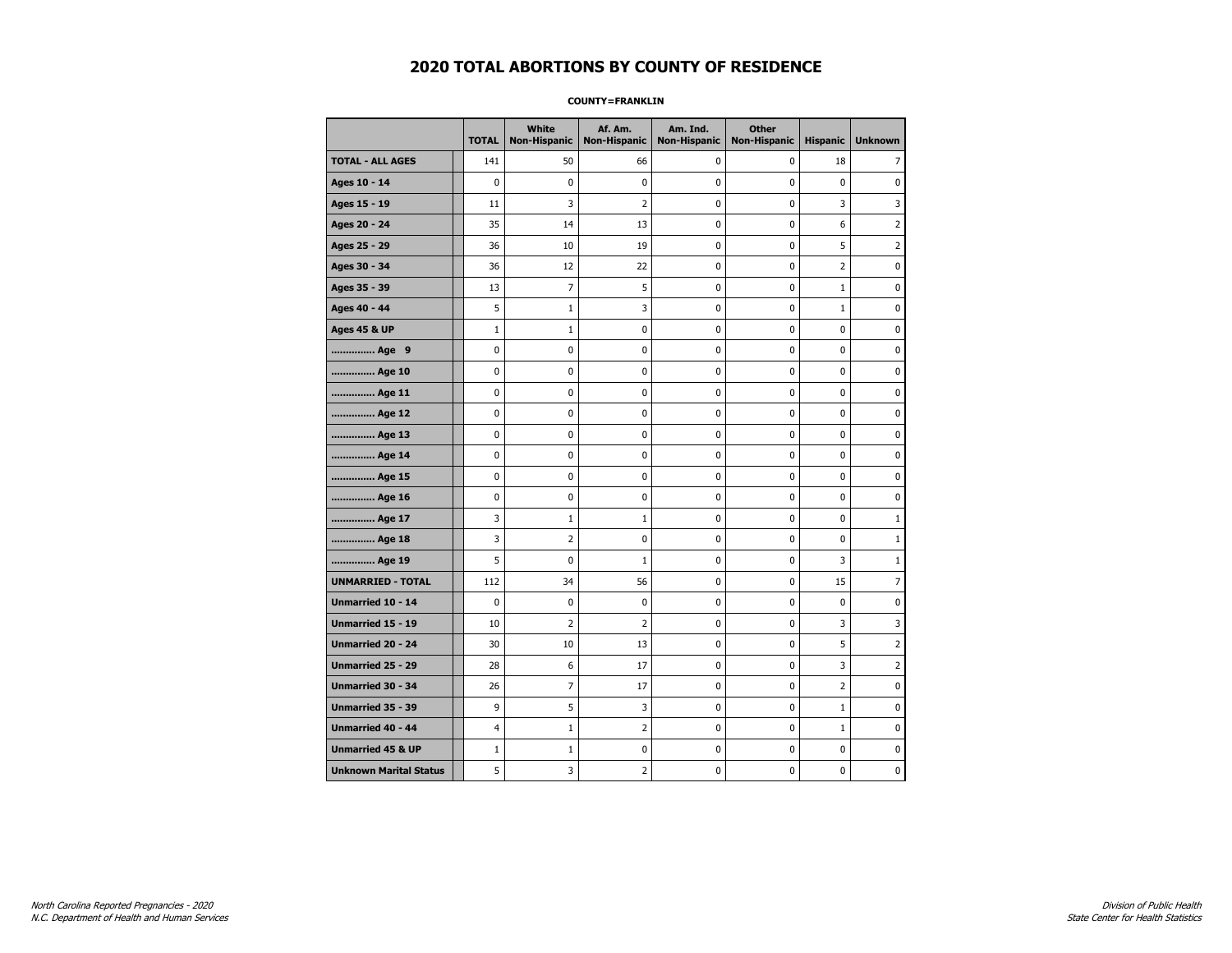# 2020 TOTAL ABORTIONS BY COUNTY OF RESIDENCE

**COUNTY=FRANKLIN**

| | TOTAL | White Non-Hispanic | Af. Am. Non-Hispanic | Am. Ind. Non-Hispanic | Other Non-Hispanic | Hispanic | Unknown |
|---|---|---|---|---|---|---|---|
| **TOTAL - ALL AGES** | 141 | 50 | 66 | 0 | 0 | 18 | 7 |
| **Ages 10 - 14** | 0 | 0 | 0 | 0 | 0 | 0 | 0 |
| **Ages 15 - 19** | 11 | 3 | 2 | 0 | 0 | 3 | 3 |
| **Ages 20 - 24** | 35 | 14 | 13 | 0 | 0 | 6 | 2 |
| **Ages 25 - 29** | 36 | 10 | 19 | 0 | 0 | 5 | 2 |
| **Ages 30 - 34** | 36 | 12 | 22 | 0 | 0 | 2 | 0 |
| **Ages 35 - 39** | 13 | 7 | 5 | 0 | 0 | 1 | 0 |
| **Ages 40 - 44** | 5 | 1 | 3 | 0 | 0 | 1 | 0 |
| **Ages 45 & UP** | 1 | 1 | 0 | 0 | 0 | 0 | 0 |
| **.............. Age 9** | 0 | 0 | 0 | 0 | 0 | 0 | 0 |
| **.............. Age 10** | 0 | 0 | 0 | 0 | 0 | 0 | 0 |
| **.............. Age 11** | 0 | 0 | 0 | 0 | 0 | 0 | 0 |
| **.............. Age 12** | 0 | 0 | 0 | 0 | 0 | 0 | 0 |
| **.............. Age 13** | 0 | 0 | 0 | 0 | 0 | 0 | 0 |
| **.............. Age 14** | 0 | 0 | 0 | 0 | 0 | 0 | 0 |
| **.............. Age 15** | 0 | 0 | 0 | 0 | 0 | 0 | 0 |
| **.............. Age 16** | 0 | 0 | 0 | 0 | 0 | 0 | 0 |
| **.............. Age 17** | 3 | 1 | 1 | 0 | 0 | 0 | 1 |
| **.............. Age 18** | 3 | 2 | 0 | 0 | 0 | 0 | 1 |
| **.............. Age 19** | 5 | 0 | 1 | 0 | 0 | 3 | 1 |
| **UNMARRIED - TOTAL** | 112 | 34 | 56 | 0 | 0 | 15 | 7 |
| **Unmarried 10 - 14** | 0 | 0 | 0 | 0 | 0 | 0 | 0 |
| **Unmarried 15 - 19** | 10 | 2 | 2 | 0 | 0 | 3 | 3 |
| **Unmarried 20 - 24** | 30 | 10 | 13 | 0 | 0 | 5 | 2 |
| **Unmarried 25 - 29** | 28 | 6 | 17 | 0 | 0 | 3 | 2 |
| **Unmarried 30 - 34** | 26 | 7 | 17 | 0 | 0 | 2 | 0 |
| **Unmarried 35 - 39** | 9 | 5 | 3 | 0 | 0 | 1 | 0 |
| **Unmarried 40 - 44** | 4 | 1 | 2 | 0 | 0 | 1 | 0 |
| **Unmarried 45 & UP** | 1 | 1 | 0 | 0 | 0 | 0 | 0 |
| **Unknown Marital Status** | 5 | 3 | 2 | 0 | 0 | 0 | 0 |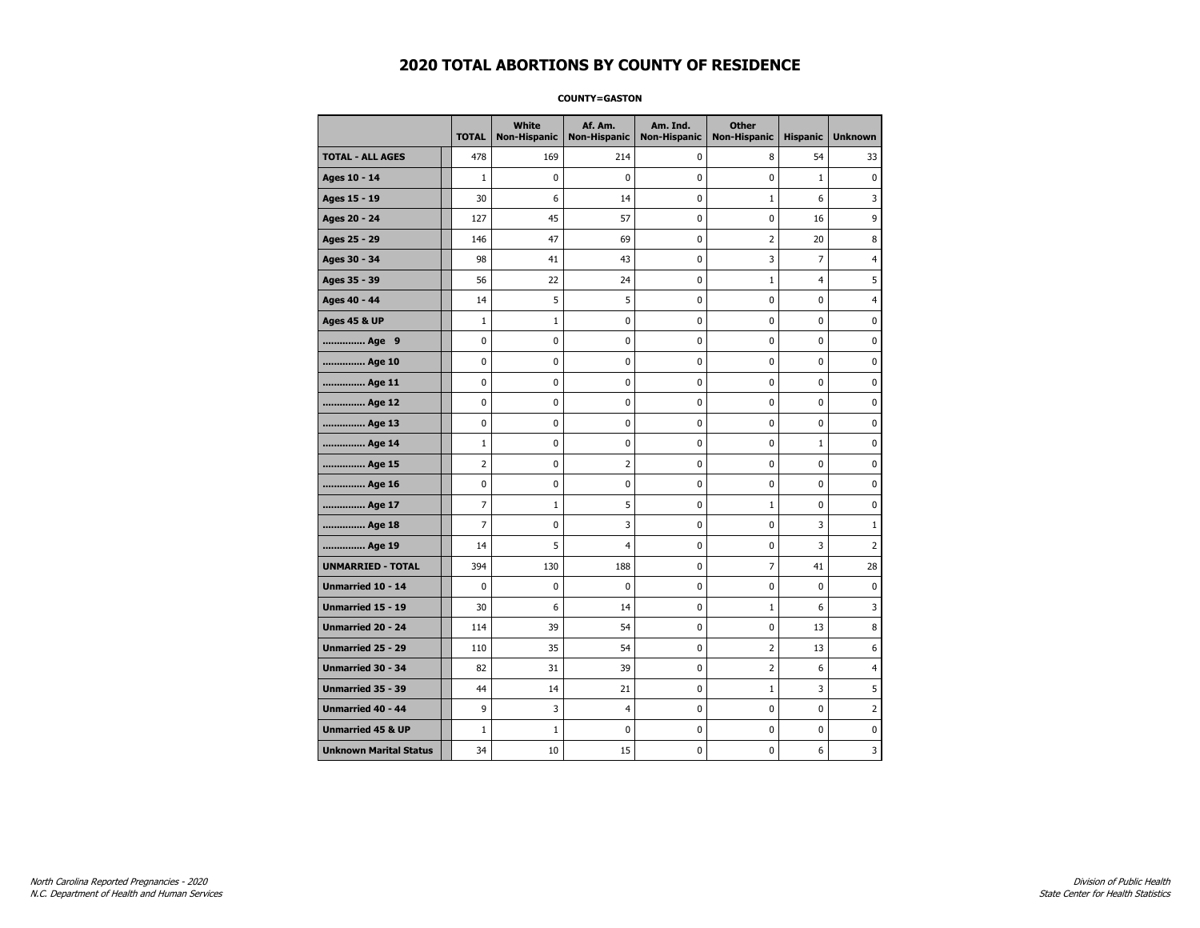# 2020 TOTAL ABORTIONS BY COUNTY OF RESIDENCE

**COUNTY=GASTON**

| | TOTAL | White Non-Hispanic | Af. Am. Non-Hispanic | Am. Ind. Non-Hispanic | Other Non-Hispanic | Hispanic | Unknown |
|---|---|---|---|---|---|---|---|
| **TOTAL - ALL AGES** | 478 | 169 | 214 | 0 | 8 | 54 | 33 |
| **Ages 10 - 14** | 1 | 0 | 0 | 0 | 0 | 1 | 0 |
| **Ages 15 - 19** | 30 | 6 | 14 | 0 | 1 | 6 | 3 |
| **Ages 20 - 24** | 127 | 45 | 57 | 0 | 0 | 16 | 9 |
| **Ages 25 - 29** | 146 | 47 | 69 | 0 | 2 | 20 | 8 |
| **Ages 30 - 34** | 98 | 41 | 43 | 0 | 3 | 7 | 4 |
| **Ages 35 - 39** | 56 | 22 | 24 | 0 | 1 | 4 | 5 |
| **Ages 40 - 44** | 14 | 5 | 5 | 0 | 0 | 0 | 4 |
| **Ages 45 & UP** | 1 | 1 | 0 | 0 | 0 | 0 | 0 |
| **.............. Age 9** | 0 | 0 | 0 | 0 | 0 | 0 | 0 |
| **.............. Age 10** | 0 | 0 | 0 | 0 | 0 | 0 | 0 |
| **.............. Age 11** | 0 | 0 | 0 | 0 | 0 | 0 | 0 |
| **.............. Age 12** | 0 | 0 | 0 | 0 | 0 | 0 | 0 |
| **.............. Age 13** | 0 | 0 | 0 | 0 | 0 | 0 | 0 |
| **.............. Age 14** | 1 | 0 | 0 | 0 | 0 | 1 | 0 |
| **.............. Age 15** | 2 | 0 | 2 | 0 | 0 | 0 | 0 |
| **.............. Age 16** | 0 | 0 | 0 | 0 | 0 | 0 | 0 |
| **.............. Age 17** | 7 | 1 | 5 | 0 | 1 | 0 | 0 |
| **.............. Age 18** | 7 | 0 | 3 | 0 | 0 | 3 | 1 |
| **.............. Age 19** | 14 | 5 | 4 | 0 | 0 | 3 | 2 |
| **UNMARRIED - TOTAL** | 394 | 130 | 188 | 0 | 7 | 41 | 28 |
| **Unmarried 10 - 14** | 0 | 0 | 0 | 0 | 0 | 0 | 0 |
| **Unmarried 15 - 19** | 30 | 6 | 14 | 0 | 1 | 6 | 3 |
| **Unmarried 20 - 24** | 114 | 39 | 54 | 0 | 0 | 13 | 8 |
| **Unmarried 25 - 29** | 110 | 35 | 54 | 0 | 2 | 13 | 6 |
| **Unmarried 30 - 34** | 82 | 31 | 39 | 0 | 2 | 6 | 4 |
| **Unmarried 35 - 39** | 44 | 14 | 21 | 0 | 1 | 3 | 5 |
| **Unmarried 40 - 44** | 9 | 3 | 4 | 0 | 0 | 0 | 2 |
| **Unmarried 45 & UP** | 1 | 1 | 0 | 0 | 0 | 0 | 0 |
| **Unknown Marital Status** | 34 | 10 | 15 | 0 | 0 | 6 | 3 |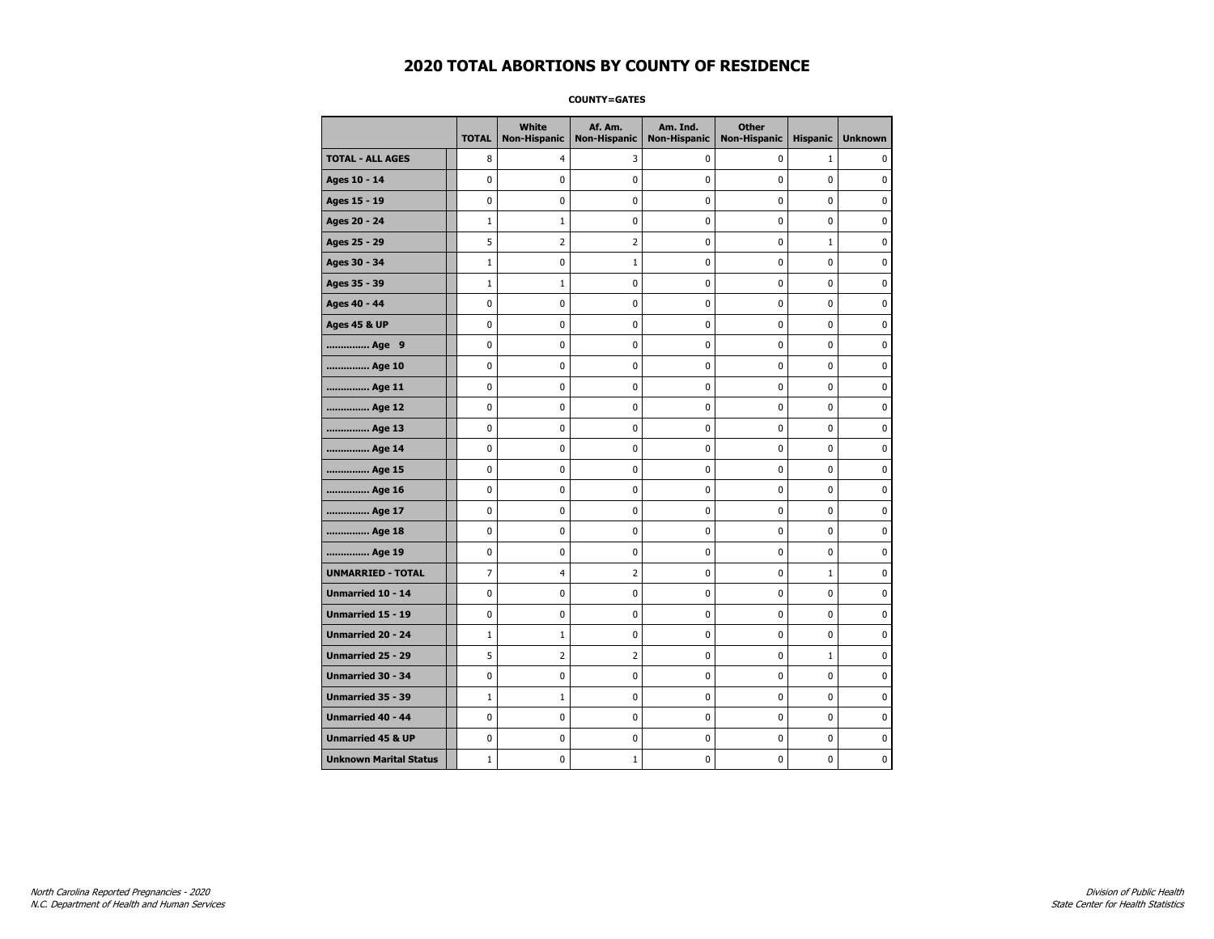# 2020 TOTAL ABORTIONS BY COUNTY OF RESIDENCE

**COUNTY=GATES**

| | TOTAL | White Non-Hispanic | Af. Am. Non-Hispanic | Am. Ind. Non-Hispanic | Other Non-Hispanic | Hispanic | Unknown |
|---|---|---|---|---|---|---|---|
| **TOTAL - ALL AGES** | 8 | 4 | 3 | 0 | 0 | 1 | 0 |
| **Ages 10 - 14** | 0 | 0 | 0 | 0 | 0 | 0 | 0 |
| **Ages 15 - 19** | 0 | 0 | 0 | 0 | 0 | 0 | 0 |
| **Ages 20 - 24** | 1 | 1 | 0 | 0 | 0 | 0 | 0 |
| **Ages 25 - 29** | 5 | 2 | 2 | 0 | 0 | 1 | 0 |
| **Ages 30 - 34** | 1 | 0 | 1 | 0 | 0 | 0 | 0 |
| **Ages 35 - 39** | 1 | 1 | 0 | 0 | 0 | 0 | 0 |
| **Ages 40 - 44** | 0 | 0 | 0 | 0 | 0 | 0 | 0 |
| **Ages 45 & UP** | 0 | 0 | 0 | 0 | 0 | 0 | 0 |
| **.............. Age 9** | 0 | 0 | 0 | 0 | 0 | 0 | 0 |
| **.............. Age 10** | 0 | 0 | 0 | 0 | 0 | 0 | 0 |
| **.............. Age 11** | 0 | 0 | 0 | 0 | 0 | 0 | 0 |
| **.............. Age 12** | 0 | 0 | 0 | 0 | 0 | 0 | 0 |
| **.............. Age 13** | 0 | 0 | 0 | 0 | 0 | 0 | 0 |
| **.............. Age 14** | 0 | 0 | 0 | 0 | 0 | 0 | 0 |
| **.............. Age 15** | 0 | 0 | 0 | 0 | 0 | 0 | 0 |
| **.............. Age 16** | 0 | 0 | 0 | 0 | 0 | 0 | 0 |
| **.............. Age 17** | 0 | 0 | 0 | 0 | 0 | 0 | 0 |
| **.............. Age 18** | 0 | 0 | 0 | 0 | 0 | 0 | 0 |
| **.............. Age 19** | 0 | 0 | 0 | 0 | 0 | 0 | 0 |
| **UNMARRIED - TOTAL** | 7 | 4 | 2 | 0 | 0 | 1 | 0 |
| **Unmarried 10 - 14** | 0 | 0 | 0 | 0 | 0 | 0 | 0 |
| **Unmarried 15 - 19** | 0 | 0 | 0 | 0 | 0 | 0 | 0 |
| **Unmarried 20 - 24** | 1 | 1 | 0 | 0 | 0 | 0 | 0 |
| **Unmarried 25 - 29** | 5 | 2 | 2 | 0 | 0 | 1 | 0 |
| **Unmarried 30 - 34** | 0 | 0 | 0 | 0 | 0 | 0 | 0 |
| **Unmarried 35 - 39** | 1 | 1 | 0 | 0 | 0 | 0 | 0 |
| **Unmarried 40 - 44** | 0 | 0 | 0 | 0 | 0 | 0 | 0 |
| **Unmarried 45 & UP** | 0 | 0 | 0 | 0 | 0 | 0 | 0 |
| **Unknown Marital Status** | 1 | 0 | 1 | 0 | 0 | 0 | 0 |

*North Carolina Reported Pregnancies - 2020*
*N.C. Department of Health and Human Services*

*Division of Public Health*
*State Center for Health Statistics*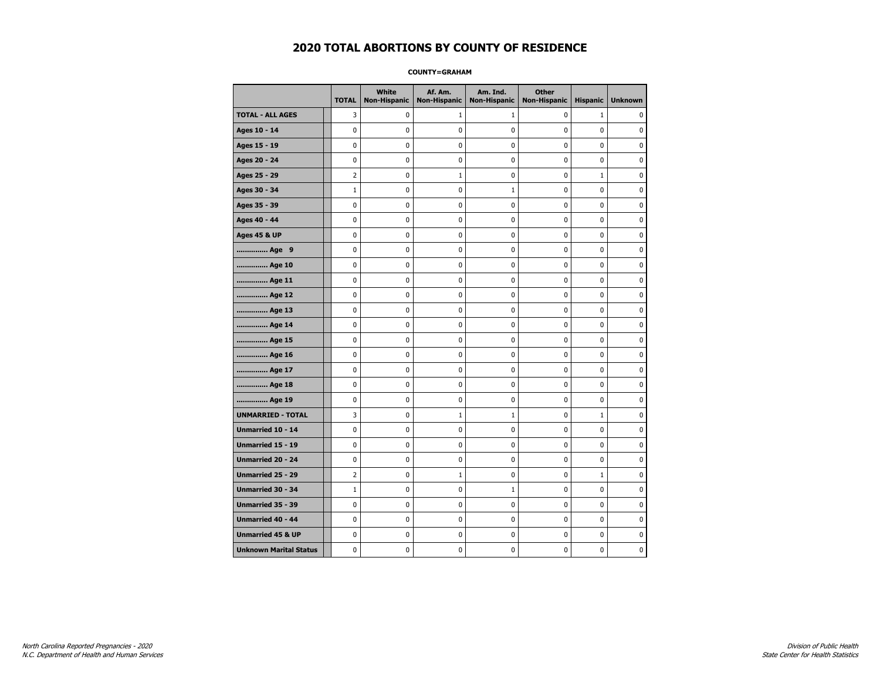# 2020 TOTAL ABORTIONS BY COUNTY OF RESIDENCE

**COUNTY=GRAHAM**

| | TOTAL | White Non-Hispanic | Af. Am. Non-Hispanic | Am. Ind. Non-Hispanic | Other Non-Hispanic | Hispanic | Unknown |
|---|---|---|---|---|---|---|---|
| **TOTAL - ALL AGES** | 3 | 0 | 1 | 1 | 0 | 1 | 0 |
| **Ages 10 - 14** | 0 | 0 | 0 | 0 | 0 | 0 | 0 |
| **Ages 15 - 19** | 0 | 0 | 0 | 0 | 0 | 0 | 0 |
| **Ages 20 - 24** | 0 | 0 | 0 | 0 | 0 | 0 | 0 |
| **Ages 25 - 29** | 2 | 0 | 1 | 0 | 0 | 1 | 0 |
| **Ages 30 - 34** | 1 | 0 | 0 | 1 | 0 | 0 | 0 |
| **Ages 35 - 39** | 0 | 0 | 0 | 0 | 0 | 0 | 0 |
| **Ages 40 - 44** | 0 | 0 | 0 | 0 | 0 | 0 | 0 |
| **Ages 45 & UP** | 0 | 0 | 0 | 0 | 0 | 0 | 0 |
| **.............. Age 9** | 0 | 0 | 0 | 0 | 0 | 0 | 0 |
| **.............. Age 10** | 0 | 0 | 0 | 0 | 0 | 0 | 0 |
| **.............. Age 11** | 0 | 0 | 0 | 0 | 0 | 0 | 0 |
| **.............. Age 12** | 0 | 0 | 0 | 0 | 0 | 0 | 0 |
| **.............. Age 13** | 0 | 0 | 0 | 0 | 0 | 0 | 0 |
| **.............. Age 14** | 0 | 0 | 0 | 0 | 0 | 0 | 0 |
| **.............. Age 15** | 0 | 0 | 0 | 0 | 0 | 0 | 0 |
| **.............. Age 16** | 0 | 0 | 0 | 0 | 0 | 0 | 0 |
| **.............. Age 17** | 0 | 0 | 0 | 0 | 0 | 0 | 0 |
| **.............. Age 18** | 0 | 0 | 0 | 0 | 0 | 0 | 0 |
| **.............. Age 19** | 0 | 0 | 0 | 0 | 0 | 0 | 0 |
| **UNMARRIED - TOTAL** | 3 | 0 | 1 | 1 | 0 | 1 | 0 |
| **Unmarried 10 - 14** | 0 | 0 | 0 | 0 | 0 | 0 | 0 |
| **Unmarried 15 - 19** | 0 | 0 | 0 | 0 | 0 | 0 | 0 |
| **Unmarried 20 - 24** | 0 | 0 | 0 | 0 | 0 | 0 | 0 |
| **Unmarried 25 - 29** | 2 | 0 | 1 | 0 | 0 | 1 | 0 |
| **Unmarried 30 - 34** | 1 | 0 | 0 | 1 | 0 | 0 | 0 |
| **Unmarried 35 - 39** | 0 | 0 | 0 | 0 | 0 | 0 | 0 |
| **Unmarried 40 - 44** | 0 | 0 | 0 | 0 | 0 | 0 | 0 |
| **Unmarried 45 & UP** | 0 | 0 | 0 | 0 | 0 | 0 | 0 |
| **Unknown Marital Status** | 0 | 0 | 0 | 0 | 0 | 0 | 0 |

*North Carolina Reported Pregnancies - 2020*
*N.C. Department of Health and Human Services*

*Division of Public Health*
*State Center for Health Statistics*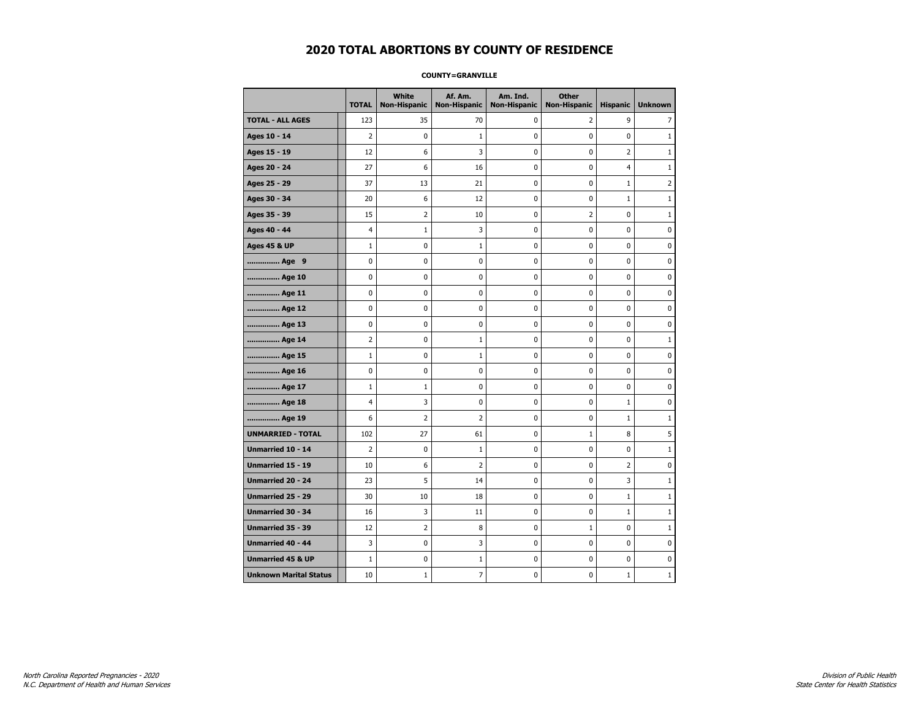# 2020 TOTAL ABORTIONS BY COUNTY OF RESIDENCE

**COUNTY=GRANVILLE**

| | TOTAL | White Non-Hispanic | Af. Am. Non-Hispanic | Am. Ind. Non-Hispanic | Other Non-Hispanic | Hispanic | Unknown |
|---|---|---|---|---|---|---|---|
| **TOTAL - ALL AGES** | 123 | 35 | 70 | 0 | 2 | 9 | 7 |
| **Ages 10 - 14** | 2 | 0 | 1 | 0 | 0 | 0 | 1 |
| **Ages 15 - 19** | 12 | 6 | 3 | 0 | 0 | 2 | 1 |
| **Ages 20 - 24** | 27 | 6 | 16 | 0 | 0 | 4 | 1 |
| **Ages 25 - 29** | 37 | 13 | 21 | 0 | 0 | 1 | 2 |
| **Ages 30 - 34** | 20 | 6 | 12 | 0 | 0 | 1 | 1 |
| **Ages 35 - 39** | 15 | 2 | 10 | 0 | 2 | 0 | 1 |
| **Ages 40 - 44** | 4 | 1 | 3 | 0 | 0 | 0 | 0 |
| **Ages 45 & UP** | 1 | 0 | 1 | 0 | 0 | 0 | 0 |
| **.............. Age 9** | 0 | 0 | 0 | 0 | 0 | 0 | 0 |
| **.............. Age 10** | 0 | 0 | 0 | 0 | 0 | 0 | 0 |
| **.............. Age 11** | 0 | 0 | 0 | 0 | 0 | 0 | 0 |
| **.............. Age 12** | 0 | 0 | 0 | 0 | 0 | 0 | 0 |
| **.............. Age 13** | 0 | 0 | 0 | 0 | 0 | 0 | 0 |
| **.............. Age 14** | 2 | 0 | 1 | 0 | 0 | 0 | 1 |
| **.............. Age 15** | 1 | 0 | 1 | 0 | 0 | 0 | 0 |
| **.............. Age 16** | 0 | 0 | 0 | 0 | 0 | 0 | 0 |
| **.............. Age 17** | 1 | 1 | 0 | 0 | 0 | 0 | 0 |
| **.............. Age 18** | 4 | 3 | 0 | 0 | 0 | 1 | 0 |
| **.............. Age 19** | 6 | 2 | 2 | 0 | 0 | 1 | 1 |
| **UNMARRIED - TOTAL** | 102 | 27 | 61 | 0 | 1 | 8 | 5 |
| **Unmarried 10 - 14** | 2 | 0 | 1 | 0 | 0 | 0 | 1 |
| **Unmarried 15 - 19** | 10 | 6 | 2 | 0 | 0 | 2 | 0 |
| **Unmarried 20 - 24** | 23 | 5 | 14 | 0 | 0 | 3 | 1 |
| **Unmarried 25 - 29** | 30 | 10 | 18 | 0 | 0 | 1 | 1 |
| **Unmarried 30 - 34** | 16 | 3 | 11 | 0 | 0 | 1 | 1 |
| **Unmarried 35 - 39** | 12 | 2 | 8 | 0 | 1 | 0 | 1 |
| **Unmarried 40 - 44** | 3 | 0 | 3 | 0 | 0 | 0 | 0 |
| **Unmarried 45 & UP** | 1 | 0 | 1 | 0 | 0 | 0 | 0 |
| **Unknown Marital Status** | 10 | 1 | 7 | 0 | 0 | 1 | 1 |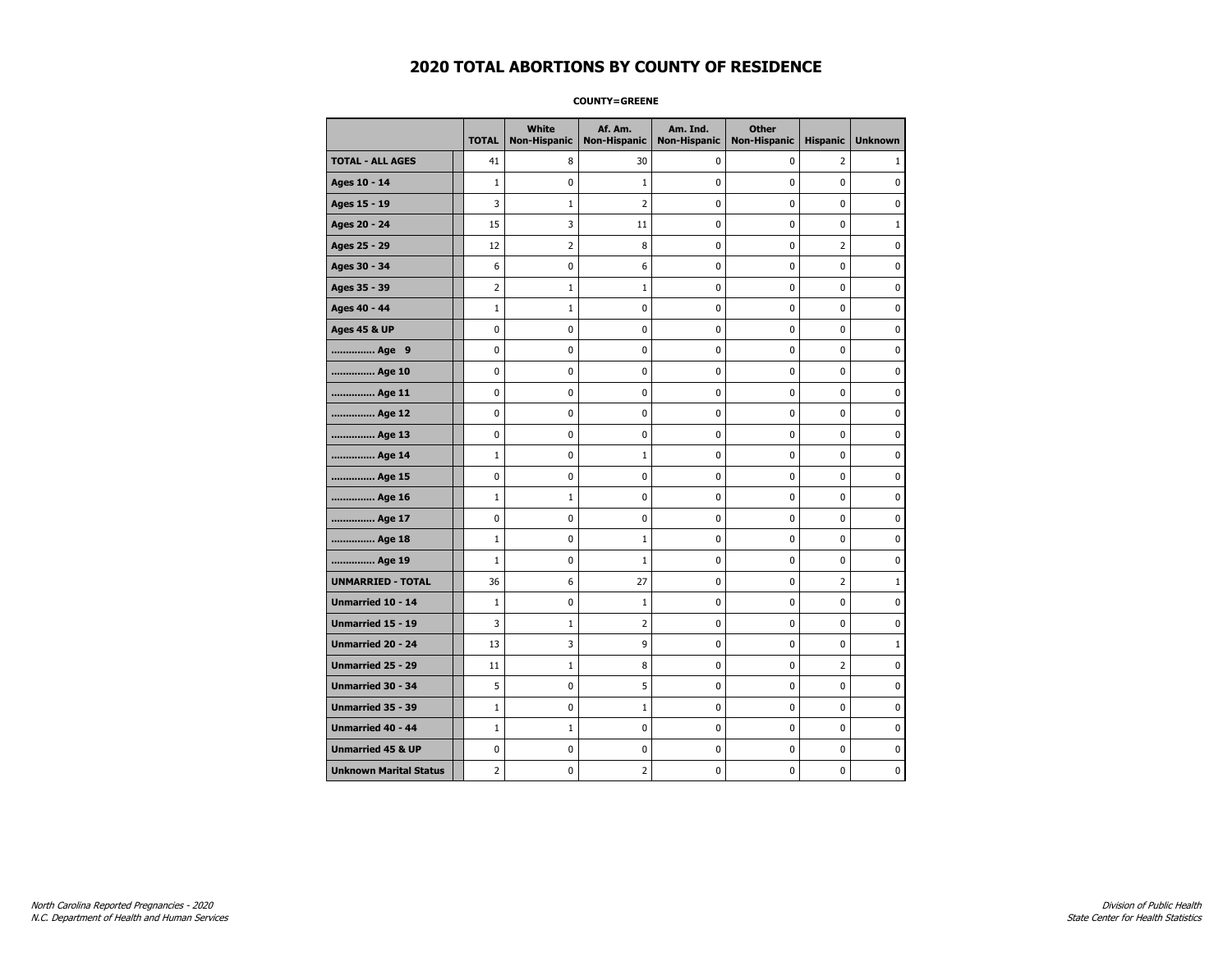# 2020 TOTAL ABORTIONS BY COUNTY OF RESIDENCE

**COUNTY=GREENE**

| | TOTAL | White Non-Hispanic | Af. Am. Non-Hispanic | Am. Ind. Non-Hispanic | Other Non-Hispanic | Hispanic | Unknown |
|---|---|---|---|---|---|---|---|
| **TOTAL - ALL AGES** | 41 | 8 | 30 | 0 | 0 | 2 | 1 |
| **Ages 10 - 14** | 1 | 0 | 1 | 0 | 0 | 0 | 0 |
| **Ages 15 - 19** | 3 | 1 | 2 | 0 | 0 | 0 | 0 |
| **Ages 20 - 24** | 15 | 3 | 11 | 0 | 0 | 0 | 1 |
| **Ages 25 - 29** | 12 | 2 | 8 | 0 | 0 | 2 | 0 |
| **Ages 30 - 34** | 6 | 0 | 6 | 0 | 0 | 0 | 0 |
| **Ages 35 - 39** | 2 | 1 | 1 | 0 | 0 | 0 | 0 |
| **Ages 40 - 44** | 1 | 1 | 0 | 0 | 0 | 0 | 0 |
| **Ages 45 & UP** | 0 | 0 | 0 | 0 | 0 | 0 | 0 |
| **.............. Age 9** | 0 | 0 | 0 | 0 | 0 | 0 | 0 |
| **.............. Age 10** | 0 | 0 | 0 | 0 | 0 | 0 | 0 |
| **.............. Age 11** | 0 | 0 | 0 | 0 | 0 | 0 | 0 |
| **.............. Age 12** | 0 | 0 | 0 | 0 | 0 | 0 | 0 |
| **.............. Age 13** | 0 | 0 | 0 | 0 | 0 | 0 | 0 |
| **.............. Age 14** | 1 | 0 | 1 | 0 | 0 | 0 | 0 |
| **.............. Age 15** | 0 | 0 | 0 | 0 | 0 | 0 | 0 |
| **.............. Age 16** | 1 | 1 | 0 | 0 | 0 | 0 | 0 |
| **.............. Age 17** | 0 | 0 | 0 | 0 | 0 | 0 | 0 |
| **.............. Age 18** | 1 | 0 | 1 | 0 | 0 | 0 | 0 |
| **.............. Age 19** | 1 | 0 | 1 | 0 | 0 | 0 | 0 |
| **UNMARRIED - TOTAL** | 36 | 6 | 27 | 0 | 0 | 2 | 1 |
| **Unmarried 10 - 14** | 1 | 0 | 1 | 0 | 0 | 0 | 0 |
| **Unmarried 15 - 19** | 3 | 1 | 2 | 0 | 0 | 0 | 0 |
| **Unmarried 20 - 24** | 13 | 3 | 9 | 0 | 0 | 0 | 1 |
| **Unmarried 25 - 29** | 11 | 1 | 8 | 0 | 0 | 2 | 0 |
| **Unmarried 30 - 34** | 5 | 0 | 5 | 0 | 0 | 0 | 0 |
| **Unmarried 35 - 39** | 1 | 0 | 1 | 0 | 0 | 0 | 0 |
| **Unmarried 40 - 44** | 1 | 1 | 0 | 0 | 0 | 0 | 0 |
| **Unmarried 45 & UP** | 0 | 0 | 0 | 0 | 0 | 0 | 0 |
| **Unknown Marital Status** | 2 | 0 | 2 | 0 | 0 | 0 | 0 |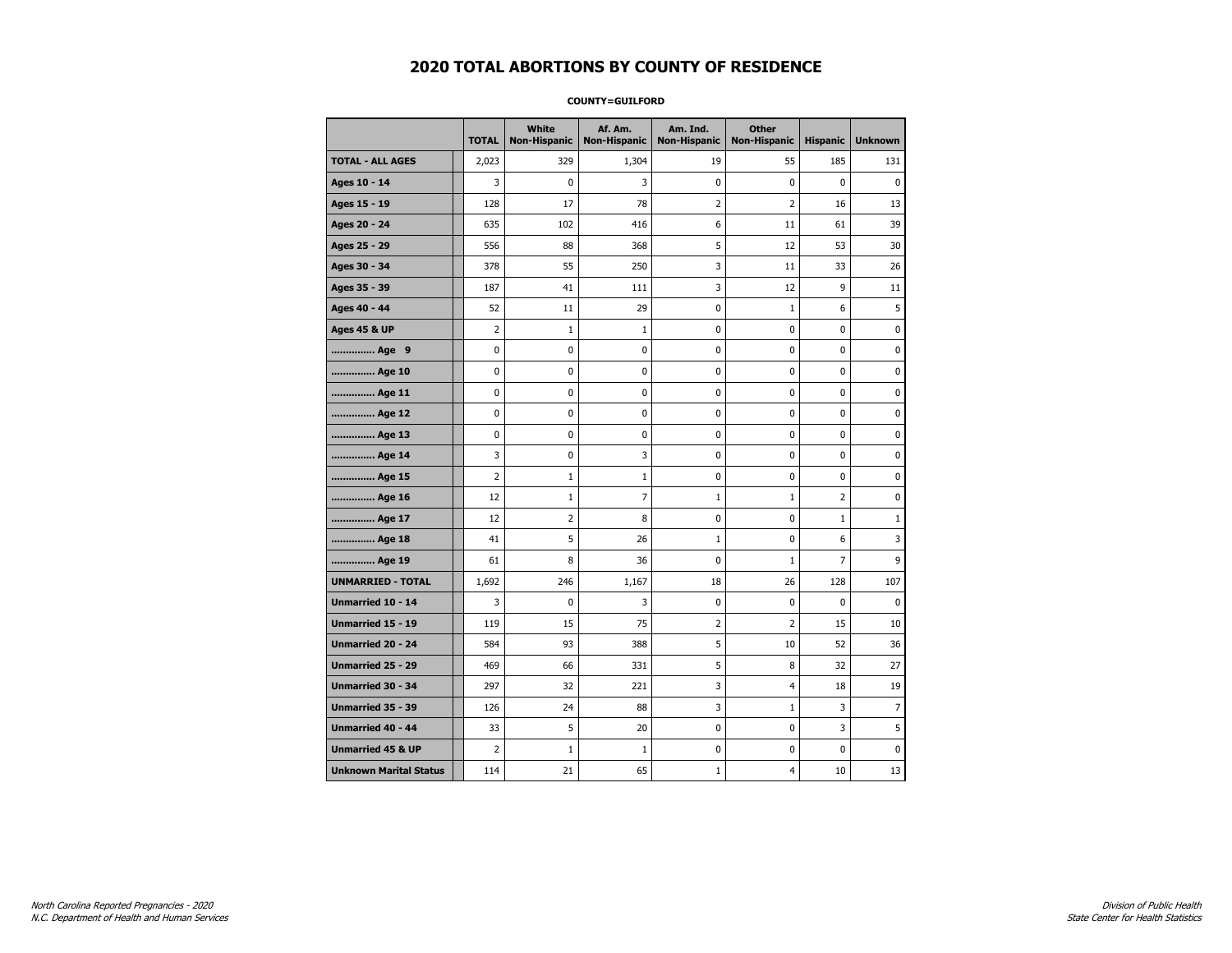# 2020 TOTAL ABORTIONS BY COUNTY OF RESIDENCE

**COUNTY=GUILFORD**

| | TOTAL | White Non-Hispanic | Af. Am. Non-Hispanic | Am. Ind. Non-Hispanic | Other Non-Hispanic | Hispanic | Unknown |
|---|---|---|---|---|---|---|---|
| **TOTAL - ALL AGES** | 2,023 | 329 | 1,304 | 19 | 55 | 185 | 131 |
| **Ages 10 - 14** | 3 | 0 | 3 | 0 | 0 | 0 | 0 |
| **Ages 15 - 19** | 128 | 17 | 78 | 2 | 2 | 16 | 13 |
| **Ages 20 - 24** | 635 | 102 | 416 | 6 | 11 | 61 | 39 |
| **Ages 25 - 29** | 556 | 88 | 368 | 5 | 12 | 53 | 30 |
| **Ages 30 - 34** | 378 | 55 | 250 | 3 | 11 | 33 | 26 |
| **Ages 35 - 39** | 187 | 41 | 111 | 3 | 12 | 9 | 11 |
| **Ages 40 - 44** | 52 | 11 | 29 | 0 | 1 | 6 | 5 |
| **Ages 45 & UP** | 2 | 1 | 1 | 0 | 0 | 0 | 0 |
| **.............. Age 9** | 0 | 0 | 0 | 0 | 0 | 0 | 0 |
| **.............. Age 10** | 0 | 0 | 0 | 0 | 0 | 0 | 0 |
| **.............. Age 11** | 0 | 0 | 0 | 0 | 0 | 0 | 0 |
| **.............. Age 12** | 0 | 0 | 0 | 0 | 0 | 0 | 0 |
| **.............. Age 13** | 0 | 0 | 0 | 0 | 0 | 0 | 0 |
| **.............. Age 14** | 3 | 0 | 3 | 0 | 0 | 0 | 0 |
| **.............. Age 15** | 2 | 1 | 1 | 0 | 0 | 0 | 0 |
| **.............. Age 16** | 12 | 1 | 7 | 1 | 1 | 2 | 0 |
| **.............. Age 17** | 12 | 2 | 8 | 0 | 0 | 1 | 1 |
| **.............. Age 18** | 41 | 5 | 26 | 1 | 0 | 6 | 3 |
| **.............. Age 19** | 61 | 8 | 36 | 0 | 1 | 7 | 9 |
| **UNMARRIED - TOTAL** | 1,692 | 246 | 1,167 | 18 | 26 | 128 | 107 |
| **Unmarried 10 - 14** | 3 | 0 | 3 | 0 | 0 | 0 | 0 |
| **Unmarried 15 - 19** | 119 | 15 | 75 | 2 | 2 | 15 | 10 |
| **Unmarried 20 - 24** | 584 | 93 | 388 | 5 | 10 | 52 | 36 |
| **Unmarried 25 - 29** | 469 | 66 | 331 | 5 | 8 | 32 | 27 |
| **Unmarried 30 - 34** | 297 | 32 | 221 | 3 | 4 | 18 | 19 |
| **Unmarried 35 - 39** | 126 | 24 | 88 | 3 | 1 | 3 | 7 |
| **Unmarried 40 - 44** | 33 | 5 | 20 | 0 | 0 | 3 | 5 |
| **Unmarried 45 & UP** | 2 | 1 | 1 | 0 | 0 | 0 | 0 |
| **Unknown Marital Status** | 114 | 21 | 65 | 1 | 4 | 10 | 13 |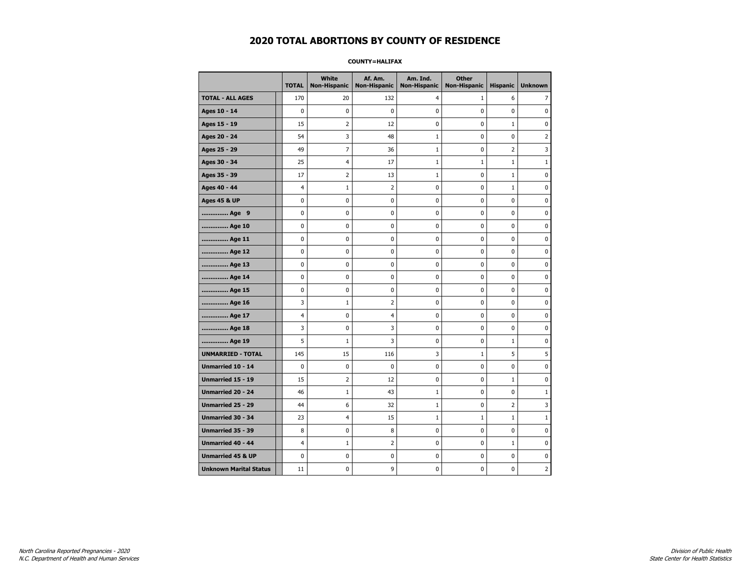# 2020 TOTAL ABORTIONS BY COUNTY OF RESIDENCE

**COUNTY=HALIFAX**

| | TOTAL | White Non-Hispanic | Af. Am. Non-Hispanic | Am. Ind. Non-Hispanic | Other Non-Hispanic | Hispanic | Unknown |
|---|---|---|---|---|---|---|---|
| **TOTAL - ALL AGES** | 170 | 20 | 132 | 4 | 1 | 6 | 7 |
| **Ages 10 - 14** | 0 | 0 | 0 | 0 | 0 | 0 | 0 |
| **Ages 15 - 19** | 15 | 2 | 12 | 0 | 0 | 1 | 0 |
| **Ages 20 - 24** | 54 | 3 | 48 | 1 | 0 | 0 | 2 |
| **Ages 25 - 29** | 49 | 7 | 36 | 1 | 0 | 2 | 3 |
| **Ages 30 - 34** | 25 | 4 | 17 | 1 | 1 | 1 | 1 |
| **Ages 35 - 39** | 17 | 2 | 13 | 1 | 0 | 1 | 0 |
| **Ages 40 - 44** | 4 | 1 | 2 | 0 | 0 | 1 | 0 |
| **Ages 45 & UP** | 0 | 0 | 0 | 0 | 0 | 0 | 0 |
| **.............. Age 9** | 0 | 0 | 0 | 0 | 0 | 0 | 0 |
| **.............. Age 10** | 0 | 0 | 0 | 0 | 0 | 0 | 0 |
| **.............. Age 11** | 0 | 0 | 0 | 0 | 0 | 0 | 0 |
| **.............. Age 12** | 0 | 0 | 0 | 0 | 0 | 0 | 0 |
| **.............. Age 13** | 0 | 0 | 0 | 0 | 0 | 0 | 0 |
| **.............. Age 14** | 0 | 0 | 0 | 0 | 0 | 0 | 0 |
| **.............. Age 15** | 0 | 0 | 0 | 0 | 0 | 0 | 0 |
| **.............. Age 16** | 3 | 1 | 2 | 0 | 0 | 0 | 0 |
| **.............. Age 17** | 4 | 0 | 4 | 0 | 0 | 0 | 0 |
| **.............. Age 18** | 3 | 0 | 3 | 0 | 0 | 0 | 0 |
| **.............. Age 19** | 5 | 1 | 3 | 0 | 0 | 1 | 0 |
| **UNMARRIED - TOTAL** | 145 | 15 | 116 | 3 | 1 | 5 | 5 |
| **Unmarried 10 - 14** | 0 | 0 | 0 | 0 | 0 | 0 | 0 |
| **Unmarried 15 - 19** | 15 | 2 | 12 | 0 | 0 | 1 | 0 |
| **Unmarried 20 - 24** | 46 | 1 | 43 | 1 | 0 | 0 | 1 |
| **Unmarried 25 - 29** | 44 | 6 | 32 | 1 | 0 | 2 | 3 |
| **Unmarried 30 - 34** | 23 | 4 | 15 | 1 | 1 | 1 | 1 |
| **Unmarried 35 - 39** | 8 | 0 | 8 | 0 | 0 | 0 | 0 |
| **Unmarried 40 - 44** | 4 | 1 | 2 | 0 | 0 | 1 | 0 |
| **Unmarried 45 & UP** | 0 | 0 | 0 | 0 | 0 | 0 | 0 |
| **Unknown Marital Status** | 11 | 0 | 9 | 0 | 0 | 0 | 2 |

*North Carolina Reported Pregnancies - 2020*
*N.C. Department of Health and Human Services*

*Division of Public Health*
*State Center for Health Statistics*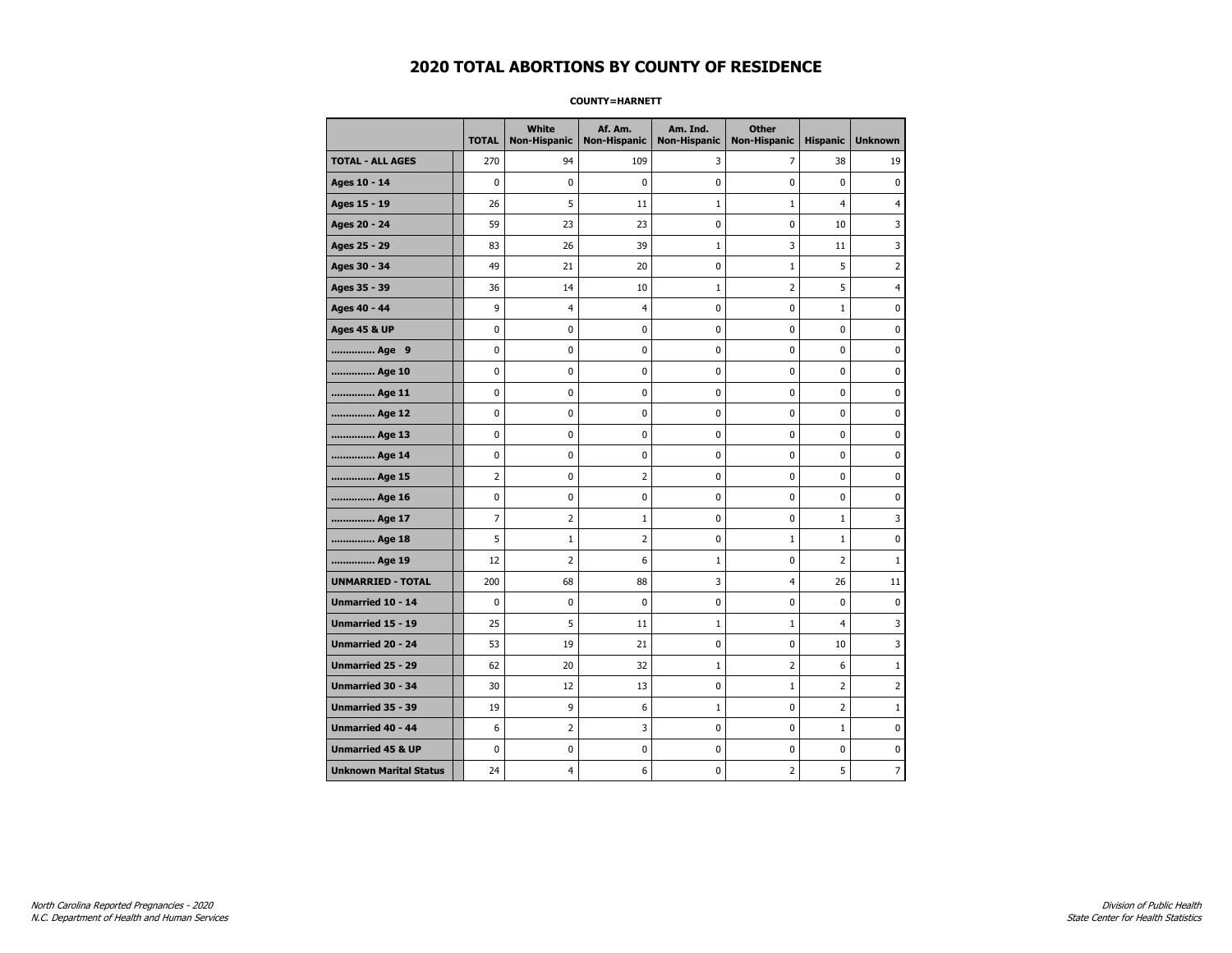# 2020 TOTAL ABORTIONS BY COUNTY OF RESIDENCE

**COUNTY=HARNETT**

| | TOTAL | White Non-Hispanic | Af. Am. Non-Hispanic | Am. Ind. Non-Hispanic | Other Non-Hispanic | Hispanic | Unknown |
|---|---|---|---|---|---|---|---|
| **TOTAL - ALL AGES** | 270 | 94 | 109 | 3 | 7 | 38 | 19 |
| **Ages 10 - 14** | 0 | 0 | 0 | 0 | 0 | 0 | 0 |
| **Ages 15 - 19** | 26 | 5 | 11 | 1 | 1 | 4 | 4 |
| **Ages 20 - 24** | 59 | 23 | 23 | 0 | 0 | 10 | 3 |
| **Ages 25 - 29** | 83 | 26 | 39 | 1 | 3 | 11 | 3 |
| **Ages 30 - 34** | 49 | 21 | 20 | 0 | 1 | 5 | 2 |
| **Ages 35 - 39** | 36 | 14 | 10 | 1 | 2 | 5 | 4 |
| **Ages 40 - 44** | 9 | 4 | 4 | 0 | 0 | 1 | 0 |
| **Ages 45 & UP** | 0 | 0 | 0 | 0 | 0 | 0 | 0 |
| **.............. Age 9** | 0 | 0 | 0 | 0 | 0 | 0 | 0 |
| **.............. Age 10** | 0 | 0 | 0 | 0 | 0 | 0 | 0 |
| **.............. Age 11** | 0 | 0 | 0 | 0 | 0 | 0 | 0 |
| **.............. Age 12** | 0 | 0 | 0 | 0 | 0 | 0 | 0 |
| **.............. Age 13** | 0 | 0 | 0 | 0 | 0 | 0 | 0 |
| **.............. Age 14** | 0 | 0 | 0 | 0 | 0 | 0 | 0 |
| **.............. Age 15** | 2 | 0 | 2 | 0 | 0 | 0 | 0 |
| **.............. Age 16** | 0 | 0 | 0 | 0 | 0 | 0 | 0 |
| **.............. Age 17** | 7 | 2 | 1 | 0 | 0 | 1 | 3 |
| **.............. Age 18** | 5 | 1 | 2 | 0 | 1 | 1 | 0 |
| **.............. Age 19** | 12 | 2 | 6 | 1 | 0 | 2 | 1 |
| **UNMARRIED - TOTAL** | 200 | 68 | 88 | 3 | 4 | 26 | 11 |
| **Unmarried 10 - 14** | 0 | 0 | 0 | 0 | 0 | 0 | 0 |
| **Unmarried 15 - 19** | 25 | 5 | 11 | 1 | 1 | 4 | 3 |
| **Unmarried 20 - 24** | 53 | 19 | 21 | 0 | 0 | 10 | 3 |
| **Unmarried 25 - 29** | 62 | 20 | 32 | 1 | 2 | 6 | 1 |
| **Unmarried 30 - 34** | 30 | 12 | 13 | 0 | 1 | 2 | 2 |
| **Unmarried 35 - 39** | 19 | 9 | 6 | 1 | 0 | 2 | 1 |
| **Unmarried 40 - 44** | 6 | 2 | 3 | 0 | 0 | 1 | 0 |
| **Unmarried 45 & UP** | 0 | 0 | 0 | 0 | 0 | 0 | 0 |
| **Unknown Marital Status** | 24 | 4 | 6 | 0 | 2 | 5 | 7 |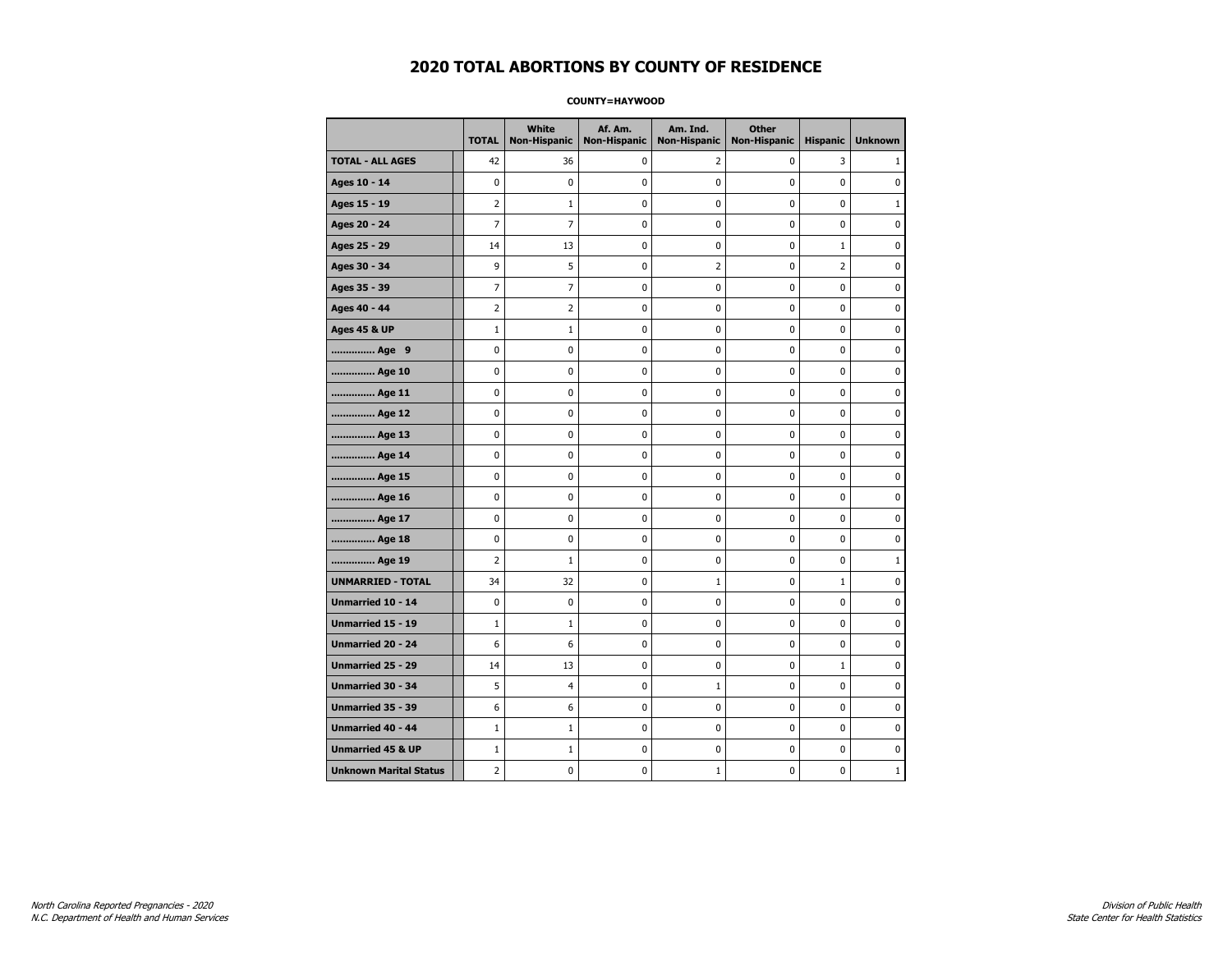# 2020 TOTAL ABORTIONS BY COUNTY OF RESIDENCE

**COUNTY=HAYWOOD**

| | TOTAL | White Non-Hispanic | Af. Am. Non-Hispanic | Am. Ind. Non-Hispanic | Other Non-Hispanic | Hispanic | Unknown |
|---|---|---|---|---|---|---|---|
| **TOTAL - ALL AGES** | 42 | 36 | 0 | 2 | 0 | 3 | 1 |
| **Ages 10 - 14** | 0 | 0 | 0 | 0 | 0 | 0 | 0 |
| **Ages 15 - 19** | 2 | 1 | 0 | 0 | 0 | 0 | 1 |
| **Ages 20 - 24** | 7 | 7 | 0 | 0 | 0 | 0 | 0 |
| **Ages 25 - 29** | 14 | 13 | 0 | 0 | 0 | 1 | 0 |
| **Ages 30 - 34** | 9 | 5 | 0 | 2 | 0 | 2 | 0 |
| **Ages 35 - 39** | 7 | 7 | 0 | 0 | 0 | 0 | 0 |
| **Ages 40 - 44** | 2 | 2 | 0 | 0 | 0 | 0 | 0 |
| **Ages 45 & UP** | 1 | 1 | 0 | 0 | 0 | 0 | 0 |
| **.............. Age 9** | 0 | 0 | 0 | 0 | 0 | 0 | 0 |
| **.............. Age 10** | 0 | 0 | 0 | 0 | 0 | 0 | 0 |
| **.............. Age 11** | 0 | 0 | 0 | 0 | 0 | 0 | 0 |
| **.............. Age 12** | 0 | 0 | 0 | 0 | 0 | 0 | 0 |
| **.............. Age 13** | 0 | 0 | 0 | 0 | 0 | 0 | 0 |
| **.............. Age 14** | 0 | 0 | 0 | 0 | 0 | 0 | 0 |
| **.............. Age 15** | 0 | 0 | 0 | 0 | 0 | 0 | 0 |
| **.............. Age 16** | 0 | 0 | 0 | 0 | 0 | 0 | 0 |
| **.............. Age 17** | 0 | 0 | 0 | 0 | 0 | 0 | 0 |
| **.............. Age 18** | 0 | 0 | 0 | 0 | 0 | 0 | 0 |
| **.............. Age 19** | 2 | 1 | 0 | 0 | 0 | 0 | 1 |
| **UNMARRIED - TOTAL** | 34 | 32 | 0 | 1 | 0 | 1 | 0 |
| **Unmarried 10 - 14** | 0 | 0 | 0 | 0 | 0 | 0 | 0 |
| **Unmarried 15 - 19** | 1 | 1 | 0 | 0 | 0 | 0 | 0 |
| **Unmarried 20 - 24** | 6 | 6 | 0 | 0 | 0 | 0 | 0 |
| **Unmarried 25 - 29** | 14 | 13 | 0 | 0 | 0 | 1 | 0 |
| **Unmarried 30 - 34** | 5 | 4 | 0 | 1 | 0 | 0 | 0 |
| **Unmarried 35 - 39** | 6 | 6 | 0 | 0 | 0 | 0 | 0 |
| **Unmarried 40 - 44** | 1 | 1 | 0 | 0 | 0 | 0 | 0 |
| **Unmarried 45 & UP** | 1 | 1 | 0 | 0 | 0 | 0 | 0 |
| **Unknown Marital Status** | 2 | 0 | 0 | 1 | 0 | 0 | 1 |

*North Carolina Reported Pregnancies - 2020*
*N.C. Department of Health and Human Services*

*Division of Public Health*
*State Center for Health Statistics*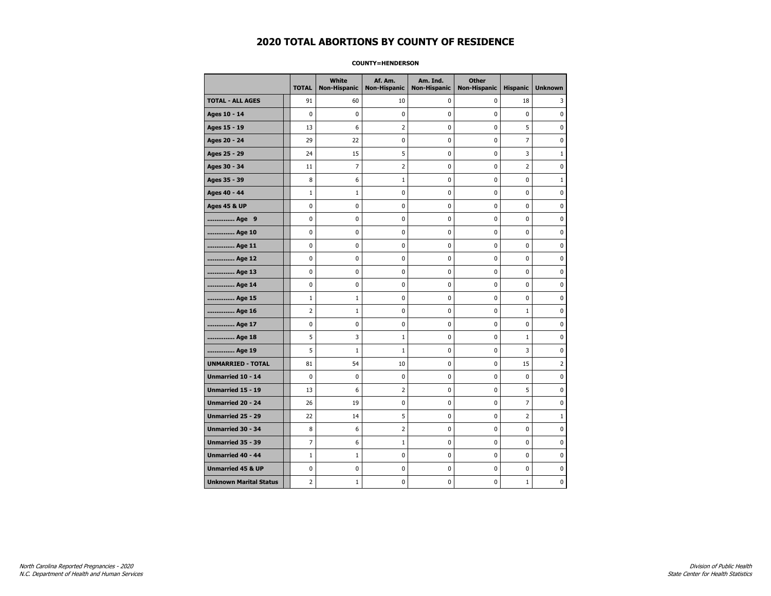# 2020 TOTAL ABORTIONS BY COUNTY OF RESIDENCE

**COUNTY=HENDERSON**

| | TOTAL | White Non-Hispanic | Af. Am. Non-Hispanic | Am. Ind. Non-Hispanic | Other Non-Hispanic | Hispanic | Unknown |
|---|---|---|---|---|---|---|---|
| **TOTAL - ALL AGES** | 91 | 60 | 10 | 0 | 0 | 18 | 3 |
| **Ages 10 - 14** | 0 | 0 | 0 | 0 | 0 | 0 | 0 |
| **Ages 15 - 19** | 13 | 6 | 2 | 0 | 0 | 5 | 0 |
| **Ages 20 - 24** | 29 | 22 | 0 | 0 | 0 | 7 | 0 |
| **Ages 25 - 29** | 24 | 15 | 5 | 0 | 0 | 3 | 1 |
| **Ages 30 - 34** | 11 | 7 | 2 | 0 | 0 | 2 | 0 |
| **Ages 35 - 39** | 8 | 6 | 1 | 0 | 0 | 0 | 1 |
| **Ages 40 - 44** | 1 | 1 | 0 | 0 | 0 | 0 | 0 |
| **Ages 45 & UP** | 0 | 0 | 0 | 0 | 0 | 0 | 0 |
| **.............. Age 9** | 0 | 0 | 0 | 0 | 0 | 0 | 0 |
| **.............. Age 10** | 0 | 0 | 0 | 0 | 0 | 0 | 0 |
| **.............. Age 11** | 0 | 0 | 0 | 0 | 0 | 0 | 0 |
| **.............. Age 12** | 0 | 0 | 0 | 0 | 0 | 0 | 0 |
| **.............. Age 13** | 0 | 0 | 0 | 0 | 0 | 0 | 0 |
| **.............. Age 14** | 0 | 0 | 0 | 0 | 0 | 0 | 0 |
| **.............. Age 15** | 1 | 1 | 0 | 0 | 0 | 0 | 0 |
| **.............. Age 16** | 2 | 1 | 0 | 0 | 0 | 1 | 0 |
| **.............. Age 17** | 0 | 0 | 0 | 0 | 0 | 0 | 0 |
| **.............. Age 18** | 5 | 3 | 1 | 0 | 0 | 1 | 0 |
| **.............. Age 19** | 5 | 1 | 1 | 0 | 0 | 3 | 0 |
| **UNMARRIED - TOTAL** | 81 | 54 | 10 | 0 | 0 | 15 | 2 |
| **Unmarried 10 - 14** | 0 | 0 | 0 | 0 | 0 | 0 | 0 |
| **Unmarried 15 - 19** | 13 | 6 | 2 | 0 | 0 | 5 | 0 |
| **Unmarried 20 - 24** | 26 | 19 | 0 | 0 | 0 | 7 | 0 |
| **Unmarried 25 - 29** | 22 | 14 | 5 | 0 | 0 | 2 | 1 |
| **Unmarried 30 - 34** | 8 | 6 | 2 | 0 | 0 | 0 | 0 |
| **Unmarried 35 - 39** | 7 | 6 | 1 | 0 | 0 | 0 | 0 |
| **Unmarried 40 - 44** | 1 | 1 | 0 | 0 | 0 | 0 | 0 |
| **Unmarried 45 & UP** | 0 | 0 | 0 | 0 | 0 | 0 | 0 |
| **Unknown Marital Status** | 2 | 1 | 0 | 0 | 0 | 1 | 0 |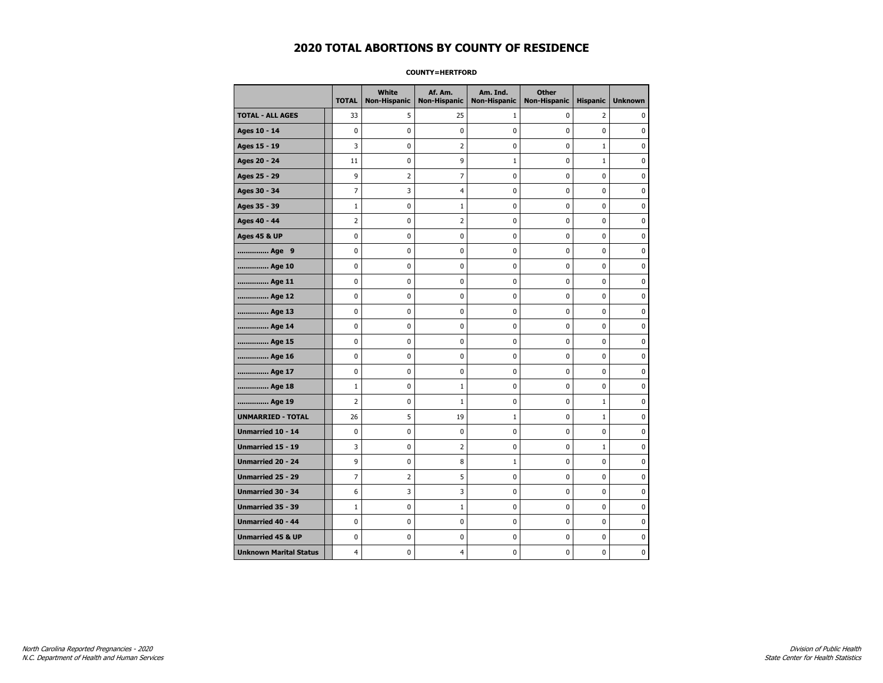# 2020 TOTAL ABORTIONS BY COUNTY OF RESIDENCE

**COUNTY=HERTFORD**

| | TOTAL | White Non-Hispanic | Af. Am. Non-Hispanic | Am. Ind. Non-Hispanic | Other Non-Hispanic | Hispanic | Unknown |
|---|---|---|---|---|---|---|---|
| **TOTAL - ALL AGES** | 33 | 5 | 25 | 1 | 0 | 2 | 0 |
| **Ages 10 - 14** | 0 | 0 | 0 | 0 | 0 | 0 | 0 |
| **Ages 15 - 19** | 3 | 0 | 2 | 0 | 0 | 1 | 0 |
| **Ages 20 - 24** | 11 | 0 | 9 | 1 | 0 | 1 | 0 |
| **Ages 25 - 29** | 9 | 2 | 7 | 0 | 0 | 0 | 0 |
| **Ages 30 - 34** | 7 | 3 | 4 | 0 | 0 | 0 | 0 |
| **Ages 35 - 39** | 1 | 0 | 1 | 0 | 0 | 0 | 0 |
| **Ages 40 - 44** | 2 | 0 | 2 | 0 | 0 | 0 | 0 |
| **Ages 45 & UP** | 0 | 0 | 0 | 0 | 0 | 0 | 0 |
| **.............. Age 9** | 0 | 0 | 0 | 0 | 0 | 0 | 0 |
| **.............. Age 10** | 0 | 0 | 0 | 0 | 0 | 0 | 0 |
| **.............. Age 11** | 0 | 0 | 0 | 0 | 0 | 0 | 0 |
| **.............. Age 12** | 0 | 0 | 0 | 0 | 0 | 0 | 0 |
| **.............. Age 13** | 0 | 0 | 0 | 0 | 0 | 0 | 0 |
| **.............. Age 14** | 0 | 0 | 0 | 0 | 0 | 0 | 0 |
| **.............. Age 15** | 0 | 0 | 0 | 0 | 0 | 0 | 0 |
| **.............. Age 16** | 0 | 0 | 0 | 0 | 0 | 0 | 0 |
| **.............. Age 17** | 0 | 0 | 0 | 0 | 0 | 0 | 0 |
| **.............. Age 18** | 1 | 0 | 1 | 0 | 0 | 0 | 0 |
| **.............. Age 19** | 2 | 0 | 1 | 0 | 0 | 1 | 0 |
| **UNMARRIED - TOTAL** | 26 | 5 | 19 | 1 | 0 | 1 | 0 |
| **Unmarried 10 - 14** | 0 | 0 | 0 | 0 | 0 | 0 | 0 |
| **Unmarried 15 - 19** | 3 | 0 | 2 | 0 | 0 | 1 | 0 |
| **Unmarried 20 - 24** | 9 | 0 | 8 | 1 | 0 | 0 | 0 |
| **Unmarried 25 - 29** | 7 | 2 | 5 | 0 | 0 | 0 | 0 |
| **Unmarried 30 - 34** | 6 | 3 | 3 | 0 | 0 | 0 | 0 |
| **Unmarried 35 - 39** | 1 | 0 | 1 | 0 | 0 | 0 | 0 |
| **Unmarried 40 - 44** | 0 | 0 | 0 | 0 | 0 | 0 | 0 |
| **Unmarried 45 & UP** | 0 | 0 | 0 | 0 | 0 | 0 | 0 |
| **Unknown Marital Status** | 4 | 0 | 4 | 0 | 0 | 0 | 0 |

*North Carolina Reported Pregnancies - 2020*
*N.C. Department of Health and Human Services*

*Division of Public Health*
*State Center for Health Statistics*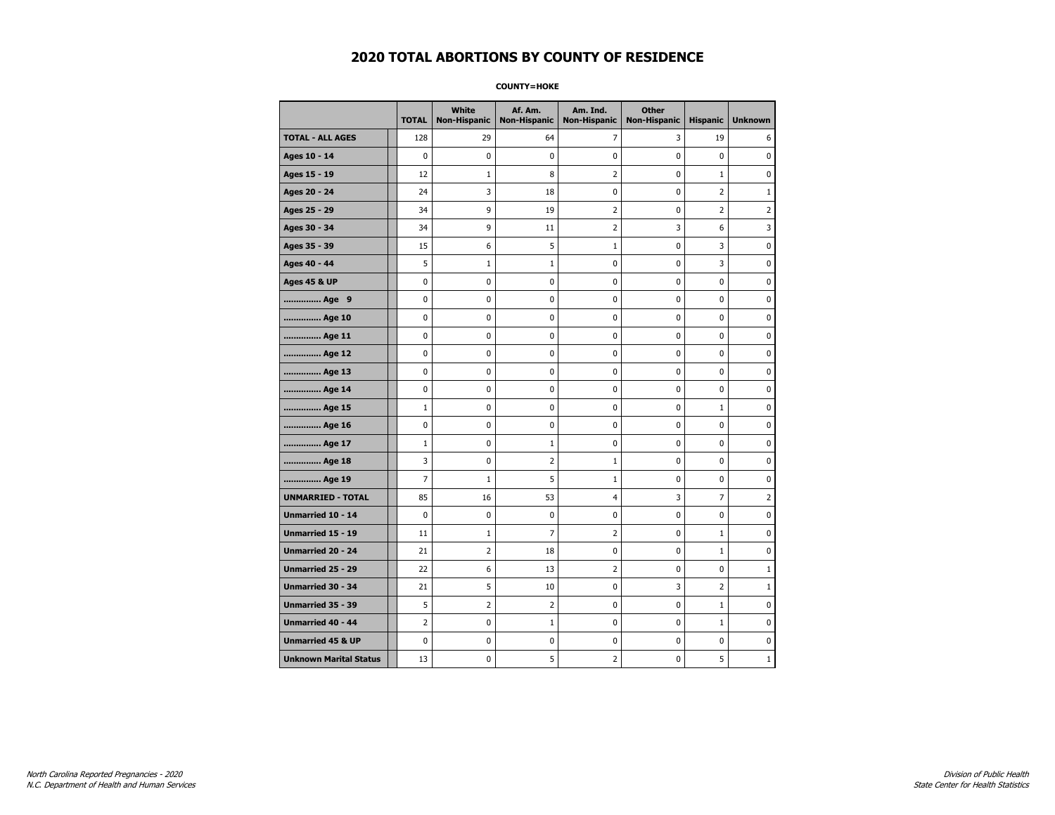# 2020 TOTAL ABORTIONS BY COUNTY OF RESIDENCE

**COUNTY=HOKE**

| | TOTAL | White Non-Hispanic | Af. Am. Non-Hispanic | Am. Ind. Non-Hispanic | Other Non-Hispanic | Hispanic | Unknown |
|---|---|---|---|---|---|---|---|
| **TOTAL - ALL AGES** | 128 | 29 | 64 | 7 | 3 | 19 | 6 |
| **Ages 10 - 14** | 0 | 0 | 0 | 0 | 0 | 0 | 0 |
| **Ages 15 - 19** | 12 | 1 | 8 | 2 | 0 | 1 | 0 |
| **Ages 20 - 24** | 24 | 3 | 18 | 0 | 0 | 2 | 1 |
| **Ages 25 - 29** | 34 | 9 | 19 | 2 | 0 | 2 | 2 |
| **Ages 30 - 34** | 34 | 9 | 11 | 2 | 3 | 6 | 3 |
| **Ages 35 - 39** | 15 | 6 | 5 | 1 | 0 | 3 | 0 |
| **Ages 40 - 44** | 5 | 1 | 1 | 0 | 0 | 3 | 0 |
| **Ages 45 & UP** | 0 | 0 | 0 | 0 | 0 | 0 | 0 |
| **.............. Age 9** | 0 | 0 | 0 | 0 | 0 | 0 | 0 |
| **.............. Age 10** | 0 | 0 | 0 | 0 | 0 | 0 | 0 |
| **.............. Age 11** | 0 | 0 | 0 | 0 | 0 | 0 | 0 |
| **.............. Age 12** | 0 | 0 | 0 | 0 | 0 | 0 | 0 |
| **.............. Age 13** | 0 | 0 | 0 | 0 | 0 | 0 | 0 |
| **.............. Age 14** | 0 | 0 | 0 | 0 | 0 | 0 | 0 |
| **.............. Age 15** | 1 | 0 | 0 | 0 | 0 | 1 | 0 |
| **.............. Age 16** | 0 | 0 | 0 | 0 | 0 | 0 | 0 |
| **.............. Age 17** | 1 | 0 | 1 | 0 | 0 | 0 | 0 |
| **.............. Age 18** | 3 | 0 | 2 | 1 | 0 | 0 | 0 |
| **.............. Age 19** | 7 | 1 | 5 | 1 | 0 | 0 | 0 |
| **UNMARRIED - TOTAL** | 85 | 16 | 53 | 4 | 3 | 7 | 2 |
| **Unmarried 10 - 14** | 0 | 0 | 0 | 0 | 0 | 0 | 0 |
| **Unmarried 15 - 19** | 11 | 1 | 7 | 2 | 0 | 1 | 0 |
| **Unmarried 20 - 24** | 21 | 2 | 18 | 0 | 0 | 1 | 0 |
| **Unmarried 25 - 29** | 22 | 6 | 13 | 2 | 0 | 0 | 1 |
| **Unmarried 30 - 34** | 21 | 5 | 10 | 0 | 3 | 2 | 1 |
| **Unmarried 35 - 39** | 5 | 2 | 2 | 0 | 0 | 1 | 0 |
| **Unmarried 40 - 44** | 2 | 0 | 1 | 0 | 0 | 1 | 0 |
| **Unmarried 45 & UP** | 0 | 0 | 0 | 0 | 0 | 0 | 0 |
| **Unknown Marital Status** | 13 | 0 | 5 | 2 | 0 | 5 | 1 |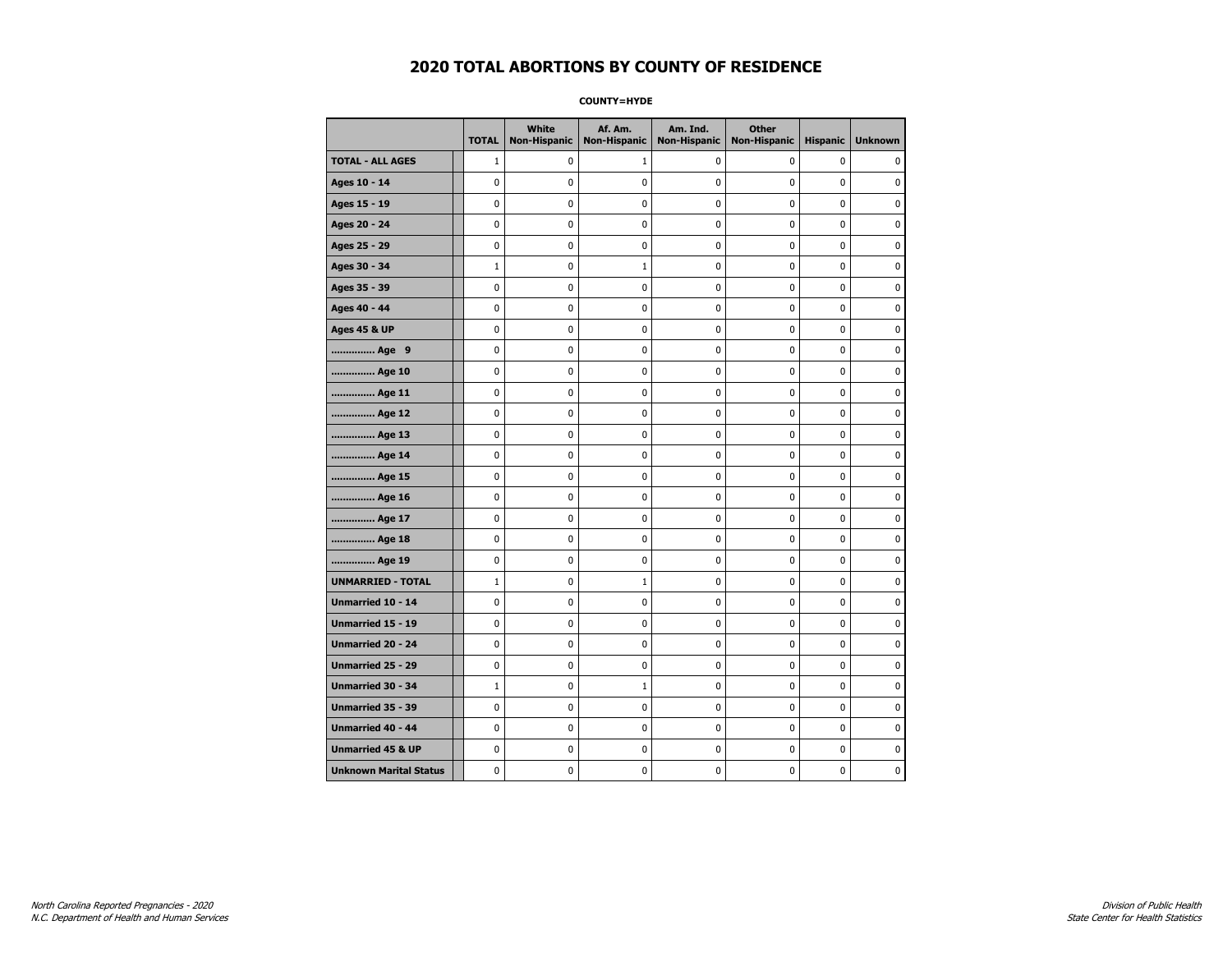# 2020 TOTAL ABORTIONS BY COUNTY OF RESIDENCE

**COUNTY=HYDE**

| | TOTAL | White Non-Hispanic | Af. Am. Non-Hispanic | Am. Ind. Non-Hispanic | Other Non-Hispanic | Hispanic | Unknown |
|---|---|---|---|---|---|---|---|
| **TOTAL - ALL AGES** | 1 | 0 | 1 | 0 | 0 | 0 | 0 |
| **Ages 10 - 14** | 0 | 0 | 0 | 0 | 0 | 0 | 0 |
| **Ages 15 - 19** | 0 | 0 | 0 | 0 | 0 | 0 | 0 |
| **Ages 20 - 24** | 0 | 0 | 0 | 0 | 0 | 0 | 0 |
| **Ages 25 - 29** | 0 | 0 | 0 | 0 | 0 | 0 | 0 |
| **Ages 30 - 34** | 1 | 0 | 1 | 0 | 0 | 0 | 0 |
| **Ages 35 - 39** | 0 | 0 | 0 | 0 | 0 | 0 | 0 |
| **Ages 40 - 44** | 0 | 0 | 0 | 0 | 0 | 0 | 0 |
| **Ages 45 & UP** | 0 | 0 | 0 | 0 | 0 | 0 | 0 |
| **.............. Age 9** | 0 | 0 | 0 | 0 | 0 | 0 | 0 |
| **.............. Age 10** | 0 | 0 | 0 | 0 | 0 | 0 | 0 |
| **.............. Age 11** | 0 | 0 | 0 | 0 | 0 | 0 | 0 |
| **.............. Age 12** | 0 | 0 | 0 | 0 | 0 | 0 | 0 |
| **.............. Age 13** | 0 | 0 | 0 | 0 | 0 | 0 | 0 |
| **.............. Age 14** | 0 | 0 | 0 | 0 | 0 | 0 | 0 |
| **.............. Age 15** | 0 | 0 | 0 | 0 | 0 | 0 | 0 |
| **.............. Age 16** | 0 | 0 | 0 | 0 | 0 | 0 | 0 |
| **.............. Age 17** | 0 | 0 | 0 | 0 | 0 | 0 | 0 |
| **.............. Age 18** | 0 | 0 | 0 | 0 | 0 | 0 | 0 |
| **.............. Age 19** | 0 | 0 | 0 | 0 | 0 | 0 | 0 |
| **UNMARRIED - TOTAL** | 1 | 0 | 1 | 0 | 0 | 0 | 0 |
| **Unmarried 10 - 14** | 0 | 0 | 0 | 0 | 0 | 0 | 0 |
| **Unmarried 15 - 19** | 0 | 0 | 0 | 0 | 0 | 0 | 0 |
| **Unmarried 20 - 24** | 0 | 0 | 0 | 0 | 0 | 0 | 0 |
| **Unmarried 25 - 29** | 0 | 0 | 0 | 0 | 0 | 0 | 0 |
| **Unmarried 30 - 34** | 1 | 0 | 1 | 0 | 0 | 0 | 0 |
| **Unmarried 35 - 39** | 0 | 0 | 0 | 0 | 0 | 0 | 0 |
| **Unmarried 40 - 44** | 0 | 0 | 0 | 0 | 0 | 0 | 0 |
| **Unmarried 45 & UP** | 0 | 0 | 0 | 0 | 0 | 0 | 0 |
| **Unknown Marital Status** | 0 | 0 | 0 | 0 | 0 | 0 | 0 |

*North Carolina Reported Pregnancies - 2020*
*N.C. Department of Health and Human Services*

*Division of Public Health*
*State Center for Health Statistics*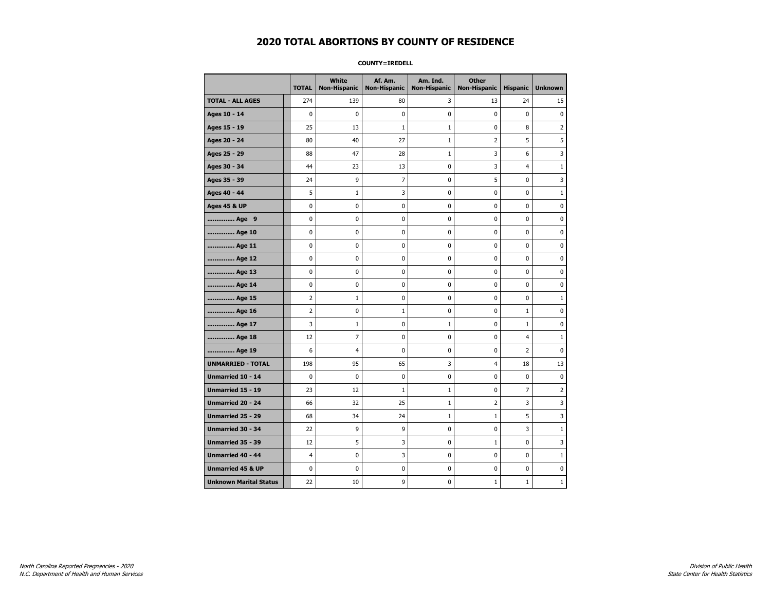# 2020 TOTAL ABORTIONS BY COUNTY OF RESIDENCE

**COUNTY=IREDELL**

| | TOTAL | White Non-Hispanic | Af. Am. Non-Hispanic | Am. Ind. Non-Hispanic | Other Non-Hispanic | Hispanic | Unknown |
|---|---|---|---|---|---|---|---|
| **TOTAL - ALL AGES** | 274 | 139 | 80 | 3 | 13 | 24 | 15 |
| **Ages 10 - 14** | 0 | 0 | 0 | 0 | 0 | 0 | 0 |
| **Ages 15 - 19** | 25 | 13 | 1 | 1 | 0 | 8 | 2 |
| **Ages 20 - 24** | 80 | 40 | 27 | 1 | 2 | 5 | 5 |
| **Ages 25 - 29** | 88 | 47 | 28 | 1 | 3 | 6 | 3 |
| **Ages 30 - 34** | 44 | 23 | 13 | 0 | 3 | 4 | 1 |
| **Ages 35 - 39** | 24 | 9 | 7 | 0 | 5 | 0 | 3 |
| **Ages 40 - 44** | 5 | 1 | 3 | 0 | 0 | 0 | 1 |
| **Ages 45 & UP** | 0 | 0 | 0 | 0 | 0 | 0 | 0 |
| **.............. Age 9** | 0 | 0 | 0 | 0 | 0 | 0 | 0 |
| **.............. Age 10** | 0 | 0 | 0 | 0 | 0 | 0 | 0 |
| **.............. Age 11** | 0 | 0 | 0 | 0 | 0 | 0 | 0 |
| **.............. Age 12** | 0 | 0 | 0 | 0 | 0 | 0 | 0 |
| **.............. Age 13** | 0 | 0 | 0 | 0 | 0 | 0 | 0 |
| **.............. Age 14** | 0 | 0 | 0 | 0 | 0 | 0 | 0 |
| **.............. Age 15** | 2 | 1 | 0 | 0 | 0 | 0 | 1 |
| **.............. Age 16** | 2 | 0 | 1 | 0 | 0 | 1 | 0 |
| **.............. Age 17** | 3 | 1 | 0 | 1 | 0 | 1 | 0 |
| **.............. Age 18** | 12 | 7 | 0 | 0 | 0 | 4 | 1 |
| **.............. Age 19** | 6 | 4 | 0 | 0 | 0 | 2 | 0 |
| **UNMARRIED - TOTAL** | 198 | 95 | 65 | 3 | 4 | 18 | 13 |
| **Unmarried 10 - 14** | 0 | 0 | 0 | 0 | 0 | 0 | 0 |
| **Unmarried 15 - 19** | 23 | 12 | 1 | 1 | 0 | 7 | 2 |
| **Unmarried 20 - 24** | 66 | 32 | 25 | 1 | 2 | 3 | 3 |
| **Unmarried 25 - 29** | 68 | 34 | 24 | 1 | 1 | 5 | 3 |
| **Unmarried 30 - 34** | 22 | 9 | 9 | 0 | 0 | 3 | 1 |
| **Unmarried 35 - 39** | 12 | 5 | 3 | 0 | 1 | 0 | 3 |
| **Unmarried 40 - 44** | 4 | 0 | 3 | 0 | 0 | 0 | 1 |
| **Unmarried 45 & UP** | 0 | 0 | 0 | 0 | 0 | 0 | 0 |
| **Unknown Marital Status** | 22 | 10 | 9 | 0 | 1 | 1 | 1 |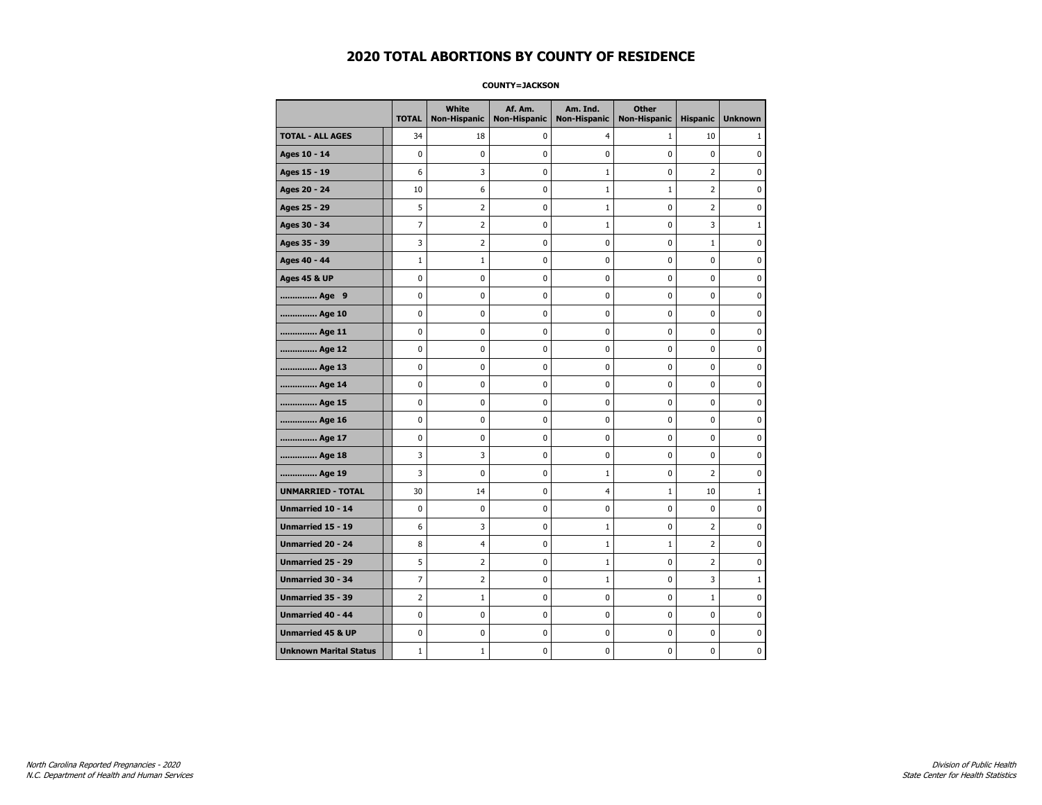# 2020 TOTAL ABORTIONS BY COUNTY OF RESIDENCE

**COUNTY=JACKSON**

| | TOTAL | White Non-Hispanic | Af. Am. Non-Hispanic | Am. Ind. Non-Hispanic | Other Non-Hispanic | Hispanic | Unknown |
|---|---|---|---|---|---|---|---|
| **TOTAL - ALL AGES** | 34 | 18 | 0 | 4 | 1 | 10 | 1 |
| **Ages 10 - 14** | 0 | 0 | 0 | 0 | 0 | 0 | 0 |
| **Ages 15 - 19** | 6 | 3 | 0 | 1 | 0 | 2 | 0 |
| **Ages 20 - 24** | 10 | 6 | 0 | 1 | 1 | 2 | 0 |
| **Ages 25 - 29** | 5 | 2 | 0 | 1 | 0 | 2 | 0 |
| **Ages 30 - 34** | 7 | 2 | 0 | 1 | 0 | 3 | 1 |
| **Ages 35 - 39** | 3 | 2 | 0 | 0 | 0 | 1 | 0 |
| **Ages 40 - 44** | 1 | 1 | 0 | 0 | 0 | 0 | 0 |
| **Ages 45 & UP** | 0 | 0 | 0 | 0 | 0 | 0 | 0 |
| **.............. Age 9** | 0 | 0 | 0 | 0 | 0 | 0 | 0 |
| **.............. Age 10** | 0 | 0 | 0 | 0 | 0 | 0 | 0 |
| **.............. Age 11** | 0 | 0 | 0 | 0 | 0 | 0 | 0 |
| **.............. Age 12** | 0 | 0 | 0 | 0 | 0 | 0 | 0 |
| **.............. Age 13** | 0 | 0 | 0 | 0 | 0 | 0 | 0 |
| **.............. Age 14** | 0 | 0 | 0 | 0 | 0 | 0 | 0 |
| **.............. Age 15** | 0 | 0 | 0 | 0 | 0 | 0 | 0 |
| **.............. Age 16** | 0 | 0 | 0 | 0 | 0 | 0 | 0 |
| **.............. Age 17** | 0 | 0 | 0 | 0 | 0 | 0 | 0 |
| **.............. Age 18** | 3 | 3 | 0 | 0 | 0 | 0 | 0 |
| **.............. Age 19** | 3 | 0 | 0 | 1 | 0 | 2 | 0 |
| **UNMARRIED - TOTAL** | 30 | 14 | 0 | 4 | 1 | 10 | 1 |
| **Unmarried 10 - 14** | 0 | 0 | 0 | 0 | 0 | 0 | 0 |
| **Unmarried 15 - 19** | 6 | 3 | 0 | 1 | 0 | 2 | 0 |
| **Unmarried 20 - 24** | 8 | 4 | 0 | 1 | 1 | 2 | 0 |
| **Unmarried 25 - 29** | 5 | 2 | 0 | 1 | 0 | 2 | 0 |
| **Unmarried 30 - 34** | 7 | 2 | 0 | 1 | 0 | 3 | 1 |
| **Unmarried 35 - 39** | 2 | 1 | 0 | 0 | 0 | 1 | 0 |
| **Unmarried 40 - 44** | 0 | 0 | 0 | 0 | 0 | 0 | 0 |
| **Unmarried 45 & UP** | 0 | 0 | 0 | 0 | 0 | 0 | 0 |
| **Unknown Marital Status** | 1 | 1 | 0 | 0 | 0 | 0 | 0 |

*North Carolina Reported Pregnancies - 2020*
*N.C. Department of Health and Human Services*

*Division of Public Health*
*State Center for Health Statistics*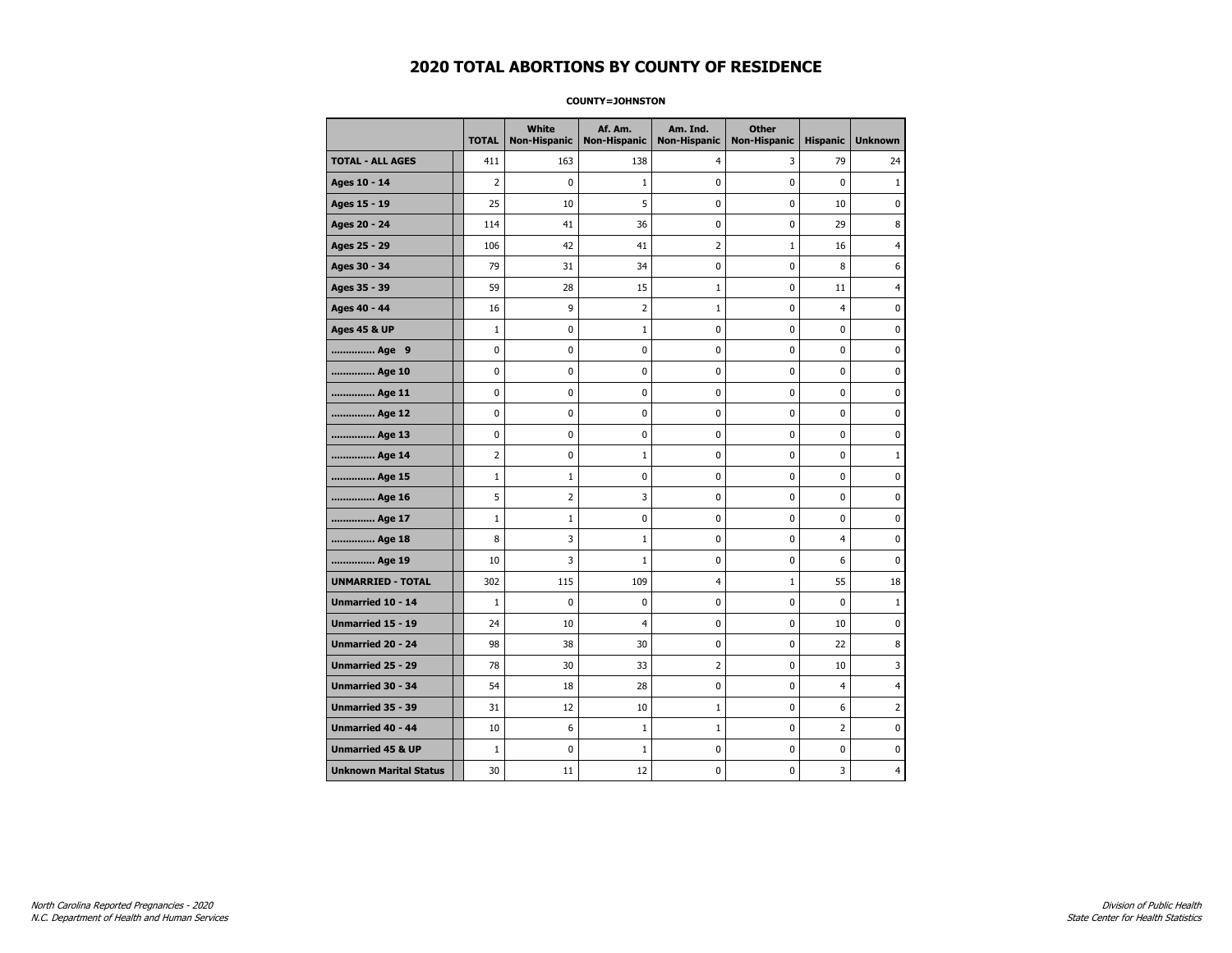# 2020 TOTAL ABORTIONS BY COUNTY OF RESIDENCE

**COUNTY=JOHNSTON**

| | TOTAL | White Non-Hispanic | Af. Am. Non-Hispanic | Am. Ind. Non-Hispanic | Other Non-Hispanic | Hispanic | Unknown |
|---|---|---|---|---|---|---|---|
| **TOTAL - ALL AGES** | 411 | 163 | 138 | 4 | 3 | 79 | 24 |
| **Ages 10 - 14** | 2 | 0 | 1 | 0 | 0 | 0 | 1 |
| **Ages 15 - 19** | 25 | 10 | 5 | 0 | 0 | 10 | 0 |
| **Ages 20 - 24** | 114 | 41 | 36 | 0 | 0 | 29 | 8 |
| **Ages 25 - 29** | 106 | 42 | 41 | 2 | 1 | 16 | 4 |
| **Ages 30 - 34** | 79 | 31 | 34 | 0 | 0 | 8 | 6 |
| **Ages 35 - 39** | 59 | 28 | 15 | 1 | 0 | 11 | 4 |
| **Ages 40 - 44** | 16 | 9 | 2 | 1 | 0 | 4 | 0 |
| **Ages 45 & UP** | 1 | 0 | 1 | 0 | 0 | 0 | 0 |
| **.............. Age 9** | 0 | 0 | 0 | 0 | 0 | 0 | 0 |
| **.............. Age 10** | 0 | 0 | 0 | 0 | 0 | 0 | 0 |
| **.............. Age 11** | 0 | 0 | 0 | 0 | 0 | 0 | 0 |
| **.............. Age 12** | 0 | 0 | 0 | 0 | 0 | 0 | 0 |
| **.............. Age 13** | 0 | 0 | 0 | 0 | 0 | 0 | 0 |
| **.............. Age 14** | 2 | 0 | 1 | 0 | 0 | 0 | 1 |
| **.............. Age 15** | 1 | 1 | 0 | 0 | 0 | 0 | 0 |
| **.............. Age 16** | 5 | 2 | 3 | 0 | 0 | 0 | 0 |
| **.............. Age 17** | 1 | 1 | 0 | 0 | 0 | 0 | 0 |
| **.............. Age 18** | 8 | 3 | 1 | 0 | 0 | 4 | 0 |
| **.............. Age 19** | 10 | 3 | 1 | 0 | 0 | 6 | 0 |
| **UNMARRIED - TOTAL** | 302 | 115 | 109 | 4 | 1 | 55 | 18 |
| **Unmarried 10 - 14** | 1 | 0 | 0 | 0 | 0 | 0 | 1 |
| **Unmarried 15 - 19** | 24 | 10 | 4 | 0 | 0 | 10 | 0 |
| **Unmarried 20 - 24** | 98 | 38 | 30 | 0 | 0 | 22 | 8 |
| **Unmarried 25 - 29** | 78 | 30 | 33 | 2 | 0 | 10 | 3 |
| **Unmarried 30 - 34** | 54 | 18 | 28 | 0 | 0 | 4 | 4 |
| **Unmarried 35 - 39** | 31 | 12 | 10 | 1 | 0 | 6 | 2 |
| **Unmarried 40 - 44** | 10 | 6 | 1 | 1 | 0 | 2 | 0 |
| **Unmarried 45 & UP** | 1 | 0 | 1 | 0 | 0 | 0 | 0 |
| **Unknown Marital Status** | 30 | 11 | 12 | 0 | 0 | 3 | 4 |

*North Carolina Reported Pregnancies - 2020*
*N.C. Department of Health and Human Services*

*Division of Public Health*
*State Center for Health Statistics*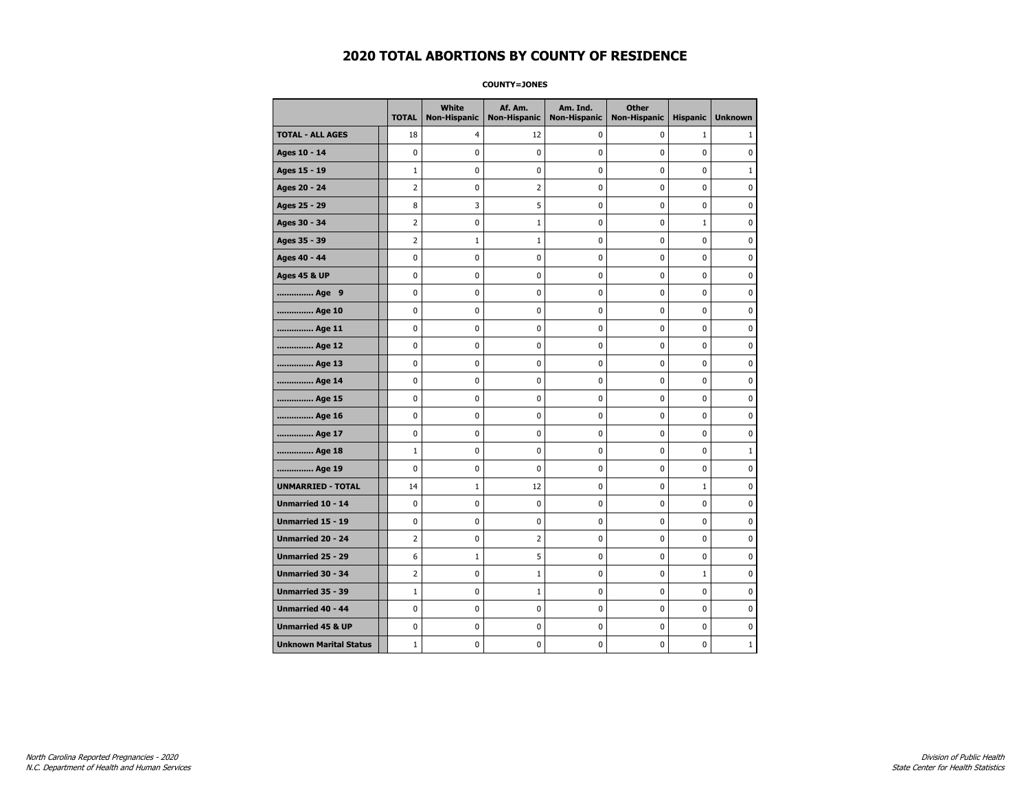# 2020 TOTAL ABORTIONS BY COUNTY OF RESIDENCE

**COUNTY=JONES**

| | TOTAL | White Non-Hispanic | Af. Am. Non-Hispanic | Am. Ind. Non-Hispanic | Other Non-Hispanic | Hispanic | Unknown |
|---|---|---|---|---|---|---|---|
| **TOTAL - ALL AGES** | 18 | 4 | 12 | 0 | 0 | 1 | 1 |
| **Ages 10 - 14** | 0 | 0 | 0 | 0 | 0 | 0 | 0 |
| **Ages 15 - 19** | 1 | 0 | 0 | 0 | 0 | 0 | 1 |
| **Ages 20 - 24** | 2 | 0 | 2 | 0 | 0 | 0 | 0 |
| **Ages 25 - 29** | 8 | 3 | 5 | 0 | 0 | 0 | 0 |
| **Ages 30 - 34** | 2 | 0 | 1 | 0 | 0 | 1 | 0 |
| **Ages 35 - 39** | 2 | 1 | 1 | 0 | 0 | 0 | 0 |
| **Ages 40 - 44** | 0 | 0 | 0 | 0 | 0 | 0 | 0 |
| **Ages 45 & UP** | 0 | 0 | 0 | 0 | 0 | 0 | 0 |
| **.............. Age 9** | 0 | 0 | 0 | 0 | 0 | 0 | 0 |
| **.............. Age 10** | 0 | 0 | 0 | 0 | 0 | 0 | 0 |
| **.............. Age 11** | 0 | 0 | 0 | 0 | 0 | 0 | 0 |
| **.............. Age 12** | 0 | 0 | 0 | 0 | 0 | 0 | 0 |
| **.............. Age 13** | 0 | 0 | 0 | 0 | 0 | 0 | 0 |
| **.............. Age 14** | 0 | 0 | 0 | 0 | 0 | 0 | 0 |
| **.............. Age 15** | 0 | 0 | 0 | 0 | 0 | 0 | 0 |
| **.............. Age 16** | 0 | 0 | 0 | 0 | 0 | 0 | 0 |
| **.............. Age 17** | 0 | 0 | 0 | 0 | 0 | 0 | 0 |
| **.............. Age 18** | 1 | 0 | 0 | 0 | 0 | 0 | 1 |
| **.............. Age 19** | 0 | 0 | 0 | 0 | 0 | 0 | 0 |
| **UNMARRIED - TOTAL** | 14 | 1 | 12 | 0 | 0 | 1 | 0 |
| **Unmarried 10 - 14** | 0 | 0 | 0 | 0 | 0 | 0 | 0 |
| **Unmarried 15 - 19** | 0 | 0 | 0 | 0 | 0 | 0 | 0 |
| **Unmarried 20 - 24** | 2 | 0 | 2 | 0 | 0 | 0 | 0 |
| **Unmarried 25 - 29** | 6 | 1 | 5 | 0 | 0 | 0 | 0 |
| **Unmarried 30 - 34** | 2 | 0 | 1 | 0 | 0 | 1 | 0 |
| **Unmarried 35 - 39** | 1 | 0 | 1 | 0 | 0 | 0 | 0 |
| **Unmarried 40 - 44** | 0 | 0 | 0 | 0 | 0 | 0 | 0 |
| **Unmarried 45 & UP** | 0 | 0 | 0 | 0 | 0 | 0 | 0 |
| **Unknown Marital Status** | 1 | 0 | 0 | 0 | 0 | 0 | 1 |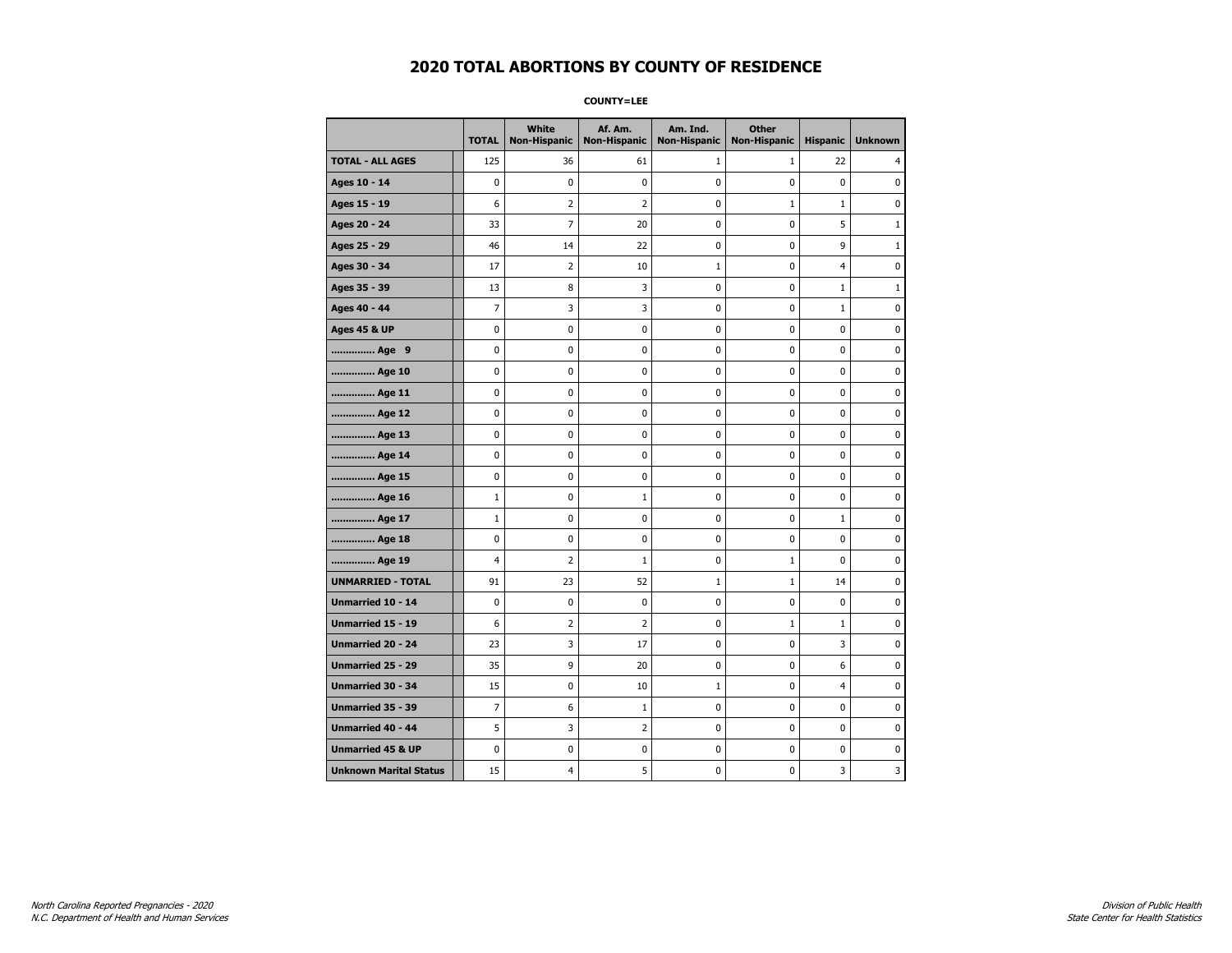# 2020 TOTAL ABORTIONS BY COUNTY OF RESIDENCE

**COUNTY=LEE**

| | TOTAL | White Non-Hispanic | Af. Am. Non-Hispanic | Am. Ind. Non-Hispanic | Other Non-Hispanic | Hispanic | Unknown |
|---|---|---|---|---|---|---|---|
| **TOTAL - ALL AGES** | 125 | 36 | 61 | 1 | 1 | 22 | 4 |
| **Ages 10 - 14** | 0 | 0 | 0 | 0 | 0 | 0 | 0 |
| **Ages 15 - 19** | 6 | 2 | 2 | 0 | 1 | 1 | 0 |
| **Ages 20 - 24** | 33 | 7 | 20 | 0 | 0 | 5 | 1 |
| **Ages 25 - 29** | 46 | 14 | 22 | 0 | 0 | 9 | 1 |
| **Ages 30 - 34** | 17 | 2 | 10 | 1 | 0 | 4 | 0 |
| **Ages 35 - 39** | 13 | 8 | 3 | 0 | 0 | 1 | 1 |
| **Ages 40 - 44** | 7 | 3 | 3 | 0 | 0 | 1 | 0 |
| **Ages 45 & UP** | 0 | 0 | 0 | 0 | 0 | 0 | 0 |
| **.............. Age 9** | 0 | 0 | 0 | 0 | 0 | 0 | 0 |
| **.............. Age 10** | 0 | 0 | 0 | 0 | 0 | 0 | 0 |
| **.............. Age 11** | 0 | 0 | 0 | 0 | 0 | 0 | 0 |
| **.............. Age 12** | 0 | 0 | 0 | 0 | 0 | 0 | 0 |
| **.............. Age 13** | 0 | 0 | 0 | 0 | 0 | 0 | 0 |
| **.............. Age 14** | 0 | 0 | 0 | 0 | 0 | 0 | 0 |
| **.............. Age 15** | 0 | 0 | 0 | 0 | 0 | 0 | 0 |
| **.............. Age 16** | 1 | 0 | 1 | 0 | 0 | 0 | 0 |
| **.............. Age 17** | 1 | 0 | 0 | 0 | 0 | 1 | 0 |
| **.............. Age 18** | 0 | 0 | 0 | 0 | 0 | 0 | 0 |
| **.............. Age 19** | 4 | 2 | 1 | 0 | 1 | 0 | 0 |
| **UNMARRIED - TOTAL** | 91 | 23 | 52 | 1 | 1 | 14 | 0 |
| **Unmarried 10 - 14** | 0 | 0 | 0 | 0 | 0 | 0 | 0 |
| **Unmarried 15 - 19** | 6 | 2 | 2 | 0 | 1 | 1 | 0 |
| **Unmarried 20 - 24** | 23 | 3 | 17 | 0 | 0 | 3 | 0 |
| **Unmarried 25 - 29** | 35 | 9 | 20 | 0 | 0 | 6 | 0 |
| **Unmarried 30 - 34** | 15 | 0 | 10 | 1 | 0 | 4 | 0 |
| **Unmarried 35 - 39** | 7 | 6 | 1 | 0 | 0 | 0 | 0 |
| **Unmarried 40 - 44** | 5 | 3 | 2 | 0 | 0 | 0 | 0 |
| **Unmarried 45 & UP** | 0 | 0 | 0 | 0 | 0 | 0 | 0 |
| **Unknown Marital Status** | 15 | 4 | 5 | 0 | 0 | 3 | 3 |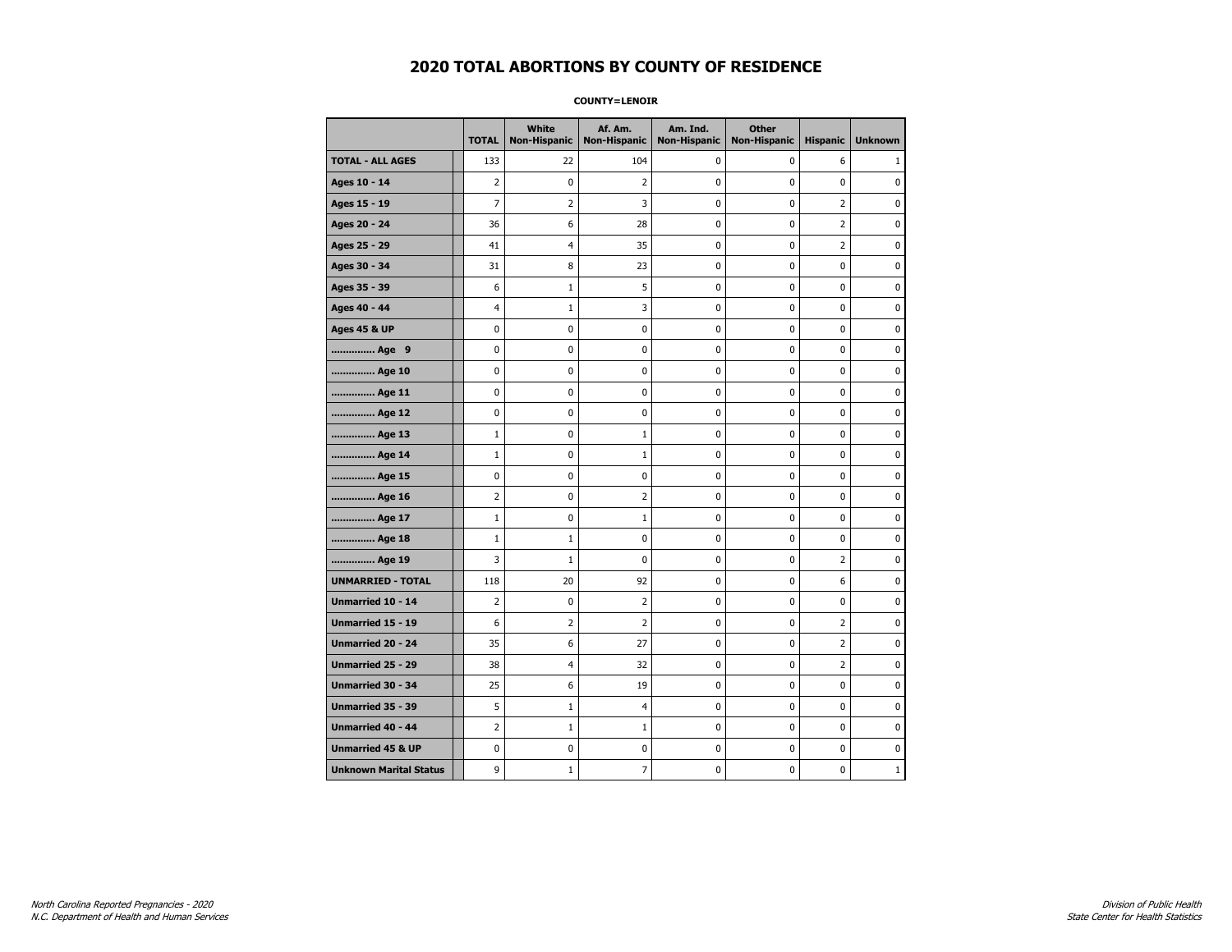# 2020 TOTAL ABORTIONS BY COUNTY OF RESIDENCE

**COUNTY=LENOIR**

| | TOTAL | White Non-Hispanic | Af. Am. Non-Hispanic | Am. Ind. Non-Hispanic | Other Non-Hispanic | Hispanic | Unknown |
|---|---|---|---|---|---|---|---|
| **TOTAL - ALL AGES** | 133 | 22 | 104 | 0 | 0 | 6 | 1 |
| **Ages 10 - 14** | 2 | 0 | 2 | 0 | 0 | 0 | 0 |
| **Ages 15 - 19** | 7 | 2 | 3 | 0 | 0 | 2 | 0 |
| **Ages 20 - 24** | 36 | 6 | 28 | 0 | 0 | 2 | 0 |
| **Ages 25 - 29** | 41 | 4 | 35 | 0 | 0 | 2 | 0 |
| **Ages 30 - 34** | 31 | 8 | 23 | 0 | 0 | 0 | 0 |
| **Ages 35 - 39** | 6 | 1 | 5 | 0 | 0 | 0 | 0 |
| **Ages 40 - 44** | 4 | 1 | 3 | 0 | 0 | 0 | 0 |
| **Ages 45 & UP** | 0 | 0 | 0 | 0 | 0 | 0 | 0 |
| **.............. Age 9** | 0 | 0 | 0 | 0 | 0 | 0 | 0 |
| **.............. Age 10** | 0 | 0 | 0 | 0 | 0 | 0 | 0 |
| **.............. Age 11** | 0 | 0 | 0 | 0 | 0 | 0 | 0 |
| **.............. Age 12** | 0 | 0 | 0 | 0 | 0 | 0 | 0 |
| **.............. Age 13** | 1 | 0 | 1 | 0 | 0 | 0 | 0 |
| **.............. Age 14** | 1 | 0 | 1 | 0 | 0 | 0 | 0 |
| **.............. Age 15** | 0 | 0 | 0 | 0 | 0 | 0 | 0 |
| **.............. Age 16** | 2 | 0 | 2 | 0 | 0 | 0 | 0 |
| **.............. Age 17** | 1 | 0 | 1 | 0 | 0 | 0 | 0 |
| **.............. Age 18** | 1 | 1 | 0 | 0 | 0 | 0 | 0 |
| **.............. Age 19** | 3 | 1 | 0 | 0 | 0 | 2 | 0 |
| **UNMARRIED - TOTAL** | 118 | 20 | 92 | 0 | 0 | 6 | 0 |
| **Unmarried 10 - 14** | 2 | 0 | 2 | 0 | 0 | 0 | 0 |
| **Unmarried 15 - 19** | 6 | 2 | 2 | 0 | 0 | 2 | 0 |
| **Unmarried 20 - 24** | 35 | 6 | 27 | 0 | 0 | 2 | 0 |
| **Unmarried 25 - 29** | 38 | 4 | 32 | 0 | 0 | 2 | 0 |
| **Unmarried 30 - 34** | 25 | 6 | 19 | 0 | 0 | 0 | 0 |
| **Unmarried 35 - 39** | 5 | 1 | 4 | 0 | 0 | 0 | 0 |
| **Unmarried 40 - 44** | 2 | 1 | 1 | 0 | 0 | 0 | 0 |
| **Unmarried 45 & UP** | 0 | 0 | 0 | 0 | 0 | 0 | 0 |
| **Unknown Marital Status** | 9 | 1 | 7 | 0 | 0 | 0 | 1 |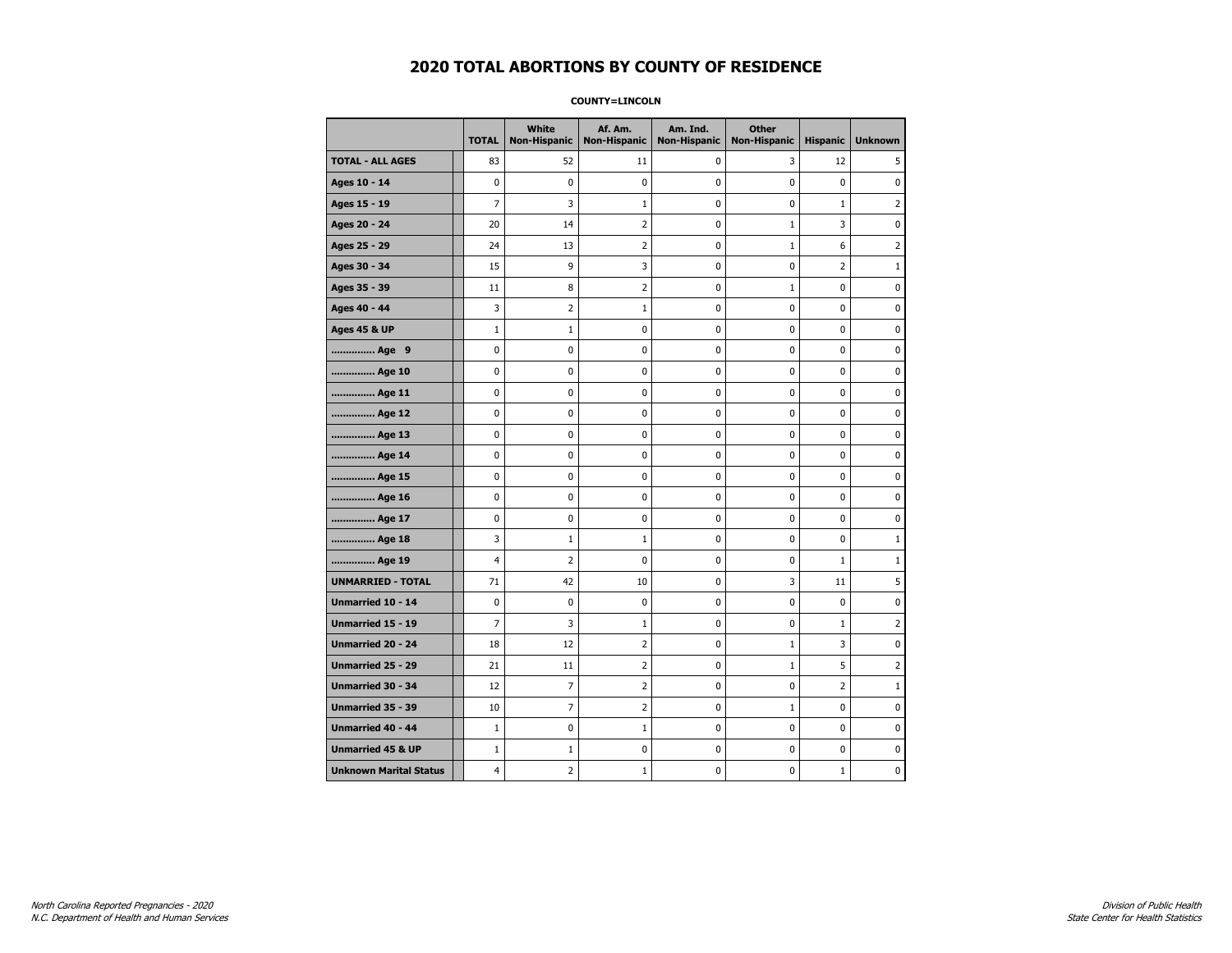# 2020 TOTAL ABORTIONS BY COUNTY OF RESIDENCE

**COUNTY=LINCOLN**

| | TOTAL | White Non-Hispanic | Af. Am. Non-Hispanic | Am. Ind. Non-Hispanic | Other Non-Hispanic | Hispanic | Unknown |
|---|---|---|---|---|---|---|---|
| **TOTAL - ALL AGES** | 83 | 52 | 11 | 0 | 3 | 12 | 5 |
| **Ages 10 - 14** | 0 | 0 | 0 | 0 | 0 | 0 | 0 |
| **Ages 15 - 19** | 7 | 3 | 1 | 0 | 0 | 1 | 2 |
| **Ages 20 - 24** | 20 | 14 | 2 | 0 | 1 | 3 | 0 |
| **Ages 25 - 29** | 24 | 13 | 2 | 0 | 1 | 6 | 2 |
| **Ages 30 - 34** | 15 | 9 | 3 | 0 | 0 | 2 | 1 |
| **Ages 35 - 39** | 11 | 8 | 2 | 0 | 1 | 0 | 0 |
| **Ages 40 - 44** | 3 | 2 | 1 | 0 | 0 | 0 | 0 |
| **Ages 45 & UP** | 1 | 1 | 0 | 0 | 0 | 0 | 0 |
| **.............. Age 9** | 0 | 0 | 0 | 0 | 0 | 0 | 0 |
| **.............. Age 10** | 0 | 0 | 0 | 0 | 0 | 0 | 0 |
| **.............. Age 11** | 0 | 0 | 0 | 0 | 0 | 0 | 0 |
| **.............. Age 12** | 0 | 0 | 0 | 0 | 0 | 0 | 0 |
| **.............. Age 13** | 0 | 0 | 0 | 0 | 0 | 0 | 0 |
| **.............. Age 14** | 0 | 0 | 0 | 0 | 0 | 0 | 0 |
| **.............. Age 15** | 0 | 0 | 0 | 0 | 0 | 0 | 0 |
| **.............. Age 16** | 0 | 0 | 0 | 0 | 0 | 0 | 0 |
| **.............. Age 17** | 0 | 0 | 0 | 0 | 0 | 0 | 0 |
| **.............. Age 18** | 3 | 1 | 1 | 0 | 0 | 0 | 1 |
| **.............. Age 19** | 4 | 2 | 0 | 0 | 0 | 1 | 1 |
| **UNMARRIED - TOTAL** | 71 | 42 | 10 | 0 | 3 | 11 | 5 |
| **Unmarried 10 - 14** | 0 | 0 | 0 | 0 | 0 | 0 | 0 |
| **Unmarried 15 - 19** | 7 | 3 | 1 | 0 | 0 | 1 | 2 |
| **Unmarried 20 - 24** | 18 | 12 | 2 | 0 | 1 | 3 | 0 |
| **Unmarried 25 - 29** | 21 | 11 | 2 | 0 | 1 | 5 | 2 |
| **Unmarried 30 - 34** | 12 | 7 | 2 | 0 | 0 | 2 | 1 |
| **Unmarried 35 - 39** | 10 | 7 | 2 | 0 | 1 | 0 | 0 |
| **Unmarried 40 - 44** | 1 | 0 | 1 | 0 | 0 | 0 | 0 |
| **Unmarried 45 & UP** | 1 | 1 | 0 | 0 | 0 | 0 | 0 |
| **Unknown Marital Status** | 4 | 2 | 1 | 0 | 0 | 1 | 0 |

*North Carolina Reported Pregnancies - 2020*
*N.C. Department of Health and Human Services*

*Division of Public Health*
*State Center for Health Statistics*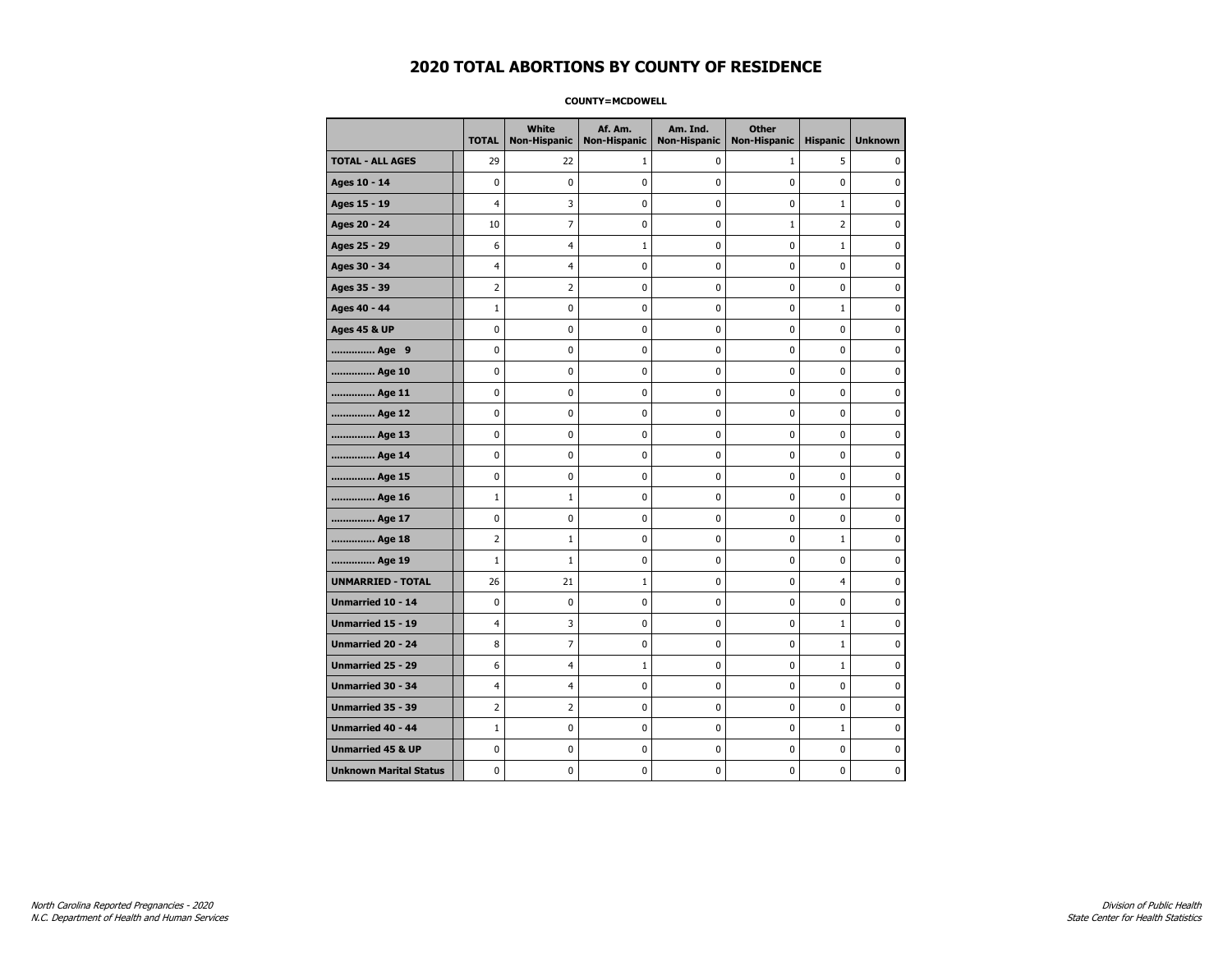# 2020 TOTAL ABORTIONS BY COUNTY OF RESIDENCE

**COUNTY=MCDOWELL**

| | TOTAL | White Non-Hispanic | Af. Am. Non-Hispanic | Am. Ind. Non-Hispanic | Other Non-Hispanic | Hispanic | Unknown |
|---|---|---|---|---|---|---|---|
| **TOTAL - ALL AGES** | 29 | 22 | 1 | 0 | 1 | 5 | 0 |
| **Ages 10 - 14** | 0 | 0 | 0 | 0 | 0 | 0 | 0 |
| **Ages 15 - 19** | 4 | 3 | 0 | 0 | 0 | 1 | 0 |
| **Ages 20 - 24** | 10 | 7 | 0 | 0 | 1 | 2 | 0 |
| **Ages 25 - 29** | 6 | 4 | 1 | 0 | 0 | 1 | 0 |
| **Ages 30 - 34** | 4 | 4 | 0 | 0 | 0 | 0 | 0 |
| **Ages 35 - 39** | 2 | 2 | 0 | 0 | 0 | 0 | 0 |
| **Ages 40 - 44** | 1 | 0 | 0 | 0 | 0 | 1 | 0 |
| **Ages 45 & UP** | 0 | 0 | 0 | 0 | 0 | 0 | 0 |
| **.............. Age 9** | 0 | 0 | 0 | 0 | 0 | 0 | 0 |
| **.............. Age 10** | 0 | 0 | 0 | 0 | 0 | 0 | 0 |
| **.............. Age 11** | 0 | 0 | 0 | 0 | 0 | 0 | 0 |
| **.............. Age 12** | 0 | 0 | 0 | 0 | 0 | 0 | 0 |
| **.............. Age 13** | 0 | 0 | 0 | 0 | 0 | 0 | 0 |
| **.............. Age 14** | 0 | 0 | 0 | 0 | 0 | 0 | 0 |
| **.............. Age 15** | 0 | 0 | 0 | 0 | 0 | 0 | 0 |
| **.............. Age 16** | 1 | 1 | 0 | 0 | 0 | 0 | 0 |
| **.............. Age 17** | 0 | 0 | 0 | 0 | 0 | 0 | 0 |
| **.............. Age 18** | 2 | 1 | 0 | 0 | 0 | 1 | 0 |
| **.............. Age 19** | 1 | 1 | 0 | 0 | 0 | 0 | 0 |
| **UNMARRIED - TOTAL** | 26 | 21 | 1 | 0 | 0 | 4 | 0 |
| **Unmarried 10 - 14** | 0 | 0 | 0 | 0 | 0 | 0 | 0 |
| **Unmarried 15 - 19** | 4 | 3 | 0 | 0 | 0 | 1 | 0 |
| **Unmarried 20 - 24** | 8 | 7 | 0 | 0 | 0 | 1 | 0 |
| **Unmarried 25 - 29** | 6 | 4 | 1 | 0 | 0 | 1 | 0 |
| **Unmarried 30 - 34** | 4 | 4 | 0 | 0 | 0 | 0 | 0 |
| **Unmarried 35 - 39** | 2 | 2 | 0 | 0 | 0 | 0 | 0 |
| **Unmarried 40 - 44** | 1 | 0 | 0 | 0 | 0 | 1 | 0 |
| **Unmarried 45 & UP** | 0 | 0 | 0 | 0 | 0 | 0 | 0 |
| **Unknown Marital Status** | 0 | 0 | 0 | 0 | 0 | 0 | 0 |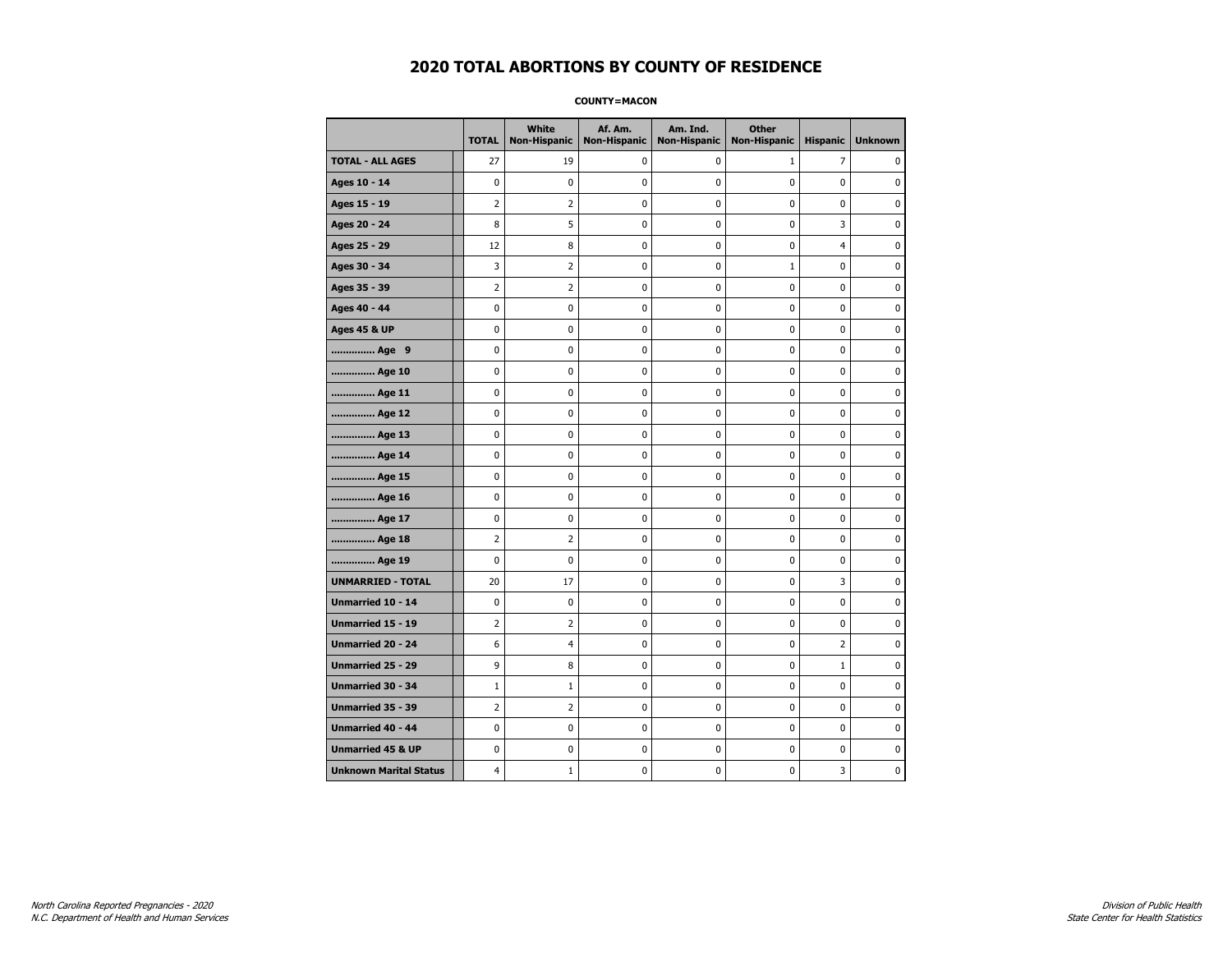# 2020 TOTAL ABORTIONS BY COUNTY OF RESIDENCE

**COUNTY=MACON**

| | TOTAL | White Non-Hispanic | Af. Am. Non-Hispanic | Am. Ind. Non-Hispanic | Other Non-Hispanic | Hispanic | Unknown |
|---|---|---|---|---|---|---|---|
| **TOTAL - ALL AGES** | 27 | 19 | 0 | 0 | 1 | 7 | 0 |
| **Ages 10 - 14** | 0 | 0 | 0 | 0 | 0 | 0 | 0 |
| **Ages 15 - 19** | 2 | 2 | 0 | 0 | 0 | 0 | 0 |
| **Ages 20 - 24** | 8 | 5 | 0 | 0 | 0 | 3 | 0 |
| **Ages 25 - 29** | 12 | 8 | 0 | 0 | 0 | 4 | 0 |
| **Ages 30 - 34** | 3 | 2 | 0 | 0 | 1 | 0 | 0 |
| **Ages 35 - 39** | 2 | 2 | 0 | 0 | 0 | 0 | 0 |
| **Ages 40 - 44** | 0 | 0 | 0 | 0 | 0 | 0 | 0 |
| **Ages 45 & UP** | 0 | 0 | 0 | 0 | 0 | 0 | 0 |
| **.............. Age 9** | 0 | 0 | 0 | 0 | 0 | 0 | 0 |
| **.............. Age 10** | 0 | 0 | 0 | 0 | 0 | 0 | 0 |
| **.............. Age 11** | 0 | 0 | 0 | 0 | 0 | 0 | 0 |
| **.............. Age 12** | 0 | 0 | 0 | 0 | 0 | 0 | 0 |
| **.............. Age 13** | 0 | 0 | 0 | 0 | 0 | 0 | 0 |
| **.............. Age 14** | 0 | 0 | 0 | 0 | 0 | 0 | 0 |
| **.............. Age 15** | 0 | 0 | 0 | 0 | 0 | 0 | 0 |
| **.............. Age 16** | 0 | 0 | 0 | 0 | 0 | 0 | 0 |
| **.............. Age 17** | 0 | 0 | 0 | 0 | 0 | 0 | 0 |
| **.............. Age 18** | 2 | 2 | 0 | 0 | 0 | 0 | 0 |
| **.............. Age 19** | 0 | 0 | 0 | 0 | 0 | 0 | 0 |
| **UNMARRIED - TOTAL** | 20 | 17 | 0 | 0 | 0 | 3 | 0 |
| **Unmarried 10 - 14** | 0 | 0 | 0 | 0 | 0 | 0 | 0 |
| **Unmarried 15 - 19** | 2 | 2 | 0 | 0 | 0 | 0 | 0 |
| **Unmarried 20 - 24** | 6 | 4 | 0 | 0 | 0 | 2 | 0 |
| **Unmarried 25 - 29** | 9 | 8 | 0 | 0 | 0 | 1 | 0 |
| **Unmarried 30 - 34** | 1 | 1 | 0 | 0 | 0 | 0 | 0 |
| **Unmarried 35 - 39** | 2 | 2 | 0 | 0 | 0 | 0 | 0 |
| **Unmarried 40 - 44** | 0 | 0 | 0 | 0 | 0 | 0 | 0 |
| **Unmarried 45 & UP** | 0 | 0 | 0 | 0 | 0 | 0 | 0 |
| **Unknown Marital Status** | 4 | 1 | 0 | 0 | 0 | 3 | 0 |

*North Carolina Reported Pregnancies - 2020*
*N.C. Department of Health and Human Services*

*Division of Public Health*
*State Center for Health Statistics*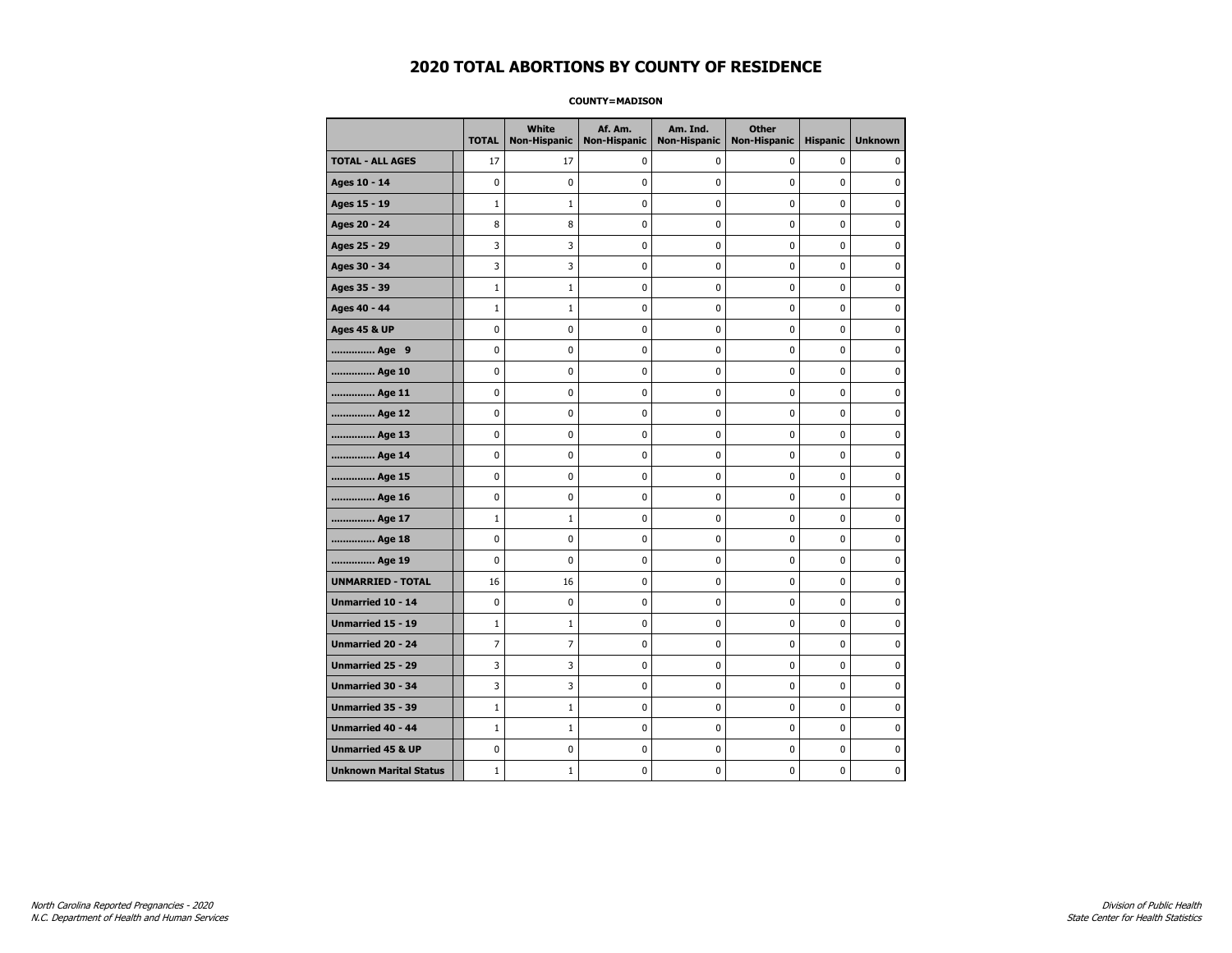# 2020 TOTAL ABORTIONS BY COUNTY OF RESIDENCE

**COUNTY=MADISON**

| | TOTAL | White Non-Hispanic | Af. Am. Non-Hispanic | Am. Ind. Non-Hispanic | Other Non-Hispanic | Hispanic | Unknown |
|---|---|---|---|---|---|---|---|
| **TOTAL - ALL AGES** | 17 | 17 | 0 | 0 | 0 | 0 | 0 |
| **Ages 10 - 14** | 0 | 0 | 0 | 0 | 0 | 0 | 0 |
| **Ages 15 - 19** | 1 | 1 | 0 | 0 | 0 | 0 | 0 |
| **Ages 20 - 24** | 8 | 8 | 0 | 0 | 0 | 0 | 0 |
| **Ages 25 - 29** | 3 | 3 | 0 | 0 | 0 | 0 | 0 |
| **Ages 30 - 34** | 3 | 3 | 0 | 0 | 0 | 0 | 0 |
| **Ages 35 - 39** | 1 | 1 | 0 | 0 | 0 | 0 | 0 |
| **Ages 40 - 44** | 1 | 1 | 0 | 0 | 0 | 0 | 0 |
| **Ages 45 & UP** | 0 | 0 | 0 | 0 | 0 | 0 | 0 |
| **.............. Age 9** | 0 | 0 | 0 | 0 | 0 | 0 | 0 |
| **.............. Age 10** | 0 | 0 | 0 | 0 | 0 | 0 | 0 |
| **.............. Age 11** | 0 | 0 | 0 | 0 | 0 | 0 | 0 |
| **.............. Age 12** | 0 | 0 | 0 | 0 | 0 | 0 | 0 |
| **.............. Age 13** | 0 | 0 | 0 | 0 | 0 | 0 | 0 |
| **.............. Age 14** | 0 | 0 | 0 | 0 | 0 | 0 | 0 |
| **.............. Age 15** | 0 | 0 | 0 | 0 | 0 | 0 | 0 |
| **.............. Age 16** | 0 | 0 | 0 | 0 | 0 | 0 | 0 |
| **.............. Age 17** | 1 | 1 | 0 | 0 | 0 | 0 | 0 |
| **.............. Age 18** | 0 | 0 | 0 | 0 | 0 | 0 | 0 |
| **.............. Age 19** | 0 | 0 | 0 | 0 | 0 | 0 | 0 |
| **UNMARRIED - TOTAL** | 16 | 16 | 0 | 0 | 0 | 0 | 0 |
| **Unmarried 10 - 14** | 0 | 0 | 0 | 0 | 0 | 0 | 0 |
| **Unmarried 15 - 19** | 1 | 1 | 0 | 0 | 0 | 0 | 0 |
| **Unmarried 20 - 24** | 7 | 7 | 0 | 0 | 0 | 0 | 0 |
| **Unmarried 25 - 29** | 3 | 3 | 0 | 0 | 0 | 0 | 0 |
| **Unmarried 30 - 34** | 3 | 3 | 0 | 0 | 0 | 0 | 0 |
| **Unmarried 35 - 39** | 1 | 1 | 0 | 0 | 0 | 0 | 0 |
| **Unmarried 40 - 44** | 1 | 1 | 0 | 0 | 0 | 0 | 0 |
| **Unmarried 45 & UP** | 0 | 0 | 0 | 0 | 0 | 0 | 0 |
| **Unknown Marital Status** | 1 | 1 | 0 | 0 | 0 | 0 | 0 |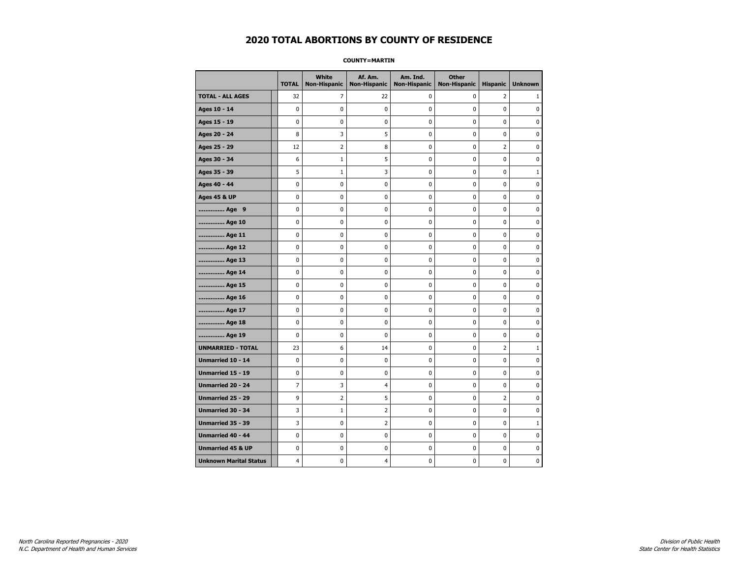# 2020 TOTAL ABORTIONS BY COUNTY OF RESIDENCE

**COUNTY=MARTIN**

| | TOTAL | White Non-Hispanic | Af. Am. Non-Hispanic | Am. Ind. Non-Hispanic | Other Non-Hispanic | Hispanic | Unknown |
|---|---|---|---|---|---|---|---|
| **TOTAL - ALL AGES** | 32 | 7 | 22 | 0 | 0 | 2 | 1 |
| **Ages 10 - 14** | 0 | 0 | 0 | 0 | 0 | 0 | 0 |
| **Ages 15 - 19** | 0 | 0 | 0 | 0 | 0 | 0 | 0 |
| **Ages 20 - 24** | 8 | 3 | 5 | 0 | 0 | 0 | 0 |
| **Ages 25 - 29** | 12 | 2 | 8 | 0 | 0 | 2 | 0 |
| **Ages 30 - 34** | 6 | 1 | 5 | 0 | 0 | 0 | 0 |
| **Ages 35 - 39** | 5 | 1 | 3 | 0 | 0 | 0 | 1 |
| **Ages 40 - 44** | 0 | 0 | 0 | 0 | 0 | 0 | 0 |
| **Ages 45 & UP** | 0 | 0 | 0 | 0 | 0 | 0 | 0 |
| **.............. Age 9** | 0 | 0 | 0 | 0 | 0 | 0 | 0 |
| **.............. Age 10** | 0 | 0 | 0 | 0 | 0 | 0 | 0 |
| **.............. Age 11** | 0 | 0 | 0 | 0 | 0 | 0 | 0 |
| **.............. Age 12** | 0 | 0 | 0 | 0 | 0 | 0 | 0 |
| **.............. Age 13** | 0 | 0 | 0 | 0 | 0 | 0 | 0 |
| **.............. Age 14** | 0 | 0 | 0 | 0 | 0 | 0 | 0 |
| **.............. Age 15** | 0 | 0 | 0 | 0 | 0 | 0 | 0 |
| **.............. Age 16** | 0 | 0 | 0 | 0 | 0 | 0 | 0 |
| **.............. Age 17** | 0 | 0 | 0 | 0 | 0 | 0 | 0 |
| **.............. Age 18** | 0 | 0 | 0 | 0 | 0 | 0 | 0 |
| **.............. Age 19** | 0 | 0 | 0 | 0 | 0 | 0 | 0 |
| **UNMARRIED - TOTAL** | 23 | 6 | 14 | 0 | 0 | 2 | 1 |
| **Unmarried 10 - 14** | 0 | 0 | 0 | 0 | 0 | 0 | 0 |
| **Unmarried 15 - 19** | 0 | 0 | 0 | 0 | 0 | 0 | 0 |
| **Unmarried 20 - 24** | 7 | 3 | 4 | 0 | 0 | 0 | 0 |
| **Unmarried 25 - 29** | 9 | 2 | 5 | 0 | 0 | 2 | 0 |
| **Unmarried 30 - 34** | 3 | 1 | 2 | 0 | 0 | 0 | 0 |
| **Unmarried 35 - 39** | 3 | 0 | 2 | 0 | 0 | 0 | 1 |
| **Unmarried 40 - 44** | 0 | 0 | 0 | 0 | 0 | 0 | 0 |
| **Unmarried 45 & UP** | 0 | 0 | 0 | 0 | 0 | 0 | 0 |
| **Unknown Marital Status** | 4 | 0 | 4 | 0 | 0 | 0 | 0 |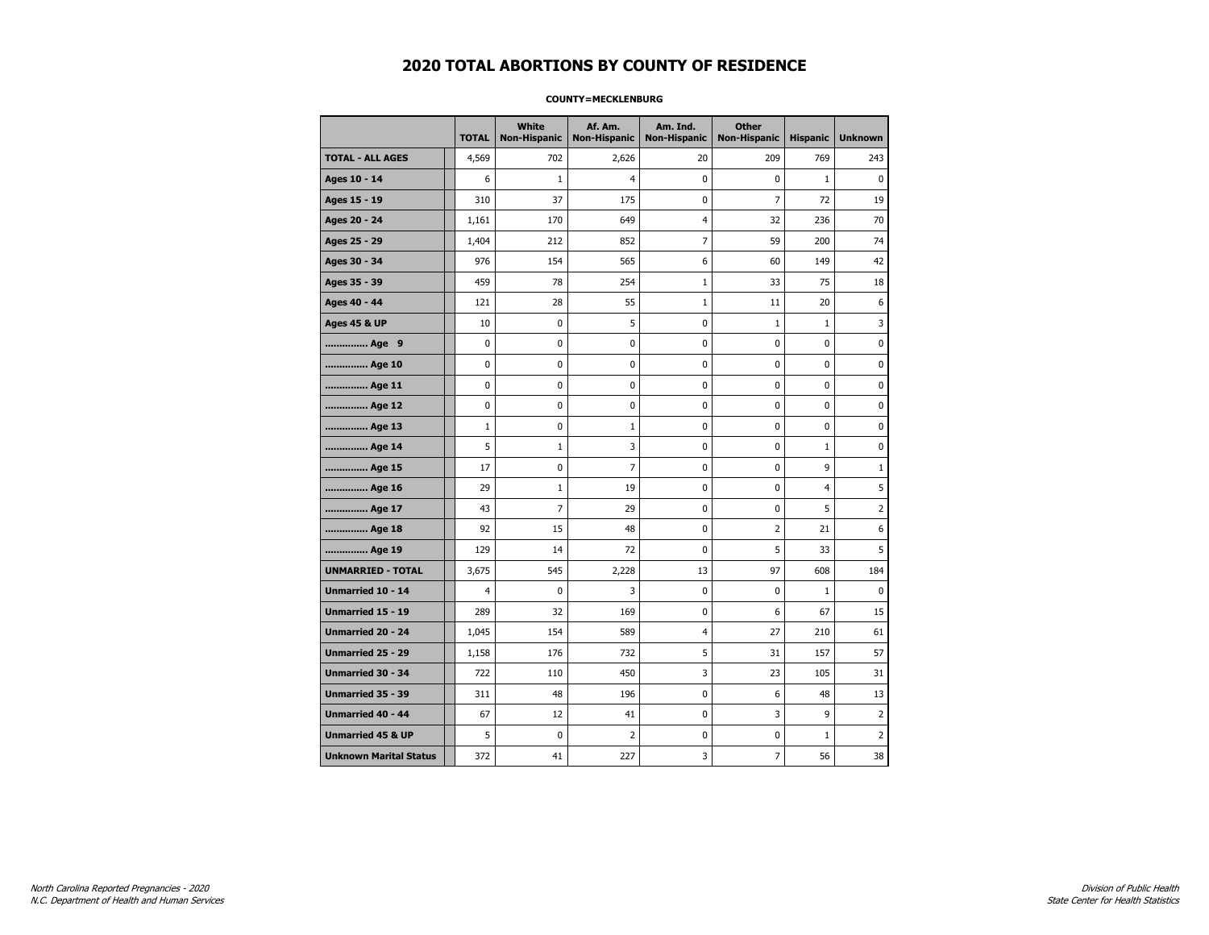# 2020 TOTAL ABORTIONS BY COUNTY OF RESIDENCE

**COUNTY=MECKLENBURG**

| | TOTAL | White Non-Hispanic | Af. Am. Non-Hispanic | Am. Ind. Non-Hispanic | Other Non-Hispanic | Hispanic | Unknown |
|---|---|---|---|---|---|---|---|
| **TOTAL - ALL AGES** | 4,569 | 702 | 2,626 | 20 | 209 | 769 | 243 |
| **Ages 10 - 14** | 6 | 1 | 4 | 0 | 0 | 1 | 0 |
| **Ages 15 - 19** | 310 | 37 | 175 | 0 | 7 | 72 | 19 |
| **Ages 20 - 24** | 1,161 | 170 | 649 | 4 | 32 | 236 | 70 |
| **Ages 25 - 29** | 1,404 | 212 | 852 | 7 | 59 | 200 | 74 |
| **Ages 30 - 34** | 976 | 154 | 565 | 6 | 60 | 149 | 42 |
| **Ages 35 - 39** | 459 | 78 | 254 | 1 | 33 | 75 | 18 |
| **Ages 40 - 44** | 121 | 28 | 55 | 1 | 11 | 20 | 6 |
| **Ages 45 & UP** | 10 | 0 | 5 | 0 | 1 | 1 | 3 |
| **.............. Age 9** | 0 | 0 | 0 | 0 | 0 | 0 | 0 |
| **.............. Age 10** | 0 | 0 | 0 | 0 | 0 | 0 | 0 |
| **.............. Age 11** | 0 | 0 | 0 | 0 | 0 | 0 | 0 |
| **.............. Age 12** | 0 | 0 | 0 | 0 | 0 | 0 | 0 |
| **.............. Age 13** | 1 | 0 | 1 | 0 | 0 | 0 | 0 |
| **.............. Age 14** | 5 | 1 | 3 | 0 | 0 | 1 | 0 |
| **.............. Age 15** | 17 | 0 | 7 | 0 | 0 | 9 | 1 |
| **.............. Age 16** | 29 | 1 | 19 | 0 | 0 | 4 | 5 |
| **.............. Age 17** | 43 | 7 | 29 | 0 | 0 | 5 | 2 |
| **.............. Age 18** | 92 | 15 | 48 | 0 | 2 | 21 | 6 |
| **.............. Age 19** | 129 | 14 | 72 | 0 | 5 | 33 | 5 |
| **UNMARRIED - TOTAL** | 3,675 | 545 | 2,228 | 13 | 97 | 608 | 184 |
| **Unmarried 10 - 14** | 4 | 0 | 3 | 0 | 0 | 1 | 0 |
| **Unmarried 15 - 19** | 289 | 32 | 169 | 0 | 6 | 67 | 15 |
| **Unmarried 20 - 24** | 1,045 | 154 | 589 | 4 | 27 | 210 | 61 |
| **Unmarried 25 - 29** | 1,158 | 176 | 732 | 5 | 31 | 157 | 57 |
| **Unmarried 30 - 34** | 722 | 110 | 450 | 3 | 23 | 105 | 31 |
| **Unmarried 35 - 39** | 311 | 48 | 196 | 0 | 6 | 48 | 13 |
| **Unmarried 40 - 44** | 67 | 12 | 41 | 0 | 3 | 9 | 2 |
| **Unmarried 45 & UP** | 5 | 0 | 2 | 0 | 0 | 1 | 2 |
| **Unknown Marital Status** | 372 | 41 | 227 | 3 | 7 | 56 | 38 |

*North Carolina Reported Pregnancies - 2020*
*N.C. Department of Health and Human Services*

*Division of Public Health*
*State Center for Health Statistics*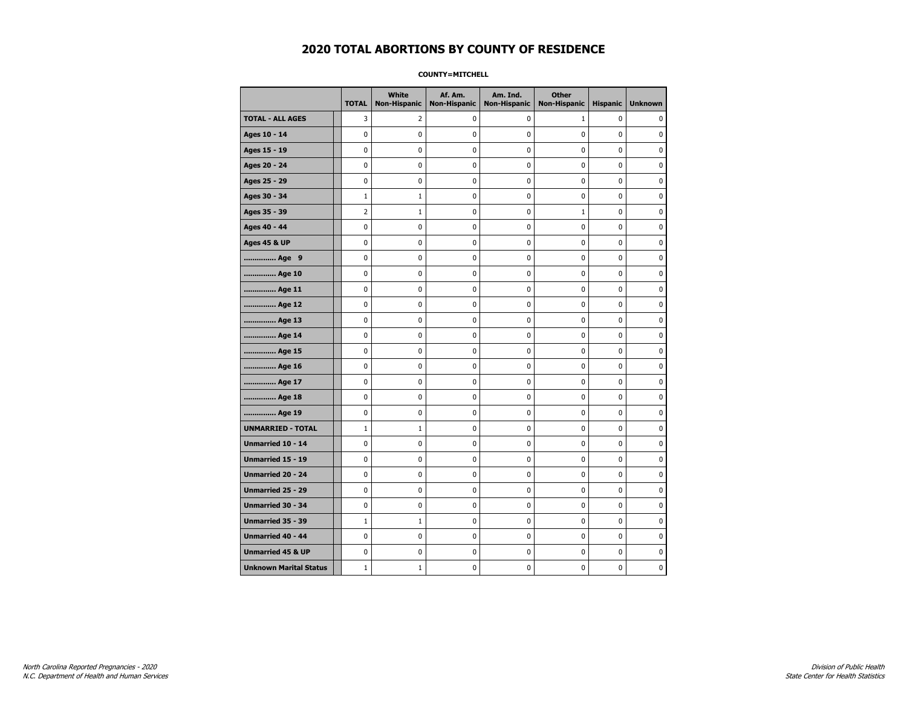# 2020 TOTAL ABORTIONS BY COUNTY OF RESIDENCE

**COUNTY=MITCHELL**

| | TOTAL | White Non-Hispanic | Af. Am. Non-Hispanic | Am. Ind. Non-Hispanic | Other Non-Hispanic | Hispanic | Unknown |
|---|---|---|---|---|---|---|---|
| **TOTAL - ALL AGES** | 3 | 2 | 0 | 0 | 1 | 0 | 0 |
| **Ages 10 - 14** | 0 | 0 | 0 | 0 | 0 | 0 | 0 |
| **Ages 15 - 19** | 0 | 0 | 0 | 0 | 0 | 0 | 0 |
| **Ages 20 - 24** | 0 | 0 | 0 | 0 | 0 | 0 | 0 |
| **Ages 25 - 29** | 0 | 0 | 0 | 0 | 0 | 0 | 0 |
| **Ages 30 - 34** | 1 | 1 | 0 | 0 | 0 | 0 | 0 |
| **Ages 35 - 39** | 2 | 1 | 0 | 0 | 1 | 0 | 0 |
| **Ages 40 - 44** | 0 | 0 | 0 | 0 | 0 | 0 | 0 |
| **Ages 45 & UP** | 0 | 0 | 0 | 0 | 0 | 0 | 0 |
| **.............. Age 9** | 0 | 0 | 0 | 0 | 0 | 0 | 0 |
| **.............. Age 10** | 0 | 0 | 0 | 0 | 0 | 0 | 0 |
| **.............. Age 11** | 0 | 0 | 0 | 0 | 0 | 0 | 0 |
| **.............. Age 12** | 0 | 0 | 0 | 0 | 0 | 0 | 0 |
| **.............. Age 13** | 0 | 0 | 0 | 0 | 0 | 0 | 0 |
| **.............. Age 14** | 0 | 0 | 0 | 0 | 0 | 0 | 0 |
| **.............. Age 15** | 0 | 0 | 0 | 0 | 0 | 0 | 0 |
| **.............. Age 16** | 0 | 0 | 0 | 0 | 0 | 0 | 0 |
| **.............. Age 17** | 0 | 0 | 0 | 0 | 0 | 0 | 0 |
| **.............. Age 18** | 0 | 0 | 0 | 0 | 0 | 0 | 0 |
| **.............. Age 19** | 0 | 0 | 0 | 0 | 0 | 0 | 0 |
| **UNMARRIED - TOTAL** | 1 | 1 | 0 | 0 | 0 | 0 | 0 |
| **Unmarried 10 - 14** | 0 | 0 | 0 | 0 | 0 | 0 | 0 |
| **Unmarried 15 - 19** | 0 | 0 | 0 | 0 | 0 | 0 | 0 |
| **Unmarried 20 - 24** | 0 | 0 | 0 | 0 | 0 | 0 | 0 |
| **Unmarried 25 - 29** | 0 | 0 | 0 | 0 | 0 | 0 | 0 |
| **Unmarried 30 - 34** | 0 | 0 | 0 | 0 | 0 | 0 | 0 |
| **Unmarried 35 - 39** | 1 | 1 | 0 | 0 | 0 | 0 | 0 |
| **Unmarried 40 - 44** | 0 | 0 | 0 | 0 | 0 | 0 | 0 |
| **Unmarried 45 & UP** | 0 | 0 | 0 | 0 | 0 | 0 | 0 |
| **Unknown Marital Status** | 1 | 1 | 0 | 0 | 0 | 0 | 0 |

*North Carolina Reported Pregnancies - 2020*
*N.C. Department of Health and Human Services*

*Division of Public Health*
*State Center for Health Statistics*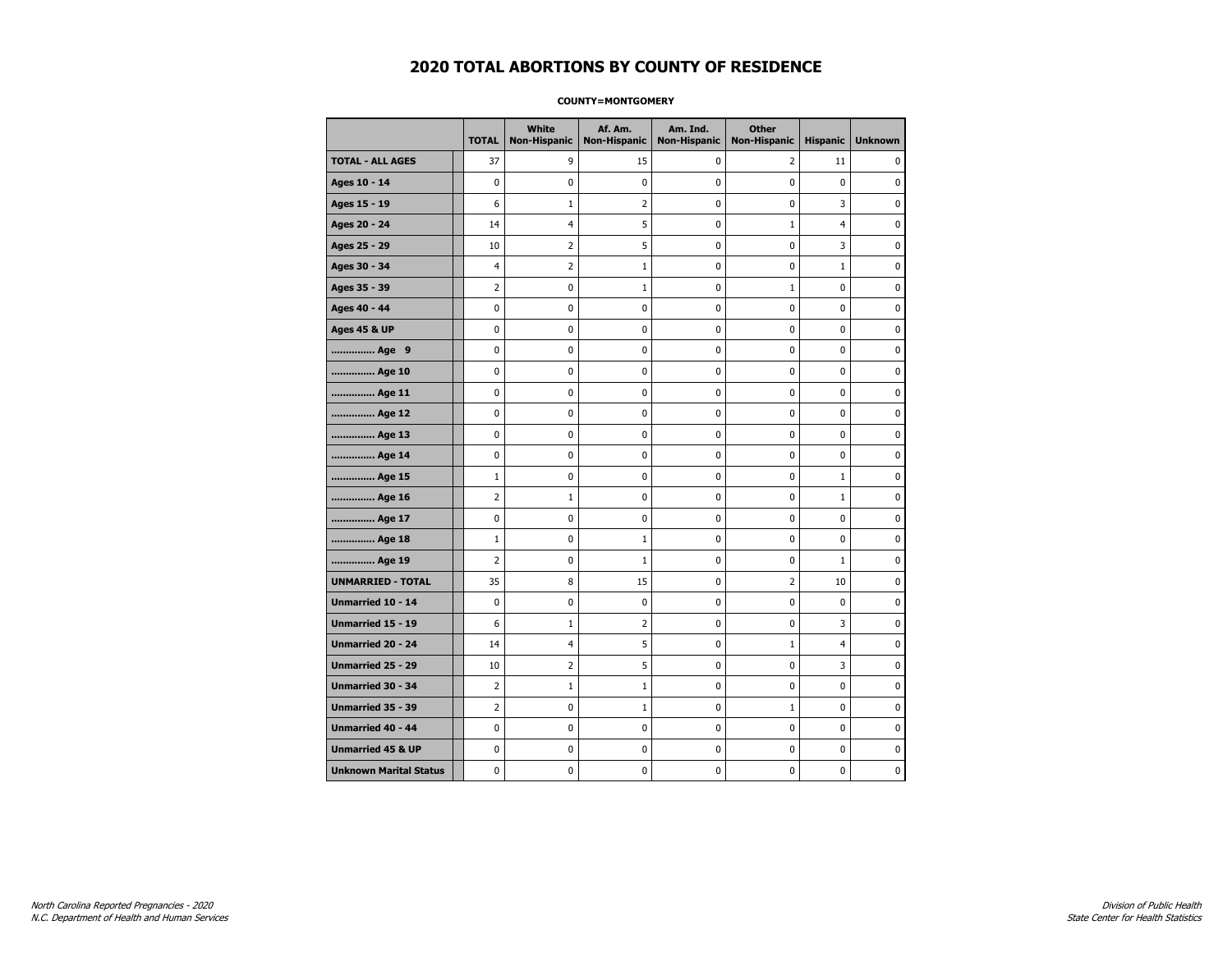# 2020 TOTAL ABORTIONS BY COUNTY OF RESIDENCE

**COUNTY=MONTGOMERY**

| | TOTAL | White Non-Hispanic | Af. Am. Non-Hispanic | Am. Ind. Non-Hispanic | Other Non-Hispanic | Hispanic | Unknown |
|---|---|---|---|---|---|---|---|
| **TOTAL - ALL AGES** | 37 | 9 | 15 | 0 | 2 | 11 | 0 |
| **Ages 10 - 14** | 0 | 0 | 0 | 0 | 0 | 0 | 0 |
| **Ages 15 - 19** | 6 | 1 | 2 | 0 | 0 | 3 | 0 |
| **Ages 20 - 24** | 14 | 4 | 5 | 0 | 1 | 4 | 0 |
| **Ages 25 - 29** | 10 | 2 | 5 | 0 | 0 | 3 | 0 |
| **Ages 30 - 34** | 4 | 2 | 1 | 0 | 0 | 1 | 0 |
| **Ages 35 - 39** | 2 | 0 | 1 | 0 | 1 | 0 | 0 |
| **Ages 40 - 44** | 0 | 0 | 0 | 0 | 0 | 0 | 0 |
| **Ages 45 & UP** | 0 | 0 | 0 | 0 | 0 | 0 | 0 |
| **.............. Age 9** | 0 | 0 | 0 | 0 | 0 | 0 | 0 |
| **.............. Age 10** | 0 | 0 | 0 | 0 | 0 | 0 | 0 |
| **.............. Age 11** | 0 | 0 | 0 | 0 | 0 | 0 | 0 |
| **.............. Age 12** | 0 | 0 | 0 | 0 | 0 | 0 | 0 |
| **.............. Age 13** | 0 | 0 | 0 | 0 | 0 | 0 | 0 |
| **.............. Age 14** | 0 | 0 | 0 | 0 | 0 | 0 | 0 |
| **.............. Age 15** | 1 | 0 | 0 | 0 | 0 | 1 | 0 |
| **.............. Age 16** | 2 | 1 | 0 | 0 | 0 | 1 | 0 |
| **.............. Age 17** | 0 | 0 | 0 | 0 | 0 | 0 | 0 |
| **.............. Age 18** | 1 | 0 | 1 | 0 | 0 | 0 | 0 |
| **.............. Age 19** | 2 | 0 | 1 | 0 | 0 | 1 | 0 |
| **UNMARRIED - TOTAL** | 35 | 8 | 15 | 0 | 2 | 10 | 0 |
| **Unmarried 10 - 14** | 0 | 0 | 0 | 0 | 0 | 0 | 0 |
| **Unmarried 15 - 19** | 6 | 1 | 2 | 0 | 0 | 3 | 0 |
| **Unmarried 20 - 24** | 14 | 4 | 5 | 0 | 1 | 4 | 0 |
| **Unmarried 25 - 29** | 10 | 2 | 5 | 0 | 0 | 3 | 0 |
| **Unmarried 30 - 34** | 2 | 1 | 1 | 0 | 0 | 0 | 0 |
| **Unmarried 35 - 39** | 2 | 0 | 1 | 0 | 1 | 0 | 0 |
| **Unmarried 40 - 44** | 0 | 0 | 0 | 0 | 0 | 0 | 0 |
| **Unmarried 45 & UP** | 0 | 0 | 0 | 0 | 0 | 0 | 0 |
| **Unknown Marital Status** | 0 | 0 | 0 | 0 | 0 | 0 | 0 |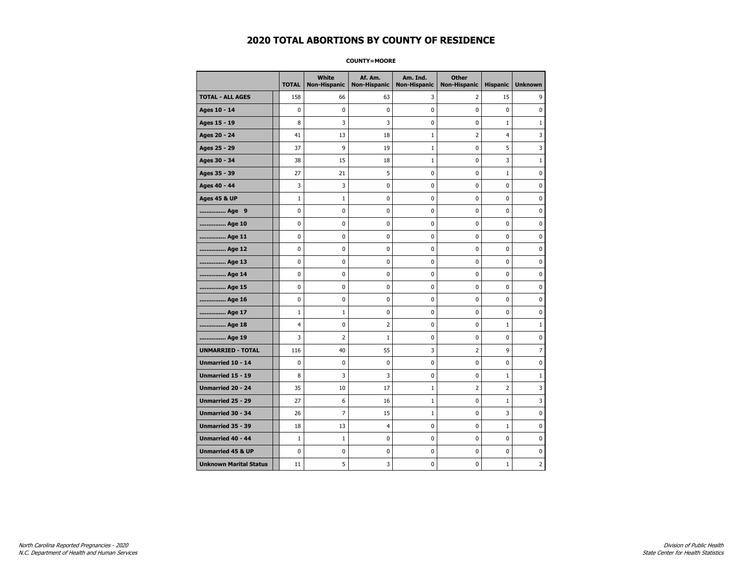# 2020 TOTAL ABORTIONS BY COUNTY OF RESIDENCE

**COUNTY=MOORE**

| | TOTAL | White Non-Hispanic | Af. Am. Non-Hispanic | Am. Ind. Non-Hispanic | Other Non-Hispanic | Hispanic | Unknown |
|---|---|---|---|---|---|---|---|
| **TOTAL - ALL AGES** | 158 | 66 | 63 | 3 | 2 | 15 | 9 |
| **Ages 10 - 14** | 0 | 0 | 0 | 0 | 0 | 0 | 0 |
| **Ages 15 - 19** | 8 | 3 | 3 | 0 | 0 | 1 | 1 |
| **Ages 20 - 24** | 41 | 13 | 18 | 1 | 2 | 4 | 3 |
| **Ages 25 - 29** | 37 | 9 | 19 | 1 | 0 | 5 | 3 |
| **Ages 30 - 34** | 38 | 15 | 18 | 1 | 0 | 3 | 1 |
| **Ages 35 - 39** | 27 | 21 | 5 | 0 | 0 | 1 | 0 |
| **Ages 40 - 44** | 3 | 3 | 0 | 0 | 0 | 0 | 0 |
| **Ages 45 & UP** | 1 | 1 | 0 | 0 | 0 | 0 | 0 |
| **.............. Age 9** | 0 | 0 | 0 | 0 | 0 | 0 | 0 |
| **.............. Age 10** | 0 | 0 | 0 | 0 | 0 | 0 | 0 |
| **.............. Age 11** | 0 | 0 | 0 | 0 | 0 | 0 | 0 |
| **.............. Age 12** | 0 | 0 | 0 | 0 | 0 | 0 | 0 |
| **.............. Age 13** | 0 | 0 | 0 | 0 | 0 | 0 | 0 |
| **.............. Age 14** | 0 | 0 | 0 | 0 | 0 | 0 | 0 |
| **.............. Age 15** | 0 | 0 | 0 | 0 | 0 | 0 | 0 |
| **.............. Age 16** | 0 | 0 | 0 | 0 | 0 | 0 | 0 |
| **.............. Age 17** | 1 | 1 | 0 | 0 | 0 | 0 | 0 |
| **.............. Age 18** | 4 | 0 | 2 | 0 | 0 | 1 | 1 |
| **.............. Age 19** | 3 | 2 | 1 | 0 | 0 | 0 | 0 |
| **UNMARRIED - TOTAL** | 116 | 40 | 55 | 3 | 2 | 9 | 7 |
| **Unmarried 10 - 14** | 0 | 0 | 0 | 0 | 0 | 0 | 0 |
| **Unmarried 15 - 19** | 8 | 3 | 3 | 0 | 0 | 1 | 1 |
| **Unmarried 20 - 24** | 35 | 10 | 17 | 1 | 2 | 2 | 3 |
| **Unmarried 25 - 29** | 27 | 6 | 16 | 1 | 0 | 1 | 3 |
| **Unmarried 30 - 34** | 26 | 7 | 15 | 1 | 0 | 3 | 0 |
| **Unmarried 35 - 39** | 18 | 13 | 4 | 0 | 0 | 1 | 0 |
| **Unmarried 40 - 44** | 1 | 1 | 0 | 0 | 0 | 0 | 0 |
| **Unmarried 45 & UP** | 0 | 0 | 0 | 0 | 0 | 0 | 0 |
| **Unknown Marital Status** | 11 | 5 | 3 | 0 | 0 | 1 | 2 |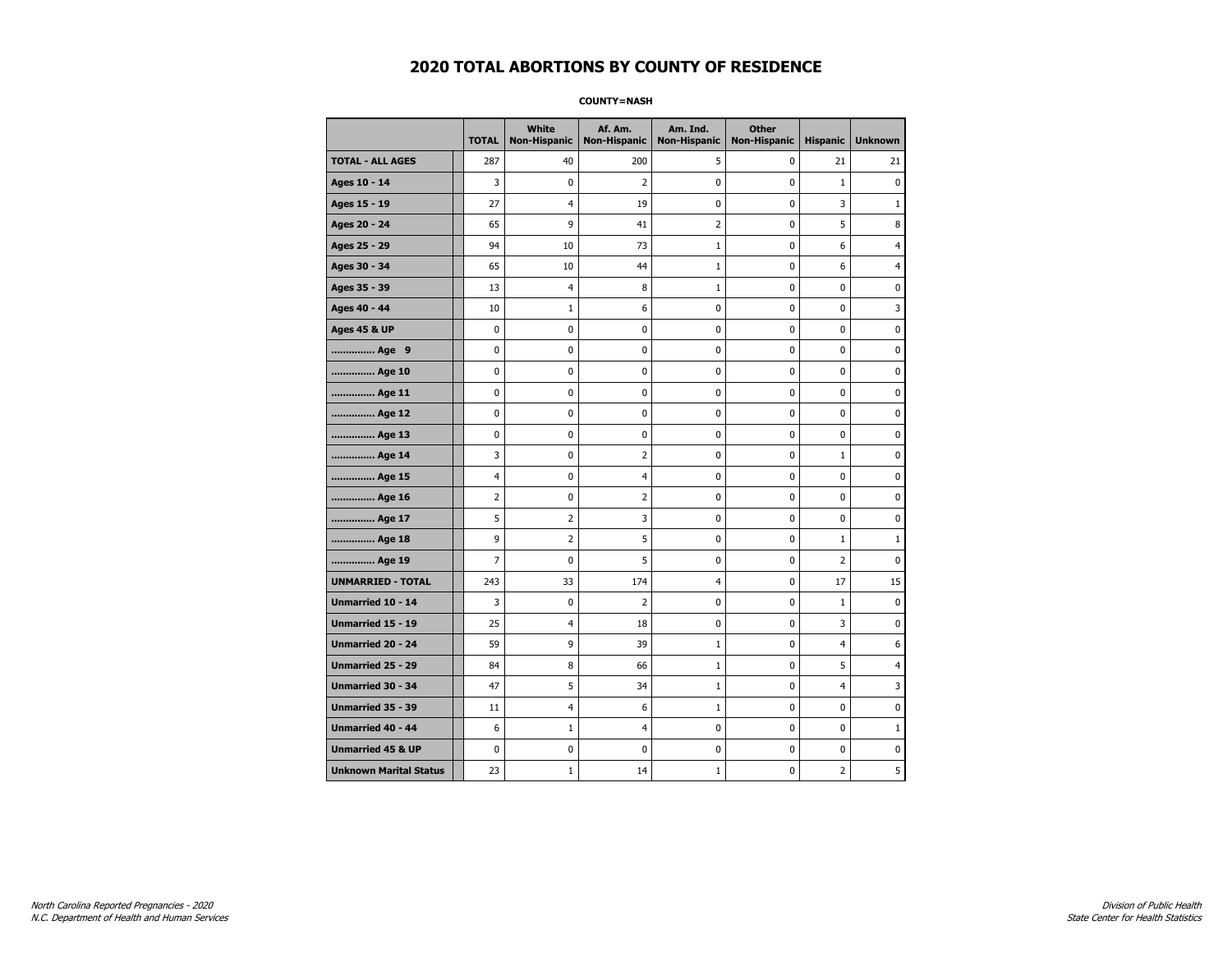# 2020 TOTAL ABORTIONS BY COUNTY OF RESIDENCE

**COUNTY=NASH**

| | TOTAL | White Non-Hispanic | Af. Am. Non-Hispanic | Am. Ind. Non-Hispanic | Other Non-Hispanic | Hispanic | Unknown |
|---|---|---|---|---|---|---|---|
| **TOTAL - ALL AGES** | 287 | 40 | 200 | 5 | 0 | 21 | 21 |
| **Ages 10 - 14** | 3 | 0 | 2 | 0 | 0 | 1 | 0 |
| **Ages 15 - 19** | 27 | 4 | 19 | 0 | 0 | 3 | 1 |
| **Ages 20 - 24** | 65 | 9 | 41 | 2 | 0 | 5 | 8 |
| **Ages 25 - 29** | 94 | 10 | 73 | 1 | 0 | 6 | 4 |
| **Ages 30 - 34** | 65 | 10 | 44 | 1 | 0 | 6 | 4 |
| **Ages 35 - 39** | 13 | 4 | 8 | 1 | 0 | 0 | 0 |
| **Ages 40 - 44** | 10 | 1 | 6 | 0 | 0 | 0 | 3 |
| **Ages 45 & UP** | 0 | 0 | 0 | 0 | 0 | 0 | 0 |
| **.............. Age 9** | 0 | 0 | 0 | 0 | 0 | 0 | 0 |
| **.............. Age 10** | 0 | 0 | 0 | 0 | 0 | 0 | 0 |
| **.............. Age 11** | 0 | 0 | 0 | 0 | 0 | 0 | 0 |
| **.............. Age 12** | 0 | 0 | 0 | 0 | 0 | 0 | 0 |
| **.............. Age 13** | 0 | 0 | 0 | 0 | 0 | 0 | 0 |
| **.............. Age 14** | 3 | 0 | 2 | 0 | 0 | 1 | 0 |
| **.............. Age 15** | 4 | 0 | 4 | 0 | 0 | 0 | 0 |
| **.............. Age 16** | 2 | 0 | 2 | 0 | 0 | 0 | 0 |
| **.............. Age 17** | 5 | 2 | 3 | 0 | 0 | 0 | 0 |
| **.............. Age 18** | 9 | 2 | 5 | 0 | 0 | 1 | 1 |
| **.............. Age 19** | 7 | 0 | 5 | 0 | 0 | 2 | 0 |
| **UNMARRIED - TOTAL** | 243 | 33 | 174 | 4 | 0 | 17 | 15 |
| **Unmarried 10 - 14** | 3 | 0 | 2 | 0 | 0 | 1 | 0 |
| **Unmarried 15 - 19** | 25 | 4 | 18 | 0 | 0 | 3 | 0 |
| **Unmarried 20 - 24** | 59 | 9 | 39 | 1 | 0 | 4 | 6 |
| **Unmarried 25 - 29** | 84 | 8 | 66 | 1 | 0 | 5 | 4 |
| **Unmarried 30 - 34** | 47 | 5 | 34 | 1 | 0 | 4 | 3 |
| **Unmarried 35 - 39** | 11 | 4 | 6 | 1 | 0 | 0 | 0 |
| **Unmarried 40 - 44** | 6 | 1 | 4 | 0 | 0 | 0 | 1 |
| **Unmarried 45 & UP** | 0 | 0 | 0 | 0 | 0 | 0 | 0 |
| **Unknown Marital Status** | 23 | 1 | 14 | 1 | 0 | 2 | 5 |

*North Carolina Reported Pregnancies - 2020*
*N.C. Department of Health and Human Services*

*Division of Public Health*
*State Center for Health Statistics*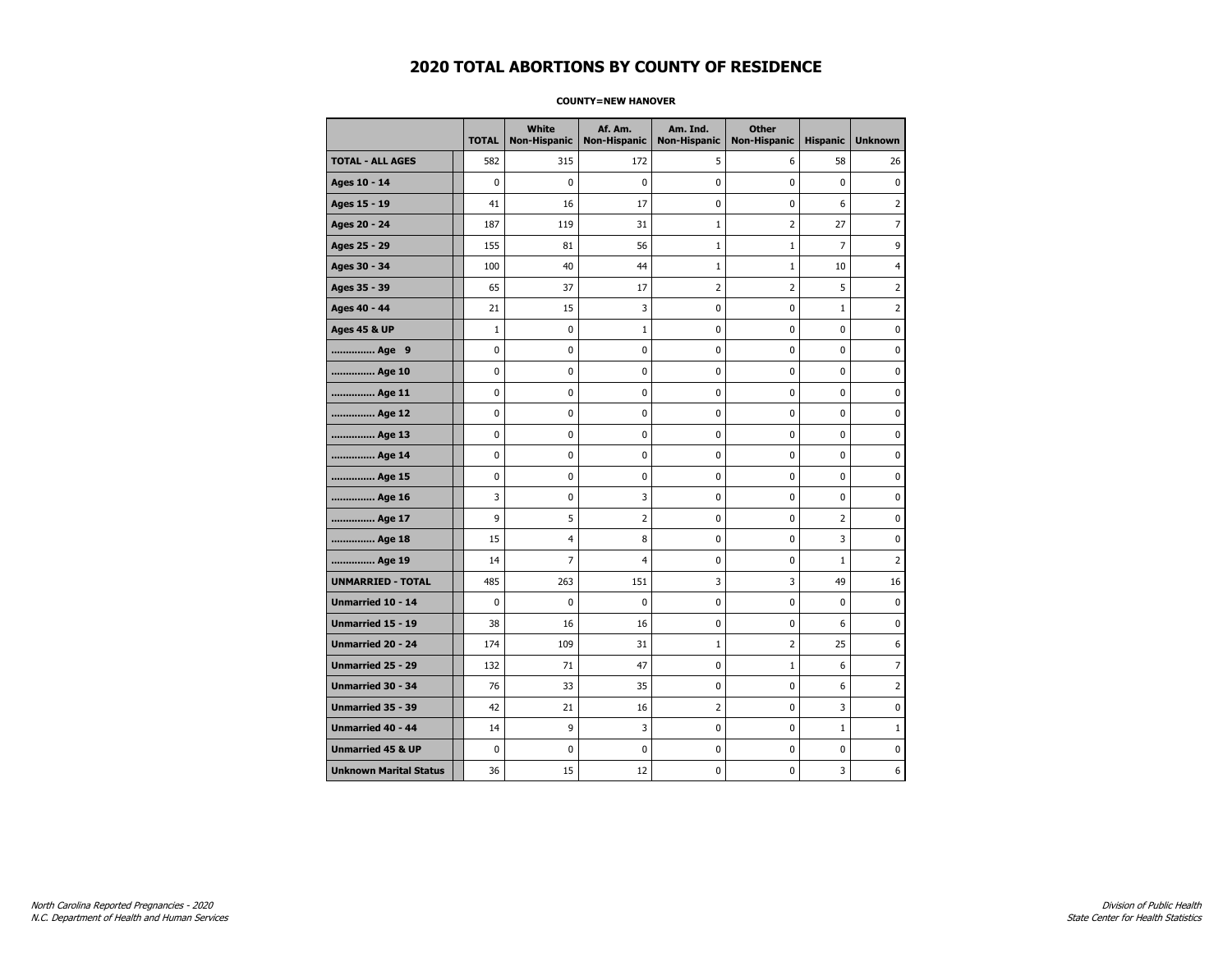# 2020 TOTAL ABORTIONS BY COUNTY OF RESIDENCE

**COUNTY=NEW HANOVER**

| | TOTAL | White Non-Hispanic | Af. Am. Non-Hispanic | Am. Ind. Non-Hispanic | Other Non-Hispanic | Hispanic | Unknown |
|---|---|---|---|---|---|---|---|
| **TOTAL - ALL AGES** | 582 | 315 | 172 | 5 | 6 | 58 | 26 |
| **Ages 10 - 14** | 0 | 0 | 0 | 0 | 0 | 0 | 0 |
| **Ages 15 - 19** | 41 | 16 | 17 | 0 | 0 | 6 | 2 |
| **Ages 20 - 24** | 187 | 119 | 31 | 1 | 2 | 27 | 7 |
| **Ages 25 - 29** | 155 | 81 | 56 | 1 | 1 | 7 | 9 |
| **Ages 30 - 34** | 100 | 40 | 44 | 1 | 1 | 10 | 4 |
| **Ages 35 - 39** | 65 | 37 | 17 | 2 | 2 | 5 | 2 |
| **Ages 40 - 44** | 21 | 15 | 3 | 0 | 0 | 1 | 2 |
| **Ages 45 & UP** | 1 | 0 | 1 | 0 | 0 | 0 | 0 |
| **.............. Age 9** | 0 | 0 | 0 | 0 | 0 | 0 | 0 |
| **.............. Age 10** | 0 | 0 | 0 | 0 | 0 | 0 | 0 |
| **.............. Age 11** | 0 | 0 | 0 | 0 | 0 | 0 | 0 |
| **.............. Age 12** | 0 | 0 | 0 | 0 | 0 | 0 | 0 |
| **.............. Age 13** | 0 | 0 | 0 | 0 | 0 | 0 | 0 |
| **.............. Age 14** | 0 | 0 | 0 | 0 | 0 | 0 | 0 |
| **.............. Age 15** | 0 | 0 | 0 | 0 | 0 | 0 | 0 |
| **.............. Age 16** | 3 | 0 | 3 | 0 | 0 | 0 | 0 |
| **.............. Age 17** | 9 | 5 | 2 | 0 | 0 | 2 | 0 |
| **.............. Age 18** | 15 | 4 | 8 | 0 | 0 | 3 | 0 |
| **.............. Age 19** | 14 | 7 | 4 | 0 | 0 | 1 | 2 |
| **UNMARRIED - TOTAL** | 485 | 263 | 151 | 3 | 3 | 49 | 16 |
| **Unmarried 10 - 14** | 0 | 0 | 0 | 0 | 0 | 0 | 0 |
| **Unmarried 15 - 19** | 38 | 16 | 16 | 0 | 0 | 6 | 0 |
| **Unmarried 20 - 24** | 174 | 109 | 31 | 1 | 2 | 25 | 6 |
| **Unmarried 25 - 29** | 132 | 71 | 47 | 0 | 1 | 6 | 7 |
| **Unmarried 30 - 34** | 76 | 33 | 35 | 0 | 0 | 6 | 2 |
| **Unmarried 35 - 39** | 42 | 21 | 16 | 2 | 0 | 3 | 0 |
| **Unmarried 40 - 44** | 14 | 9 | 3 | 0 | 0 | 1 | 1 |
| **Unmarried 45 & UP** | 0 | 0 | 0 | 0 | 0 | 0 | 0 |
| **Unknown Marital Status** | 36 | 15 | 12 | 0 | 0 | 3 | 6 |

*North Carolina Reported Pregnancies - 2020*
*N.C. Department of Health and Human Services*

*Division of Public Health*
*State Center for Health Statistics*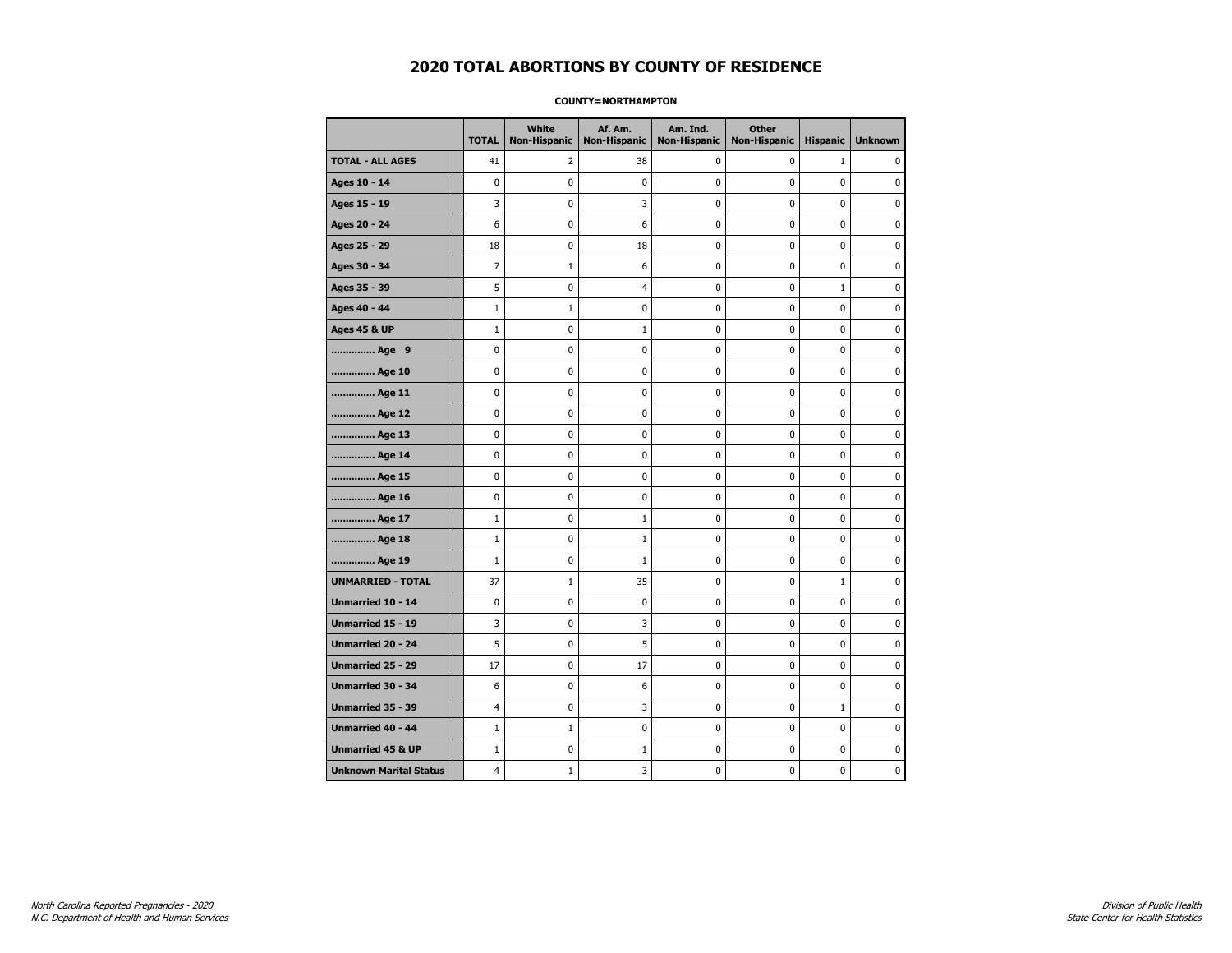# 2020 TOTAL ABORTIONS BY COUNTY OF RESIDENCE

**COUNTY=NORTHAMPTON**

| | TOTAL | White Non-Hispanic | Af. Am. Non-Hispanic | Am. Ind. Non-Hispanic | Other Non-Hispanic | Hispanic | Unknown |
|---|---|---|---|---|---|---|---|
| **TOTAL - ALL AGES** | 41 | 2 | 38 | 0 | 0 | 1 | 0 |
| **Ages 10 - 14** | 0 | 0 | 0 | 0 | 0 | 0 | 0 |
| **Ages 15 - 19** | 3 | 0 | 3 | 0 | 0 | 0 | 0 |
| **Ages 20 - 24** | 6 | 0 | 6 | 0 | 0 | 0 | 0 |
| **Ages 25 - 29** | 18 | 0 | 18 | 0 | 0 | 0 | 0 |
| **Ages 30 - 34** | 7 | 1 | 6 | 0 | 0 | 0 | 0 |
| **Ages 35 - 39** | 5 | 0 | 4 | 0 | 0 | 1 | 0 |
| **Ages 40 - 44** | 1 | 1 | 0 | 0 | 0 | 0 | 0 |
| **Ages 45 & UP** | 1 | 0 | 1 | 0 | 0 | 0 | 0 |
| **.............. Age 9** | 0 | 0 | 0 | 0 | 0 | 0 | 0 |
| **.............. Age 10** | 0 | 0 | 0 | 0 | 0 | 0 | 0 |
| **.............. Age 11** | 0 | 0 | 0 | 0 | 0 | 0 | 0 |
| **.............. Age 12** | 0 | 0 | 0 | 0 | 0 | 0 | 0 |
| **.............. Age 13** | 0 | 0 | 0 | 0 | 0 | 0 | 0 |
| **.............. Age 14** | 0 | 0 | 0 | 0 | 0 | 0 | 0 |
| **.............. Age 15** | 0 | 0 | 0 | 0 | 0 | 0 | 0 |
| **.............. Age 16** | 0 | 0 | 0 | 0 | 0 | 0 | 0 |
| **.............. Age 17** | 1 | 0 | 1 | 0 | 0 | 0 | 0 |
| **.............. Age 18** | 1 | 0 | 1 | 0 | 0 | 0 | 0 |
| **.............. Age 19** | 1 | 0 | 1 | 0 | 0 | 0 | 0 |
| **UNMARRIED - TOTAL** | 37 | 1 | 35 | 0 | 0 | 1 | 0 |
| **Unmarried 10 - 14** | 0 | 0 | 0 | 0 | 0 | 0 | 0 |
| **Unmarried 15 - 19** | 3 | 0 | 3 | 0 | 0 | 0 | 0 |
| **Unmarried 20 - 24** | 5 | 0 | 5 | 0 | 0 | 0 | 0 |
| **Unmarried 25 - 29** | 17 | 0 | 17 | 0 | 0 | 0 | 0 |
| **Unmarried 30 - 34** | 6 | 0 | 6 | 0 | 0 | 0 | 0 |
| **Unmarried 35 - 39** | 4 | 0 | 3 | 0 | 0 | 1 | 0 |
| **Unmarried 40 - 44** | 1 | 1 | 0 | 0 | 0 | 0 | 0 |
| **Unmarried 45 & UP** | 1 | 0 | 1 | 0 | 0 | 0 | 0 |
| **Unknown Marital Status** | 4 | 1 | 3 | 0 | 0 | 0 | 0 |

*North Carolina Reported Pregnancies - 2020*
*N.C. Department of Health and Human Services*

*Division of Public Health*
*State Center for Health Statistics*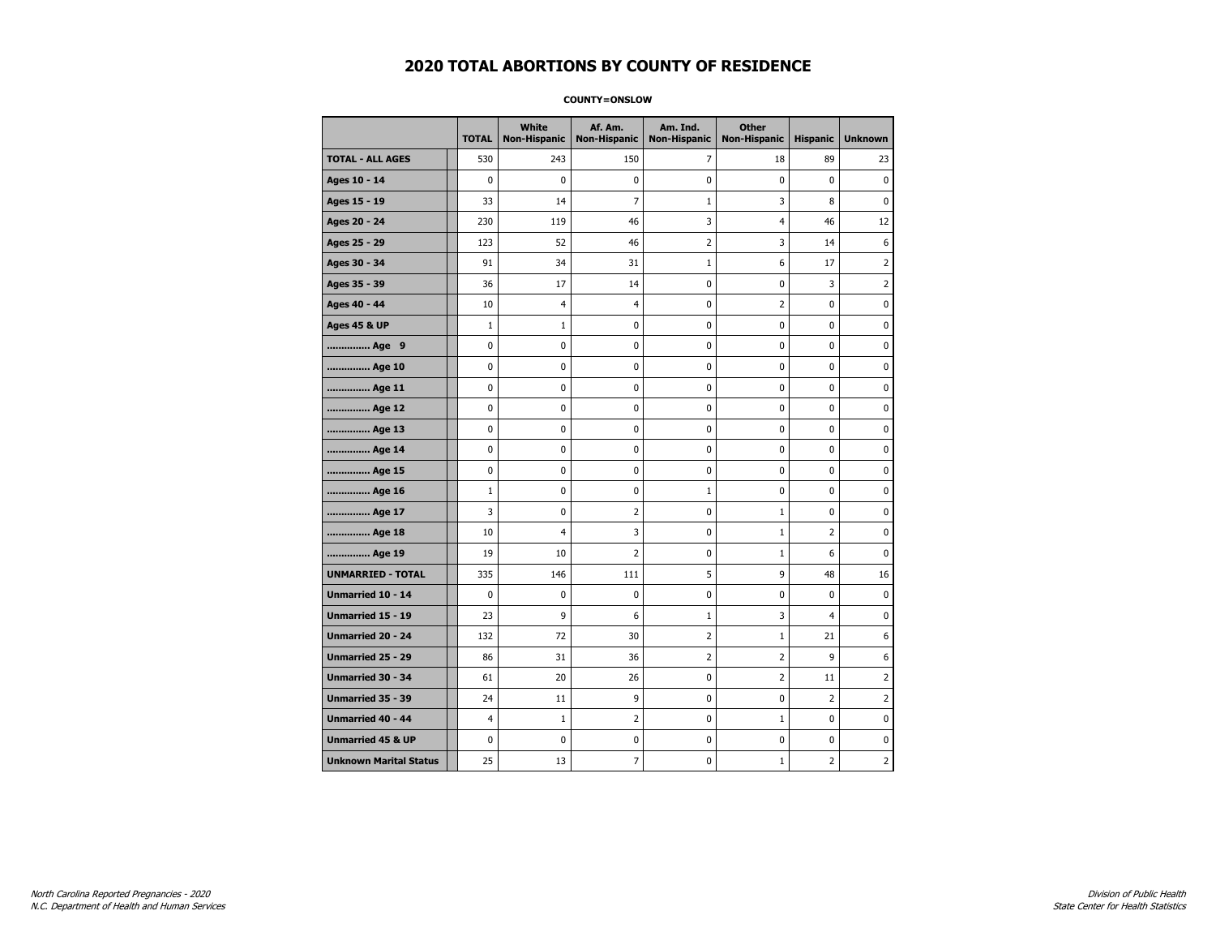# 2020 TOTAL ABORTIONS BY COUNTY OF RESIDENCE

**COUNTY=ONSLOW**

| | TOTAL | White Non-Hispanic | Af. Am. Non-Hispanic | Am. Ind. Non-Hispanic | Other Non-Hispanic | Hispanic | Unknown |
|---|---|---|---|---|---|---|---|
| **TOTAL - ALL AGES** | 530 | 243 | 150 | 7 | 18 | 89 | 23 |
| **Ages 10 - 14** | 0 | 0 | 0 | 0 | 0 | 0 | 0 |
| **Ages 15 - 19** | 33 | 14 | 7 | 1 | 3 | 8 | 0 |
| **Ages 20 - 24** | 230 | 119 | 46 | 3 | 4 | 46 | 12 |
| **Ages 25 - 29** | 123 | 52 | 46 | 2 | 3 | 14 | 6 |
| **Ages 30 - 34** | 91 | 34 | 31 | 1 | 6 | 17 | 2 |
| **Ages 35 - 39** | 36 | 17 | 14 | 0 | 0 | 3 | 2 |
| **Ages 40 - 44** | 10 | 4 | 4 | 0 | 2 | 0 | 0 |
| **Ages 45 & UP** | 1 | 1 | 0 | 0 | 0 | 0 | 0 |
| **.............. Age 9** | 0 | 0 | 0 | 0 | 0 | 0 | 0 |
| **.............. Age 10** | 0 | 0 | 0 | 0 | 0 | 0 | 0 |
| **.............. Age 11** | 0 | 0 | 0 | 0 | 0 | 0 | 0 |
| **.............. Age 12** | 0 | 0 | 0 | 0 | 0 | 0 | 0 |
| **.............. Age 13** | 0 | 0 | 0 | 0 | 0 | 0 | 0 |
| **.............. Age 14** | 0 | 0 | 0 | 0 | 0 | 0 | 0 |
| **.............. Age 15** | 0 | 0 | 0 | 0 | 0 | 0 | 0 |
| **.............. Age 16** | 1 | 0 | 0 | 1 | 0 | 0 | 0 |
| **.............. Age 17** | 3 | 0 | 2 | 0 | 1 | 0 | 0 |
| **.............. Age 18** | 10 | 4 | 3 | 0 | 1 | 2 | 0 |
| **.............. Age 19** | 19 | 10 | 2 | 0 | 1 | 6 | 0 |
| **UNMARRIED - TOTAL** | 335 | 146 | 111 | 5 | 9 | 48 | 16 |
| **Unmarried 10 - 14** | 0 | 0 | 0 | 0 | 0 | 0 | 0 |
| **Unmarried 15 - 19** | 23 | 9 | 6 | 1 | 3 | 4 | 0 |
| **Unmarried 20 - 24** | 132 | 72 | 30 | 2 | 1 | 21 | 6 |
| **Unmarried 25 - 29** | 86 | 31 | 36 | 2 | 2 | 9 | 6 |
| **Unmarried 30 - 34** | 61 | 20 | 26 | 0 | 2 | 11 | 2 |
| **Unmarried 35 - 39** | 24 | 11 | 9 | 0 | 0 | 2 | 2 |
| **Unmarried 40 - 44** | 4 | 1 | 2 | 0 | 1 | 0 | 0 |
| **Unmarried 45 & UP** | 0 | 0 | 0 | 0 | 0 | 0 | 0 |
| **Unknown Marital Status** | 25 | 13 | 7 | 0 | 1 | 2 | 2 |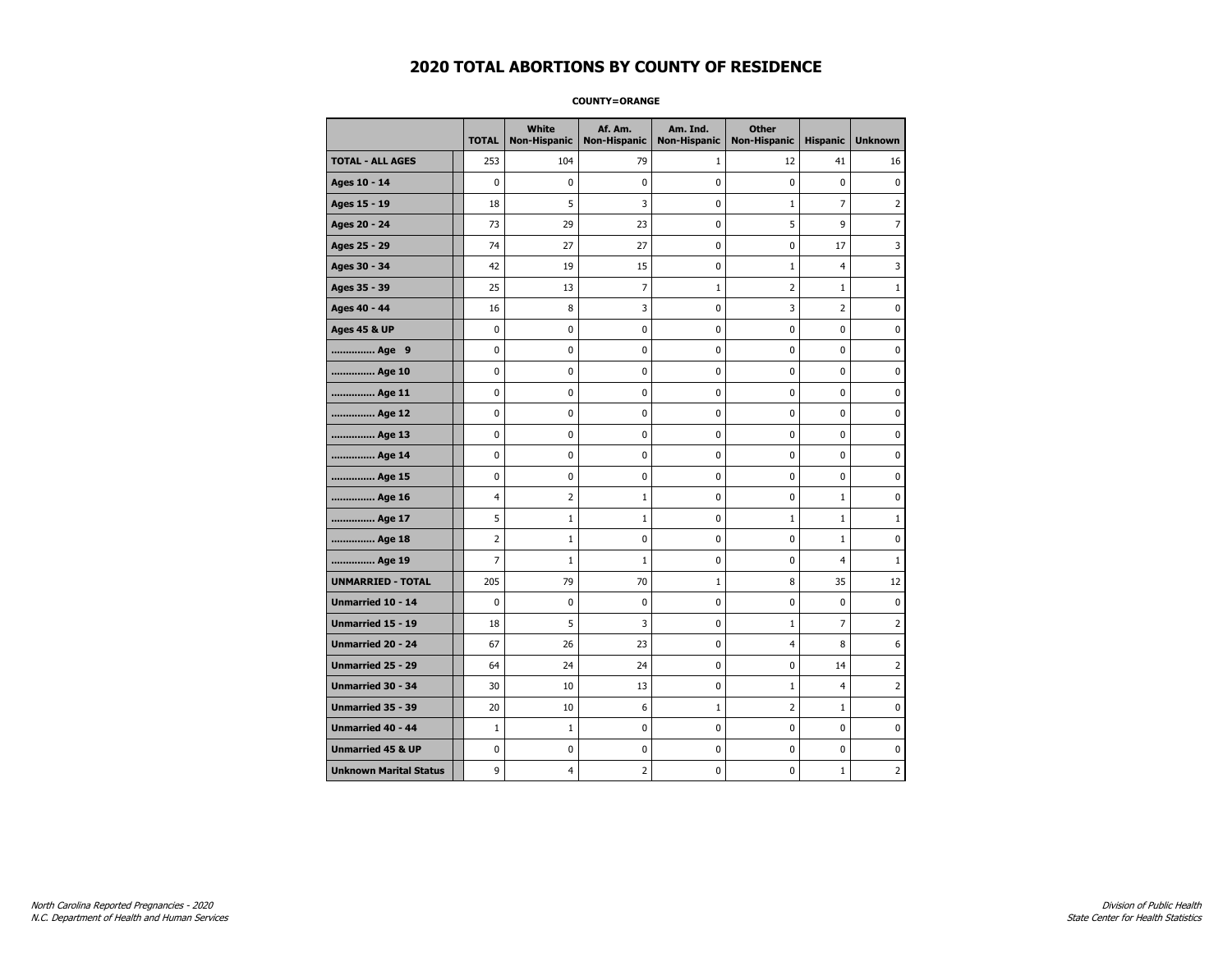# 2020 TOTAL ABORTIONS BY COUNTY OF RESIDENCE

**COUNTY=ORANGE**

| | TOTAL | White Non-Hispanic | Af. Am. Non-Hispanic | Am. Ind. Non-Hispanic | Other Non-Hispanic | Hispanic | Unknown |
|---|---|---|---|---|---|---|---|
| **TOTAL - ALL AGES** | 253 | 104 | 79 | 1 | 12 | 41 | 16 |
| **Ages 10 - 14** | 0 | 0 | 0 | 0 | 0 | 0 | 0 |
| **Ages 15 - 19** | 18 | 5 | 3 | 0 | 1 | 7 | 2 |
| **Ages 20 - 24** | 73 | 29 | 23 | 0 | 5 | 9 | 7 |
| **Ages 25 - 29** | 74 | 27 | 27 | 0 | 0 | 17 | 3 |
| **Ages 30 - 34** | 42 | 19 | 15 | 0 | 1 | 4 | 3 |
| **Ages 35 - 39** | 25 | 13 | 7 | 1 | 2 | 1 | 1 |
| **Ages 40 - 44** | 16 | 8 | 3 | 0 | 3 | 2 | 0 |
| **Ages 45 & UP** | 0 | 0 | 0 | 0 | 0 | 0 | 0 |
| **.............. Age 9** | 0 | 0 | 0 | 0 | 0 | 0 | 0 |
| **.............. Age 10** | 0 | 0 | 0 | 0 | 0 | 0 | 0 |
| **.............. Age 11** | 0 | 0 | 0 | 0 | 0 | 0 | 0 |
| **.............. Age 12** | 0 | 0 | 0 | 0 | 0 | 0 | 0 |
| **.............. Age 13** | 0 | 0 | 0 | 0 | 0 | 0 | 0 |
| **.............. Age 14** | 0 | 0 | 0 | 0 | 0 | 0 | 0 |
| **.............. Age 15** | 0 | 0 | 0 | 0 | 0 | 0 | 0 |
| **.............. Age 16** | 4 | 2 | 1 | 0 | 0 | 1 | 0 |
| **.............. Age 17** | 5 | 1 | 1 | 0 | 1 | 1 | 1 |
| **.............. Age 18** | 2 | 1 | 0 | 0 | 0 | 1 | 0 |
| **.............. Age 19** | 7 | 1 | 1 | 0 | 0 | 4 | 1 |
| **UNMARRIED - TOTAL** | 205 | 79 | 70 | 1 | 8 | 35 | 12 |
| **Unmarried 10 - 14** | 0 | 0 | 0 | 0 | 0 | 0 | 0 |
| **Unmarried 15 - 19** | 18 | 5 | 3 | 0 | 1 | 7 | 2 |
| **Unmarried 20 - 24** | 67 | 26 | 23 | 0 | 4 | 8 | 6 |
| **Unmarried 25 - 29** | 64 | 24 | 24 | 0 | 0 | 14 | 2 |
| **Unmarried 30 - 34** | 30 | 10 | 13 | 0 | 1 | 4 | 2 |
| **Unmarried 35 - 39** | 20 | 10 | 6 | 1 | 2 | 1 | 0 |
| **Unmarried 40 - 44** | 1 | 1 | 0 | 0 | 0 | 0 | 0 |
| **Unmarried 45 & UP** | 0 | 0 | 0 | 0 | 0 | 0 | 0 |
| **Unknown Marital Status** | 9 | 4 | 2 | 0 | 0 | 1 | 2 |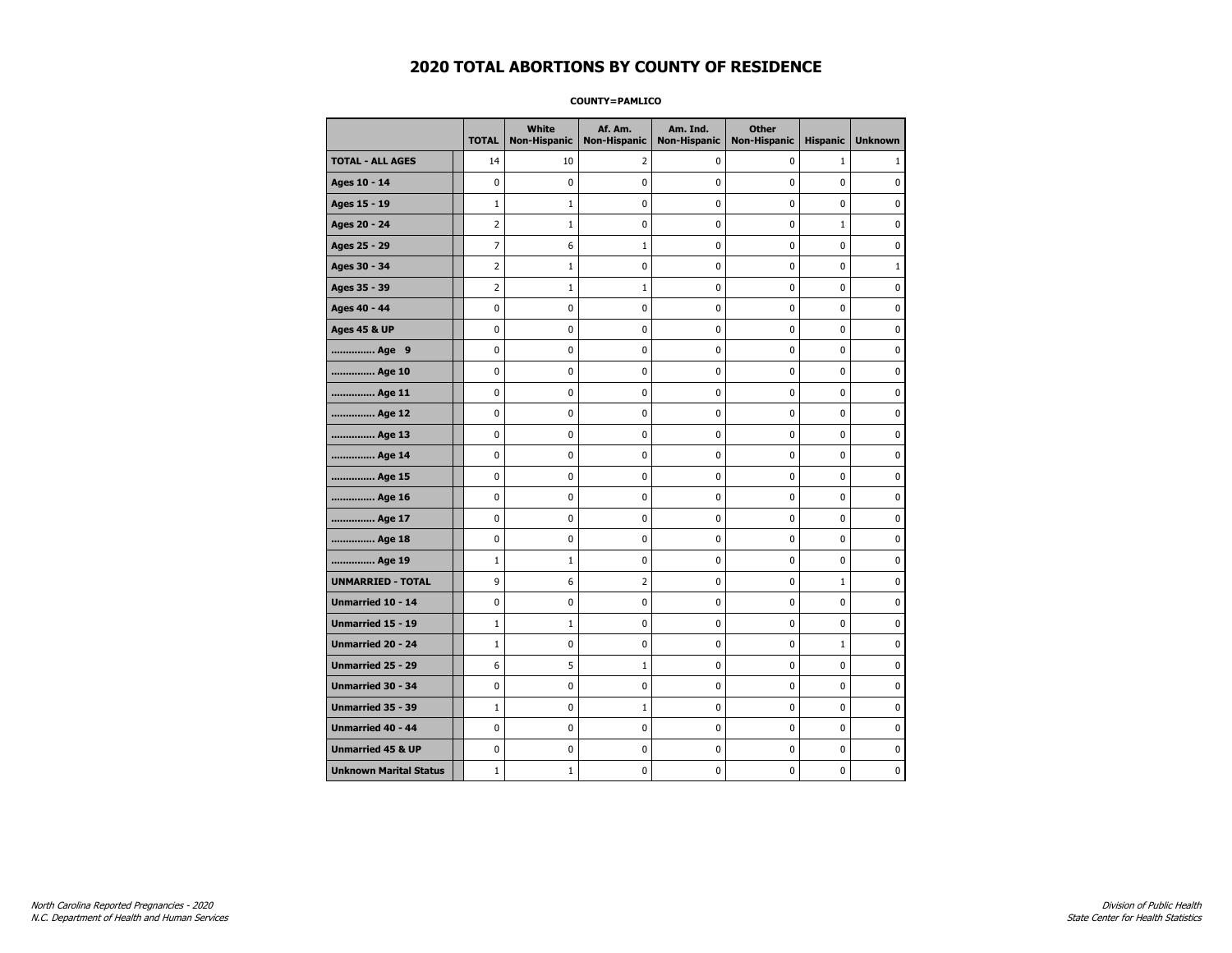# 2020 TOTAL ABORTIONS BY COUNTY OF RESIDENCE

**COUNTY=PAMLICO**

| | TOTAL | White Non-Hispanic | Af. Am. Non-Hispanic | Am. Ind. Non-Hispanic | Other Non-Hispanic | Hispanic | Unknown |
|---|---|---|---|---|---|---|---|
| **TOTAL - ALL AGES** | 14 | 10 | 2 | 0 | 0 | 1 | 1 |
| **Ages 10 - 14** | 0 | 0 | 0 | 0 | 0 | 0 | 0 |
| **Ages 15 - 19** | 1 | 1 | 0 | 0 | 0 | 0 | 0 |
| **Ages 20 - 24** | 2 | 1 | 0 | 0 | 0 | 1 | 0 |
| **Ages 25 - 29** | 7 | 6 | 1 | 0 | 0 | 0 | 0 |
| **Ages 30 - 34** | 2 | 1 | 0 | 0 | 0 | 0 | 1 |
| **Ages 35 - 39** | 2 | 1 | 1 | 0 | 0 | 0 | 0 |
| **Ages 40 - 44** | 0 | 0 | 0 | 0 | 0 | 0 | 0 |
| **Ages 45 & UP** | 0 | 0 | 0 | 0 | 0 | 0 | 0 |
| **.............. Age 9** | 0 | 0 | 0 | 0 | 0 | 0 | 0 |
| **.............. Age 10** | 0 | 0 | 0 | 0 | 0 | 0 | 0 |
| **.............. Age 11** | 0 | 0 | 0 | 0 | 0 | 0 | 0 |
| **.............. Age 12** | 0 | 0 | 0 | 0 | 0 | 0 | 0 |
| **.............. Age 13** | 0 | 0 | 0 | 0 | 0 | 0 | 0 |
| **.............. Age 14** | 0 | 0 | 0 | 0 | 0 | 0 | 0 |
| **.............. Age 15** | 0 | 0 | 0 | 0 | 0 | 0 | 0 |
| **.............. Age 16** | 0 | 0 | 0 | 0 | 0 | 0 | 0 |
| **.............. Age 17** | 0 | 0 | 0 | 0 | 0 | 0 | 0 |
| **.............. Age 18** | 0 | 0 | 0 | 0 | 0 | 0 | 0 |
| **.............. Age 19** | 1 | 1 | 0 | 0 | 0 | 0 | 0 |
| **UNMARRIED - TOTAL** | 9 | 6 | 2 | 0 | 0 | 1 | 0 |
| **Unmarried 10 - 14** | 0 | 0 | 0 | 0 | 0 | 0 | 0 |
| **Unmarried 15 - 19** | 1 | 1 | 0 | 0 | 0 | 0 | 0 |
| **Unmarried 20 - 24** | 1 | 0 | 0 | 0 | 0 | 1 | 0 |
| **Unmarried 25 - 29** | 6 | 5 | 1 | 0 | 0 | 0 | 0 |
| **Unmarried 30 - 34** | 0 | 0 | 0 | 0 | 0 | 0 | 0 |
| **Unmarried 35 - 39** | 1 | 0 | 1 | 0 | 0 | 0 | 0 |
| **Unmarried 40 - 44** | 0 | 0 | 0 | 0 | 0 | 0 | 0 |
| **Unmarried 45 & UP** | 0 | 0 | 0 | 0 | 0 | 0 | 0 |
| **Unknown Marital Status** | 1 | 1 | 0 | 0 | 0 | 0 | 0 |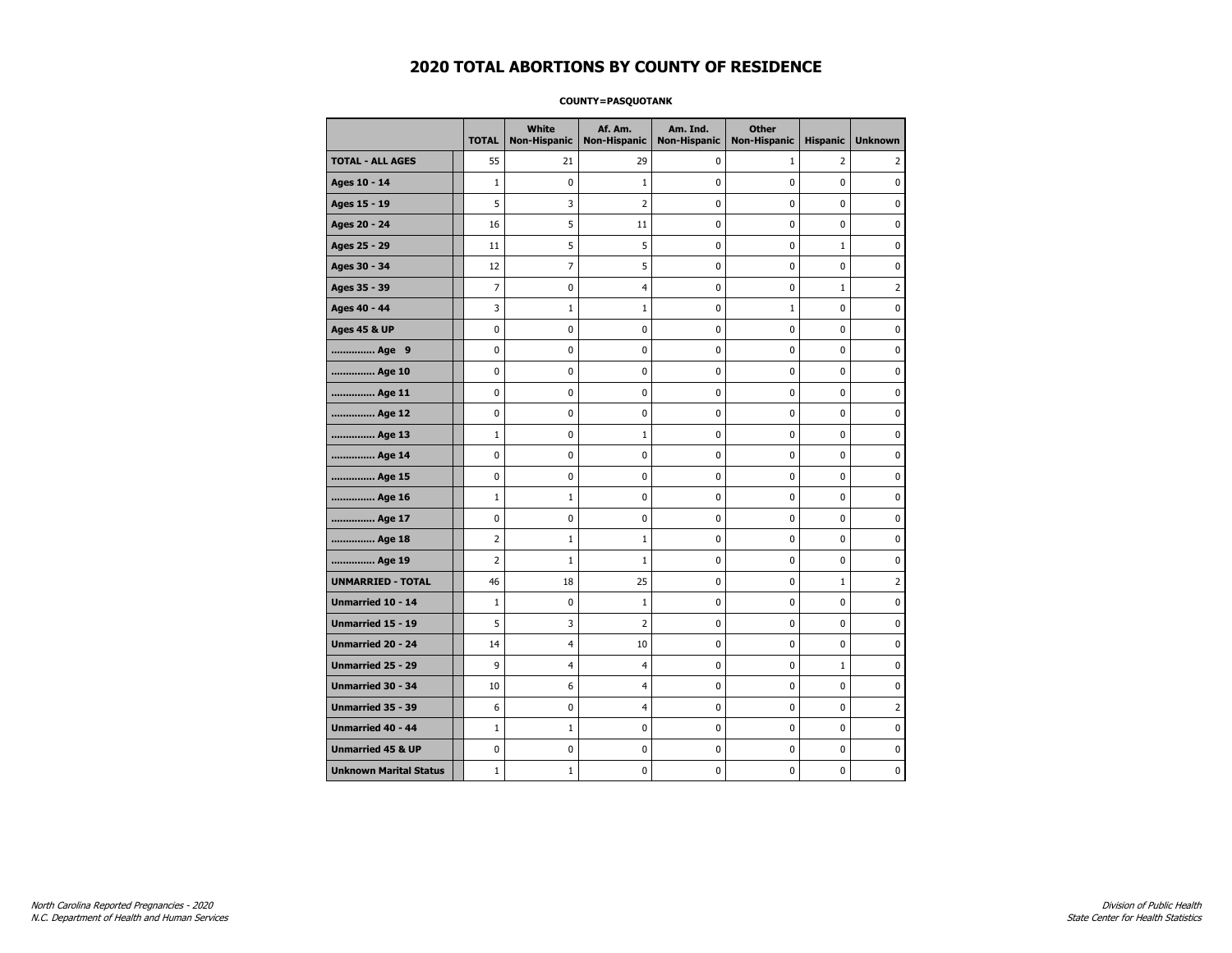# 2020 TOTAL ABORTIONS BY COUNTY OF RESIDENCE

**COUNTY=PASQUOTANK**

| | TOTAL | White Non-Hispanic | Af. Am. Non-Hispanic | Am. Ind. Non-Hispanic | Other Non-Hispanic | Hispanic | Unknown |
|---|---|---|---|---|---|---|---|
| **TOTAL - ALL AGES** | 55 | 21 | 29 | 0 | 1 | 2 | 2 |
| **Ages 10 - 14** | 1 | 0 | 1 | 0 | 0 | 0 | 0 |
| **Ages 15 - 19** | 5 | 3 | 2 | 0 | 0 | 0 | 0 |
| **Ages 20 - 24** | 16 | 5 | 11 | 0 | 0 | 0 | 0 |
| **Ages 25 - 29** | 11 | 5 | 5 | 0 | 0 | 1 | 0 |
| **Ages 30 - 34** | 12 | 7 | 5 | 0 | 0 | 0 | 0 |
| **Ages 35 - 39** | 7 | 0 | 4 | 0 | 0 | 1 | 2 |
| **Ages 40 - 44** | 3 | 1 | 1 | 0 | 1 | 0 | 0 |
| **Ages 45 & UP** | 0 | 0 | 0 | 0 | 0 | 0 | 0 |
| **.............. Age 9** | 0 | 0 | 0 | 0 | 0 | 0 | 0 |
| **.............. Age 10** | 0 | 0 | 0 | 0 | 0 | 0 | 0 |
| **.............. Age 11** | 0 | 0 | 0 | 0 | 0 | 0 | 0 |
| **.............. Age 12** | 0 | 0 | 0 | 0 | 0 | 0 | 0 |
| **.............. Age 13** | 1 | 0 | 1 | 0 | 0 | 0 | 0 |
| **.............. Age 14** | 0 | 0 | 0 | 0 | 0 | 0 | 0 |
| **.............. Age 15** | 0 | 0 | 0 | 0 | 0 | 0 | 0 |
| **.............. Age 16** | 1 | 1 | 0 | 0 | 0 | 0 | 0 |
| **.............. Age 17** | 0 | 0 | 0 | 0 | 0 | 0 | 0 |
| **.............. Age 18** | 2 | 1 | 1 | 0 | 0 | 0 | 0 |
| **.............. Age 19** | 2 | 1 | 1 | 0 | 0 | 0 | 0 |
| **UNMARRIED - TOTAL** | 46 | 18 | 25 | 0 | 0 | 1 | 2 |
| **Unmarried 10 - 14** | 1 | 0 | 1 | 0 | 0 | 0 | 0 |
| **Unmarried 15 - 19** | 5 | 3 | 2 | 0 | 0 | 0 | 0 |
| **Unmarried 20 - 24** | 14 | 4 | 10 | 0 | 0 | 0 | 0 |
| **Unmarried 25 - 29** | 9 | 4 | 4 | 0 | 0 | 1 | 0 |
| **Unmarried 30 - 34** | 10 | 6 | 4 | 0 | 0 | 0 | 0 |
| **Unmarried 35 - 39** | 6 | 0 | 4 | 0 | 0 | 0 | 2 |
| **Unmarried 40 - 44** | 1 | 1 | 0 | 0 | 0 | 0 | 0 |
| **Unmarried 45 & UP** | 0 | 0 | 0 | 0 | 0 | 0 | 0 |
| **Unknown Marital Status** | 1 | 1 | 0 | 0 | 0 | 0 | 0 |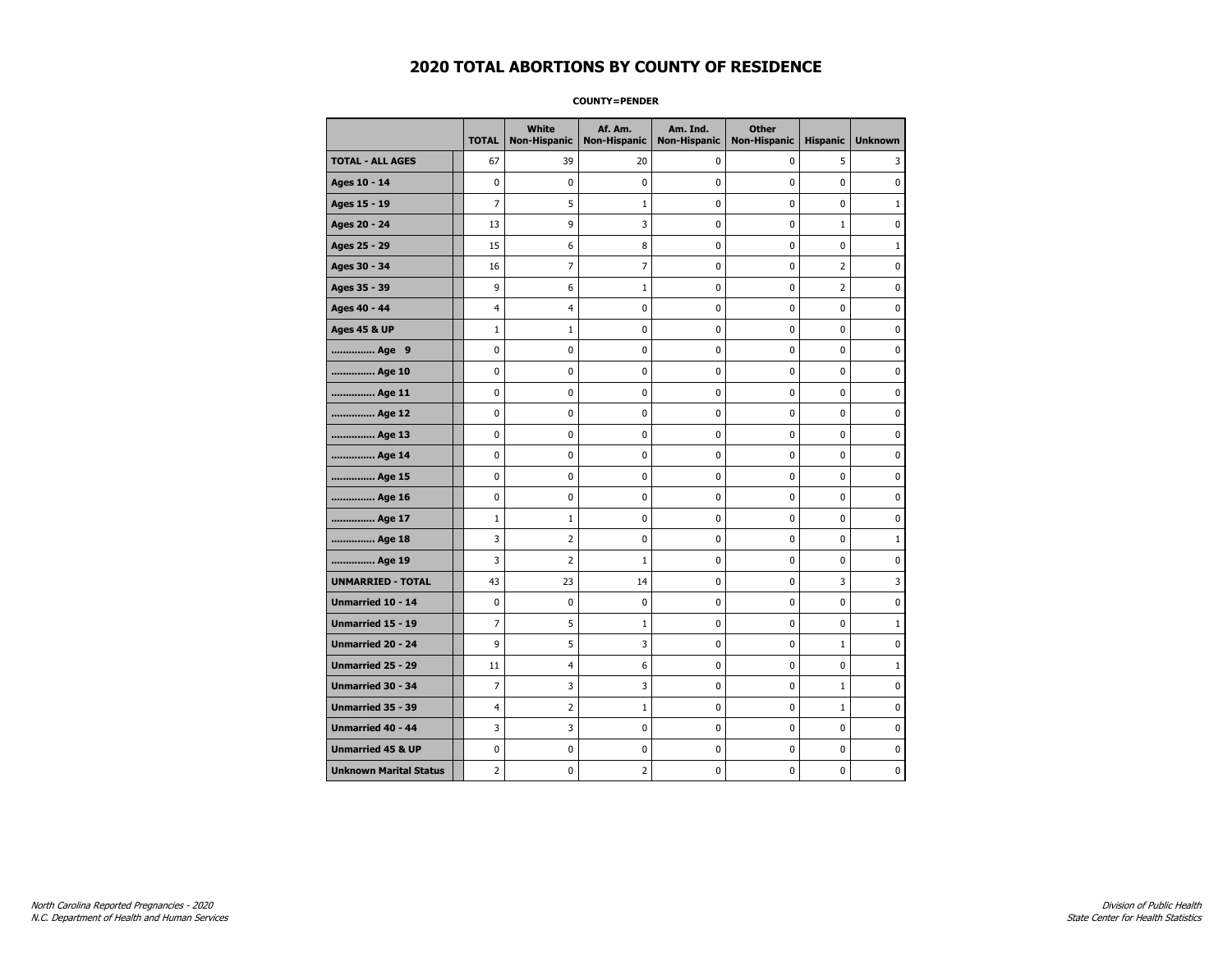# 2020 TOTAL ABORTIONS BY COUNTY OF RESIDENCE

**COUNTY=PENDER**

| | TOTAL | White Non-Hispanic | Af. Am. Non-Hispanic | Am. Ind. Non-Hispanic | Other Non-Hispanic | Hispanic | Unknown |
|---|---|---|---|---|---|---|---|
| **TOTAL - ALL AGES** | 67 | 39 | 20 | 0 | 0 | 5 | 3 |
| **Ages 10 - 14** | 0 | 0 | 0 | 0 | 0 | 0 | 0 |
| **Ages 15 - 19** | 7 | 5 | 1 | 0 | 0 | 0 | 1 |
| **Ages 20 - 24** | 13 | 9 | 3 | 0 | 0 | 1 | 0 |
| **Ages 25 - 29** | 15 | 6 | 8 | 0 | 0 | 0 | 1 |
| **Ages 30 - 34** | 16 | 7 | 7 | 0 | 0 | 2 | 0 |
| **Ages 35 - 39** | 9 | 6 | 1 | 0 | 0 | 2 | 0 |
| **Ages 40 - 44** | 4 | 4 | 0 | 0 | 0 | 0 | 0 |
| **Ages 45 & UP** | 1 | 1 | 0 | 0 | 0 | 0 | 0 |
| **.............. Age 9** | 0 | 0 | 0 | 0 | 0 | 0 | 0 |
| **.............. Age 10** | 0 | 0 | 0 | 0 | 0 | 0 | 0 |
| **.............. Age 11** | 0 | 0 | 0 | 0 | 0 | 0 | 0 |
| **.............. Age 12** | 0 | 0 | 0 | 0 | 0 | 0 | 0 |
| **.............. Age 13** | 0 | 0 | 0 | 0 | 0 | 0 | 0 |
| **.............. Age 14** | 0 | 0 | 0 | 0 | 0 | 0 | 0 |
| **.............. Age 15** | 0 | 0 | 0 | 0 | 0 | 0 | 0 |
| **.............. Age 16** | 0 | 0 | 0 | 0 | 0 | 0 | 0 |
| **.............. Age 17** | 1 | 1 | 0 | 0 | 0 | 0 | 0 |
| **.............. Age 18** | 3 | 2 | 0 | 0 | 0 | 0 | 1 |
| **.............. Age 19** | 3 | 2 | 1 | 0 | 0 | 0 | 0 |
| **UNMARRIED - TOTAL** | 43 | 23 | 14 | 0 | 0 | 3 | 3 |
| **Unmarried 10 - 14** | 0 | 0 | 0 | 0 | 0 | 0 | 0 |
| **Unmarried 15 - 19** | 7 | 5 | 1 | 0 | 0 | 0 | 1 |
| **Unmarried 20 - 24** | 9 | 5 | 3 | 0 | 0 | 1 | 0 |
| **Unmarried 25 - 29** | 11 | 4 | 6 | 0 | 0 | 0 | 1 |
| **Unmarried 30 - 34** | 7 | 3 | 3 | 0 | 0 | 1 | 0 |
| **Unmarried 35 - 39** | 4 | 2 | 1 | 0 | 0 | 1 | 0 |
| **Unmarried 40 - 44** | 3 | 3 | 0 | 0 | 0 | 0 | 0 |
| **Unmarried 45 & UP** | 0 | 0 | 0 | 0 | 0 | 0 | 0 |
| **Unknown Marital Status** | 2 | 0 | 2 | 0 | 0 | 0 | 0 |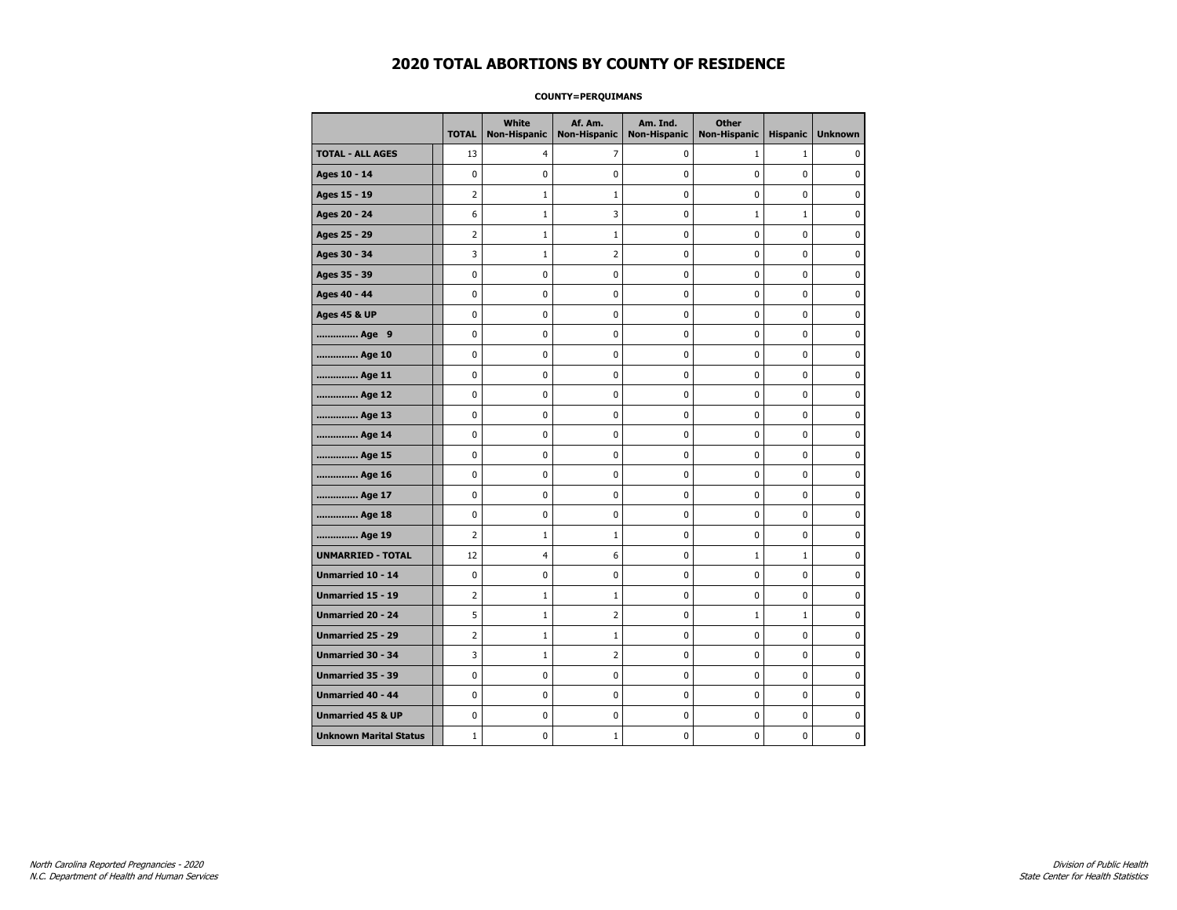# 2020 TOTAL ABORTIONS BY COUNTY OF RESIDENCE

**COUNTY=PERQUIMANS**

| | TOTAL | White Non-Hispanic | Af. Am. Non-Hispanic | Am. Ind. Non-Hispanic | Other Non-Hispanic | Hispanic | Unknown |
|---|---|---|---|---|---|---|---|
| **TOTAL - ALL AGES** | 13 | 4 | 7 | 0 | 1 | 1 | 0 |
| **Ages 10 - 14** | 0 | 0 | 0 | 0 | 0 | 0 | 0 |
| **Ages 15 - 19** | 2 | 1 | 1 | 0 | 0 | 0 | 0 |
| **Ages 20 - 24** | 6 | 1 | 3 | 0 | 1 | 1 | 0 |
| **Ages 25 - 29** | 2 | 1 | 1 | 0 | 0 | 0 | 0 |
| **Ages 30 - 34** | 3 | 1 | 2 | 0 | 0 | 0 | 0 |
| **Ages 35 - 39** | 0 | 0 | 0 | 0 | 0 | 0 | 0 |
| **Ages 40 - 44** | 0 | 0 | 0 | 0 | 0 | 0 | 0 |
| **Ages 45 & UP** | 0 | 0 | 0 | 0 | 0 | 0 | 0 |
| **.............. Age 9** | 0 | 0 | 0 | 0 | 0 | 0 | 0 |
| **.............. Age 10** | 0 | 0 | 0 | 0 | 0 | 0 | 0 |
| **.............. Age 11** | 0 | 0 | 0 | 0 | 0 | 0 | 0 |
| **.............. Age 12** | 0 | 0 | 0 | 0 | 0 | 0 | 0 |
| **.............. Age 13** | 0 | 0 | 0 | 0 | 0 | 0 | 0 |
| **.............. Age 14** | 0 | 0 | 0 | 0 | 0 | 0 | 0 |
| **.............. Age 15** | 0 | 0 | 0 | 0 | 0 | 0 | 0 |
| **.............. Age 16** | 0 | 0 | 0 | 0 | 0 | 0 | 0 |
| **.............. Age 17** | 0 | 0 | 0 | 0 | 0 | 0 | 0 |
| **.............. Age 18** | 0 | 0 | 0 | 0 | 0 | 0 | 0 |
| **.............. Age 19** | 2 | 1 | 1 | 0 | 0 | 0 | 0 |
| **UNMARRIED - TOTAL** | 12 | 4 | 6 | 0 | 1 | 1 | 0 |
| **Unmarried 10 - 14** | 0 | 0 | 0 | 0 | 0 | 0 | 0 |
| **Unmarried 15 - 19** | 2 | 1 | 1 | 0 | 0 | 0 | 0 |
| **Unmarried 20 - 24** | 5 | 1 | 2 | 0 | 1 | 1 | 0 |
| **Unmarried 25 - 29** | 2 | 1 | 1 | 0 | 0 | 0 | 0 |
| **Unmarried 30 - 34** | 3 | 1 | 2 | 0 | 0 | 0 | 0 |
| **Unmarried 35 - 39** | 0 | 0 | 0 | 0 | 0 | 0 | 0 |
| **Unmarried 40 - 44** | 0 | 0 | 0 | 0 | 0 | 0 | 0 |
| **Unmarried 45 & UP** | 0 | 0 | 0 | 0 | 0 | 0 | 0 |
| **Unknown Marital Status** | 1 | 0 | 1 | 0 | 0 | 0 | 0 |

*North Carolina Reported Pregnancies - 2020*
*N.C. Department of Health and Human Services*

*Division of Public Health*
*State Center for Health Statistics*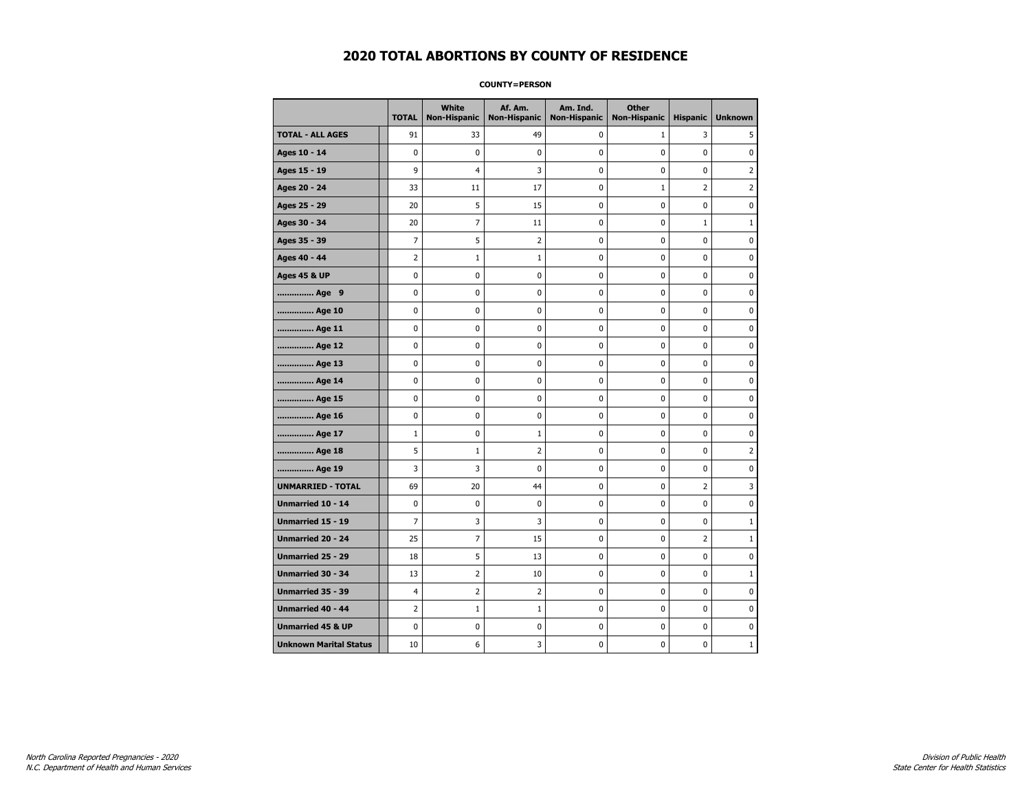# 2020 TOTAL ABORTIONS BY COUNTY OF RESIDENCE

**COUNTY=PERSON**

| | TOTAL | White Non-Hispanic | Af. Am. Non-Hispanic | Am. Ind. Non-Hispanic | Other Non-Hispanic | Hispanic | Unknown |
|---|---|---|---|---|---|---|---|
| **TOTAL - ALL AGES** | 91 | 33 | 49 | 0 | 1 | 3 | 5 |
| **Ages 10 - 14** | 0 | 0 | 0 | 0 | 0 | 0 | 0 |
| **Ages 15 - 19** | 9 | 4 | 3 | 0 | 0 | 0 | 2 |
| **Ages 20 - 24** | 33 | 11 | 17 | 0 | 1 | 2 | 2 |
| **Ages 25 - 29** | 20 | 5 | 15 | 0 | 0 | 0 | 0 |
| **Ages 30 - 34** | 20 | 7 | 11 | 0 | 0 | 1 | 1 |
| **Ages 35 - 39** | 7 | 5 | 2 | 0 | 0 | 0 | 0 |
| **Ages 40 - 44** | 2 | 1 | 1 | 0 | 0 | 0 | 0 |
| **Ages 45 & UP** | 0 | 0 | 0 | 0 | 0 | 0 | 0 |
| **.............. Age 9** | 0 | 0 | 0 | 0 | 0 | 0 | 0 |
| **.............. Age 10** | 0 | 0 | 0 | 0 | 0 | 0 | 0 |
| **.............. Age 11** | 0 | 0 | 0 | 0 | 0 | 0 | 0 |
| **.............. Age 12** | 0 | 0 | 0 | 0 | 0 | 0 | 0 |
| **.............. Age 13** | 0 | 0 | 0 | 0 | 0 | 0 | 0 |
| **.............. Age 14** | 0 | 0 | 0 | 0 | 0 | 0 | 0 |
| **.............. Age 15** | 0 | 0 | 0 | 0 | 0 | 0 | 0 |
| **.............. Age 16** | 0 | 0 | 0 | 0 | 0 | 0 | 0 |
| **.............. Age 17** | 1 | 0 | 1 | 0 | 0 | 0 | 0 |
| **.............. Age 18** | 5 | 1 | 2 | 0 | 0 | 0 | 2 |
| **.............. Age 19** | 3 | 3 | 0 | 0 | 0 | 0 | 0 |
| **UNMARRIED - TOTAL** | 69 | 20 | 44 | 0 | 0 | 2 | 3 |
| **Unmarried 10 - 14** | 0 | 0 | 0 | 0 | 0 | 0 | 0 |
| **Unmarried 15 - 19** | 7 | 3 | 3 | 0 | 0 | 0 | 1 |
| **Unmarried 20 - 24** | 25 | 7 | 15 | 0 | 0 | 2 | 1 |
| **Unmarried 25 - 29** | 18 | 5 | 13 | 0 | 0 | 0 | 0 |
| **Unmarried 30 - 34** | 13 | 2 | 10 | 0 | 0 | 0 | 1 |
| **Unmarried 35 - 39** | 4 | 2 | 2 | 0 | 0 | 0 | 0 |
| **Unmarried 40 - 44** | 2 | 1 | 1 | 0 | 0 | 0 | 0 |
| **Unmarried 45 & UP** | 0 | 0 | 0 | 0 | 0 | 0 | 0 |
| **Unknown Marital Status** | 10 | 6 | 3 | 0 | 0 | 0 | 1 |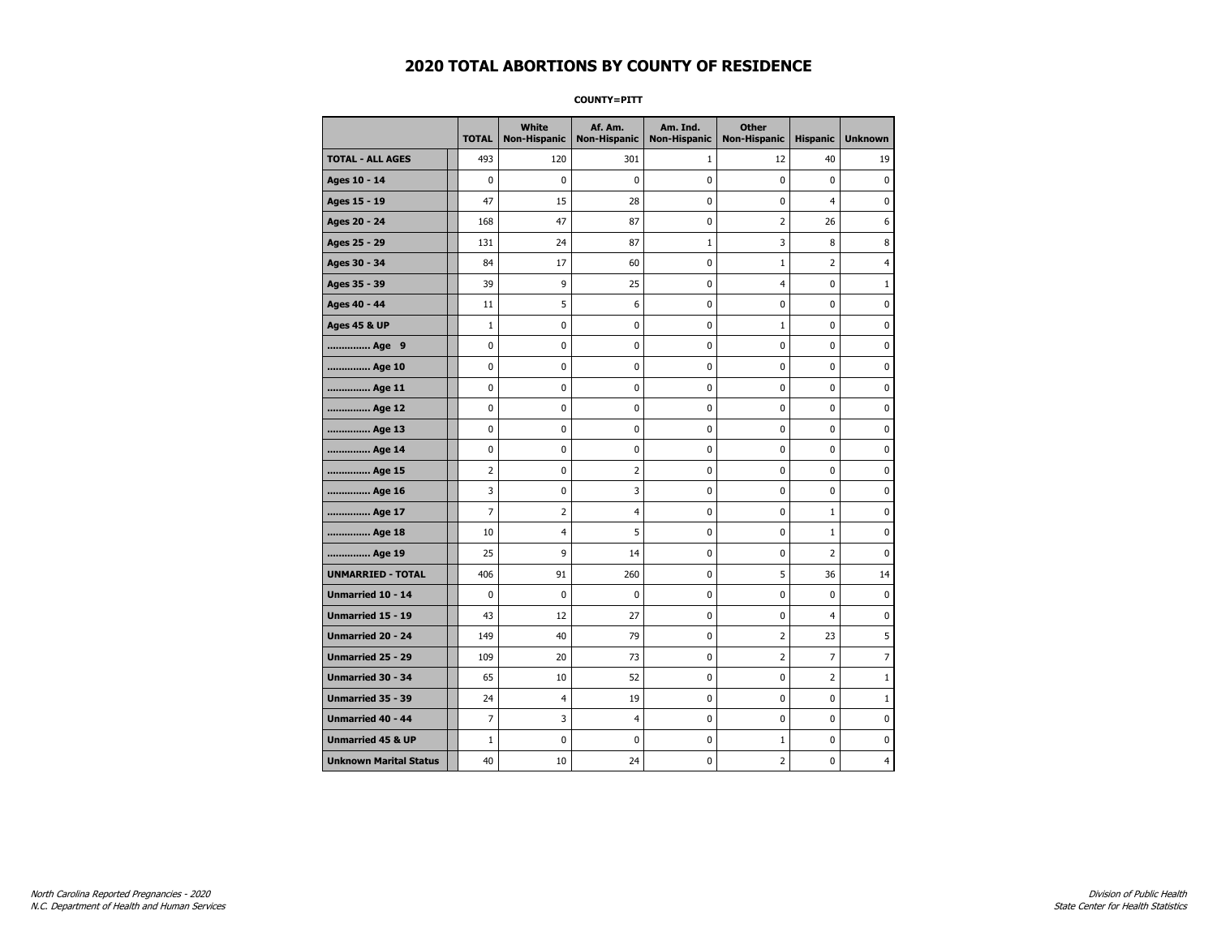# 2020 TOTAL ABORTIONS BY COUNTY OF RESIDENCE

**COUNTY=PITT**

| | TOTAL | White Non-Hispanic | Af. Am. Non-Hispanic | Am. Ind. Non-Hispanic | Other Non-Hispanic | Hispanic | Unknown |
|---|---|---|---|---|---|---|---|
| **TOTAL - ALL AGES** | 493 | 120 | 301 | 1 | 12 | 40 | 19 |
| **Ages 10 - 14** | 0 | 0 | 0 | 0 | 0 | 0 | 0 |
| **Ages 15 - 19** | 47 | 15 | 28 | 0 | 0 | 4 | 0 |
| **Ages 20 - 24** | 168 | 47 | 87 | 0 | 2 | 26 | 6 |
| **Ages 25 - 29** | 131 | 24 | 87 | 1 | 3 | 8 | 8 |
| **Ages 30 - 34** | 84 | 17 | 60 | 0 | 1 | 2 | 4 |
| **Ages 35 - 39** | 39 | 9 | 25 | 0 | 4 | 0 | 1 |
| **Ages 40 - 44** | 11 | 5 | 6 | 0 | 0 | 0 | 0 |
| **Ages 45 & UP** | 1 | 0 | 0 | 0 | 1 | 0 | 0 |
| **.............. Age 9** | 0 | 0 | 0 | 0 | 0 | 0 | 0 |
| **.............. Age 10** | 0 | 0 | 0 | 0 | 0 | 0 | 0 |
| **.............. Age 11** | 0 | 0 | 0 | 0 | 0 | 0 | 0 |
| **.............. Age 12** | 0 | 0 | 0 | 0 | 0 | 0 | 0 |
| **.............. Age 13** | 0 | 0 | 0 | 0 | 0 | 0 | 0 |
| **.............. Age 14** | 0 | 0 | 0 | 0 | 0 | 0 | 0 |
| **.............. Age 15** | 2 | 0 | 2 | 0 | 0 | 0 | 0 |
| **.............. Age 16** | 3 | 0 | 3 | 0 | 0 | 0 | 0 |
| **.............. Age 17** | 7 | 2 | 4 | 0 | 0 | 1 | 0 |
| **.............. Age 18** | 10 | 4 | 5 | 0 | 0 | 1 | 0 |
| **.............. Age 19** | 25 | 9 | 14 | 0 | 0 | 2 | 0 |
| **UNMARRIED - TOTAL** | 406 | 91 | 260 | 0 | 5 | 36 | 14 |
| **Unmarried 10 - 14** | 0 | 0 | 0 | 0 | 0 | 0 | 0 |
| **Unmarried 15 - 19** | 43 | 12 | 27 | 0 | 0 | 4 | 0 |
| **Unmarried 20 - 24** | 149 | 40 | 79 | 0 | 2 | 23 | 5 |
| **Unmarried 25 - 29** | 109 | 20 | 73 | 0 | 2 | 7 | 7 |
| **Unmarried 30 - 34** | 65 | 10 | 52 | 0 | 0 | 2 | 1 |
| **Unmarried 35 - 39** | 24 | 4 | 19 | 0 | 0 | 0 | 1 |
| **Unmarried 40 - 44** | 7 | 3 | 4 | 0 | 0 | 0 | 0 |
| **Unmarried 45 & UP** | 1 | 0 | 0 | 0 | 1 | 0 | 0 |
| **Unknown Marital Status** | 40 | 10 | 24 | 0 | 2 | 0 | 4 |

*North Carolina Reported Pregnancies - 2020*
*N.C. Department of Health and Human Services*

*Division of Public Health*
*State Center for Health Statistics*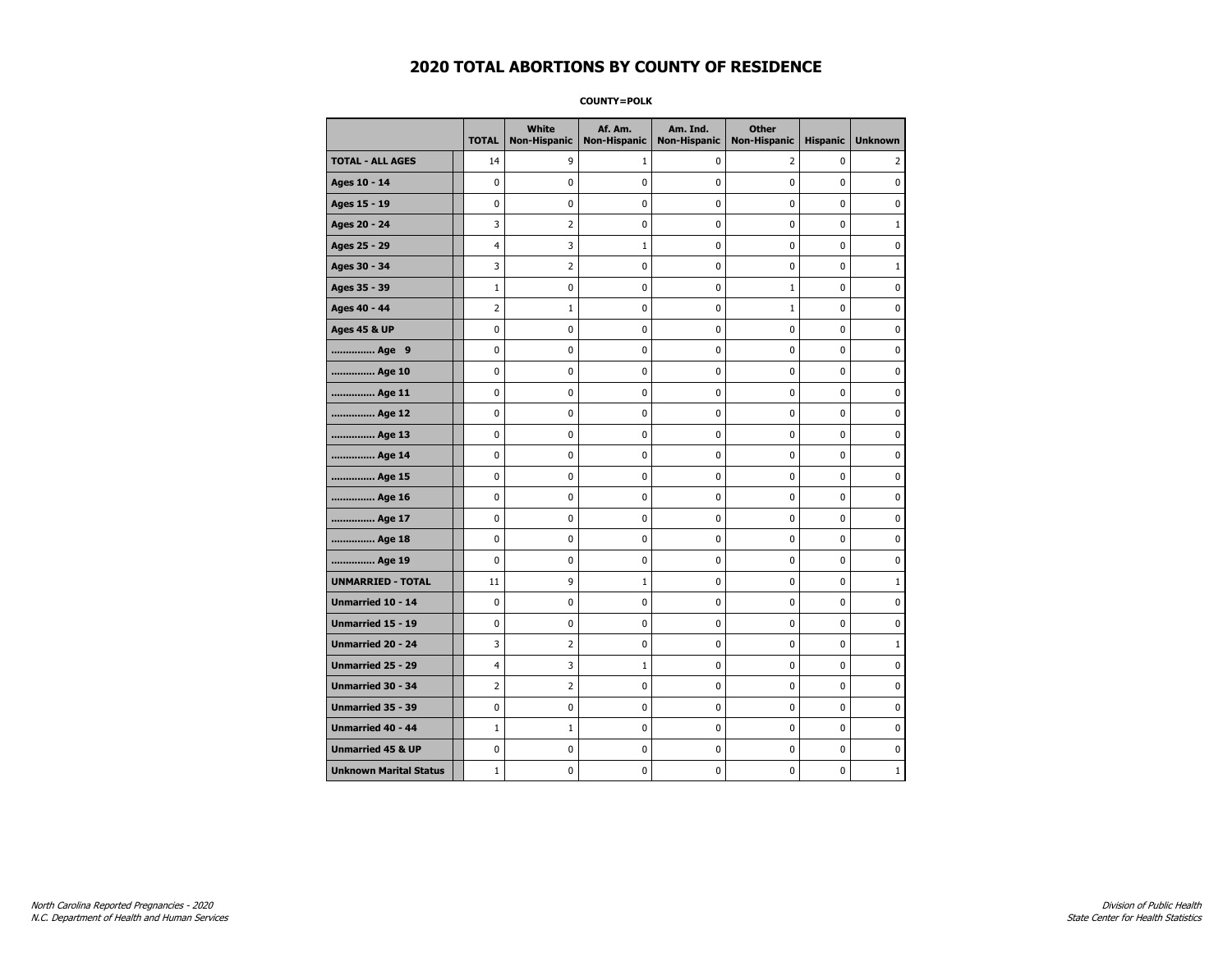# 2020 TOTAL ABORTIONS BY COUNTY OF RESIDENCE

**COUNTY=POLK**

| | TOTAL | White Non-Hispanic | Af. Am. Non-Hispanic | Am. Ind. Non-Hispanic | Other Non-Hispanic | Hispanic | Unknown |
|---|---|---|---|---|---|---|---|
| **TOTAL - ALL AGES** | 14 | 9 | 1 | 0 | 2 | 0 | 2 |
| **Ages 10 - 14** | 0 | 0 | 0 | 0 | 0 | 0 | 0 |
| **Ages 15 - 19** | 0 | 0 | 0 | 0 | 0 | 0 | 0 |
| **Ages 20 - 24** | 3 | 2 | 0 | 0 | 0 | 0 | 1 |
| **Ages 25 - 29** | 4 | 3 | 1 | 0 | 0 | 0 | 0 |
| **Ages 30 - 34** | 3 | 2 | 0 | 0 | 0 | 0 | 1 |
| **Ages 35 - 39** | 1 | 0 | 0 | 0 | 1 | 0 | 0 |
| **Ages 40 - 44** | 2 | 1 | 0 | 0 | 1 | 0 | 0 |
| **Ages 45 & UP** | 0 | 0 | 0 | 0 | 0 | 0 | 0 |
| **.............. Age 9** | 0 | 0 | 0 | 0 | 0 | 0 | 0 |
| **.............. Age 10** | 0 | 0 | 0 | 0 | 0 | 0 | 0 |
| **.............. Age 11** | 0 | 0 | 0 | 0 | 0 | 0 | 0 |
| **.............. Age 12** | 0 | 0 | 0 | 0 | 0 | 0 | 0 |
| **.............. Age 13** | 0 | 0 | 0 | 0 | 0 | 0 | 0 |
| **.............. Age 14** | 0 | 0 | 0 | 0 | 0 | 0 | 0 |
| **.............. Age 15** | 0 | 0 | 0 | 0 | 0 | 0 | 0 |
| **.............. Age 16** | 0 | 0 | 0 | 0 | 0 | 0 | 0 |
| **.............. Age 17** | 0 | 0 | 0 | 0 | 0 | 0 | 0 |
| **.............. Age 18** | 0 | 0 | 0 | 0 | 0 | 0 | 0 |
| **.............. Age 19** | 0 | 0 | 0 | 0 | 0 | 0 | 0 |
| **UNMARRIED - TOTAL** | 11 | 9 | 1 | 0 | 0 | 0 | 1 |
| **Unmarried 10 - 14** | 0 | 0 | 0 | 0 | 0 | 0 | 0 |
| **Unmarried 15 - 19** | 0 | 0 | 0 | 0 | 0 | 0 | 0 |
| **Unmarried 20 - 24** | 3 | 2 | 0 | 0 | 0 | 0 | 1 |
| **Unmarried 25 - 29** | 4 | 3 | 1 | 0 | 0 | 0 | 0 |
| **Unmarried 30 - 34** | 2 | 2 | 0 | 0 | 0 | 0 | 0 |
| **Unmarried 35 - 39** | 0 | 0 | 0 | 0 | 0 | 0 | 0 |
| **Unmarried 40 - 44** | 1 | 1 | 0 | 0 | 0 | 0 | 0 |
| **Unmarried 45 & UP** | 0 | 0 | 0 | 0 | 0 | 0 | 0 |
| **Unknown Marital Status** | 1 | 0 | 0 | 0 | 0 | 0 | 1 |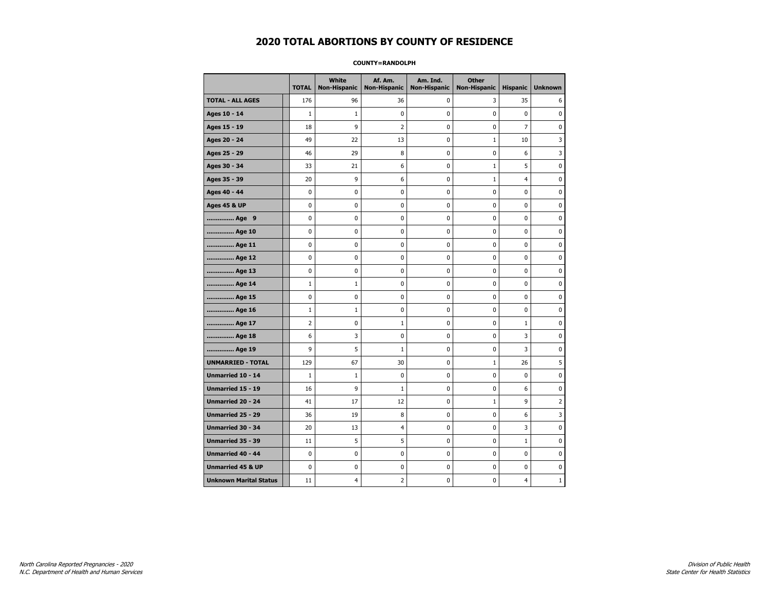# 2020 TOTAL ABORTIONS BY COUNTY OF RESIDENCE

**COUNTY=RANDOLPH**

| | TOTAL | White Non-Hispanic | Af. Am. Non-Hispanic | Am. Ind. Non-Hispanic | Other Non-Hispanic | Hispanic | Unknown |
|---|---|---|---|---|---|---|---|
| **TOTAL - ALL AGES** | 176 | 96 | 36 | 0 | 3 | 35 | 6 |
| **Ages 10 - 14** | 1 | 1 | 0 | 0 | 0 | 0 | 0 |
| **Ages 15 - 19** | 18 | 9 | 2 | 0 | 0 | 7 | 0 |
| **Ages 20 - 24** | 49 | 22 | 13 | 0 | 1 | 10 | 3 |
| **Ages 25 - 29** | 46 | 29 | 8 | 0 | 0 | 6 | 3 |
| **Ages 30 - 34** | 33 | 21 | 6 | 0 | 1 | 5 | 0 |
| **Ages 35 - 39** | 20 | 9 | 6 | 0 | 1 | 4 | 0 |
| **Ages 40 - 44** | 0 | 0 | 0 | 0 | 0 | 0 | 0 |
| **Ages 45 & UP** | 0 | 0 | 0 | 0 | 0 | 0 | 0 |
| **.............. Age 9** | 0 | 0 | 0 | 0 | 0 | 0 | 0 |
| **.............. Age 10** | 0 | 0 | 0 | 0 | 0 | 0 | 0 |
| **.............. Age 11** | 0 | 0 | 0 | 0 | 0 | 0 | 0 |
| **.............. Age 12** | 0 | 0 | 0 | 0 | 0 | 0 | 0 |
| **.............. Age 13** | 0 | 0 | 0 | 0 | 0 | 0 | 0 |
| **.............. Age 14** | 1 | 1 | 0 | 0 | 0 | 0 | 0 |
| **.............. Age 15** | 0 | 0 | 0 | 0 | 0 | 0 | 0 |
| **.............. Age 16** | 1 | 1 | 0 | 0 | 0 | 0 | 0 |
| **.............. Age 17** | 2 | 0 | 1 | 0 | 0 | 1 | 0 |
| **.............. Age 18** | 6 | 3 | 0 | 0 | 0 | 3 | 0 |
| **.............. Age 19** | 9 | 5 | 1 | 0 | 0 | 3 | 0 |
| **UNMARRIED - TOTAL** | 129 | 67 | 30 | 0 | 1 | 26 | 5 |
| **Unmarried 10 - 14** | 1 | 1 | 0 | 0 | 0 | 0 | 0 |
| **Unmarried 15 - 19** | 16 | 9 | 1 | 0 | 0 | 6 | 0 |
| **Unmarried 20 - 24** | 41 | 17 | 12 | 0 | 1 | 9 | 2 |
| **Unmarried 25 - 29** | 36 | 19 | 8 | 0 | 0 | 6 | 3 |
| **Unmarried 30 - 34** | 20 | 13 | 4 | 0 | 0 | 3 | 0 |
| **Unmarried 35 - 39** | 11 | 5 | 5 | 0 | 0 | 1 | 0 |
| **Unmarried 40 - 44** | 0 | 0 | 0 | 0 | 0 | 0 | 0 |
| **Unmarried 45 & UP** | 0 | 0 | 0 | 0 | 0 | 0 | 0 |
| **Unknown Marital Status** | 11 | 4 | 2 | 0 | 0 | 4 | 1 |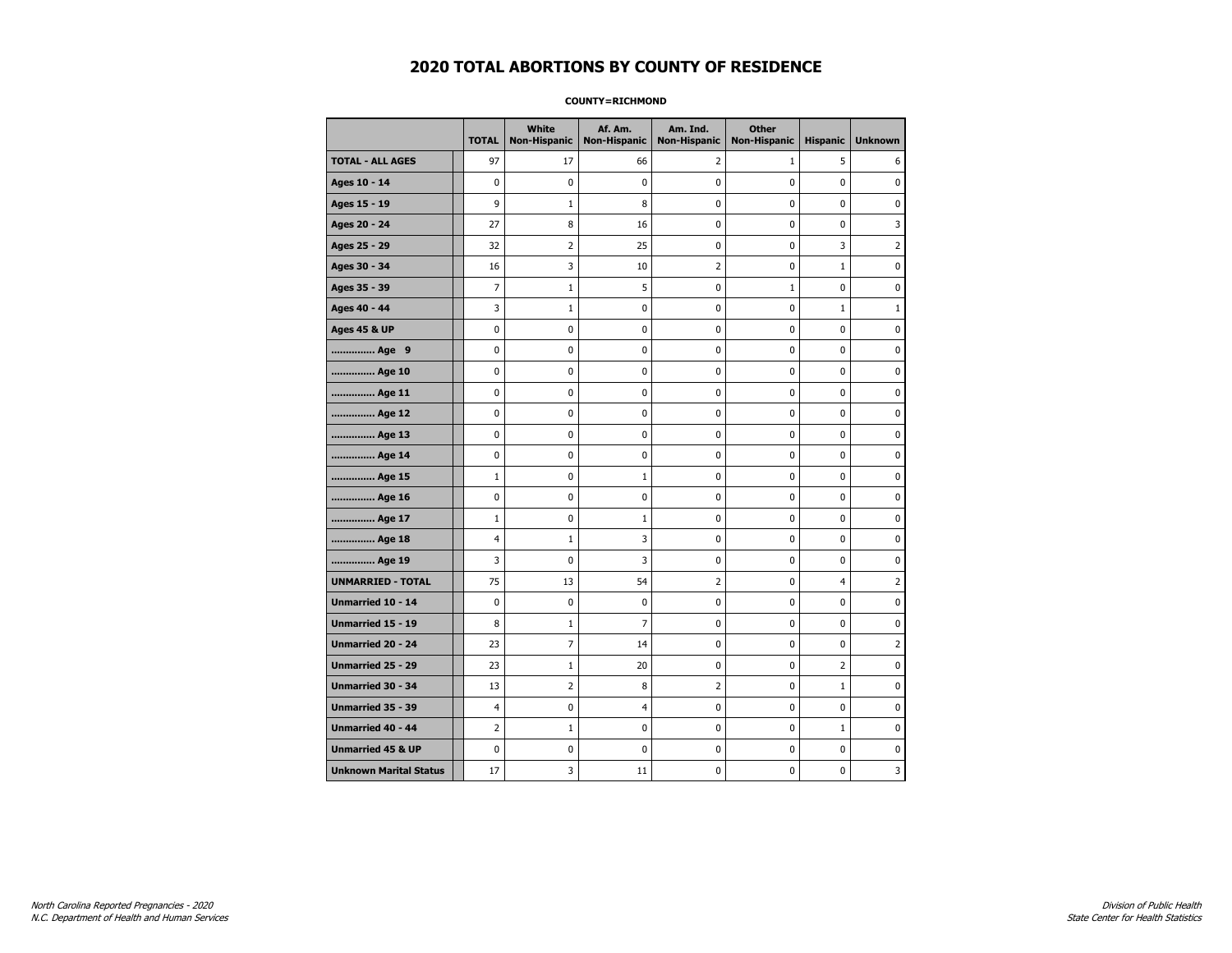# 2020 TOTAL ABORTIONS BY COUNTY OF RESIDENCE

**COUNTY=RICHMOND**

| | TOTAL | White Non-Hispanic | Af. Am. Non-Hispanic | Am. Ind. Non-Hispanic | Other Non-Hispanic | Hispanic | Unknown |
|---|---|---|---|---|---|---|---|
| **TOTAL - ALL AGES** | 97 | 17 | 66 | 2 | 1 | 5 | 6 |
| **Ages 10 - 14** | 0 | 0 | 0 | 0 | 0 | 0 | 0 |
| **Ages 15 - 19** | 9 | 1 | 8 | 0 | 0 | 0 | 0 |
| **Ages 20 - 24** | 27 | 8 | 16 | 0 | 0 | 0 | 3 |
| **Ages 25 - 29** | 32 | 2 | 25 | 0 | 0 | 3 | 2 |
| **Ages 30 - 34** | 16 | 3 | 10 | 2 | 0 | 1 | 0 |
| **Ages 35 - 39** | 7 | 1 | 5 | 0 | 1 | 0 | 0 |
| **Ages 40 - 44** | 3 | 1 | 0 | 0 | 0 | 1 | 1 |
| **Ages 45 & UP** | 0 | 0 | 0 | 0 | 0 | 0 | 0 |
| **.............. Age 9** | 0 | 0 | 0 | 0 | 0 | 0 | 0 |
| **.............. Age 10** | 0 | 0 | 0 | 0 | 0 | 0 | 0 |
| **.............. Age 11** | 0 | 0 | 0 | 0 | 0 | 0 | 0 |
| **.............. Age 12** | 0 | 0 | 0 | 0 | 0 | 0 | 0 |
| **.............. Age 13** | 0 | 0 | 0 | 0 | 0 | 0 | 0 |
| **.............. Age 14** | 0 | 0 | 0 | 0 | 0 | 0 | 0 |
| **.............. Age 15** | 1 | 0 | 1 | 0 | 0 | 0 | 0 |
| **.............. Age 16** | 0 | 0 | 0 | 0 | 0 | 0 | 0 |
| **.............. Age 17** | 1 | 0 | 1 | 0 | 0 | 0 | 0 |
| **.............. Age 18** | 4 | 1 | 3 | 0 | 0 | 0 | 0 |
| **.............. Age 19** | 3 | 0 | 3 | 0 | 0 | 0 | 0 |
| **UNMARRIED - TOTAL** | 75 | 13 | 54 | 2 | 0 | 4 | 2 |
| **Unmarried 10 - 14** | 0 | 0 | 0 | 0 | 0 | 0 | 0 |
| **Unmarried 15 - 19** | 8 | 1 | 7 | 0 | 0 | 0 | 0 |
| **Unmarried 20 - 24** | 23 | 7 | 14 | 0 | 0 | 0 | 2 |
| **Unmarried 25 - 29** | 23 | 1 | 20 | 0 | 0 | 2 | 0 |
| **Unmarried 30 - 34** | 13 | 2 | 8 | 2 | 0 | 1 | 0 |
| **Unmarried 35 - 39** | 4 | 0 | 4 | 0 | 0 | 0 | 0 |
| **Unmarried 40 - 44** | 2 | 1 | 0 | 0 | 0 | 1 | 0 |
| **Unmarried 45 & UP** | 0 | 0 | 0 | 0 | 0 | 0 | 0 |
| **Unknown Marital Status** | 17 | 3 | 11 | 0 | 0 | 0 | 3 |

*North Carolina Reported Pregnancies - 2020*
*N.C. Department of Health and Human Services*

*Division of Public Health*
*State Center for Health Statistics*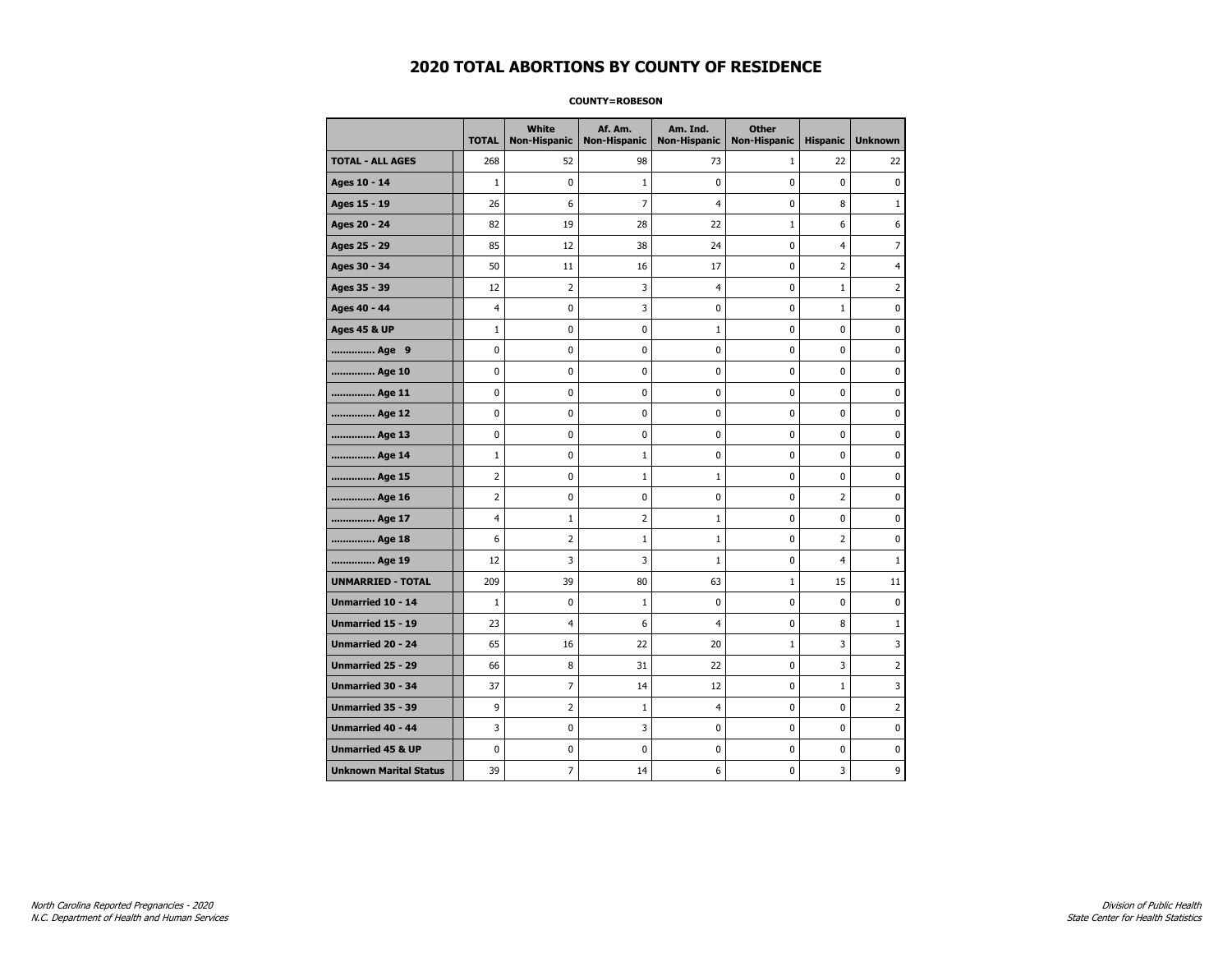# 2020 TOTAL ABORTIONS BY COUNTY OF RESIDENCE

**COUNTY=ROBESON**

| | TOTAL | White Non-Hispanic | Af. Am. Non-Hispanic | Am. Ind. Non-Hispanic | Other Non-Hispanic | Hispanic | Unknown |
|---|---|---|---|---|---|---|---|
| **TOTAL - ALL AGES** | 268 | 52 | 98 | 73 | 1 | 22 | 22 |
| **Ages 10 - 14** | 1 | 0 | 1 | 0 | 0 | 0 | 0 |
| **Ages 15 - 19** | 26 | 6 | 7 | 4 | 0 | 8 | 1 |
| **Ages 20 - 24** | 82 | 19 | 28 | 22 | 1 | 6 | 6 |
| **Ages 25 - 29** | 85 | 12 | 38 | 24 | 0 | 4 | 7 |
| **Ages 30 - 34** | 50 | 11 | 16 | 17 | 0 | 2 | 4 |
| **Ages 35 - 39** | 12 | 2 | 3 | 4 | 0 | 1 | 2 |
| **Ages 40 - 44** | 4 | 0 | 3 | 0 | 0 | 1 | 0 |
| **Ages 45 & UP** | 1 | 0 | 0 | 1 | 0 | 0 | 0 |
| **.............. Age 9** | 0 | 0 | 0 | 0 | 0 | 0 | 0 |
| **.............. Age 10** | 0 | 0 | 0 | 0 | 0 | 0 | 0 |
| **.............. Age 11** | 0 | 0 | 0 | 0 | 0 | 0 | 0 |
| **.............. Age 12** | 0 | 0 | 0 | 0 | 0 | 0 | 0 |
| **.............. Age 13** | 0 | 0 | 0 | 0 | 0 | 0 | 0 |
| **.............. Age 14** | 1 | 0 | 1 | 0 | 0 | 0 | 0 |
| **.............. Age 15** | 2 | 0 | 1 | 1 | 0 | 0 | 0 |
| **.............. Age 16** | 2 | 0 | 0 | 0 | 0 | 2 | 0 |
| **.............. Age 17** | 4 | 1 | 2 | 1 | 0 | 0 | 0 |
| **.............. Age 18** | 6 | 2 | 1 | 1 | 0 | 2 | 0 |
| **.............. Age 19** | 12 | 3 | 3 | 1 | 0 | 4 | 1 |
| **UNMARRIED - TOTAL** | 209 | 39 | 80 | 63 | 1 | 15 | 11 |
| **Unmarried 10 - 14** | 1 | 0 | 1 | 0 | 0 | 0 | 0 |
| **Unmarried 15 - 19** | 23 | 4 | 6 | 4 | 0 | 8 | 1 |
| **Unmarried 20 - 24** | 65 | 16 | 22 | 20 | 1 | 3 | 3 |
| **Unmarried 25 - 29** | 66 | 8 | 31 | 22 | 0 | 3 | 2 |
| **Unmarried 30 - 34** | 37 | 7 | 14 | 12 | 0 | 1 | 3 |
| **Unmarried 35 - 39** | 9 | 2 | 1 | 4 | 0 | 0 | 2 |
| **Unmarried 40 - 44** | 3 | 0 | 3 | 0 | 0 | 0 | 0 |
| **Unmarried 45 & UP** | 0 | 0 | 0 | 0 | 0 | 0 | 0 |
| **Unknown Marital Status** | 39 | 7 | 14 | 6 | 0 | 3 | 9 |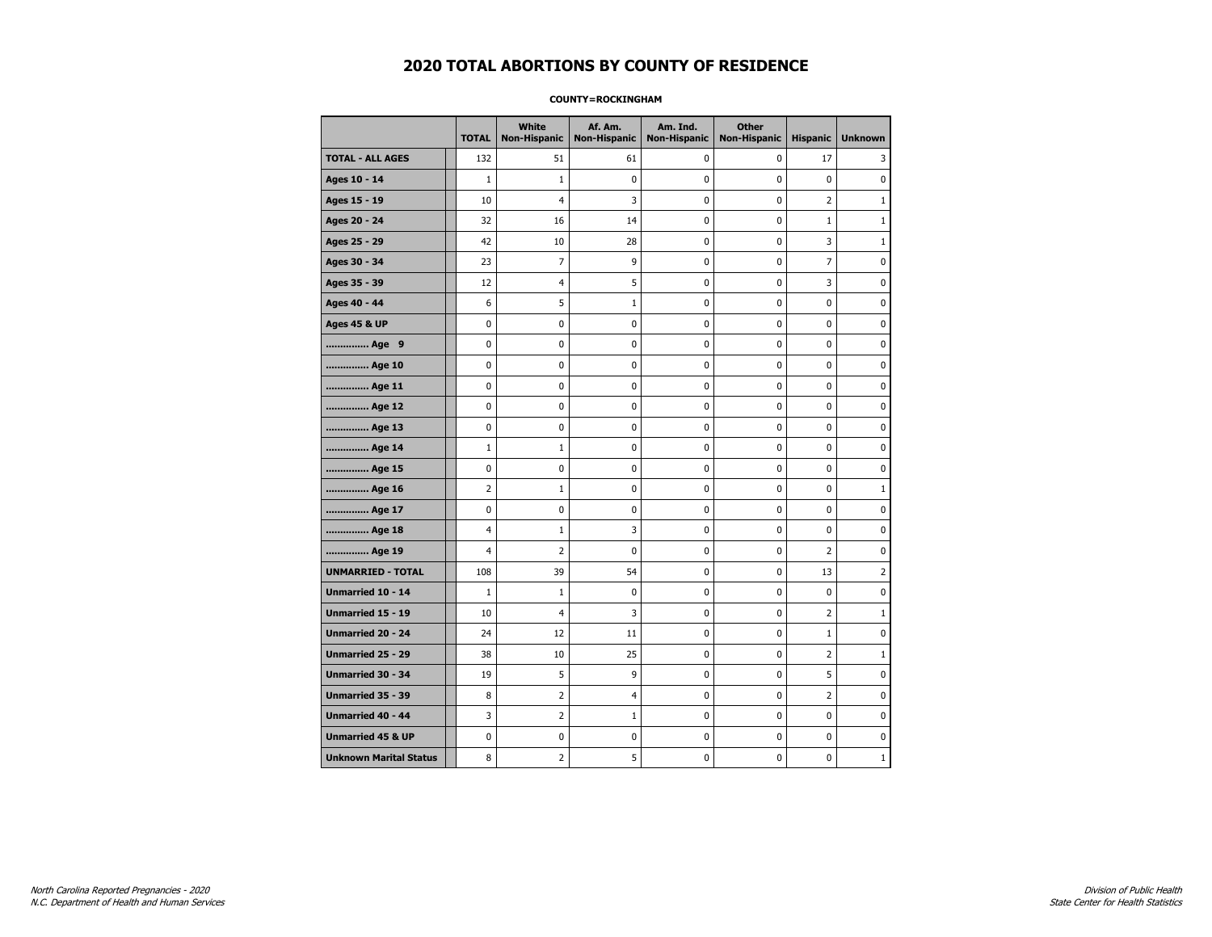# 2020 TOTAL ABORTIONS BY COUNTY OF RESIDENCE

**COUNTY=ROCKINGHAM**

| | TOTAL | White Non-Hispanic | Af. Am. Non-Hispanic | Am. Ind. Non-Hispanic | Other Non-Hispanic | Hispanic | Unknown |
|---|---|---|---|---|---|---|---|
| **TOTAL - ALL AGES** | 132 | 51 | 61 | 0 | 0 | 17 | 3 |
| **Ages 10 - 14** | 1 | 1 | 0 | 0 | 0 | 0 | 0 |
| **Ages 15 - 19** | 10 | 4 | 3 | 0 | 0 | 2 | 1 |
| **Ages 20 - 24** | 32 | 16 | 14 | 0 | 0 | 1 | 1 |
| **Ages 25 - 29** | 42 | 10 | 28 | 0 | 0 | 3 | 1 |
| **Ages 30 - 34** | 23 | 7 | 9 | 0 | 0 | 7 | 0 |
| **Ages 35 - 39** | 12 | 4 | 5 | 0 | 0 | 3 | 0 |
| **Ages 40 - 44** | 6 | 5 | 1 | 0 | 0 | 0 | 0 |
| **Ages 45 & UP** | 0 | 0 | 0 | 0 | 0 | 0 | 0 |
| **.............. Age 9** | 0 | 0 | 0 | 0 | 0 | 0 | 0 |
| **.............. Age 10** | 0 | 0 | 0 | 0 | 0 | 0 | 0 |
| **.............. Age 11** | 0 | 0 | 0 | 0 | 0 | 0 | 0 |
| **.............. Age 12** | 0 | 0 | 0 | 0 | 0 | 0 | 0 |
| **.............. Age 13** | 0 | 0 | 0 | 0 | 0 | 0 | 0 |
| **.............. Age 14** | 1 | 1 | 0 | 0 | 0 | 0 | 0 |
| **.............. Age 15** | 0 | 0 | 0 | 0 | 0 | 0 | 0 |
| **.............. Age 16** | 2 | 1 | 0 | 0 | 0 | 0 | 1 |
| **.............. Age 17** | 0 | 0 | 0 | 0 | 0 | 0 | 0 |
| **.............. Age 18** | 4 | 1 | 3 | 0 | 0 | 0 | 0 |
| **.............. Age 19** | 4 | 2 | 0 | 0 | 0 | 2 | 0 |
| **UNMARRIED - TOTAL** | 108 | 39 | 54 | 0 | 0 | 13 | 2 |
| **Unmarried 10 - 14** | 1 | 1 | 0 | 0 | 0 | 0 | 0 |
| **Unmarried 15 - 19** | 10 | 4 | 3 | 0 | 0 | 2 | 1 |
| **Unmarried 20 - 24** | 24 | 12 | 11 | 0 | 0 | 1 | 0 |
| **Unmarried 25 - 29** | 38 | 10 | 25 | 0 | 0 | 2 | 1 |
| **Unmarried 30 - 34** | 19 | 5 | 9 | 0 | 0 | 5 | 0 |
| **Unmarried 35 - 39** | 8 | 2 | 4 | 0 | 0 | 2 | 0 |
| **Unmarried 40 - 44** | 3 | 2 | 1 | 0 | 0 | 0 | 0 |
| **Unmarried 45 & UP** | 0 | 0 | 0 | 0 | 0 | 0 | 0 |
| **Unknown Marital Status** | 8 | 2 | 5 | 0 | 0 | 0 | 1 |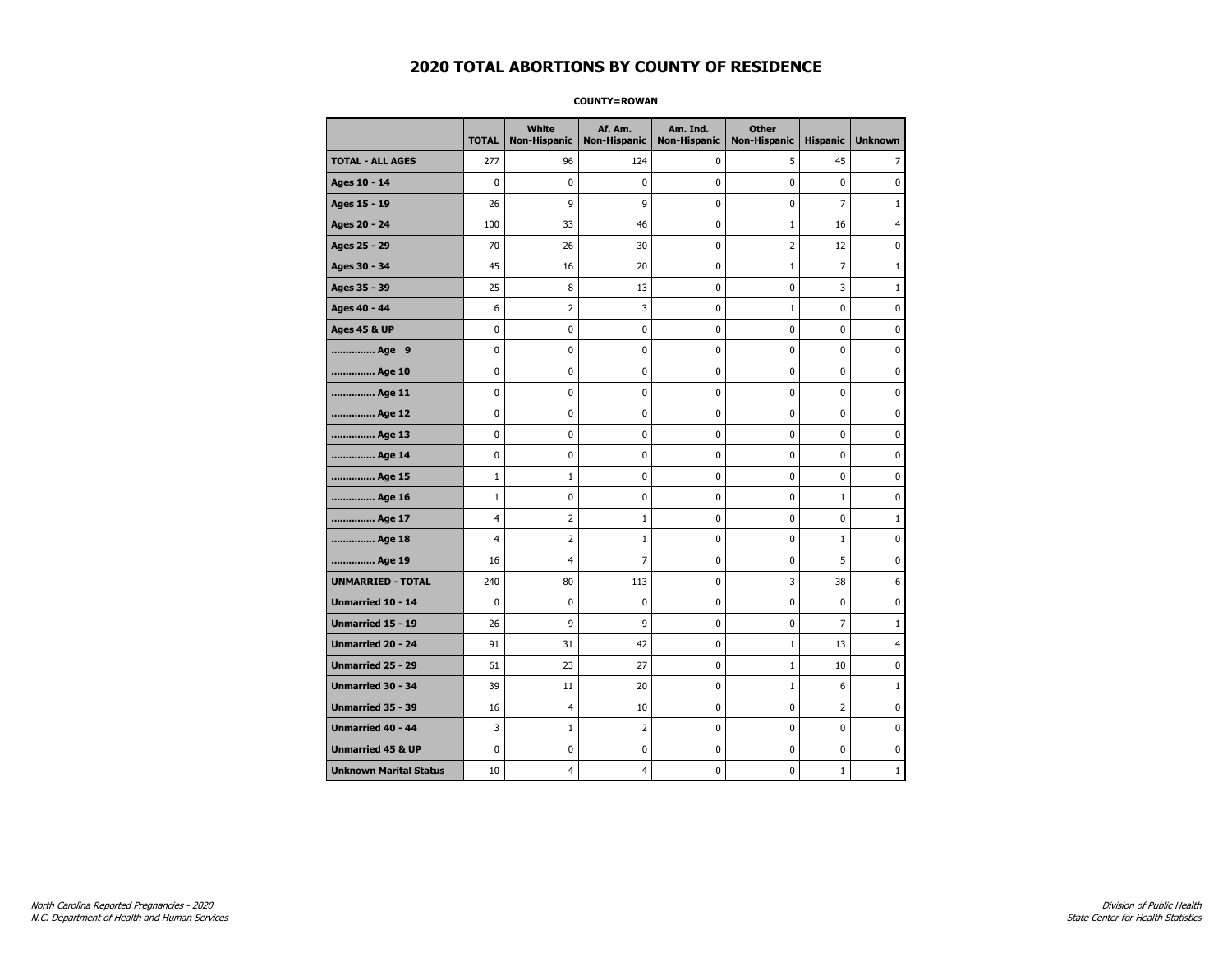# 2020 TOTAL ABORTIONS BY COUNTY OF RESIDENCE

**COUNTY=ROWAN**

| | TOTAL | White Non-Hispanic | Af. Am. Non-Hispanic | Am. Ind. Non-Hispanic | Other Non-Hispanic | Hispanic | Unknown |
|---|---|---|---|---|---|---|---|
| **TOTAL - ALL AGES** | 277 | 96 | 124 | 0 | 5 | 45 | 7 |
| **Ages 10 - 14** | 0 | 0 | 0 | 0 | 0 | 0 | 0 |
| **Ages 15 - 19** | 26 | 9 | 9 | 0 | 0 | 7 | 1 |
| **Ages 20 - 24** | 100 | 33 | 46 | 0 | 1 | 16 | 4 |
| **Ages 25 - 29** | 70 | 26 | 30 | 0 | 2 | 12 | 0 |
| **Ages 30 - 34** | 45 | 16 | 20 | 0 | 1 | 7 | 1 |
| **Ages 35 - 39** | 25 | 8 | 13 | 0 | 0 | 3 | 1 |
| **Ages 40 - 44** | 6 | 2 | 3 | 0 | 1 | 0 | 0 |
| **Ages 45 & UP** | 0 | 0 | 0 | 0 | 0 | 0 | 0 |
| **.............. Age 9** | 0 | 0 | 0 | 0 | 0 | 0 | 0 |
| **.............. Age 10** | 0 | 0 | 0 | 0 | 0 | 0 | 0 |
| **.............. Age 11** | 0 | 0 | 0 | 0 | 0 | 0 | 0 |
| **.............. Age 12** | 0 | 0 | 0 | 0 | 0 | 0 | 0 |
| **.............. Age 13** | 0 | 0 | 0 | 0 | 0 | 0 | 0 |
| **.............. Age 14** | 0 | 0 | 0 | 0 | 0 | 0 | 0 |
| **.............. Age 15** | 1 | 1 | 0 | 0 | 0 | 0 | 0 |
| **.............. Age 16** | 1 | 0 | 0 | 0 | 0 | 1 | 0 |
| **.............. Age 17** | 4 | 2 | 1 | 0 | 0 | 0 | 1 |
| **.............. Age 18** | 4 | 2 | 1 | 0 | 0 | 1 | 0 |
| **.............. Age 19** | 16 | 4 | 7 | 0 | 0 | 5 | 0 |
| **UNMARRIED - TOTAL** | 240 | 80 | 113 | 0 | 3 | 38 | 6 |
| **Unmarried 10 - 14** | 0 | 0 | 0 | 0 | 0 | 0 | 0 |
| **Unmarried 15 - 19** | 26 | 9 | 9 | 0 | 0 | 7 | 1 |
| **Unmarried 20 - 24** | 91 | 31 | 42 | 0 | 1 | 13 | 4 |
| **Unmarried 25 - 29** | 61 | 23 | 27 | 0 | 1 | 10 | 0 |
| **Unmarried 30 - 34** | 39 | 11 | 20 | 0 | 1 | 6 | 1 |
| **Unmarried 35 - 39** | 16 | 4 | 10 | 0 | 0 | 2 | 0 |
| **Unmarried 40 - 44** | 3 | 1 | 2 | 0 | 0 | 0 | 0 |
| **Unmarried 45 & UP** | 0 | 0 | 0 | 0 | 0 | 0 | 0 |
| **Unknown Marital Status** | 10 | 4 | 4 | 0 | 0 | 1 | 1 |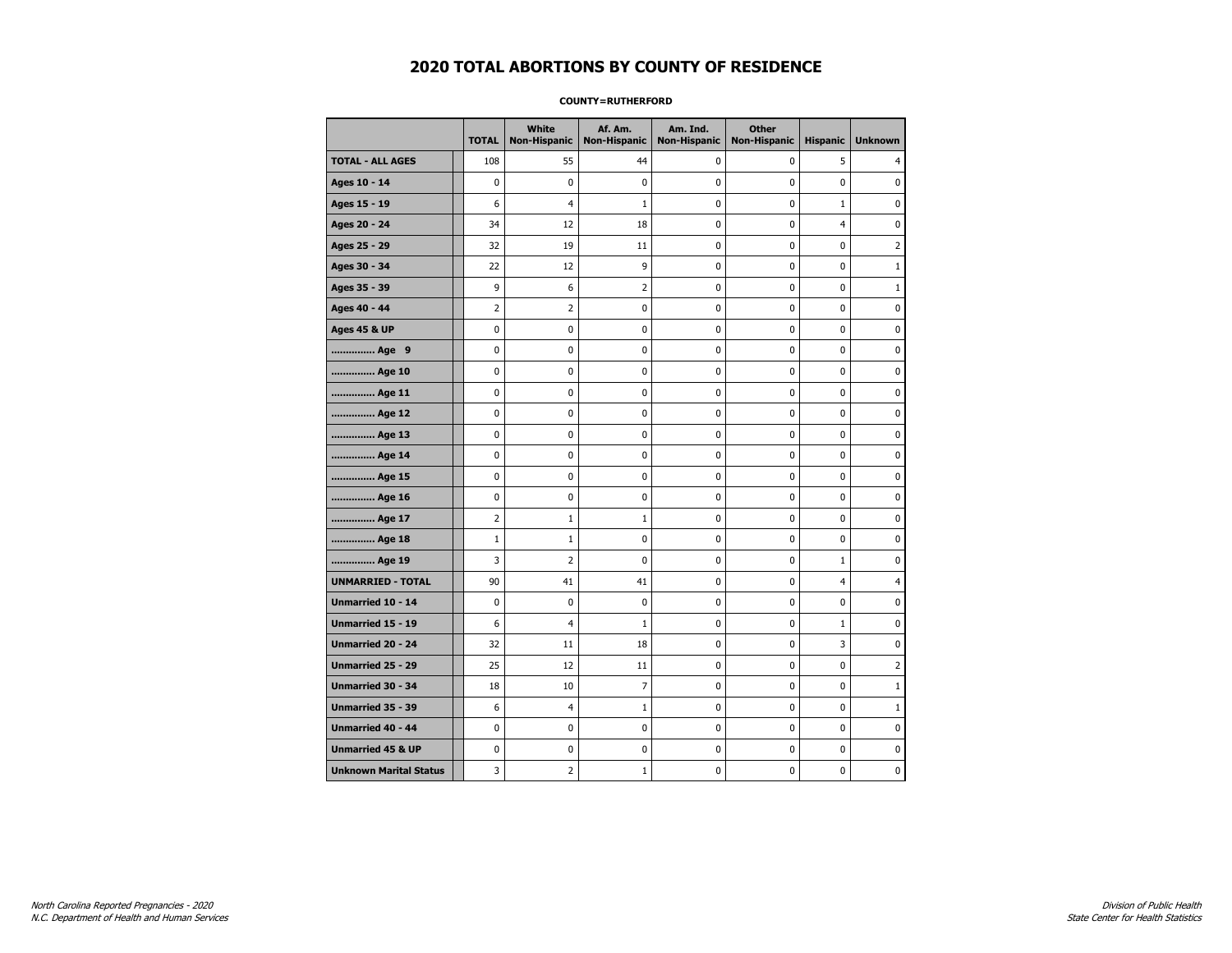# 2020 TOTAL ABORTIONS BY COUNTY OF RESIDENCE

**COUNTY=RUTHERFORD**

| | TOTAL | White Non-Hispanic | Af. Am. Non-Hispanic | Am. Ind. Non-Hispanic | Other Non-Hispanic | Hispanic | Unknown |
|---|---|---|---|---|---|---|---|
| **TOTAL - ALL AGES** | 108 | 55 | 44 | 0 | 0 | 5 | 4 |
| **Ages 10 - 14** | 0 | 0 | 0 | 0 | 0 | 0 | 0 |
| **Ages 15 - 19** | 6 | 4 | 1 | 0 | 0 | 1 | 0 |
| **Ages 20 - 24** | 34 | 12 | 18 | 0 | 0 | 4 | 0 |
| **Ages 25 - 29** | 32 | 19 | 11 | 0 | 0 | 0 | 2 |
| **Ages 30 - 34** | 22 | 12 | 9 | 0 | 0 | 0 | 1 |
| **Ages 35 - 39** | 9 | 6 | 2 | 0 | 0 | 0 | 1 |
| **Ages 40 - 44** | 2 | 2 | 0 | 0 | 0 | 0 | 0 |
| **Ages 45 & UP** | 0 | 0 | 0 | 0 | 0 | 0 | 0 |
| **.............. Age 9** | 0 | 0 | 0 | 0 | 0 | 0 | 0 |
| **.............. Age 10** | 0 | 0 | 0 | 0 | 0 | 0 | 0 |
| **.............. Age 11** | 0 | 0 | 0 | 0 | 0 | 0 | 0 |
| **.............. Age 12** | 0 | 0 | 0 | 0 | 0 | 0 | 0 |
| **.............. Age 13** | 0 | 0 | 0 | 0 | 0 | 0 | 0 |
| **.............. Age 14** | 0 | 0 | 0 | 0 | 0 | 0 | 0 |
| **.............. Age 15** | 0 | 0 | 0 | 0 | 0 | 0 | 0 |
| **.............. Age 16** | 0 | 0 | 0 | 0 | 0 | 0 | 0 |
| **.............. Age 17** | 2 | 1 | 1 | 0 | 0 | 0 | 0 |
| **.............. Age 18** | 1 | 1 | 0 | 0 | 0 | 0 | 0 |
| **.............. Age 19** | 3 | 2 | 0 | 0 | 0 | 1 | 0 |
| **UNMARRIED - TOTAL** | 90 | 41 | 41 | 0 | 0 | 4 | 4 |
| **Unmarried 10 - 14** | 0 | 0 | 0 | 0 | 0 | 0 | 0 |
| **Unmarried 15 - 19** | 6 | 4 | 1 | 0 | 0 | 1 | 0 |
| **Unmarried 20 - 24** | 32 | 11 | 18 | 0 | 0 | 3 | 0 |
| **Unmarried 25 - 29** | 25 | 12 | 11 | 0 | 0 | 0 | 2 |
| **Unmarried 30 - 34** | 18 | 10 | 7 | 0 | 0 | 0 | 1 |
| **Unmarried 35 - 39** | 6 | 4 | 1 | 0 | 0 | 0 | 1 |
| **Unmarried 40 - 44** | 0 | 0 | 0 | 0 | 0 | 0 | 0 |
| **Unmarried 45 & UP** | 0 | 0 | 0 | 0 | 0 | 0 | 0 |
| **Unknown Marital Status** | 3 | 2 | 1 | 0 | 0 | 0 | 0 |

*North Carolina Reported Pregnancies - 2020*
*N.C. Department of Health and Human Services*

*Division of Public Health*
*State Center for Health Statistics*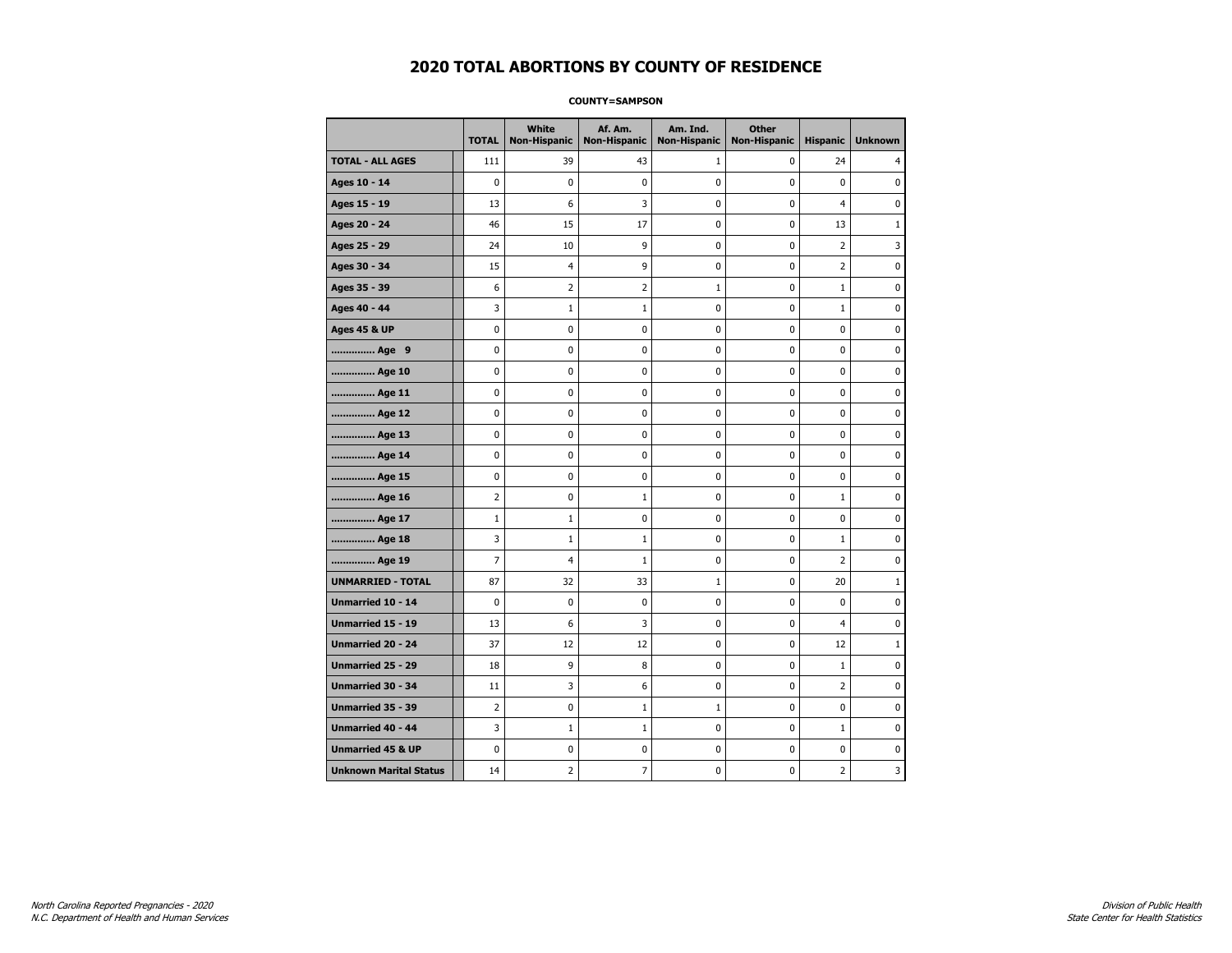# 2020 TOTAL ABORTIONS BY COUNTY OF RESIDENCE

**COUNTY=SAMPSON**

| | TOTAL | White Non-Hispanic | Af. Am. Non-Hispanic | Am. Ind. Non-Hispanic | Other Non-Hispanic | Hispanic | Unknown |
|---|---|---|---|---|---|---|---|
| **TOTAL - ALL AGES** | 111 | 39 | 43 | 1 | 0 | 24 | 4 |
| **Ages 10 - 14** | 0 | 0 | 0 | 0 | 0 | 0 | 0 |
| **Ages 15 - 19** | 13 | 6 | 3 | 0 | 0 | 4 | 0 |
| **Ages 20 - 24** | 46 | 15 | 17 | 0 | 0 | 13 | 1 |
| **Ages 25 - 29** | 24 | 10 | 9 | 0 | 0 | 2 | 3 |
| **Ages 30 - 34** | 15 | 4 | 9 | 0 | 0 | 2 | 0 |
| **Ages 35 - 39** | 6 | 2 | 2 | 1 | 0 | 1 | 0 |
| **Ages 40 - 44** | 3 | 1 | 1 | 0 | 0 | 1 | 0 |
| **Ages 45 & UP** | 0 | 0 | 0 | 0 | 0 | 0 | 0 |
| **.............. Age 9** | 0 | 0 | 0 | 0 | 0 | 0 | 0 |
| **.............. Age 10** | 0 | 0 | 0 | 0 | 0 | 0 | 0 |
| **.............. Age 11** | 0 | 0 | 0 | 0 | 0 | 0 | 0 |
| **.............. Age 12** | 0 | 0 | 0 | 0 | 0 | 0 | 0 |
| **.............. Age 13** | 0 | 0 | 0 | 0 | 0 | 0 | 0 |
| **.............. Age 14** | 0 | 0 | 0 | 0 | 0 | 0 | 0 |
| **.............. Age 15** | 0 | 0 | 0 | 0 | 0 | 0 | 0 |
| **.............. Age 16** | 2 | 0 | 1 | 0 | 0 | 1 | 0 |
| **.............. Age 17** | 1 | 1 | 0 | 0 | 0 | 0 | 0 |
| **.............. Age 18** | 3 | 1 | 1 | 0 | 0 | 1 | 0 |
| **.............. Age 19** | 7 | 4 | 1 | 0 | 0 | 2 | 0 |
| **UNMARRIED - TOTAL** | 87 | 32 | 33 | 1 | 0 | 20 | 1 |
| **Unmarried 10 - 14** | 0 | 0 | 0 | 0 | 0 | 0 | 0 |
| **Unmarried 15 - 19** | 13 | 6 | 3 | 0 | 0 | 4 | 0 |
| **Unmarried 20 - 24** | 37 | 12 | 12 | 0 | 0 | 12 | 1 |
| **Unmarried 25 - 29** | 18 | 9 | 8 | 0 | 0 | 1 | 0 |
| **Unmarried 30 - 34** | 11 | 3 | 6 | 0 | 0 | 2 | 0 |
| **Unmarried 35 - 39** | 2 | 0 | 1 | 1 | 0 | 0 | 0 |
| **Unmarried 40 - 44** | 3 | 1 | 1 | 0 | 0 | 1 | 0 |
| **Unmarried 45 & UP** | 0 | 0 | 0 | 0 | 0 | 0 | 0 |
| **Unknown Marital Status** | 14 | 2 | 7 | 0 | 0 | 2 | 3 |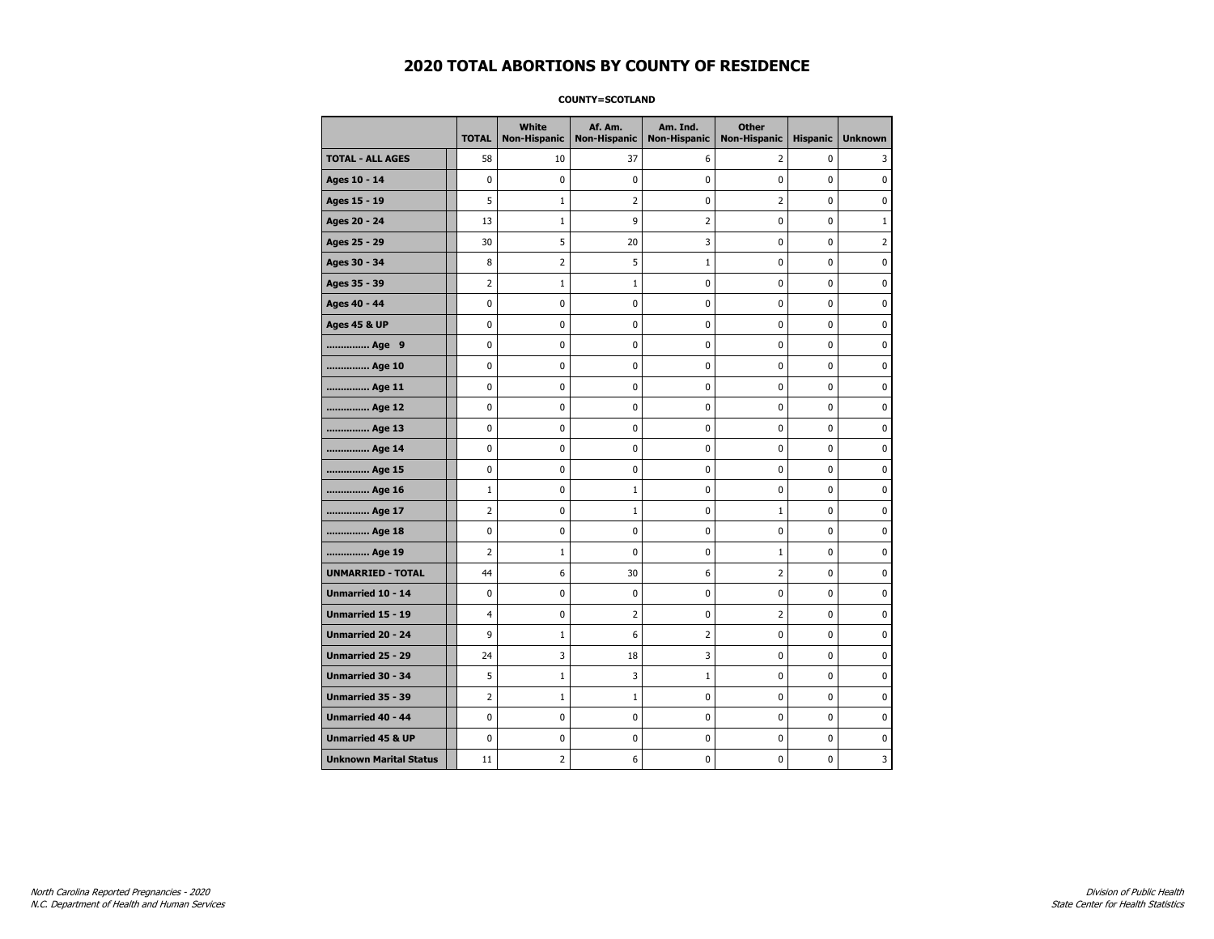# 2020 TOTAL ABORTIONS BY COUNTY OF RESIDENCE

**COUNTY=SCOTLAND**

| | TOTAL | White Non-Hispanic | Af. Am. Non-Hispanic | Am. Ind. Non-Hispanic | Other Non-Hispanic | Hispanic | Unknown |
|---|---|---|---|---|---|---|---|
| **TOTAL - ALL AGES** | 58 | 10 | 37 | 6 | 2 | 0 | 3 |
| **Ages 10 - 14** | 0 | 0 | 0 | 0 | 0 | 0 | 0 |
| **Ages 15 - 19** | 5 | 1 | 2 | 0 | 2 | 0 | 0 |
| **Ages 20 - 24** | 13 | 1 | 9 | 2 | 0 | 0 | 1 |
| **Ages 25 - 29** | 30 | 5 | 20 | 3 | 0 | 0 | 2 |
| **Ages 30 - 34** | 8 | 2 | 5 | 1 | 0 | 0 | 0 |
| **Ages 35 - 39** | 2 | 1 | 1 | 0 | 0 | 0 | 0 |
| **Ages 40 - 44** | 0 | 0 | 0 | 0 | 0 | 0 | 0 |
| **Ages 45 & UP** | 0 | 0 | 0 | 0 | 0 | 0 | 0 |
| **.............. Age 9** | 0 | 0 | 0 | 0 | 0 | 0 | 0 |
| **.............. Age 10** | 0 | 0 | 0 | 0 | 0 | 0 | 0 |
| **.............. Age 11** | 0 | 0 | 0 | 0 | 0 | 0 | 0 |
| **.............. Age 12** | 0 | 0 | 0 | 0 | 0 | 0 | 0 |
| **.............. Age 13** | 0 | 0 | 0 | 0 | 0 | 0 | 0 |
| **.............. Age 14** | 0 | 0 | 0 | 0 | 0 | 0 | 0 |
| **.............. Age 15** | 0 | 0 | 0 | 0 | 0 | 0 | 0 |
| **.............. Age 16** | 1 | 0 | 1 | 0 | 0 | 0 | 0 |
| **.............. Age 17** | 2 | 0 | 1 | 0 | 1 | 0 | 0 |
| **.............. Age 18** | 0 | 0 | 0 | 0 | 0 | 0 | 0 |
| **.............. Age 19** | 2 | 1 | 0 | 0 | 1 | 0 | 0 |
| **UNMARRIED - TOTAL** | 44 | 6 | 30 | 6 | 2 | 0 | 0 |
| **Unmarried 10 - 14** | 0 | 0 | 0 | 0 | 0 | 0 | 0 |
| **Unmarried 15 - 19** | 4 | 0 | 2 | 0 | 2 | 0 | 0 |
| **Unmarried 20 - 24** | 9 | 1 | 6 | 2 | 0 | 0 | 0 |
| **Unmarried 25 - 29** | 24 | 3 | 18 | 3 | 0 | 0 | 0 |
| **Unmarried 30 - 34** | 5 | 1 | 3 | 1 | 0 | 0 | 0 |
| **Unmarried 35 - 39** | 2 | 1 | 1 | 0 | 0 | 0 | 0 |
| **Unmarried 40 - 44** | 0 | 0 | 0 | 0 | 0 | 0 | 0 |
| **Unmarried 45 & UP** | 0 | 0 | 0 | 0 | 0 | 0 | 0 |
| **Unknown Marital Status** | 11 | 2 | 6 | 0 | 0 | 0 | 3 |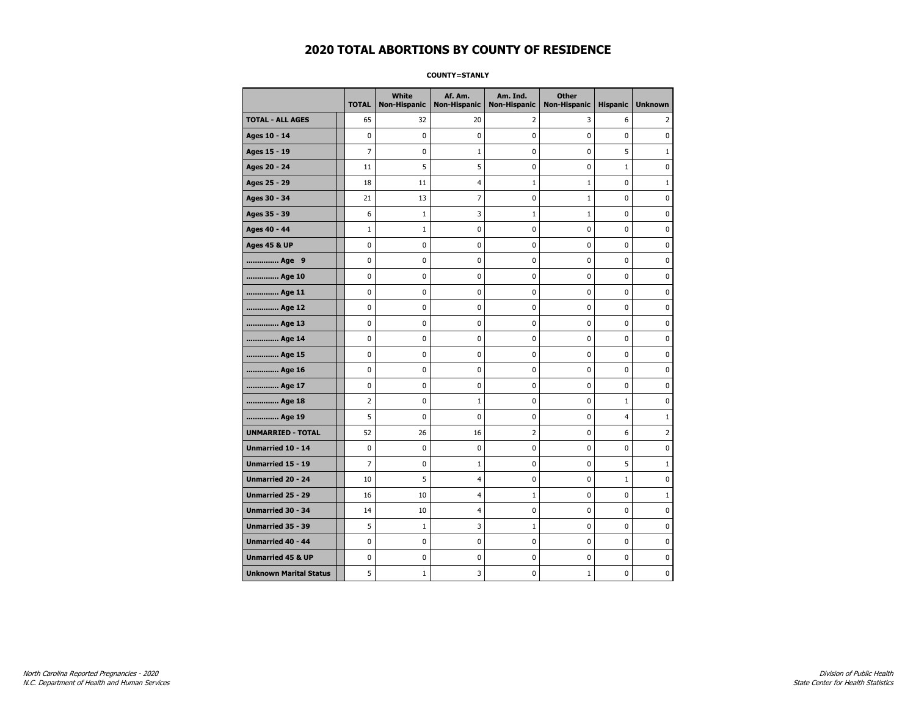# 2020 TOTAL ABORTIONS BY COUNTY OF RESIDENCE

**COUNTY=STANLY**

| | TOTAL | White Non-Hispanic | Af. Am. Non-Hispanic | Am. Ind. Non-Hispanic | Other Non-Hispanic | Hispanic | Unknown |
|---|---|---|---|---|---|---|---|
| **TOTAL - ALL AGES** | 65 | 32 | 20 | 2 | 3 | 6 | 2 |
| **Ages 10 - 14** | 0 | 0 | 0 | 0 | 0 | 0 | 0 |
| **Ages 15 - 19** | 7 | 0 | 1 | 0 | 0 | 5 | 1 |
| **Ages 20 - 24** | 11 | 5 | 5 | 0 | 0 | 1 | 0 |
| **Ages 25 - 29** | 18 | 11 | 4 | 1 | 1 | 0 | 1 |
| **Ages 30 - 34** | 21 | 13 | 7 | 0 | 1 | 0 | 0 |
| **Ages 35 - 39** | 6 | 1 | 3 | 1 | 1 | 0 | 0 |
| **Ages 40 - 44** | 1 | 1 | 0 | 0 | 0 | 0 | 0 |
| **Ages 45 & UP** | 0 | 0 | 0 | 0 | 0 | 0 | 0 |
| **.............. Age 9** | 0 | 0 | 0 | 0 | 0 | 0 | 0 |
| **.............. Age 10** | 0 | 0 | 0 | 0 | 0 | 0 | 0 |
| **.............. Age 11** | 0 | 0 | 0 | 0 | 0 | 0 | 0 |
| **.............. Age 12** | 0 | 0 | 0 | 0 | 0 | 0 | 0 |
| **.............. Age 13** | 0 | 0 | 0 | 0 | 0 | 0 | 0 |
| **.............. Age 14** | 0 | 0 | 0 | 0 | 0 | 0 | 0 |
| **.............. Age 15** | 0 | 0 | 0 | 0 | 0 | 0 | 0 |
| **.............. Age 16** | 0 | 0 | 0 | 0 | 0 | 0 | 0 |
| **.............. Age 17** | 0 | 0 | 0 | 0 | 0 | 0 | 0 |
| **.............. Age 18** | 2 | 0 | 1 | 0 | 0 | 1 | 0 |
| **.............. Age 19** | 5 | 0 | 0 | 0 | 0 | 4 | 1 |
| **UNMARRIED - TOTAL** | 52 | 26 | 16 | 2 | 0 | 6 | 2 |
| **Unmarried 10 - 14** | 0 | 0 | 0 | 0 | 0 | 0 | 0 |
| **Unmarried 15 - 19** | 7 | 0 | 1 | 0 | 0 | 5 | 1 |
| **Unmarried 20 - 24** | 10 | 5 | 4 | 0 | 0 | 1 | 0 |
| **Unmarried 25 - 29** | 16 | 10 | 4 | 1 | 0 | 0 | 1 |
| **Unmarried 30 - 34** | 14 | 10 | 4 | 0 | 0 | 0 | 0 |
| **Unmarried 35 - 39** | 5 | 1 | 3 | 1 | 0 | 0 | 0 |
| **Unmarried 40 - 44** | 0 | 0 | 0 | 0 | 0 | 0 | 0 |
| **Unmarried 45 & UP** | 0 | 0 | 0 | 0 | 0 | 0 | 0 |
| **Unknown Marital Status** | 5 | 1 | 3 | 0 | 1 | 0 | 0 |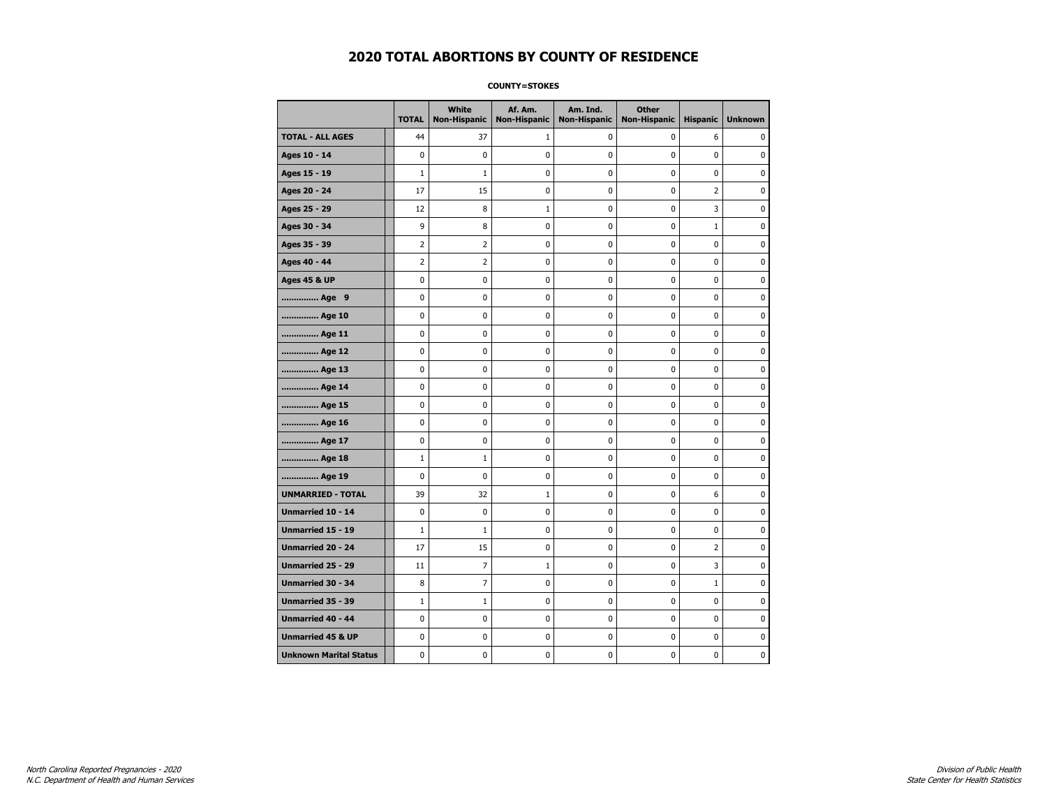# 2020 TOTAL ABORTIONS BY COUNTY OF RESIDENCE

**COUNTY=STOKES**

| | TOTAL | White Non-Hispanic | Af. Am. Non-Hispanic | Am. Ind. Non-Hispanic | Other Non-Hispanic | Hispanic | Unknown |
|---|---|---|---|---|---|---|---|
| **TOTAL - ALL AGES** | 44 | 37 | 1 | 0 | 0 | 6 | 0 |
| **Ages 10 - 14** | 0 | 0 | 0 | 0 | 0 | 0 | 0 |
| **Ages 15 - 19** | 1 | 1 | 0 | 0 | 0 | 0 | 0 |
| **Ages 20 - 24** | 17 | 15 | 0 | 0 | 0 | 2 | 0 |
| **Ages 25 - 29** | 12 | 8 | 1 | 0 | 0 | 3 | 0 |
| **Ages 30 - 34** | 9 | 8 | 0 | 0 | 0 | 1 | 0 |
| **Ages 35 - 39** | 2 | 2 | 0 | 0 | 0 | 0 | 0 |
| **Ages 40 - 44** | 2 | 2 | 0 | 0 | 0 | 0 | 0 |
| **Ages 45 & UP** | 0 | 0 | 0 | 0 | 0 | 0 | 0 |
| **.............. Age 9** | 0 | 0 | 0 | 0 | 0 | 0 | 0 |
| **.............. Age 10** | 0 | 0 | 0 | 0 | 0 | 0 | 0 |
| **.............. Age 11** | 0 | 0 | 0 | 0 | 0 | 0 | 0 |
| **.............. Age 12** | 0 | 0 | 0 | 0 | 0 | 0 | 0 |
| **.............. Age 13** | 0 | 0 | 0 | 0 | 0 | 0 | 0 |
| **.............. Age 14** | 0 | 0 | 0 | 0 | 0 | 0 | 0 |
| **.............. Age 15** | 0 | 0 | 0 | 0 | 0 | 0 | 0 |
| **.............. Age 16** | 0 | 0 | 0 | 0 | 0 | 0 | 0 |
| **.............. Age 17** | 0 | 0 | 0 | 0 | 0 | 0 | 0 |
| **.............. Age 18** | 1 | 1 | 0 | 0 | 0 | 0 | 0 |
| **.............. Age 19** | 0 | 0 | 0 | 0 | 0 | 0 | 0 |
| **UNMARRIED - TOTAL** | 39 | 32 | 1 | 0 | 0 | 6 | 0 |
| **Unmarried 10 - 14** | 0 | 0 | 0 | 0 | 0 | 0 | 0 |
| **Unmarried 15 - 19** | 1 | 1 | 0 | 0 | 0 | 0 | 0 |
| **Unmarried 20 - 24** | 17 | 15 | 0 | 0 | 0 | 2 | 0 |
| **Unmarried 25 - 29** | 11 | 7 | 1 | 0 | 0 | 3 | 0 |
| **Unmarried 30 - 34** | 8 | 7 | 0 | 0 | 0 | 1 | 0 |
| **Unmarried 35 - 39** | 1 | 1 | 0 | 0 | 0 | 0 | 0 |
| **Unmarried 40 - 44** | 0 | 0 | 0 | 0 | 0 | 0 | 0 |
| **Unmarried 45 & UP** | 0 | 0 | 0 | 0 | 0 | 0 | 0 |
| **Unknown Marital Status** | 0 | 0 | 0 | 0 | 0 | 0 | 0 |

*North Carolina Reported Pregnancies - 2020*
*N.C. Department of Health and Human Services*

*Division of Public Health*
*State Center for Health Statistics*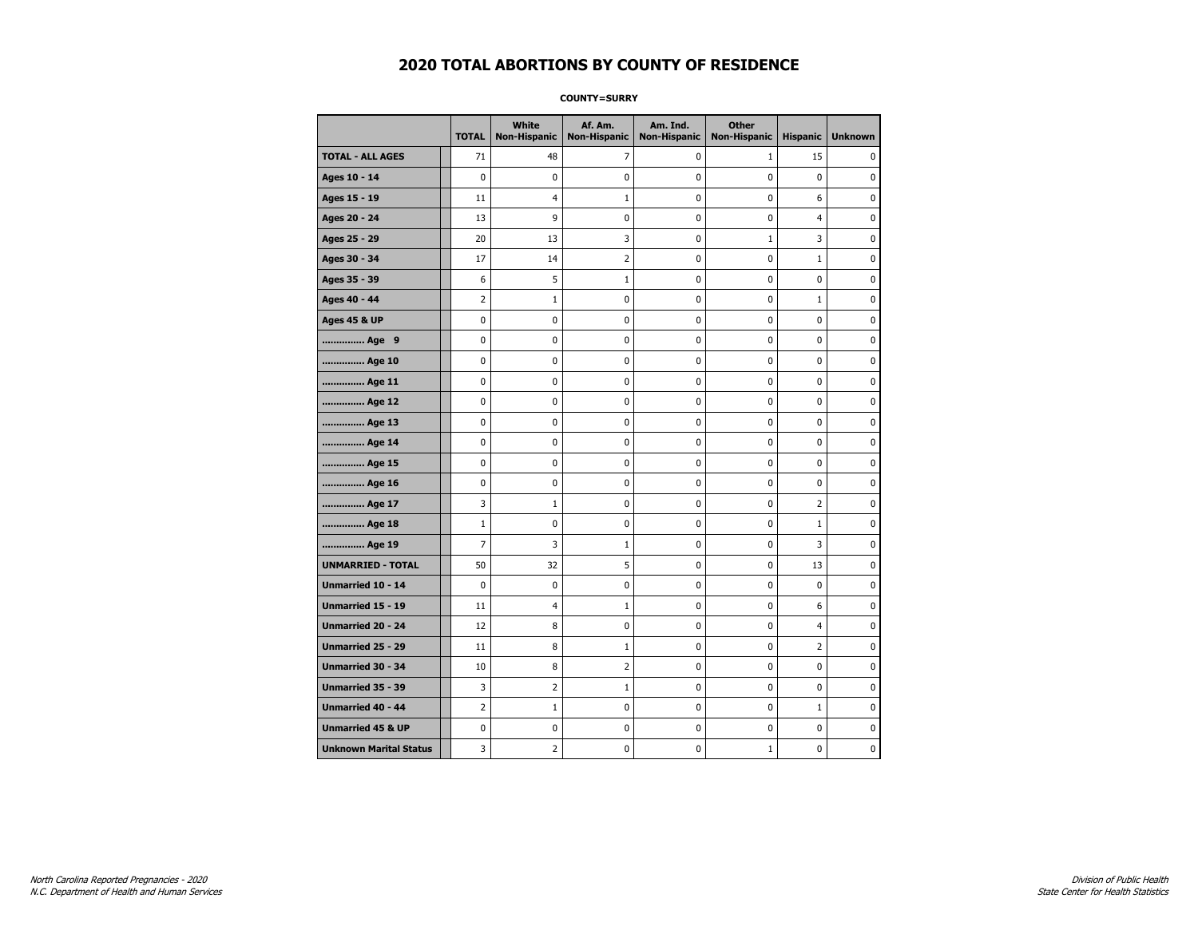# 2020 TOTAL ABORTIONS BY COUNTY OF RESIDENCE

**COUNTY=SURRY**

| | TOTAL | White Non-Hispanic | Af. Am. Non-Hispanic | Am. Ind. Non-Hispanic | Other Non-Hispanic | Hispanic | Unknown |
|---|---|---|---|---|---|---|---|
| **TOTAL - ALL AGES** | 71 | 48 | 7 | 0 | 1 | 15 | 0 |
| **Ages 10 - 14** | 0 | 0 | 0 | 0 | 0 | 0 | 0 |
| **Ages 15 - 19** | 11 | 4 | 1 | 0 | 0 | 6 | 0 |
| **Ages 20 - 24** | 13 | 9 | 0 | 0 | 0 | 4 | 0 |
| **Ages 25 - 29** | 20 | 13 | 3 | 0 | 1 | 3 | 0 |
| **Ages 30 - 34** | 17 | 14 | 2 | 0 | 0 | 1 | 0 |
| **Ages 35 - 39** | 6 | 5 | 1 | 0 | 0 | 0 | 0 |
| **Ages 40 - 44** | 2 | 1 | 0 | 0 | 0 | 1 | 0 |
| **Ages 45 & UP** | 0 | 0 | 0 | 0 | 0 | 0 | 0 |
| **.............. Age 9** | 0 | 0 | 0 | 0 | 0 | 0 | 0 |
| **.............. Age 10** | 0 | 0 | 0 | 0 | 0 | 0 | 0 |
| **.............. Age 11** | 0 | 0 | 0 | 0 | 0 | 0 | 0 |
| **.............. Age 12** | 0 | 0 | 0 | 0 | 0 | 0 | 0 |
| **.............. Age 13** | 0 | 0 | 0 | 0 | 0 | 0 | 0 |
| **.............. Age 14** | 0 | 0 | 0 | 0 | 0 | 0 | 0 |
| **.............. Age 15** | 0 | 0 | 0 | 0 | 0 | 0 | 0 |
| **.............. Age 16** | 0 | 0 | 0 | 0 | 0 | 0 | 0 |
| **.............. Age 17** | 3 | 1 | 0 | 0 | 0 | 2 | 0 |
| **.............. Age 18** | 1 | 0 | 0 | 0 | 0 | 1 | 0 |
| **.............. Age 19** | 7 | 3 | 1 | 0 | 0 | 3 | 0 |
| **UNMARRIED - TOTAL** | 50 | 32 | 5 | 0 | 0 | 13 | 0 |
| **Unmarried 10 - 14** | 0 | 0 | 0 | 0 | 0 | 0 | 0 |
| **Unmarried 15 - 19** | 11 | 4 | 1 | 0 | 0 | 6 | 0 |
| **Unmarried 20 - 24** | 12 | 8 | 0 | 0 | 0 | 4 | 0 |
| **Unmarried 25 - 29** | 11 | 8 | 1 | 0 | 0 | 2 | 0 |
| **Unmarried 30 - 34** | 10 | 8 | 2 | 0 | 0 | 0 | 0 |
| **Unmarried 35 - 39** | 3 | 2 | 1 | 0 | 0 | 0 | 0 |
| **Unmarried 40 - 44** | 2 | 1 | 0 | 0 | 0 | 1 | 0 |
| **Unmarried 45 & UP** | 0 | 0 | 0 | 0 | 0 | 0 | 0 |
| **Unknown Marital Status** | 3 | 2 | 0 | 0 | 1 | 0 | 0 |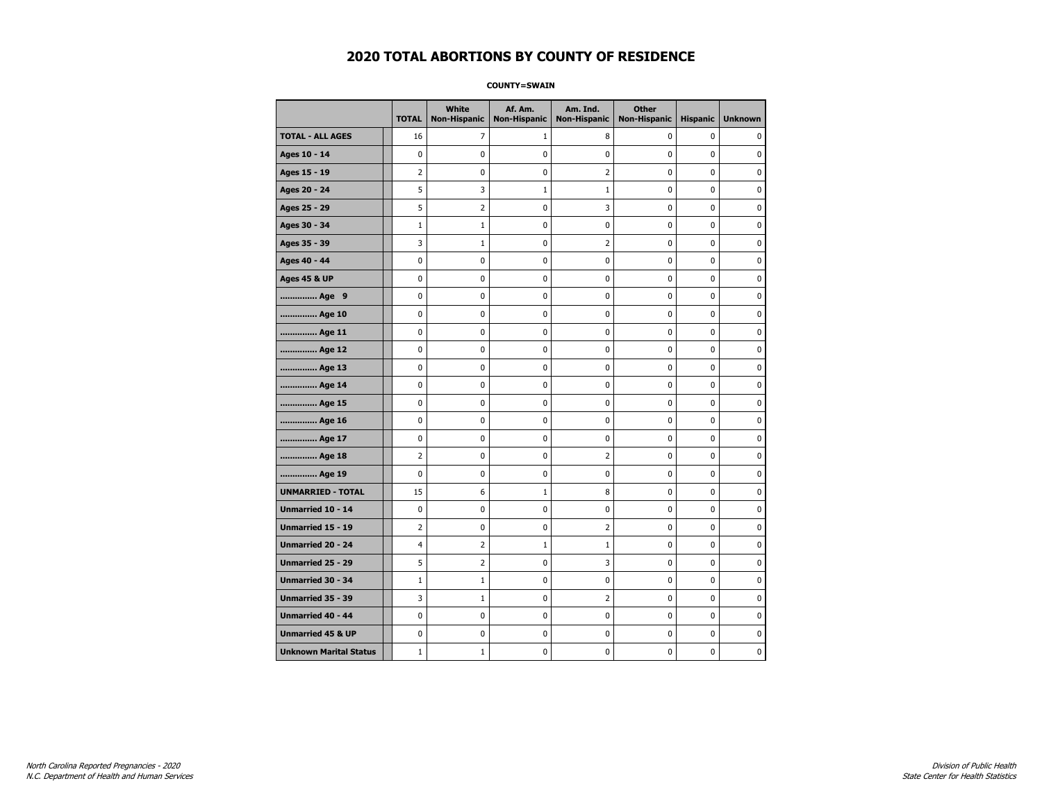# 2020 TOTAL ABORTIONS BY COUNTY OF RESIDENCE

**COUNTY=SWAIN**

| | TOTAL | White Non-Hispanic | Af. Am. Non-Hispanic | Am. Ind. Non-Hispanic | Other Non-Hispanic | Hispanic | Unknown |
|---|---|---|---|---|---|---|---|
| **TOTAL - ALL AGES** | 16 | 7 | 1 | 8 | 0 | 0 | 0 |
| **Ages 10 - 14** | 0 | 0 | 0 | 0 | 0 | 0 | 0 |
| **Ages 15 - 19** | 2 | 0 | 0 | 2 | 0 | 0 | 0 |
| **Ages 20 - 24** | 5 | 3 | 1 | 1 | 0 | 0 | 0 |
| **Ages 25 - 29** | 5 | 2 | 0 | 3 | 0 | 0 | 0 |
| **Ages 30 - 34** | 1 | 1 | 0 | 0 | 0 | 0 | 0 |
| **Ages 35 - 39** | 3 | 1 | 0 | 2 | 0 | 0 | 0 |
| **Ages 40 - 44** | 0 | 0 | 0 | 0 | 0 | 0 | 0 |
| **Ages 45 & UP** | 0 | 0 | 0 | 0 | 0 | 0 | 0 |
| **.............. Age 9** | 0 | 0 | 0 | 0 | 0 | 0 | 0 |
| **.............. Age 10** | 0 | 0 | 0 | 0 | 0 | 0 | 0 |
| **.............. Age 11** | 0 | 0 | 0 | 0 | 0 | 0 | 0 |
| **.............. Age 12** | 0 | 0 | 0 | 0 | 0 | 0 | 0 |
| **.............. Age 13** | 0 | 0 | 0 | 0 | 0 | 0 | 0 |
| **.............. Age 14** | 0 | 0 | 0 | 0 | 0 | 0 | 0 |
| **.............. Age 15** | 0 | 0 | 0 | 0 | 0 | 0 | 0 |
| **.............. Age 16** | 0 | 0 | 0 | 0 | 0 | 0 | 0 |
| **.............. Age 17** | 0 | 0 | 0 | 0 | 0 | 0 | 0 |
| **.............. Age 18** | 2 | 0 | 0 | 2 | 0 | 0 | 0 |
| **.............. Age 19** | 0 | 0 | 0 | 0 | 0 | 0 | 0 |
| **UNMARRIED - TOTAL** | 15 | 6 | 1 | 8 | 0 | 0 | 0 |
| **Unmarried 10 - 14** | 0 | 0 | 0 | 0 | 0 | 0 | 0 |
| **Unmarried 15 - 19** | 2 | 0 | 0 | 2 | 0 | 0 | 0 |
| **Unmarried 20 - 24** | 4 | 2 | 1 | 1 | 0 | 0 | 0 |
| **Unmarried 25 - 29** | 5 | 2 | 0 | 3 | 0 | 0 | 0 |
| **Unmarried 30 - 34** | 1 | 1 | 0 | 0 | 0 | 0 | 0 |
| **Unmarried 35 - 39** | 3 | 1 | 0 | 2 | 0 | 0 | 0 |
| **Unmarried 40 - 44** | 0 | 0 | 0 | 0 | 0 | 0 | 0 |
| **Unmarried 45 & UP** | 0 | 0 | 0 | 0 | 0 | 0 | 0 |
| **Unknown Marital Status** | 1 | 1 | 0 | 0 | 0 | 0 | 0 |

*North Carolina Reported Pregnancies - 2020*
*N.C. Department of Health and Human Services*

*Division of Public Health*
*State Center for Health Statistics*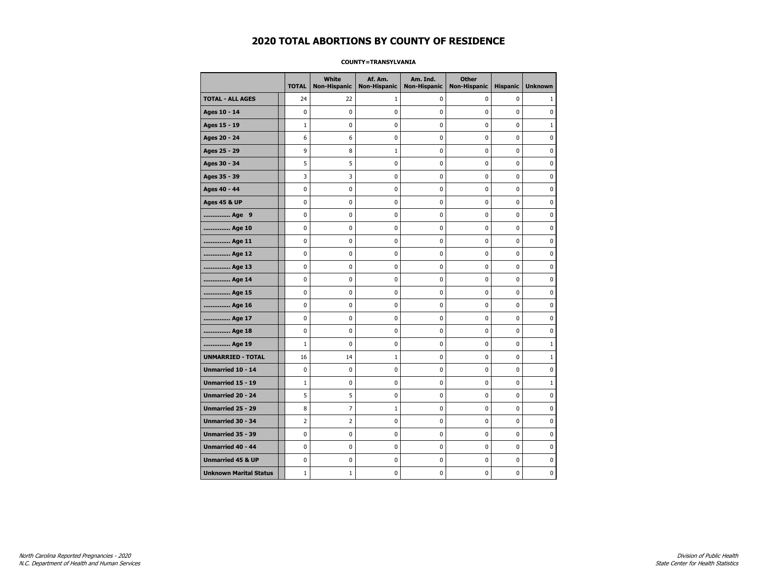# 2020 TOTAL ABORTIONS BY COUNTY OF RESIDENCE

**COUNTY=TRANSYLVANIA**

| | TOTAL | White Non-Hispanic | Af. Am. Non-Hispanic | Am. Ind. Non-Hispanic | Other Non-Hispanic | Hispanic | Unknown |
|---|---|---|---|---|---|---|---|
| **TOTAL - ALL AGES** | 24 | 22 | 1 | 0 | 0 | 0 | 1 |
| **Ages 10 - 14** | 0 | 0 | 0 | 0 | 0 | 0 | 0 |
| **Ages 15 - 19** | 1 | 0 | 0 | 0 | 0 | 0 | 1 |
| **Ages 20 - 24** | 6 | 6 | 0 | 0 | 0 | 0 | 0 |
| **Ages 25 - 29** | 9 | 8 | 1 | 0 | 0 | 0 | 0 |
| **Ages 30 - 34** | 5 | 5 | 0 | 0 | 0 | 0 | 0 |
| **Ages 35 - 39** | 3 | 3 | 0 | 0 | 0 | 0 | 0 |
| **Ages 40 - 44** | 0 | 0 | 0 | 0 | 0 | 0 | 0 |
| **Ages 45 & UP** | 0 | 0 | 0 | 0 | 0 | 0 | 0 |
| **.............. Age 9** | 0 | 0 | 0 | 0 | 0 | 0 | 0 |
| **.............. Age 10** | 0 | 0 | 0 | 0 | 0 | 0 | 0 |
| **.............. Age 11** | 0 | 0 | 0 | 0 | 0 | 0 | 0 |
| **.............. Age 12** | 0 | 0 | 0 | 0 | 0 | 0 | 0 |
| **.............. Age 13** | 0 | 0 | 0 | 0 | 0 | 0 | 0 |
| **.............. Age 14** | 0 | 0 | 0 | 0 | 0 | 0 | 0 |
| **.............. Age 15** | 0 | 0 | 0 | 0 | 0 | 0 | 0 |
| **.............. Age 16** | 0 | 0 | 0 | 0 | 0 | 0 | 0 |
| **.............. Age 17** | 0 | 0 | 0 | 0 | 0 | 0 | 0 |
| **.............. Age 18** | 0 | 0 | 0 | 0 | 0 | 0 | 0 |
| **.............. Age 19** | 1 | 0 | 0 | 0 | 0 | 0 | 1 |
| **UNMARRIED - TOTAL** | 16 | 14 | 1 | 0 | 0 | 0 | 1 |
| **Unmarried 10 - 14** | 0 | 0 | 0 | 0 | 0 | 0 | 0 |
| **Unmarried 15 - 19** | 1 | 0 | 0 | 0 | 0 | 0 | 1 |
| **Unmarried 20 - 24** | 5 | 5 | 0 | 0 | 0 | 0 | 0 |
| **Unmarried 25 - 29** | 8 | 7 | 1 | 0 | 0 | 0 | 0 |
| **Unmarried 30 - 34** | 2 | 2 | 0 | 0 | 0 | 0 | 0 |
| **Unmarried 35 - 39** | 0 | 0 | 0 | 0 | 0 | 0 | 0 |
| **Unmarried 40 - 44** | 0 | 0 | 0 | 0 | 0 | 0 | 0 |
| **Unmarried 45 & UP** | 0 | 0 | 0 | 0 | 0 | 0 | 0 |
| **Unknown Marital Status** | 1 | 1 | 0 | 0 | 0 | 0 | 0 |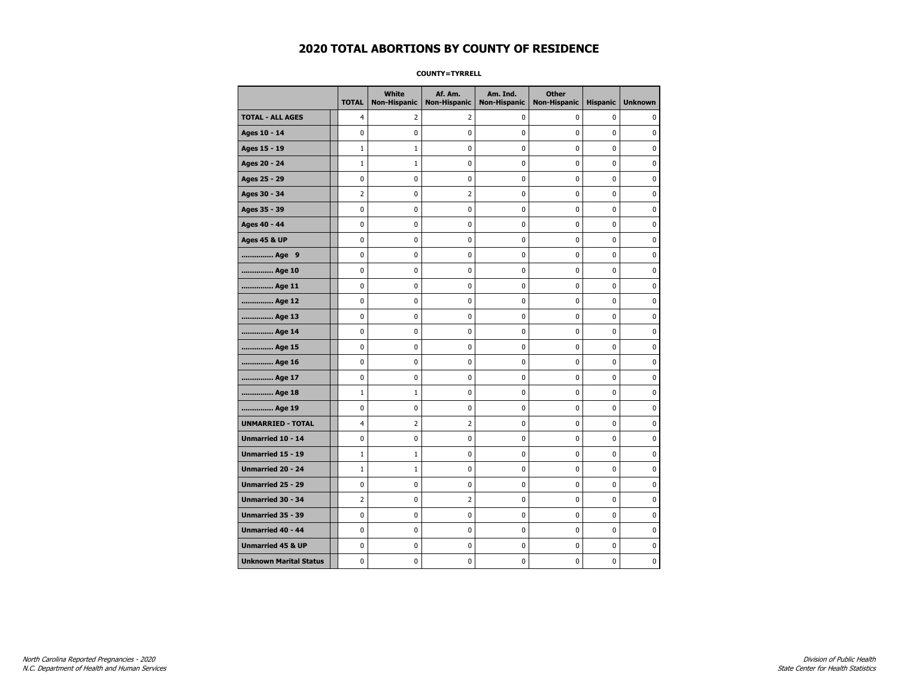# 2020 TOTAL ABORTIONS BY COUNTY OF RESIDENCE

**COUNTY=TYRRELL**

| | TOTAL | White Non-Hispanic | Af. Am. Non-Hispanic | Am. Ind. Non-Hispanic | Other Non-Hispanic | Hispanic | Unknown |
|---|---|---|---|---|---|---|---|
| **TOTAL - ALL AGES** | 4 | 2 | 2 | 0 | 0 | 0 | 0 |
| **Ages 10 - 14** | 0 | 0 | 0 | 0 | 0 | 0 | 0 |
| **Ages 15 - 19** | 1 | 1 | 0 | 0 | 0 | 0 | 0 |
| **Ages 20 - 24** | 1 | 1 | 0 | 0 | 0 | 0 | 0 |
| **Ages 25 - 29** | 0 | 0 | 0 | 0 | 0 | 0 | 0 |
| **Ages 30 - 34** | 2 | 0 | 2 | 0 | 0 | 0 | 0 |
| **Ages 35 - 39** | 0 | 0 | 0 | 0 | 0 | 0 | 0 |
| **Ages 40 - 44** | 0 | 0 | 0 | 0 | 0 | 0 | 0 |
| **Ages 45 & UP** | 0 | 0 | 0 | 0 | 0 | 0 | 0 |
| **.............. Age 9** | 0 | 0 | 0 | 0 | 0 | 0 | 0 |
| **.............. Age 10** | 0 | 0 | 0 | 0 | 0 | 0 | 0 |
| **.............. Age 11** | 0 | 0 | 0 | 0 | 0 | 0 | 0 |
| **.............. Age 12** | 0 | 0 | 0 | 0 | 0 | 0 | 0 |
| **.............. Age 13** | 0 | 0 | 0 | 0 | 0 | 0 | 0 |
| **.............. Age 14** | 0 | 0 | 0 | 0 | 0 | 0 | 0 |
| **.............. Age 15** | 0 | 0 | 0 | 0 | 0 | 0 | 0 |
| **.............. Age 16** | 0 | 0 | 0 | 0 | 0 | 0 | 0 |
| **.............. Age 17** | 0 | 0 | 0 | 0 | 0 | 0 | 0 |
| **.............. Age 18** | 1 | 1 | 0 | 0 | 0 | 0 | 0 |
| **.............. Age 19** | 0 | 0 | 0 | 0 | 0 | 0 | 0 |
| **UNMARRIED - TOTAL** | 4 | 2 | 2 | 0 | 0 | 0 | 0 |
| **Unmarried 10 - 14** | 0 | 0 | 0 | 0 | 0 | 0 | 0 |
| **Unmarried 15 - 19** | 1 | 1 | 0 | 0 | 0 | 0 | 0 |
| **Unmarried 20 - 24** | 1 | 1 | 0 | 0 | 0 | 0 | 0 |
| **Unmarried 25 - 29** | 0 | 0 | 0 | 0 | 0 | 0 | 0 |
| **Unmarried 30 - 34** | 2 | 0 | 2 | 0 | 0 | 0 | 0 |
| **Unmarried 35 - 39** | 0 | 0 | 0 | 0 | 0 | 0 | 0 |
| **Unmarried 40 - 44** | 0 | 0 | 0 | 0 | 0 | 0 | 0 |
| **Unmarried 45 & UP** | 0 | 0 | 0 | 0 | 0 | 0 | 0 |
| **Unknown Marital Status** | 0 | 0 | 0 | 0 | 0 | 0 | 0 |

*North Carolina Reported Pregnancies - 2020*
*N.C. Department of Health and Human Services*

*Division of Public Health*
*State Center for Health Statistics*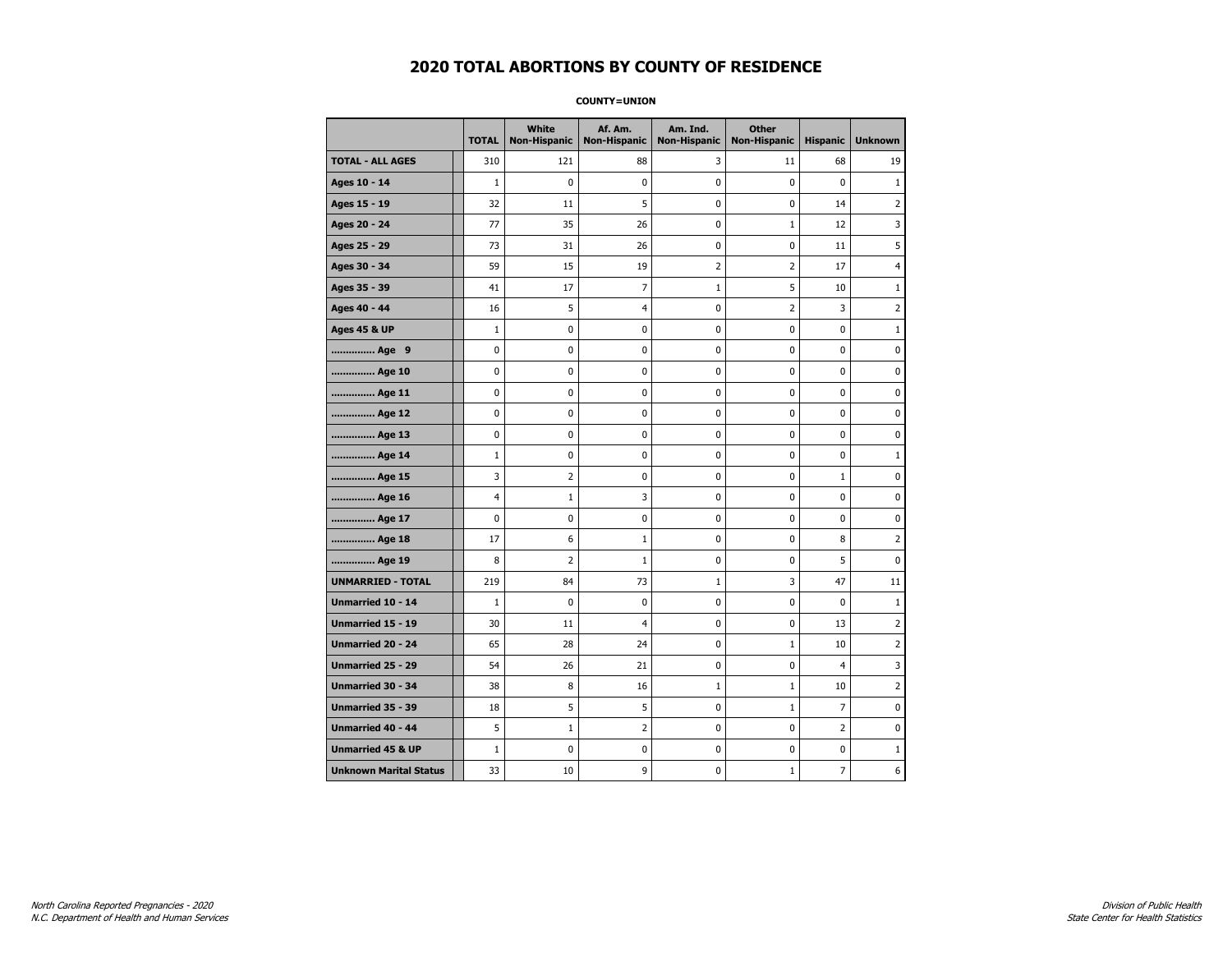# 2020 TOTAL ABORTIONS BY COUNTY OF RESIDENCE

**COUNTY=UNION**

| | TOTAL | White Non-Hispanic | Af. Am. Non-Hispanic | Am. Ind. Non-Hispanic | Other Non-Hispanic | Hispanic | Unknown |
|---|---|---|---|---|---|---|---|
| **TOTAL - ALL AGES** | 310 | 121 | 88 | 3 | 11 | 68 | 19 |
| **Ages 10 - 14** | 1 | 0 | 0 | 0 | 0 | 0 | 1 |
| **Ages 15 - 19** | 32 | 11 | 5 | 0 | 0 | 14 | 2 |
| **Ages 20 - 24** | 77 | 35 | 26 | 0 | 1 | 12 | 3 |
| **Ages 25 - 29** | 73 | 31 | 26 | 0 | 0 | 11 | 5 |
| **Ages 30 - 34** | 59 | 15 | 19 | 2 | 2 | 17 | 4 |
| **Ages 35 - 39** | 41 | 17 | 7 | 1 | 5 | 10 | 1 |
| **Ages 40 - 44** | 16 | 5 | 4 | 0 | 2 | 3 | 2 |
| **Ages 45 & UP** | 1 | 0 | 0 | 0 | 0 | 0 | 1 |
| **.............. Age 9** | 0 | 0 | 0 | 0 | 0 | 0 | 0 |
| **.............. Age 10** | 0 | 0 | 0 | 0 | 0 | 0 | 0 |
| **.............. Age 11** | 0 | 0 | 0 | 0 | 0 | 0 | 0 |
| **.............. Age 12** | 0 | 0 | 0 | 0 | 0 | 0 | 0 |
| **.............. Age 13** | 0 | 0 | 0 | 0 | 0 | 0 | 0 |
| **.............. Age 14** | 1 | 0 | 0 | 0 | 0 | 0 | 1 |
| **.............. Age 15** | 3 | 2 | 0 | 0 | 0 | 1 | 0 |
| **.............. Age 16** | 4 | 1 | 3 | 0 | 0 | 0 | 0 |
| **.............. Age 17** | 0 | 0 | 0 | 0 | 0 | 0 | 0 |
| **.............. Age 18** | 17 | 6 | 1 | 0 | 0 | 8 | 2 |
| **.............. Age 19** | 8 | 2 | 1 | 0 | 0 | 5 | 0 |
| **UNMARRIED - TOTAL** | 219 | 84 | 73 | 1 | 3 | 47 | 11 |
| **Unmarried 10 - 14** | 1 | 0 | 0 | 0 | 0 | 0 | 1 |
| **Unmarried 15 - 19** | 30 | 11 | 4 | 0 | 0 | 13 | 2 |
| **Unmarried 20 - 24** | 65 | 28 | 24 | 0 | 1 | 10 | 2 |
| **Unmarried 25 - 29** | 54 | 26 | 21 | 0 | 0 | 4 | 3 |
| **Unmarried 30 - 34** | 38 | 8 | 16 | 1 | 1 | 10 | 2 |
| **Unmarried 35 - 39** | 18 | 5 | 5 | 0 | 1 | 7 | 0 |
| **Unmarried 40 - 44** | 5 | 1 | 2 | 0 | 0 | 2 | 0 |
| **Unmarried 45 & UP** | 1 | 0 | 0 | 0 | 0 | 0 | 1 |
| **Unknown Marital Status** | 33 | 10 | 9 | 0 | 1 | 7 | 6 |

*North Carolina Reported Pregnancies - 2020*
*N.C. Department of Health and Human Services*

*Division of Public Health*
*State Center for Health Statistics*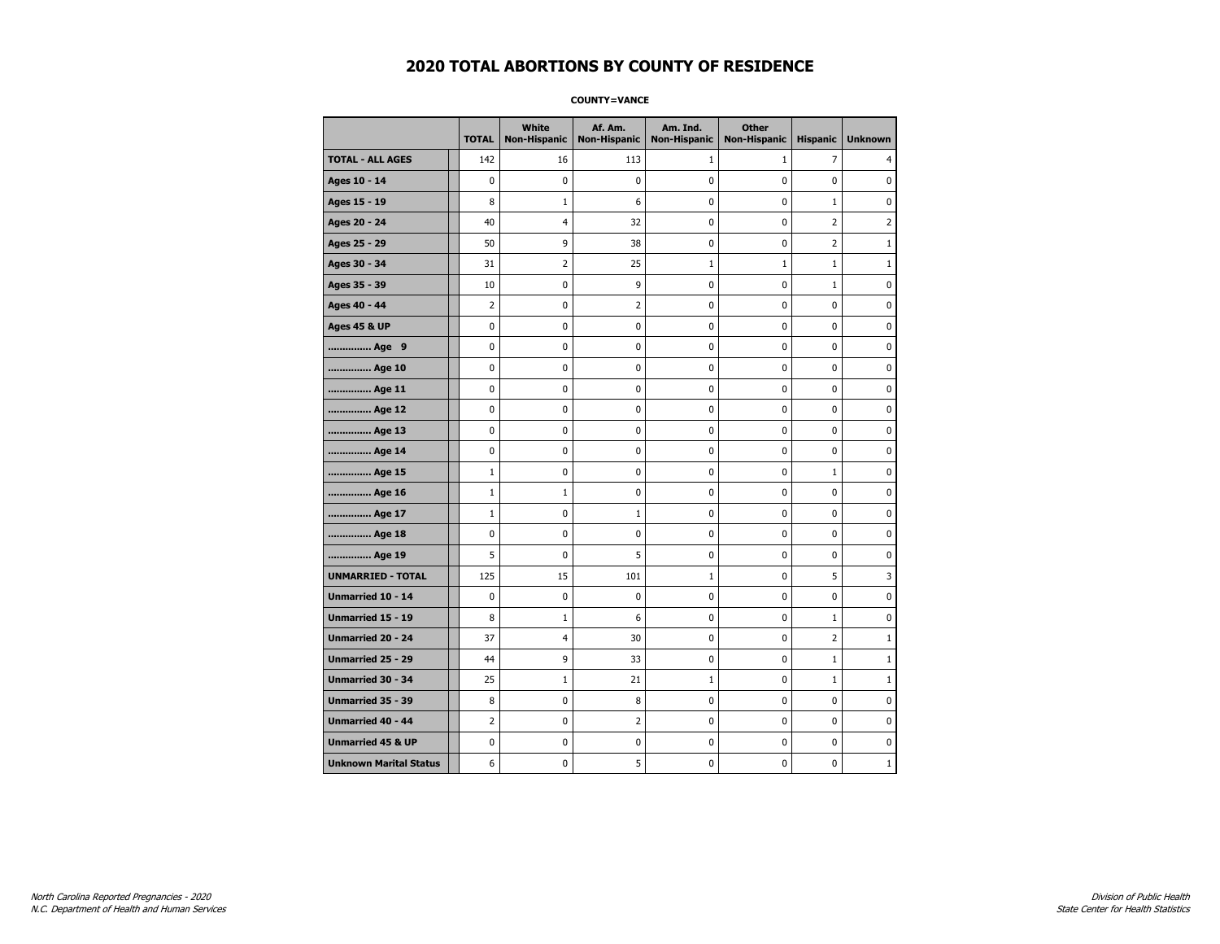# 2020 TOTAL ABORTIONS BY COUNTY OF RESIDENCE

**COUNTY=VANCE**

| | TOTAL | White Non-Hispanic | Af. Am. Non-Hispanic | Am. Ind. Non-Hispanic | Other Non-Hispanic | Hispanic | Unknown |
|---|---|---|---|---|---|---|---|
| **TOTAL - ALL AGES** | 142 | 16 | 113 | 1 | 1 | 7 | 4 |
| **Ages 10 - 14** | 0 | 0 | 0 | 0 | 0 | 0 | 0 |
| **Ages 15 - 19** | 8 | 1 | 6 | 0 | 0 | 1 | 0 |
| **Ages 20 - 24** | 40 | 4 | 32 | 0 | 0 | 2 | 2 |
| **Ages 25 - 29** | 50 | 9 | 38 | 0 | 0 | 2 | 1 |
| **Ages 30 - 34** | 31 | 2 | 25 | 1 | 1 | 1 | 1 |
| **Ages 35 - 39** | 10 | 0 | 9 | 0 | 0 | 1 | 0 |
| **Ages 40 - 44** | 2 | 0 | 2 | 0 | 0 | 0 | 0 |
| **Ages 45 & UP** | 0 | 0 | 0 | 0 | 0 | 0 | 0 |
| **.............. Age 9** | 0 | 0 | 0 | 0 | 0 | 0 | 0 |
| **.............. Age 10** | 0 | 0 | 0 | 0 | 0 | 0 | 0 |
| **.............. Age 11** | 0 | 0 | 0 | 0 | 0 | 0 | 0 |
| **.............. Age 12** | 0 | 0 | 0 | 0 | 0 | 0 | 0 |
| **.............. Age 13** | 0 | 0 | 0 | 0 | 0 | 0 | 0 |
| **.............. Age 14** | 0 | 0 | 0 | 0 | 0 | 0 | 0 |
| **.............. Age 15** | 1 | 0 | 0 | 0 | 0 | 1 | 0 |
| **.............. Age 16** | 1 | 1 | 0 | 0 | 0 | 0 | 0 |
| **.............. Age 17** | 1 | 0 | 1 | 0 | 0 | 0 | 0 |
| **.............. Age 18** | 0 | 0 | 0 | 0 | 0 | 0 | 0 |
| **.............. Age 19** | 5 | 0 | 5 | 0 | 0 | 0 | 0 |
| **UNMARRIED - TOTAL** | 125 | 15 | 101 | 1 | 0 | 5 | 3 |
| **Unmarried 10 - 14** | 0 | 0 | 0 | 0 | 0 | 0 | 0 |
| **Unmarried 15 - 19** | 8 | 1 | 6 | 0 | 0 | 1 | 0 |
| **Unmarried 20 - 24** | 37 | 4 | 30 | 0 | 0 | 2 | 1 |
| **Unmarried 25 - 29** | 44 | 9 | 33 | 0 | 0 | 1 | 1 |
| **Unmarried 30 - 34** | 25 | 1 | 21 | 1 | 0 | 1 | 1 |
| **Unmarried 35 - 39** | 8 | 0 | 8 | 0 | 0 | 0 | 0 |
| **Unmarried 40 - 44** | 2 | 0 | 2 | 0 | 0 | 0 | 0 |
| **Unmarried 45 & UP** | 0 | 0 | 0 | 0 | 0 | 0 | 0 |
| **Unknown Marital Status** | 6 | 0 | 5 | 0 | 0 | 0 | 1 |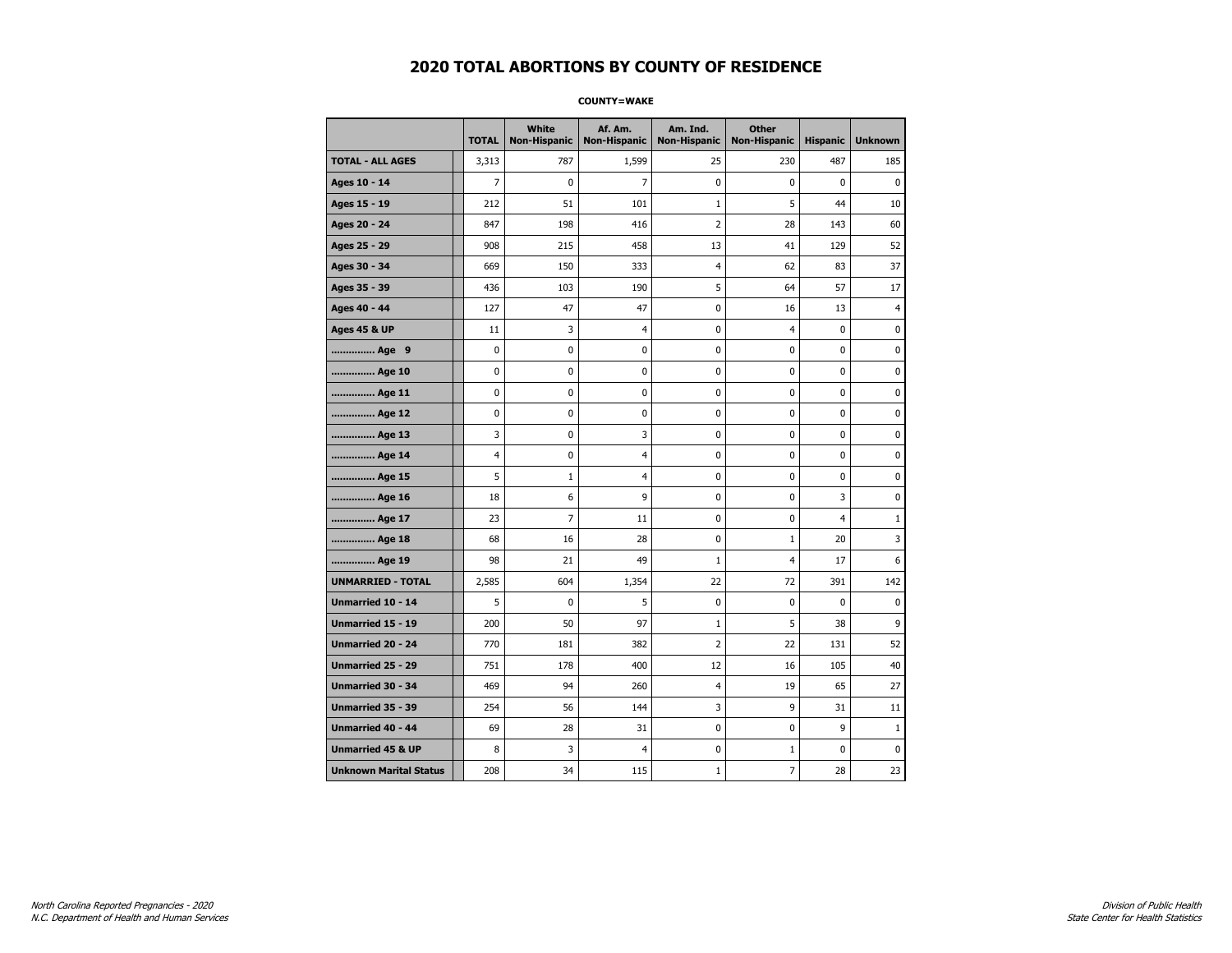# 2020 TOTAL ABORTIONS BY COUNTY OF RESIDENCE

**COUNTY=WAKE**

| | TOTAL | White Non-Hispanic | Af. Am. Non-Hispanic | Am. Ind. Non-Hispanic | Other Non-Hispanic | Hispanic | Unknown |
|---|---|---|---|---|---|---|---|
| **TOTAL - ALL AGES** | 3,313 | 787 | 1,599 | 25 | 230 | 487 | 185 |
| **Ages 10 - 14** | 7 | 0 | 7 | 0 | 0 | 0 | 0 |
| **Ages 15 - 19** | 212 | 51 | 101 | 1 | 5 | 44 | 10 |
| **Ages 20 - 24** | 847 | 198 | 416 | 2 | 28 | 143 | 60 |
| **Ages 25 - 29** | 908 | 215 | 458 | 13 | 41 | 129 | 52 |
| **Ages 30 - 34** | 669 | 150 | 333 | 4 | 62 | 83 | 37 |
| **Ages 35 - 39** | 436 | 103 | 190 | 5 | 64 | 57 | 17 |
| **Ages 40 - 44** | 127 | 47 | 47 | 0 | 16 | 13 | 4 |
| **Ages 45 & UP** | 11 | 3 | 4 | 0 | 4 | 0 | 0 |
| **.............. Age 9** | 0 | 0 | 0 | 0 | 0 | 0 | 0 |
| **.............. Age 10** | 0 | 0 | 0 | 0 | 0 | 0 | 0 |
| **.............. Age 11** | 0 | 0 | 0 | 0 | 0 | 0 | 0 |
| **.............. Age 12** | 0 | 0 | 0 | 0 | 0 | 0 | 0 |
| **.............. Age 13** | 3 | 0 | 3 | 0 | 0 | 0 | 0 |
| **.............. Age 14** | 4 | 0 | 4 | 0 | 0 | 0 | 0 |
| **.............. Age 15** | 5 | 1 | 4 | 0 | 0 | 0 | 0 |
| **.............. Age 16** | 18 | 6 | 9 | 0 | 0 | 3 | 0 |
| **.............. Age 17** | 23 | 7 | 11 | 0 | 0 | 4 | 1 |
| **.............. Age 18** | 68 | 16 | 28 | 0 | 1 | 20 | 3 |
| **.............. Age 19** | 98 | 21 | 49 | 1 | 4 | 17 | 6 |
| **UNMARRIED - TOTAL** | 2,585 | 604 | 1,354 | 22 | 72 | 391 | 142 |
| **Unmarried 10 - 14** | 5 | 0 | 5 | 0 | 0 | 0 | 0 |
| **Unmarried 15 - 19** | 200 | 50 | 97 | 1 | 5 | 38 | 9 |
| **Unmarried 20 - 24** | 770 | 181 | 382 | 2 | 22 | 131 | 52 |
| **Unmarried 25 - 29** | 751 | 178 | 400 | 12 | 16 | 105 | 40 |
| **Unmarried 30 - 34** | 469 | 94 | 260 | 4 | 19 | 65 | 27 |
| **Unmarried 35 - 39** | 254 | 56 | 144 | 3 | 9 | 31 | 11 |
| **Unmarried 40 - 44** | 69 | 28 | 31 | 0 | 0 | 9 | 1 |
| **Unmarried 45 & UP** | 8 | 3 | 4 | 0 | 1 | 0 | 0 |
| **Unknown Marital Status** | 208 | 34 | 115 | 1 | 7 | 28 | 23 |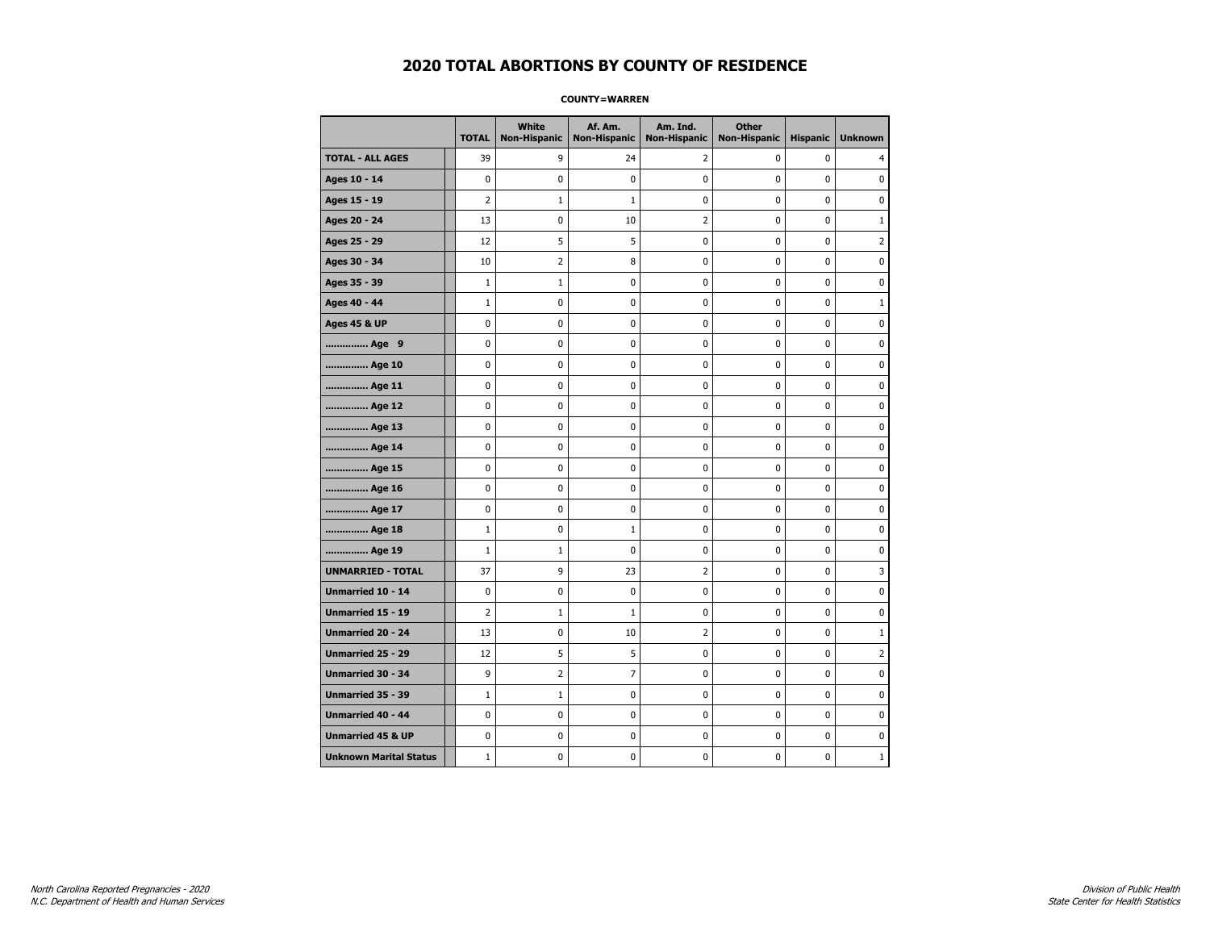# 2020 TOTAL ABORTIONS BY COUNTY OF RESIDENCE

**COUNTY=WARREN**

| | TOTAL | White Non-Hispanic | Af. Am. Non-Hispanic | Am. Ind. Non-Hispanic | Other Non-Hispanic | Hispanic | Unknown |
|---|---|---|---|---|---|---|---|
| **TOTAL - ALL AGES** | 39 | 9 | 24 | 2 | 0 | 0 | 4 |
| **Ages 10 - 14** | 0 | 0 | 0 | 0 | 0 | 0 | 0 |
| **Ages 15 - 19** | 2 | 1 | 1 | 0 | 0 | 0 | 0 |
| **Ages 20 - 24** | 13 | 0 | 10 | 2 | 0 | 0 | 1 |
| **Ages 25 - 29** | 12 | 5 | 5 | 0 | 0 | 0 | 2 |
| **Ages 30 - 34** | 10 | 2 | 8 | 0 | 0 | 0 | 0 |
| **Ages 35 - 39** | 1 | 1 | 0 | 0 | 0 | 0 | 0 |
| **Ages 40 - 44** | 1 | 0 | 0 | 0 | 0 | 0 | 1 |
| **Ages 45 & UP** | 0 | 0 | 0 | 0 | 0 | 0 | 0 |
| **.............. Age 9** | 0 | 0 | 0 | 0 | 0 | 0 | 0 |
| **.............. Age 10** | 0 | 0 | 0 | 0 | 0 | 0 | 0 |
| **.............. Age 11** | 0 | 0 | 0 | 0 | 0 | 0 | 0 |
| **.............. Age 12** | 0 | 0 | 0 | 0 | 0 | 0 | 0 |
| **.............. Age 13** | 0 | 0 | 0 | 0 | 0 | 0 | 0 |
| **.............. Age 14** | 0 | 0 | 0 | 0 | 0 | 0 | 0 |
| **.............. Age 15** | 0 | 0 | 0 | 0 | 0 | 0 | 0 |
| **.............. Age 16** | 0 | 0 | 0 | 0 | 0 | 0 | 0 |
| **.............. Age 17** | 0 | 0 | 0 | 0 | 0 | 0 | 0 |
| **.............. Age 18** | 1 | 0 | 1 | 0 | 0 | 0 | 0 |
| **.............. Age 19** | 1 | 1 | 0 | 0 | 0 | 0 | 0 |
| **UNMARRIED - TOTAL** | 37 | 9 | 23 | 2 | 0 | 0 | 3 |
| **Unmarried 10 - 14** | 0 | 0 | 0 | 0 | 0 | 0 | 0 |
| **Unmarried 15 - 19** | 2 | 1 | 1 | 0 | 0 | 0 | 0 |
| **Unmarried 20 - 24** | 13 | 0 | 10 | 2 | 0 | 0 | 1 |
| **Unmarried 25 - 29** | 12 | 5 | 5 | 0 | 0 | 0 | 2 |
| **Unmarried 30 - 34** | 9 | 2 | 7 | 0 | 0 | 0 | 0 |
| **Unmarried 35 - 39** | 1 | 1 | 0 | 0 | 0 | 0 | 0 |
| **Unmarried 40 - 44** | 0 | 0 | 0 | 0 | 0 | 0 | 0 |
| **Unmarried 45 & UP** | 0 | 0 | 0 | 0 | 0 | 0 | 0 |
| **Unknown Marital Status** | 1 | 0 | 0 | 0 | 0 | 0 | 1 |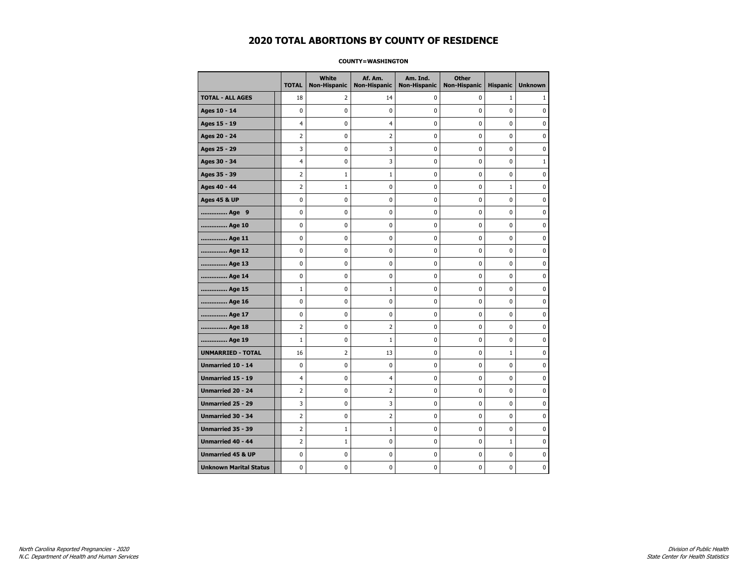# 2020 TOTAL ABORTIONS BY COUNTY OF RESIDENCE

**COUNTY=WASHINGTON**

| | TOTAL | White Non-Hispanic | Af. Am. Non-Hispanic | Am. Ind. Non-Hispanic | Other Non-Hispanic | Hispanic | Unknown |
|---|---|---|---|---|---|---|---|
| **TOTAL - ALL AGES** | 18 | 2 | 14 | 0 | 0 | 1 | 1 |
| **Ages 10 - 14** | 0 | 0 | 0 | 0 | 0 | 0 | 0 |
| **Ages 15 - 19** | 4 | 0 | 4 | 0 | 0 | 0 | 0 |
| **Ages 20 - 24** | 2 | 0 | 2 | 0 | 0 | 0 | 0 |
| **Ages 25 - 29** | 3 | 0 | 3 | 0 | 0 | 0 | 0 |
| **Ages 30 - 34** | 4 | 0 | 3 | 0 | 0 | 0 | 1 |
| **Ages 35 - 39** | 2 | 1 | 1 | 0 | 0 | 0 | 0 |
| **Ages 40 - 44** | 2 | 1 | 0 | 0 | 0 | 1 | 0 |
| **Ages 45 & UP** | 0 | 0 | 0 | 0 | 0 | 0 | 0 |
| **.............. Age 9** | 0 | 0 | 0 | 0 | 0 | 0 | 0 |
| **.............. Age 10** | 0 | 0 | 0 | 0 | 0 | 0 | 0 |
| **.............. Age 11** | 0 | 0 | 0 | 0 | 0 | 0 | 0 |
| **.............. Age 12** | 0 | 0 | 0 | 0 | 0 | 0 | 0 |
| **.............. Age 13** | 0 | 0 | 0 | 0 | 0 | 0 | 0 |
| **.............. Age 14** | 0 | 0 | 0 | 0 | 0 | 0 | 0 |
| **.............. Age 15** | 1 | 0 | 1 | 0 | 0 | 0 | 0 |
| **.............. Age 16** | 0 | 0 | 0 | 0 | 0 | 0 | 0 |
| **.............. Age 17** | 0 | 0 | 0 | 0 | 0 | 0 | 0 |
| **.............. Age 18** | 2 | 0 | 2 | 0 | 0 | 0 | 0 |
| **.............. Age 19** | 1 | 0 | 1 | 0 | 0 | 0 | 0 |
| **UNMARRIED - TOTAL** | 16 | 2 | 13 | 0 | 0 | 1 | 0 |
| **Unmarried 10 - 14** | 0 | 0 | 0 | 0 | 0 | 0 | 0 |
| **Unmarried 15 - 19** | 4 | 0 | 4 | 0 | 0 | 0 | 0 |
| **Unmarried 20 - 24** | 2 | 0 | 2 | 0 | 0 | 0 | 0 |
| **Unmarried 25 - 29** | 3 | 0 | 3 | 0 | 0 | 0 | 0 |
| **Unmarried 30 - 34** | 2 | 0 | 2 | 0 | 0 | 0 | 0 |
| **Unmarried 35 - 39** | 2 | 1 | 1 | 0 | 0 | 0 | 0 |
| **Unmarried 40 - 44** | 2 | 1 | 0 | 0 | 0 | 1 | 0 |
| **Unmarried 45 & UP** | 0 | 0 | 0 | 0 | 0 | 0 | 0 |
| **Unknown Marital Status** | 0 | 0 | 0 | 0 | 0 | 0 | 0 |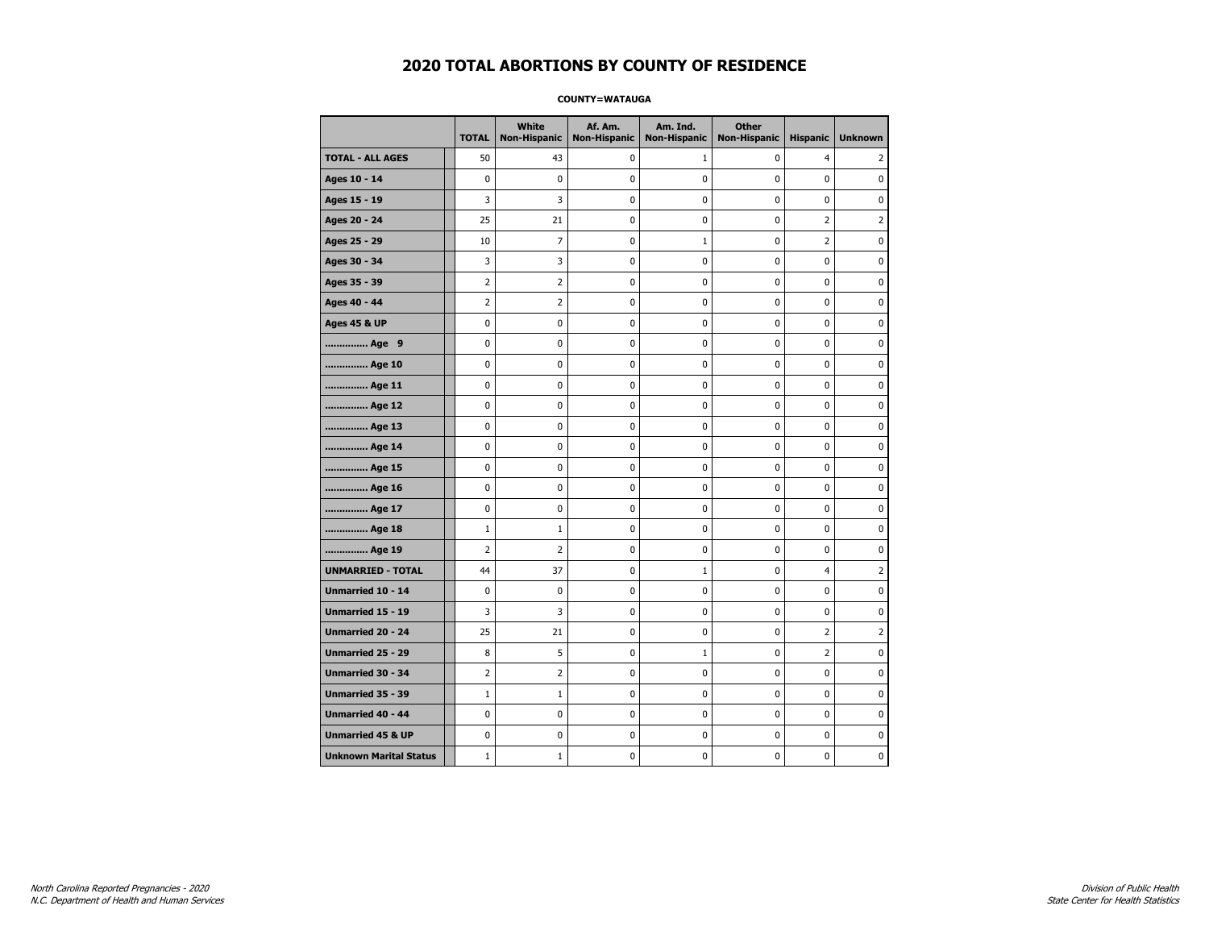# 2020 TOTAL ABORTIONS BY COUNTY OF RESIDENCE

**COUNTY=WATAUGA**

| | TOTAL | White Non-Hispanic | Af. Am. Non-Hispanic | Am. Ind. Non-Hispanic | Other Non-Hispanic | Hispanic | Unknown |
|---|---|---|---|---|---|---|---|
| **TOTAL - ALL AGES** | 50 | 43 | 0 | 1 | 0 | 4 | 2 |
| **Ages 10 - 14** | 0 | 0 | 0 | 0 | 0 | 0 | 0 |
| **Ages 15 - 19** | 3 | 3 | 0 | 0 | 0 | 0 | 0 |
| **Ages 20 - 24** | 25 | 21 | 0 | 0 | 0 | 2 | 2 |
| **Ages 25 - 29** | 10 | 7 | 0 | 1 | 0 | 2 | 0 |
| **Ages 30 - 34** | 3 | 3 | 0 | 0 | 0 | 0 | 0 |
| **Ages 35 - 39** | 2 | 2 | 0 | 0 | 0 | 0 | 0 |
| **Ages 40 - 44** | 2 | 2 | 0 | 0 | 0 | 0 | 0 |
| **Ages 45 & UP** | 0 | 0 | 0 | 0 | 0 | 0 | 0 |
| **.............. Age 9** | 0 | 0 | 0 | 0 | 0 | 0 | 0 |
| **.............. Age 10** | 0 | 0 | 0 | 0 | 0 | 0 | 0 |
| **.............. Age 11** | 0 | 0 | 0 | 0 | 0 | 0 | 0 |
| **.............. Age 12** | 0 | 0 | 0 | 0 | 0 | 0 | 0 |
| **.............. Age 13** | 0 | 0 | 0 | 0 | 0 | 0 | 0 |
| **.............. Age 14** | 0 | 0 | 0 | 0 | 0 | 0 | 0 |
| **.............. Age 15** | 0 | 0 | 0 | 0 | 0 | 0 | 0 |
| **.............. Age 16** | 0 | 0 | 0 | 0 | 0 | 0 | 0 |
| **.............. Age 17** | 0 | 0 | 0 | 0 | 0 | 0 | 0 |
| **.............. Age 18** | 1 | 1 | 0 | 0 | 0 | 0 | 0 |
| **.............. Age 19** | 2 | 2 | 0 | 0 | 0 | 0 | 0 |
| **UNMARRIED - TOTAL** | 44 | 37 | 0 | 1 | 0 | 4 | 2 |
| **Unmarried 10 - 14** | 0 | 0 | 0 | 0 | 0 | 0 | 0 |
| **Unmarried 15 - 19** | 3 | 3 | 0 | 0 | 0 | 0 | 0 |
| **Unmarried 20 - 24** | 25 | 21 | 0 | 0 | 0 | 2 | 2 |
| **Unmarried 25 - 29** | 8 | 5 | 0 | 1 | 0 | 2 | 0 |
| **Unmarried 30 - 34** | 2 | 2 | 0 | 0 | 0 | 0 | 0 |
| **Unmarried 35 - 39** | 1 | 1 | 0 | 0 | 0 | 0 | 0 |
| **Unmarried 40 - 44** | 0 | 0 | 0 | 0 | 0 | 0 | 0 |
| **Unmarried 45 & UP** | 0 | 0 | 0 | 0 | 0 | 0 | 0 |
| **Unknown Marital Status** | 1 | 1 | 0 | 0 | 0 | 0 | 0 |

*North Carolina Reported Pregnancies - 2020*
*N.C. Department of Health and Human Services*

*Division of Public Health*
*State Center for Health Statistics*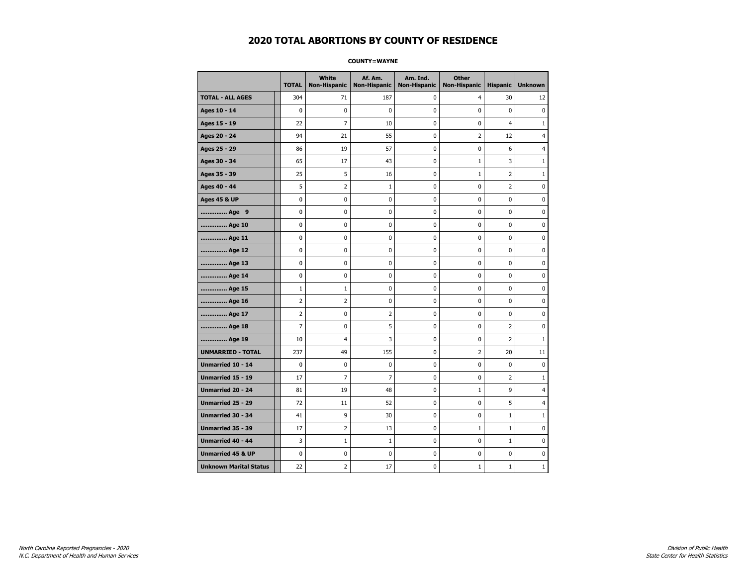# 2020 TOTAL ABORTIONS BY COUNTY OF RESIDENCE

**COUNTY=WAYNE**

| | TOTAL | White Non-Hispanic | Af. Am. Non-Hispanic | Am. Ind. Non-Hispanic | Other Non-Hispanic | Hispanic | Unknown |
|---|---|---|---|---|---|---|---|
| **TOTAL - ALL AGES** | 304 | 71 | 187 | 0 | 4 | 30 | 12 |
| **Ages 10 - 14** | 0 | 0 | 0 | 0 | 0 | 0 | 0 |
| **Ages 15 - 19** | 22 | 7 | 10 | 0 | 0 | 4 | 1 |
| **Ages 20 - 24** | 94 | 21 | 55 | 0 | 2 | 12 | 4 |
| **Ages 25 - 29** | 86 | 19 | 57 | 0 | 0 | 6 | 4 |
| **Ages 30 - 34** | 65 | 17 | 43 | 0 | 1 | 3 | 1 |
| **Ages 35 - 39** | 25 | 5 | 16 | 0 | 1 | 2 | 1 |
| **Ages 40 - 44** | 5 | 2 | 1 | 0 | 0 | 2 | 0 |
| **Ages 45 & UP** | 0 | 0 | 0 | 0 | 0 | 0 | 0 |
| **.............. Age 9** | 0 | 0 | 0 | 0 | 0 | 0 | 0 |
| **.............. Age 10** | 0 | 0 | 0 | 0 | 0 | 0 | 0 |
| **.............. Age 11** | 0 | 0 | 0 | 0 | 0 | 0 | 0 |
| **.............. Age 12** | 0 | 0 | 0 | 0 | 0 | 0 | 0 |
| **.............. Age 13** | 0 | 0 | 0 | 0 | 0 | 0 | 0 |
| **.............. Age 14** | 0 | 0 | 0 | 0 | 0 | 0 | 0 |
| **.............. Age 15** | 1 | 1 | 0 | 0 | 0 | 0 | 0 |
| **.............. Age 16** | 2 | 2 | 0 | 0 | 0 | 0 | 0 |
| **.............. Age 17** | 2 | 0 | 2 | 0 | 0 | 0 | 0 |
| **.............. Age 18** | 7 | 0 | 5 | 0 | 0 | 2 | 0 |
| **.............. Age 19** | 10 | 4 | 3 | 0 | 0 | 2 | 1 |
| **UNMARRIED - TOTAL** | 237 | 49 | 155 | 0 | 2 | 20 | 11 |
| **Unmarried 10 - 14** | 0 | 0 | 0 | 0 | 0 | 0 | 0 |
| **Unmarried 15 - 19** | 17 | 7 | 7 | 0 | 0 | 2 | 1 |
| **Unmarried 20 - 24** | 81 | 19 | 48 | 0 | 1 | 9 | 4 |
| **Unmarried 25 - 29** | 72 | 11 | 52 | 0 | 0 | 5 | 4 |
| **Unmarried 30 - 34** | 41 | 9 | 30 | 0 | 0 | 1 | 1 |
| **Unmarried 35 - 39** | 17 | 2 | 13 | 0 | 1 | 1 | 0 |
| **Unmarried 40 - 44** | 3 | 1 | 1 | 0 | 0 | 1 | 0 |
| **Unmarried 45 & UP** | 0 | 0 | 0 | 0 | 0 | 0 | 0 |
| **Unknown Marital Status** | 22 | 2 | 17 | 0 | 1 | 1 | 1 |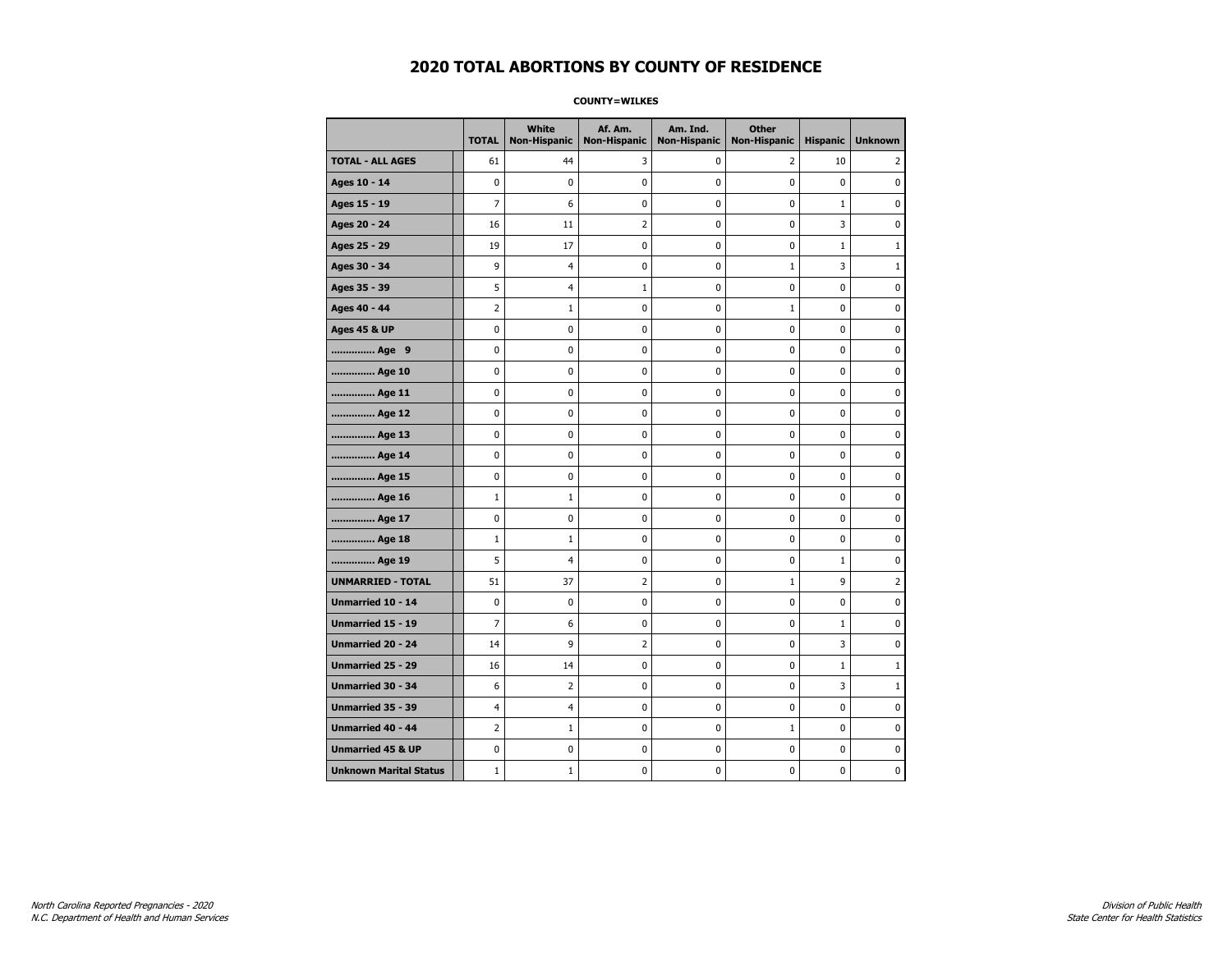# 2020 TOTAL ABORTIONS BY COUNTY OF RESIDENCE

**COUNTY=WILKES**

| | TOTAL | White Non-Hispanic | Af. Am. Non-Hispanic | Am. Ind. Non-Hispanic | Other Non-Hispanic | Hispanic | Unknown |
|---|---|---|---|---|---|---|---|
| **TOTAL - ALL AGES** | 61 | 44 | 3 | 0 | 2 | 10 | 2 |
| **Ages 10 - 14** | 0 | 0 | 0 | 0 | 0 | 0 | 0 |
| **Ages 15 - 19** | 7 | 6 | 0 | 0 | 0 | 1 | 0 |
| **Ages 20 - 24** | 16 | 11 | 2 | 0 | 0 | 3 | 0 |
| **Ages 25 - 29** | 19 | 17 | 0 | 0 | 0 | 1 | 1 |
| **Ages 30 - 34** | 9 | 4 | 0 | 0 | 1 | 3 | 1 |
| **Ages 35 - 39** | 5 | 4 | 1 | 0 | 0 | 0 | 0 |
| **Ages 40 - 44** | 2 | 1 | 0 | 0 | 1 | 0 | 0 |
| **Ages 45 & UP** | 0 | 0 | 0 | 0 | 0 | 0 | 0 |
| **.............. Age 9** | 0 | 0 | 0 | 0 | 0 | 0 | 0 |
| **.............. Age 10** | 0 | 0 | 0 | 0 | 0 | 0 | 0 |
| **.............. Age 11** | 0 | 0 | 0 | 0 | 0 | 0 | 0 |
| **.............. Age 12** | 0 | 0 | 0 | 0 | 0 | 0 | 0 |
| **.............. Age 13** | 0 | 0 | 0 | 0 | 0 | 0 | 0 |
| **.............. Age 14** | 0 | 0 | 0 | 0 | 0 | 0 | 0 |
| **.............. Age 15** | 0 | 0 | 0 | 0 | 0 | 0 | 0 |
| **.............. Age 16** | 1 | 1 | 0 | 0 | 0 | 0 | 0 |
| **.............. Age 17** | 0 | 0 | 0 | 0 | 0 | 0 | 0 |
| **.............. Age 18** | 1 | 1 | 0 | 0 | 0 | 0 | 0 |
| **.............. Age 19** | 5 | 4 | 0 | 0 | 0 | 1 | 0 |
| **UNMARRIED - TOTAL** | 51 | 37 | 2 | 0 | 1 | 9 | 2 |
| **Unmarried 10 - 14** | 0 | 0 | 0 | 0 | 0 | 0 | 0 |
| **Unmarried 15 - 19** | 7 | 6 | 0 | 0 | 0 | 1 | 0 |
| **Unmarried 20 - 24** | 14 | 9 | 2 | 0 | 0 | 3 | 0 |
| **Unmarried 25 - 29** | 16 | 14 | 0 | 0 | 0 | 1 | 1 |
| **Unmarried 30 - 34** | 6 | 2 | 0 | 0 | 0 | 3 | 1 |
| **Unmarried 35 - 39** | 4 | 4 | 0 | 0 | 0 | 0 | 0 |
| **Unmarried 40 - 44** | 2 | 1 | 0 | 0 | 1 | 0 | 0 |
| **Unmarried 45 & UP** | 0 | 0 | 0 | 0 | 0 | 0 | 0 |
| **Unknown Marital Status** | 1 | 1 | 0 | 0 | 0 | 0 | 0 |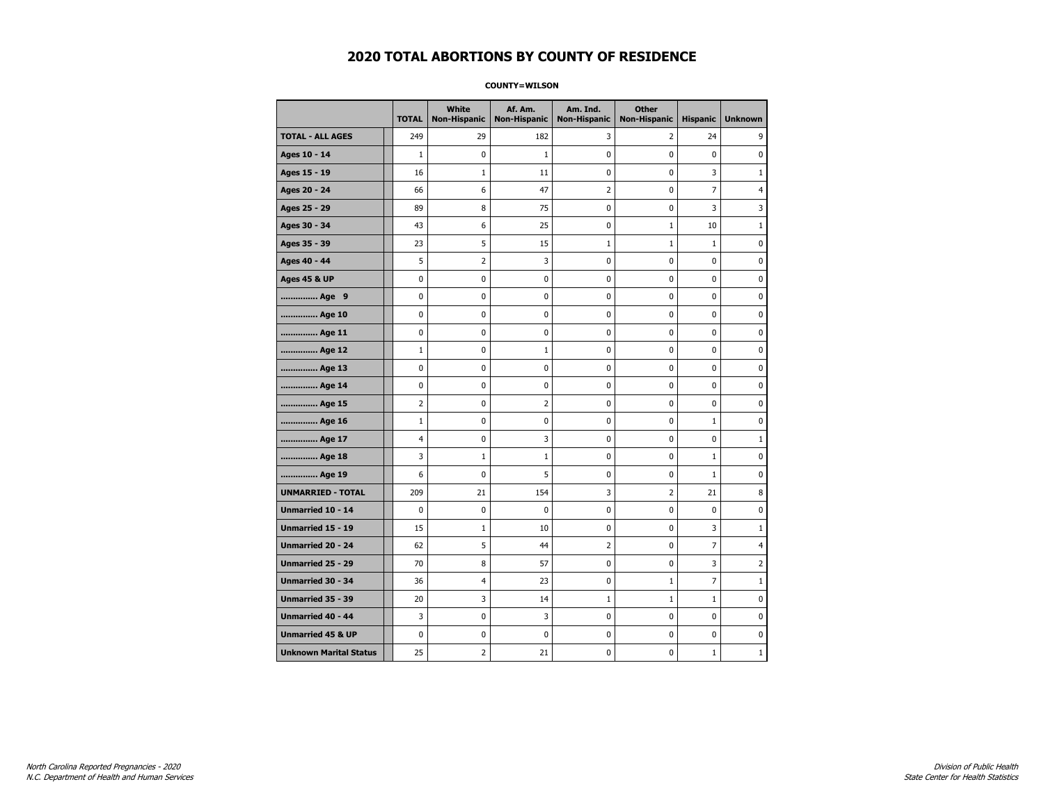# 2020 TOTAL ABORTIONS BY COUNTY OF RESIDENCE

**COUNTY=WILSON**

| | TOTAL | White Non-Hispanic | Af. Am. Non-Hispanic | Am. Ind. Non-Hispanic | Other Non-Hispanic | Hispanic | Unknown |
|---|---|---|---|---|---|---|---|
| **TOTAL - ALL AGES** | 249 | 29 | 182 | 3 | 2 | 24 | 9 |
| **Ages 10 - 14** | 1 | 0 | 1 | 0 | 0 | 0 | 0 |
| **Ages 15 - 19** | 16 | 1 | 11 | 0 | 0 | 3 | 1 |
| **Ages 20 - 24** | 66 | 6 | 47 | 2 | 0 | 7 | 4 |
| **Ages 25 - 29** | 89 | 8 | 75 | 0 | 0 | 3 | 3 |
| **Ages 30 - 34** | 43 | 6 | 25 | 0 | 1 | 10 | 1 |
| **Ages 35 - 39** | 23 | 5 | 15 | 1 | 1 | 1 | 0 |
| **Ages 40 - 44** | 5 | 2 | 3 | 0 | 0 | 0 | 0 |
| **Ages 45 & UP** | 0 | 0 | 0 | 0 | 0 | 0 | 0 |
| **.............. Age 9** | 0 | 0 | 0 | 0 | 0 | 0 | 0 |
| **.............. Age 10** | 0 | 0 | 0 | 0 | 0 | 0 | 0 |
| **.............. Age 11** | 0 | 0 | 0 | 0 | 0 | 0 | 0 |
| **.............. Age 12** | 1 | 0 | 1 | 0 | 0 | 0 | 0 |
| **.............. Age 13** | 0 | 0 | 0 | 0 | 0 | 0 | 0 |
| **.............. Age 14** | 0 | 0 | 0 | 0 | 0 | 0 | 0 |
| **.............. Age 15** | 2 | 0 | 2 | 0 | 0 | 0 | 0 |
| **.............. Age 16** | 1 | 0 | 0 | 0 | 0 | 1 | 0 |
| **.............. Age 17** | 4 | 0 | 3 | 0 | 0 | 0 | 1 |
| **.............. Age 18** | 3 | 1 | 1 | 0 | 0 | 1 | 0 |
| **.............. Age 19** | 6 | 0 | 5 | 0 | 0 | 1 | 0 |
| **UNMARRIED - TOTAL** | 209 | 21 | 154 | 3 | 2 | 21 | 8 |
| **Unmarried 10 - 14** | 0 | 0 | 0 | 0 | 0 | 0 | 0 |
| **Unmarried 15 - 19** | 15 | 1 | 10 | 0 | 0 | 3 | 1 |
| **Unmarried 20 - 24** | 62 | 5 | 44 | 2 | 0 | 7 | 4 |
| **Unmarried 25 - 29** | 70 | 8 | 57 | 0 | 0 | 3 | 2 |
| **Unmarried 30 - 34** | 36 | 4 | 23 | 0 | 1 | 7 | 1 |
| **Unmarried 35 - 39** | 20 | 3 | 14 | 1 | 1 | 1 | 0 |
| **Unmarried 40 - 44** | 3 | 0 | 3 | 0 | 0 | 0 | 0 |
| **Unmarried 45 & UP** | 0 | 0 | 0 | 0 | 0 | 0 | 0 |
| **Unknown Marital Status** | 25 | 2 | 21 | 0 | 0 | 1 | 1 |

*North Carolina Reported Pregnancies - 2020*
*N.C. Department of Health and Human Services*

*Division of Public Health*
*State Center for Health Statistics*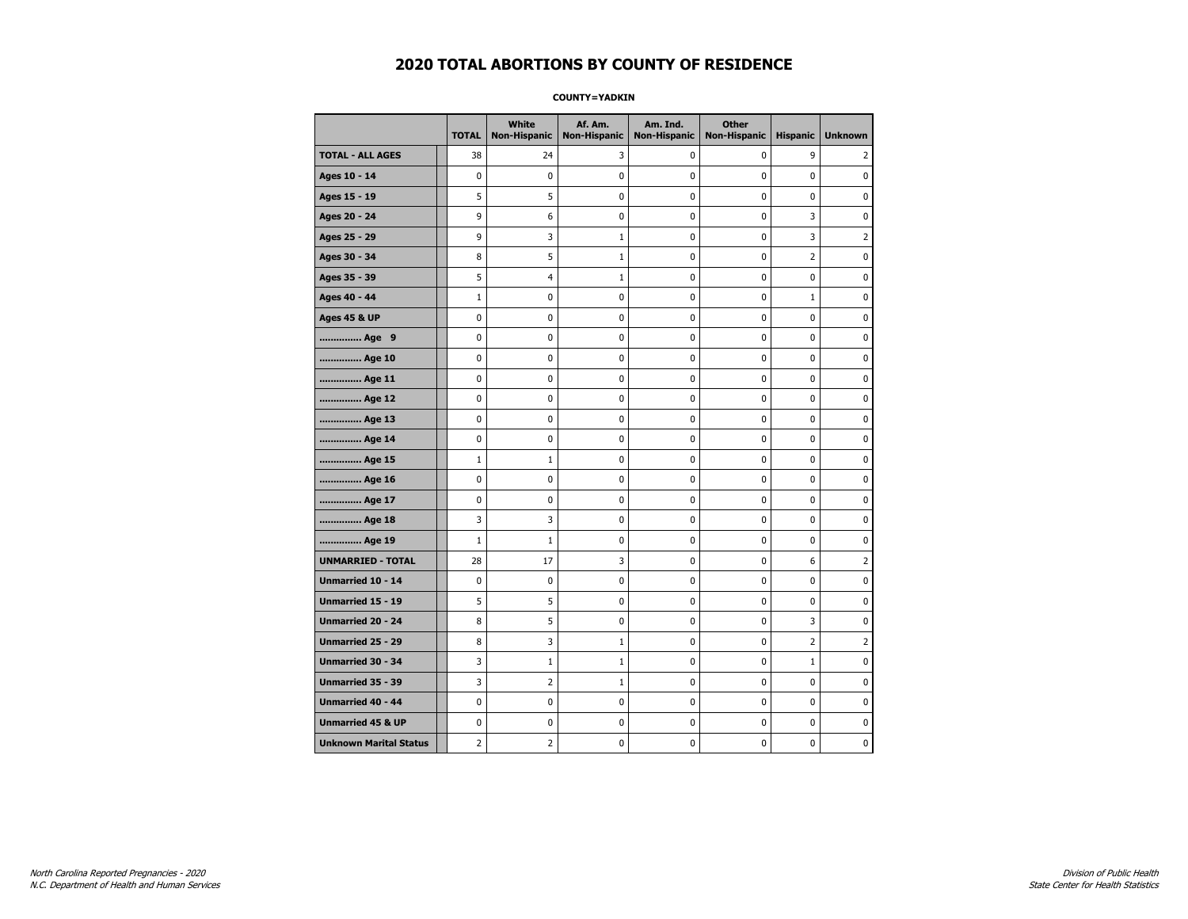# 2020 TOTAL ABORTIONS BY COUNTY OF RESIDENCE

**COUNTY=YADKIN**

| | TOTAL | White Non-Hispanic | Af. Am. Non-Hispanic | Am. Ind. Non-Hispanic | Other Non-Hispanic | Hispanic | Unknown |
|---|---|---|---|---|---|---|---|
| **TOTAL - ALL AGES** | 38 | 24 | 3 | 0 | 0 | 9 | 2 |
| **Ages 10 - 14** | 0 | 0 | 0 | 0 | 0 | 0 | 0 |
| **Ages 15 - 19** | 5 | 5 | 0 | 0 | 0 | 0 | 0 |
| **Ages 20 - 24** | 9 | 6 | 0 | 0 | 0 | 3 | 0 |
| **Ages 25 - 29** | 9 | 3 | 1 | 0 | 0 | 3 | 2 |
| **Ages 30 - 34** | 8 | 5 | 1 | 0 | 0 | 2 | 0 |
| **Ages 35 - 39** | 5 | 4 | 1 | 0 | 0 | 0 | 0 |
| **Ages 40 - 44** | 1 | 0 | 0 | 0 | 0 | 1 | 0 |
| **Ages 45 & UP** | 0 | 0 | 0 | 0 | 0 | 0 | 0 |
| **.............. Age 9** | 0 | 0 | 0 | 0 | 0 | 0 | 0 |
| **.............. Age 10** | 0 | 0 | 0 | 0 | 0 | 0 | 0 |
| **.............. Age 11** | 0 | 0 | 0 | 0 | 0 | 0 | 0 |
| **.............. Age 12** | 0 | 0 | 0 | 0 | 0 | 0 | 0 |
| **.............. Age 13** | 0 | 0 | 0 | 0 | 0 | 0 | 0 |
| **.............. Age 14** | 0 | 0 | 0 | 0 | 0 | 0 | 0 |
| **.............. Age 15** | 1 | 1 | 0 | 0 | 0 | 0 | 0 |
| **.............. Age 16** | 0 | 0 | 0 | 0 | 0 | 0 | 0 |
| **.............. Age 17** | 0 | 0 | 0 | 0 | 0 | 0 | 0 |
| **.............. Age 18** | 3 | 3 | 0 | 0 | 0 | 0 | 0 |
| **.............. Age 19** | 1 | 1 | 0 | 0 | 0 | 0 | 0 |
| **UNMARRIED - TOTAL** | 28 | 17 | 3 | 0 | 0 | 6 | 2 |
| **Unmarried 10 - 14** | 0 | 0 | 0 | 0 | 0 | 0 | 0 |
| **Unmarried 15 - 19** | 5 | 5 | 0 | 0 | 0 | 0 | 0 |
| **Unmarried 20 - 24** | 8 | 5 | 0 | 0 | 0 | 3 | 0 |
| **Unmarried 25 - 29** | 8 | 3 | 1 | 0 | 0 | 2 | 2 |
| **Unmarried 30 - 34** | 3 | 1 | 1 | 0 | 0 | 1 | 0 |
| **Unmarried 35 - 39** | 3 | 2 | 1 | 0 | 0 | 0 | 0 |
| **Unmarried 40 - 44** | 0 | 0 | 0 | 0 | 0 | 0 | 0 |
| **Unmarried 45 & UP** | 0 | 0 | 0 | 0 | 0 | 0 | 0 |
| **Unknown Marital Status** | 2 | 2 | 0 | 0 | 0 | 0 | 0 |

*North Carolina Reported Pregnancies - 2020*
*N.C. Department of Health and Human Services*

*Division of Public Health*
*State Center for Health Statistics*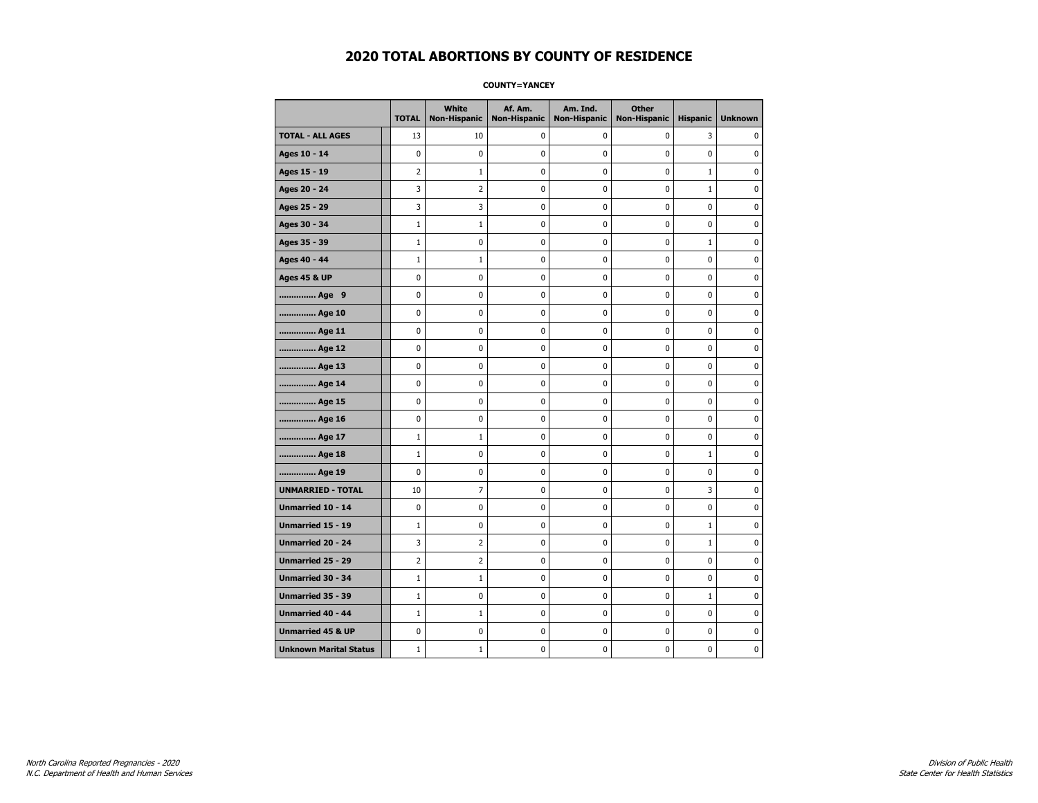# 2020 TOTAL ABORTIONS BY COUNTY OF RESIDENCE

**COUNTY=YANCEY**

| | TOTAL | White Non-Hispanic | Af. Am. Non-Hispanic | Am. Ind. Non-Hispanic | Other Non-Hispanic | Hispanic | Unknown |
|---|---|---|---|---|---|---|---|
| **TOTAL - ALL AGES** | 13 | 10 | 0 | 0 | 0 | 3 | 0 |
| **Ages 10 - 14** | 0 | 0 | 0 | 0 | 0 | 0 | 0 |
| **Ages 15 - 19** | 2 | 1 | 0 | 0 | 0 | 1 | 0 |
| **Ages 20 - 24** | 3 | 2 | 0 | 0 | 0 | 1 | 0 |
| **Ages 25 - 29** | 3 | 3 | 0 | 0 | 0 | 0 | 0 |
| **Ages 30 - 34** | 1 | 1 | 0 | 0 | 0 | 0 | 0 |
| **Ages 35 - 39** | 1 | 0 | 0 | 0 | 0 | 1 | 0 |
| **Ages 40 - 44** | 1 | 1 | 0 | 0 | 0 | 0 | 0 |
| **Ages 45 & UP** | 0 | 0 | 0 | 0 | 0 | 0 | 0 |
| **.............. Age 9** | 0 | 0 | 0 | 0 | 0 | 0 | 0 |
| **.............. Age 10** | 0 | 0 | 0 | 0 | 0 | 0 | 0 |
| **.............. Age 11** | 0 | 0 | 0 | 0 | 0 | 0 | 0 |
| **.............. Age 12** | 0 | 0 | 0 | 0 | 0 | 0 | 0 |
| **.............. Age 13** | 0 | 0 | 0 | 0 | 0 | 0 | 0 |
| **.............. Age 14** | 0 | 0 | 0 | 0 | 0 | 0 | 0 |
| **.............. Age 15** | 0 | 0 | 0 | 0 | 0 | 0 | 0 |
| **.............. Age 16** | 0 | 0 | 0 | 0 | 0 | 0 | 0 |
| **.............. Age 17** | 1 | 1 | 0 | 0 | 0 | 0 | 0 |
| **.............. Age 18** | 1 | 0 | 0 | 0 | 0 | 1 | 0 |
| **.............. Age 19** | 0 | 0 | 0 | 0 | 0 | 0 | 0 |
| **UNMARRIED - TOTAL** | 10 | 7 | 0 | 0 | 0 | 3 | 0 |
| **Unmarried 10 - 14** | 0 | 0 | 0 | 0 | 0 | 0 | 0 |
| **Unmarried 15 - 19** | 1 | 0 | 0 | 0 | 0 | 1 | 0 |
| **Unmarried 20 - 24** | 3 | 2 | 0 | 0 | 0 | 1 | 0 |
| **Unmarried 25 - 29** | 2 | 2 | 0 | 0 | 0 | 0 | 0 |
| **Unmarried 30 - 34** | 1 | 1 | 0 | 0 | 0 | 0 | 0 |
| **Unmarried 35 - 39** | 1 | 0 | 0 | 0 | 0 | 1 | 0 |
| **Unmarried 40 - 44** | 1 | 1 | 0 | 0 | 0 | 0 | 0 |
| **Unmarried 45 & UP** | 0 | 0 | 0 | 0 | 0 | 0 | 0 |
| **Unknown Marital Status** | 1 | 1 | 0 | 0 | 0 | 0 | 0 |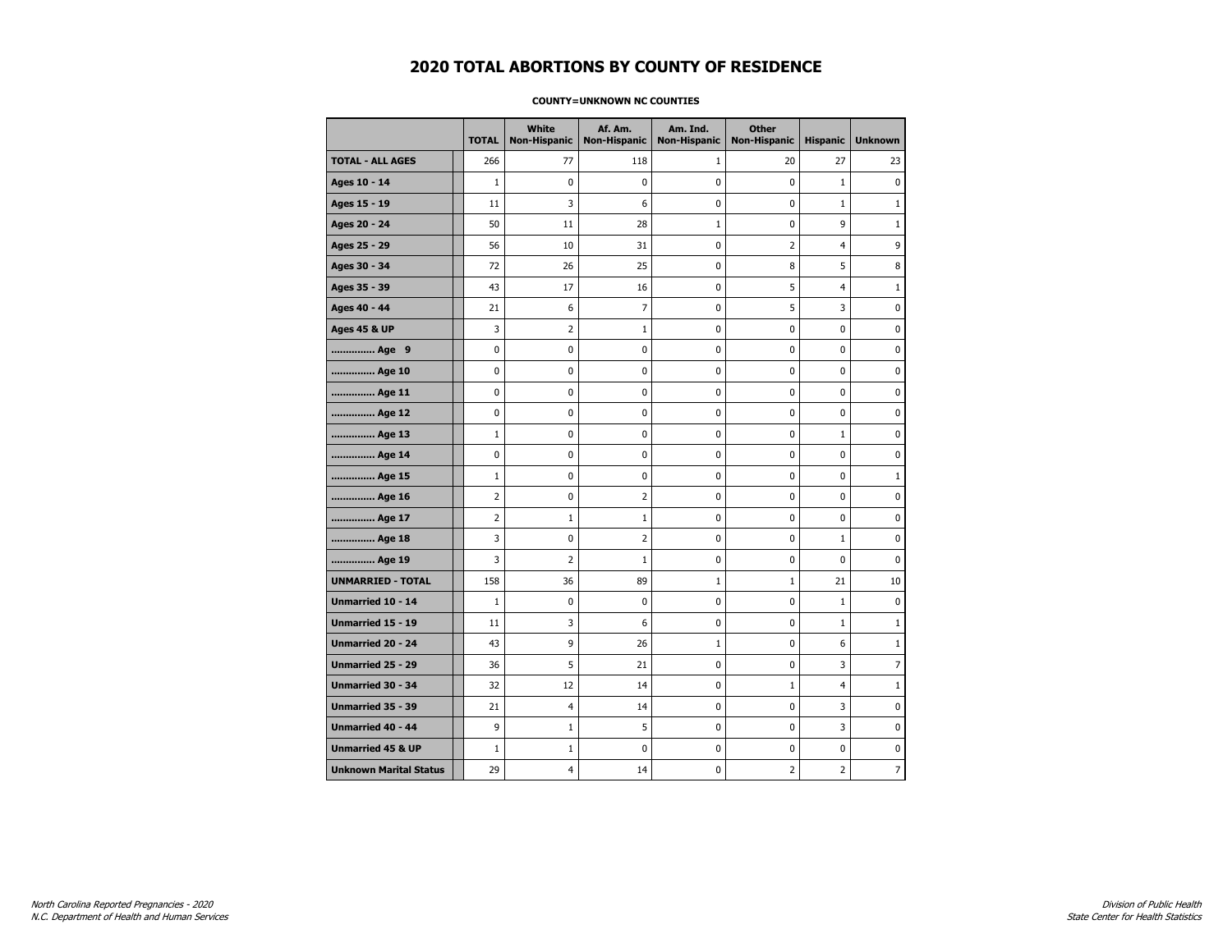# 2020 TOTAL ABORTIONS BY COUNTY OF RESIDENCE

**COUNTY=UNKNOWN NC COUNTIES**

| | TOTAL | White Non-Hispanic | Af. Am. Non-Hispanic | Am. Ind. Non-Hispanic | Other Non-Hispanic | Hispanic | Unknown |
|---|---|---|---|---|---|---|---|
| **TOTAL - ALL AGES** | 266 | 77 | 118 | 1 | 20 | 27 | 23 |
| **Ages 10 - 14** | 1 | 0 | 0 | 0 | 0 | 1 | 0 |
| **Ages 15 - 19** | 11 | 3 | 6 | 0 | 0 | 1 | 1 |
| **Ages 20 - 24** | 50 | 11 | 28 | 1 | 0 | 9 | 1 |
| **Ages 25 - 29** | 56 | 10 | 31 | 0 | 2 | 4 | 9 |
| **Ages 30 - 34** | 72 | 26 | 25 | 0 | 8 | 5 | 8 |
| **Ages 35 - 39** | 43 | 17 | 16 | 0 | 5 | 4 | 1 |
| **Ages 40 - 44** | 21 | 6 | 7 | 0 | 5 | 3 | 0 |
| **Ages 45 & UP** | 3 | 2 | 1 | 0 | 0 | 0 | 0 |
| **............... Age 9** | 0 | 0 | 0 | 0 | 0 | 0 | 0 |
| **............... Age 10** | 0 | 0 | 0 | 0 | 0 | 0 | 0 |
| **............... Age 11** | 0 | 0 | 0 | 0 | 0 | 0 | 0 |
| **............... Age 12** | 0 | 0 | 0 | 0 | 0 | 0 | 0 |
| **............... Age 13** | 1 | 0 | 0 | 0 | 0 | 1 | 0 |
| **............... Age 14** | 0 | 0 | 0 | 0 | 0 | 0 | 0 |
| **............... Age 15** | 1 | 0 | 0 | 0 | 0 | 0 | 1 |
| **............... Age 16** | 2 | 0 | 2 | 0 | 0 | 0 | 0 |
| **............... Age 17** | 2 | 1 | 1 | 0 | 0 | 0 | 0 |
| **............... Age 18** | 3 | 0 | 2 | 0 | 0 | 1 | 0 |
| **............... Age 19** | 3 | 2 | 1 | 0 | 0 | 0 | 0 |
| **UNMARRIED - TOTAL** | 158 | 36 | 89 | 1 | 1 | 21 | 10 |
| **Unmarried 10 - 14** | 1 | 0 | 0 | 0 | 0 | 1 | 0 |
| **Unmarried 15 - 19** | 11 | 3 | 6 | 0 | 0 | 1 | 1 |
| **Unmarried 20 - 24** | 43 | 9 | 26 | 1 | 0 | 6 | 1 |
| **Unmarried 25 - 29** | 36 | 5 | 21 | 0 | 0 | 3 | 7 |
| **Unmarried 30 - 34** | 32 | 12 | 14 | 0 | 1 | 4 | 1 |
| **Unmarried 35 - 39** | 21 | 4 | 14 | 0 | 0 | 3 | 0 |
| **Unmarried 40 - 44** | 9 | 1 | 5 | 0 | 0 | 3 | 0 |
| **Unmarried 45 & UP** | 1 | 1 | 0 | 0 | 0 | 0 | 0 |
| **Unknown Marital Status** | 29 | 4 | 14 | 0 | 2 | 2 | 7 |